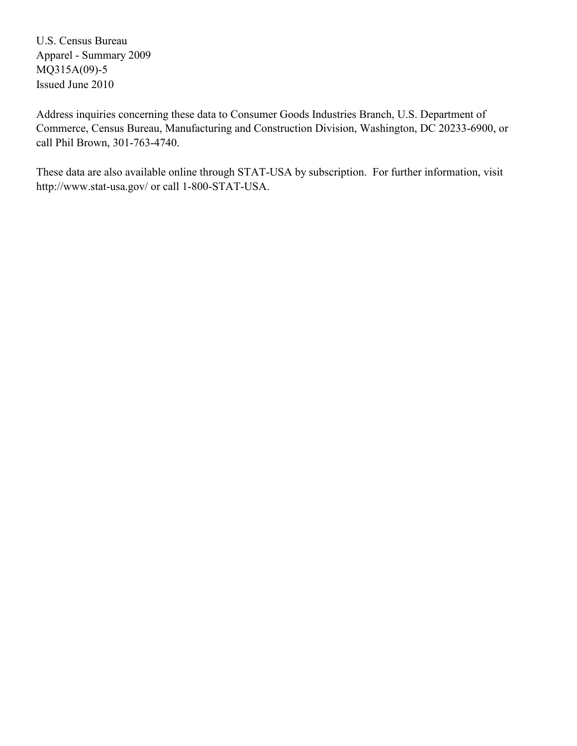U.S. Census Bureau
Apparel - Summary 2009
MQ315A(09)-5
Issued June 2010

Address inquiries concerning these data to Consumer Goods Industries Branch, U.S. Department of Commerce, Census Bureau, Manufacturing and Construction Division, Washington, DC 20233-6900, or call Phil Brown, 301-763-4740.

These data are also available online through STAT-USA by subscription. For further information, visit http://www.stat-usa.gov/ or call 1-800-STAT-USA.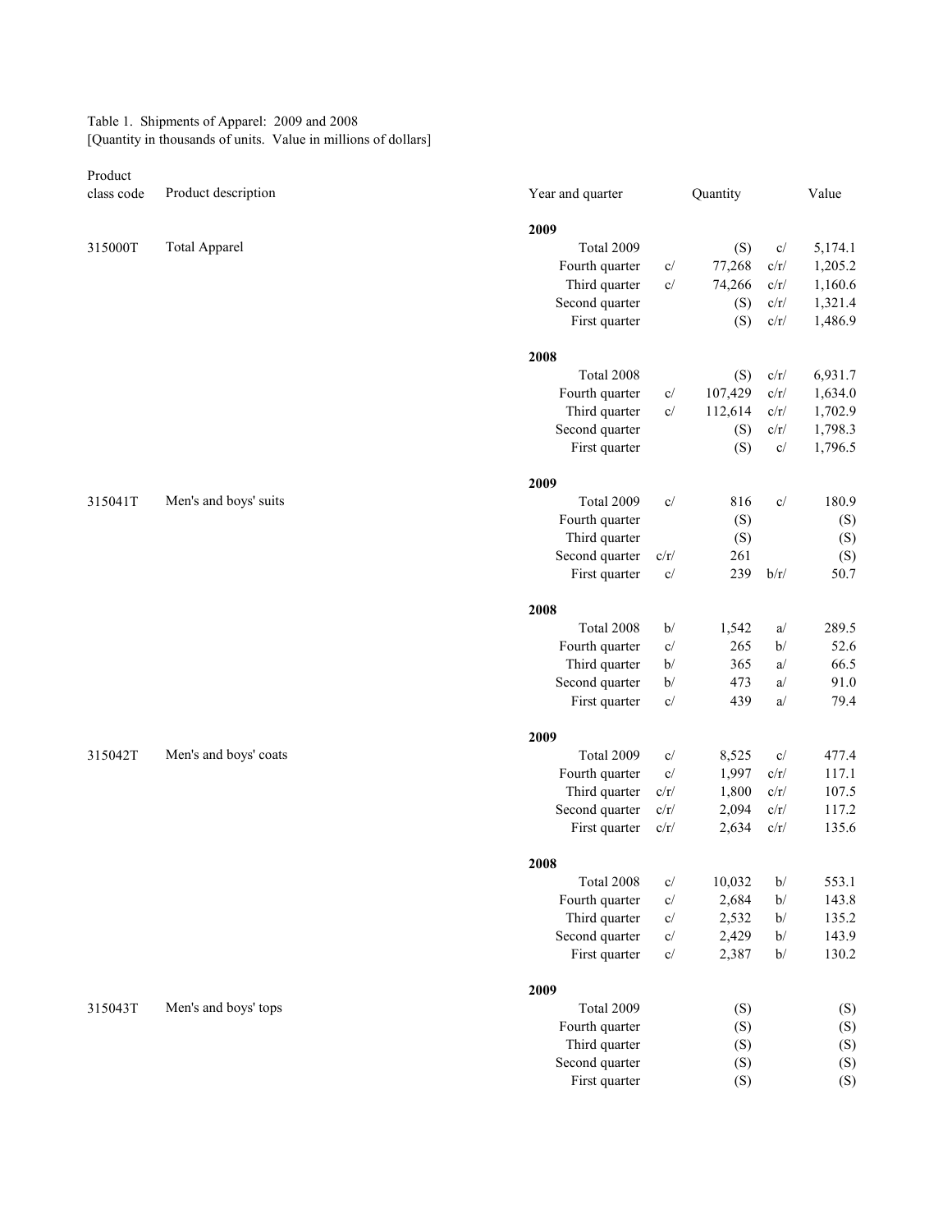Table 1. Shipments of Apparel: 2009 and 2008
[Quantity in thousands of units. Value in millions of dollars]

| Product class code | Product description | Year and quarter | | Quantity | | Value |
|---|---|---|---|---|---|---|
| | | **2009** | | | | |
| 315000T | Total Apparel | Total 2009 | | (S) | c/ | 5,174.1 |
| | | Fourth quarter | c/ | 77,268 | c/r/ | 1,205.2 |
| | | Third quarter | c/ | 74,266 | c/r/ | 1,160.6 |
| | | Second quarter | | (S) | c/r/ | 1,321.4 |
| | | First quarter | | (S) | c/r/ | 1,486.9 |
| | | **2008** | | | | |
| | | Total 2008 | | (S) | c/r/ | 6,931.7 |
| | | Fourth quarter | c/ | 107,429 | c/r/ | 1,634.0 |
| | | Third quarter | c/ | 112,614 | c/r/ | 1,702.9 |
| | | Second quarter | | (S) | c/r/ | 1,798.3 |
| | | First quarter | | (S) | c/ | 1,796.5 |
| | | **2009** | | | | |
| 315041T | Men's and boys' suits | Total 2009 | c/ | 816 | c/ | 180.9 |
| | | Fourth quarter | | (S) | | (S) |
| | | Third quarter | | (S) | | (S) |
| | | Second quarter | c/r/ | 261 | | (S) |
| | | First quarter | c/ | 239 | b/r/ | 50.7 |
| | | **2008** | | | | |
| | | Total 2008 | b/ | 1,542 | a/ | 289.5 |
| | | Fourth quarter | c/ | 265 | b/ | 52.6 |
| | | Third quarter | b/ | 365 | a/ | 66.5 |
| | | Second quarter | b/ | 473 | a/ | 91.0 |
| | | First quarter | c/ | 439 | a/ | 79.4 |
| | | **2009** | | | | |
| 315042T | Men's and boys' coats | Total 2009 | c/ | 8,525 | c/ | 477.4 |
| | | Fourth quarter | c/ | 1,997 | c/r/ | 117.1 |
| | | Third quarter | c/r/ | 1,800 | c/r/ | 107.5 |
| | | Second quarter | c/r/ | 2,094 | c/r/ | 117.2 |
| | | First quarter | c/r/ | 2,634 | c/r/ | 135.6 |
| | | **2008** | | | | |
| | | Total 2008 | c/ | 10,032 | b/ | 553.1 |
| | | Fourth quarter | c/ | 2,684 | b/ | 143.8 |
| | | Third quarter | c/ | 2,532 | b/ | 135.2 |
| | | Second quarter | c/ | 2,429 | b/ | 143.9 |
| | | First quarter | c/ | 2,387 | b/ | 130.2 |
| | | **2009** | | | | |
| 315043T | Men's and boys' tops | Total 2009 | | (S) | | (S) |
| | | Fourth quarter | | (S) | | (S) |
| | | Third quarter | | (S) | | (S) |
| | | Second quarter | | (S) | | (S) |
| | | First quarter | | (S) | | (S) |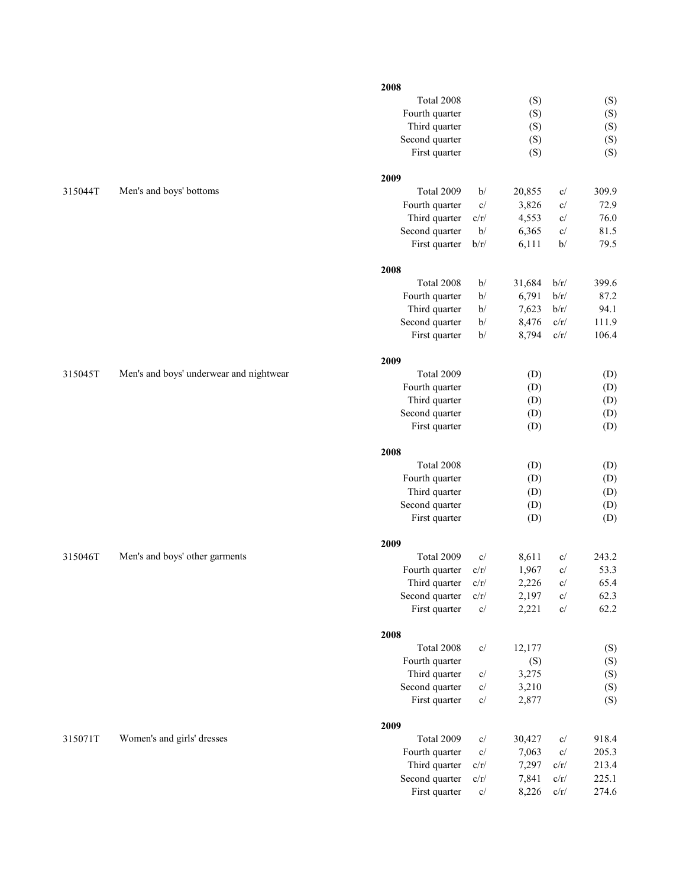| Code | Product description | Period | | Quantity | | Value |
|---|---|---|---|---|---|---|
| | | **2008** | | | | |
| | | Total 2008 | | (S) | | (S) |
| | | Fourth quarter | | (S) | | (S) |
| | | Third quarter | | (S) | | (S) |
| | | Second quarter | | (S) | | (S) |
| | | First quarter | | (S) | | (S) |
| | | **2009** | | | | |
| 315044T | Men's and boys' bottoms | Total 2009 | b/ | 20,855 | c/ | 309.9 |
| | | Fourth quarter | c/ | 3,826 | c/ | 72.9 |
| | | Third quarter | c/r/ | 4,553 | c/ | 76.0 |
| | | Second quarter | b/ | 6,365 | c/ | 81.5 |
| | | First quarter | b/r/ | 6,111 | b/ | 79.5 |
| | | **2008** | | | | |
| | | Total 2008 | b/ | 31,684 | b/r/ | 399.6 |
| | | Fourth quarter | b/ | 6,791 | b/r/ | 87.2 |
| | | Third quarter | b/ | 7,623 | b/r/ | 94.1 |
| | | Second quarter | b/ | 8,476 | c/r/ | 111.9 |
| | | First quarter | b/ | 8,794 | c/r/ | 106.4 |
| | | **2009** | | | | |
| 315045T | Men's and boys' underwear and nightwear | Total 2009 | | (D) | | (D) |
| | | Fourth quarter | | (D) | | (D) |
| | | Third quarter | | (D) | | (D) |
| | | Second quarter | | (D) | | (D) |
| | | First quarter | | (D) | | (D) |
| | | **2008** | | | | |
| | | Total 2008 | | (D) | | (D) |
| | | Fourth quarter | | (D) | | (D) |
| | | Third quarter | | (D) | | (D) |
| | | Second quarter | | (D) | | (D) |
| | | First quarter | | (D) | | (D) |
| | | **2009** | | | | |
| 315046T | Men's and boys' other garments | Total 2009 | c/ | 8,611 | c/ | 243.2 |
| | | Fourth quarter | c/r/ | 1,967 | c/ | 53.3 |
| | | Third quarter | c/r/ | 2,226 | c/ | 65.4 |
| | | Second quarter | c/r/ | 2,197 | c/ | 62.3 |
| | | First quarter | c/ | 2,221 | c/ | 62.2 |
| | | **2008** | | | | |
| | | Total 2008 | c/ | 12,177 | | (S) |
| | | Fourth quarter | | (S) | | (S) |
| | | Third quarter | c/ | 3,275 | | (S) |
| | | Second quarter | c/ | 3,210 | | (S) |
| | | First quarter | c/ | 2,877 | | (S) |
| | | **2009** | | | | |
| 315071T | Women's and girls' dresses | Total 2009 | c/ | 30,427 | c/ | 918.4 |
| | | Fourth quarter | c/ | 7,063 | c/ | 205.3 |
| | | Third quarter | c/r/ | 7,297 | c/r/ | 213.4 |
| | | Second quarter | c/r/ | 7,841 | c/r/ | 225.1 |
| | | First quarter | c/ | 8,226 | c/r/ | 274.6 |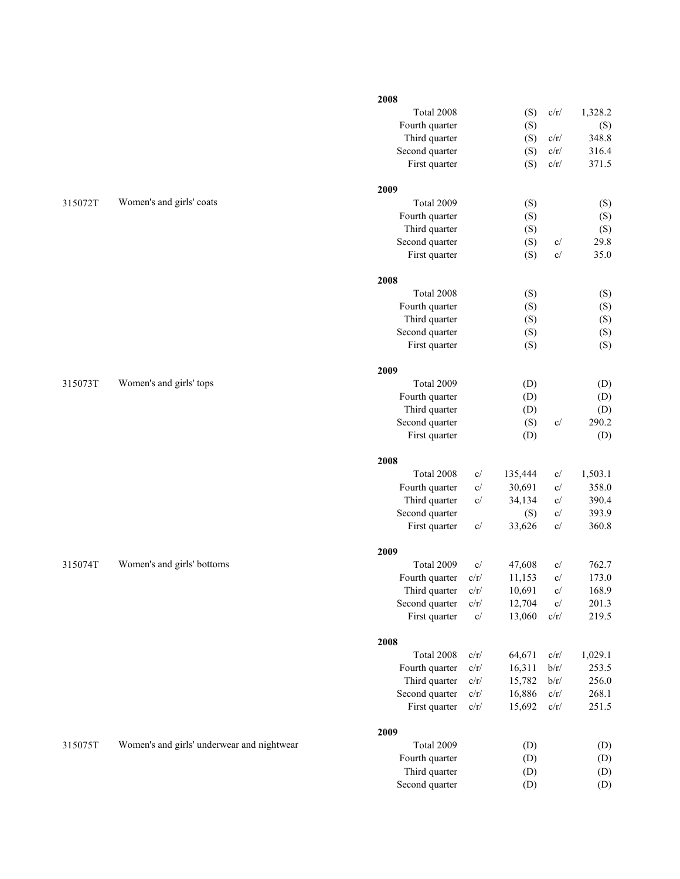| Code | Product description | Period | Flag | Quantity | Flag | Value |
|---|---|---|---|---|---|---|
| | | **2008** | | | | |
| | | Total 2008 | | (S) | c/r/ | 1,328.2 |
| | | Fourth quarter | | (S) | | (S) |
| | | Third quarter | | (S) | c/r/ | 348.8 |
| | | Second quarter | | (S) | c/r/ | 316.4 |
| | | First quarter | | (S) | c/r/ | 371.5 |
| | | **2009** | | | | |
| 315072T | Women's and girls' coats | Total 2009 | | (S) | | (S) |
| | | Fourth quarter | | (S) | | (S) |
| | | Third quarter | | (S) | | (S) |
| | | Second quarter | | (S) | c/ | 29.8 |
| | | First quarter | | (S) | c/ | 35.0 |
| | | **2008** | | | | |
| | | Total 2008 | | (S) | | (S) |
| | | Fourth quarter | | (S) | | (S) |
| | | Third quarter | | (S) | | (S) |
| | | Second quarter | | (S) | | (S) |
| | | First quarter | | (S) | | (S) |
| | | **2009** | | | | |
| 315073T | Women's and girls' tops | Total 2009 | | (D) | | (D) |
| | | Fourth quarter | | (D) | | (D) |
| | | Third quarter | | (D) | | (D) |
| | | Second quarter | | (S) | c/ | 290.2 |
| | | First quarter | | (D) | | (D) |
| | | **2008** | | | | |
| | | Total 2008 | c/ | 135,444 | c/ | 1,503.1 |
| | | Fourth quarter | c/ | 30,691 | c/ | 358.0 |
| | | Third quarter | c/ | 34,134 | c/ | 390.4 |
| | | Second quarter | | (S) | c/ | 393.9 |
| | | First quarter | c/ | 33,626 | c/ | 360.8 |
| | | **2009** | | | | |
| 315074T | Women's and girls' bottoms | Total 2009 | c/ | 47,608 | c/ | 762.7 |
| | | Fourth quarter | c/r/ | 11,153 | c/ | 173.0 |
| | | Third quarter | c/r/ | 10,691 | c/ | 168.9 |
| | | Second quarter | c/r/ | 12,704 | c/ | 201.3 |
| | | First quarter | c/ | 13,060 | c/r/ | 219.5 |
| | | **2008** | | | | |
| | | Total 2008 | c/r/ | 64,671 | c/r/ | 1,029.1 |
| | | Fourth quarter | c/r/ | 16,311 | b/r/ | 253.5 |
| | | Third quarter | c/r/ | 15,782 | b/r/ | 256.0 |
| | | Second quarter | c/r/ | 16,886 | c/r/ | 268.1 |
| | | First quarter | c/r/ | 15,692 | c/r/ | 251.5 |
| | | **2009** | | | | |
| 315075T | Women's and girls' underwear and nightwear | Total 2009 | | (D) | | (D) |
| | | Fourth quarter | | (D) | | (D) |
| | | Third quarter | | (D) | | (D) |
| | | Second quarter | | (D) | | (D) |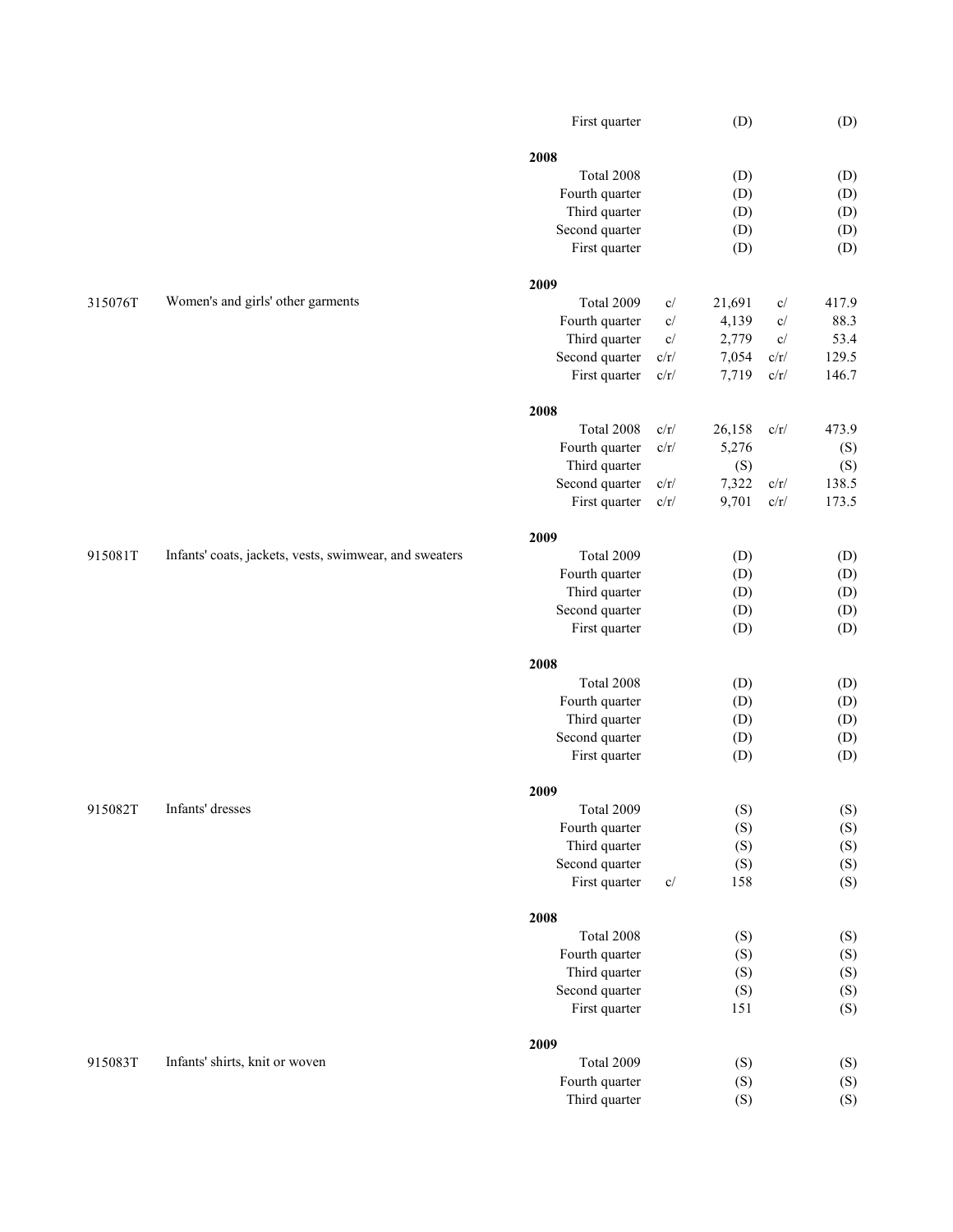| Code | Description | Period | | Quantity | | Value |
|---|---|---|---|---|---|---|
| | | First quarter | | (D) | | (D) |
| | | **2008** | | | | |
| | | Total 2008 | | (D) | | (D) |
| | | Fourth quarter | | (D) | | (D) |
| | | Third quarter | | (D) | | (D) |
| | | Second quarter | | (D) | | (D) |
| | | First quarter | | (D) | | (D) |
| | | **2009** | | | | |
| 315076T | Women's and girls' other garments | Total 2009 | c/ | 21,691 | c/ | 417.9 |
| | | Fourth quarter | c/ | 4,139 | c/ | 88.3 |
| | | Third quarter | c/ | 2,779 | c/ | 53.4 |
| | | Second quarter | c/r/ | 7,054 | c/r/ | 129.5 |
| | | First quarter | c/r/ | 7,719 | c/r/ | 146.7 |
| | | **2008** | | | | |
| | | Total 2008 | c/r/ | 26,158 | c/r/ | 473.9 |
| | | Fourth quarter | c/r/ | 5,276 | | (S) |
| | | Third quarter | | (S) | | (S) |
| | | Second quarter | c/r/ | 7,322 | c/r/ | 138.5 |
| | | First quarter | c/r/ | 9,701 | c/r/ | 173.5 |
| | | **2009** | | | | |
| 915081T | Infants' coats, jackets, vests, swimwear, and sweaters | Total 2009 | | (D) | | (D) |
| | | Fourth quarter | | (D) | | (D) |
| | | Third quarter | | (D) | | (D) |
| | | Second quarter | | (D) | | (D) |
| | | First quarter | | (D) | | (D) |
| | | **2008** | | | | |
| | | Total 2008 | | (D) | | (D) |
| | | Fourth quarter | | (D) | | (D) |
| | | Third quarter | | (D) | | (D) |
| | | Second quarter | | (D) | | (D) |
| | | First quarter | | (D) | | (D) |
| | | **2009** | | | | |
| 915082T | Infants' dresses | Total 2009 | | (S) | | (S) |
| | | Fourth quarter | | (S) | | (S) |
| | | Third quarter | | (S) | | (S) |
| | | Second quarter | | (S) | | (S) |
| | | First quarter | c/ | 158 | | (S) |
| | | **2008** | | | | |
| | | Total 2008 | | (S) | | (S) |
| | | Fourth quarter | | (S) | | (S) |
| | | Third quarter | | (S) | | (S) |
| | | Second quarter | | (S) | | (S) |
| | | First quarter | | 151 | | (S) |
| | | **2009** | | | | |
| 915083T | Infants' shirts, knit or woven | Total 2009 | | (S) | | (S) |
| | | Fourth quarter | | (S) | | (S) |
| | | Third quarter | | (S) | | (S) |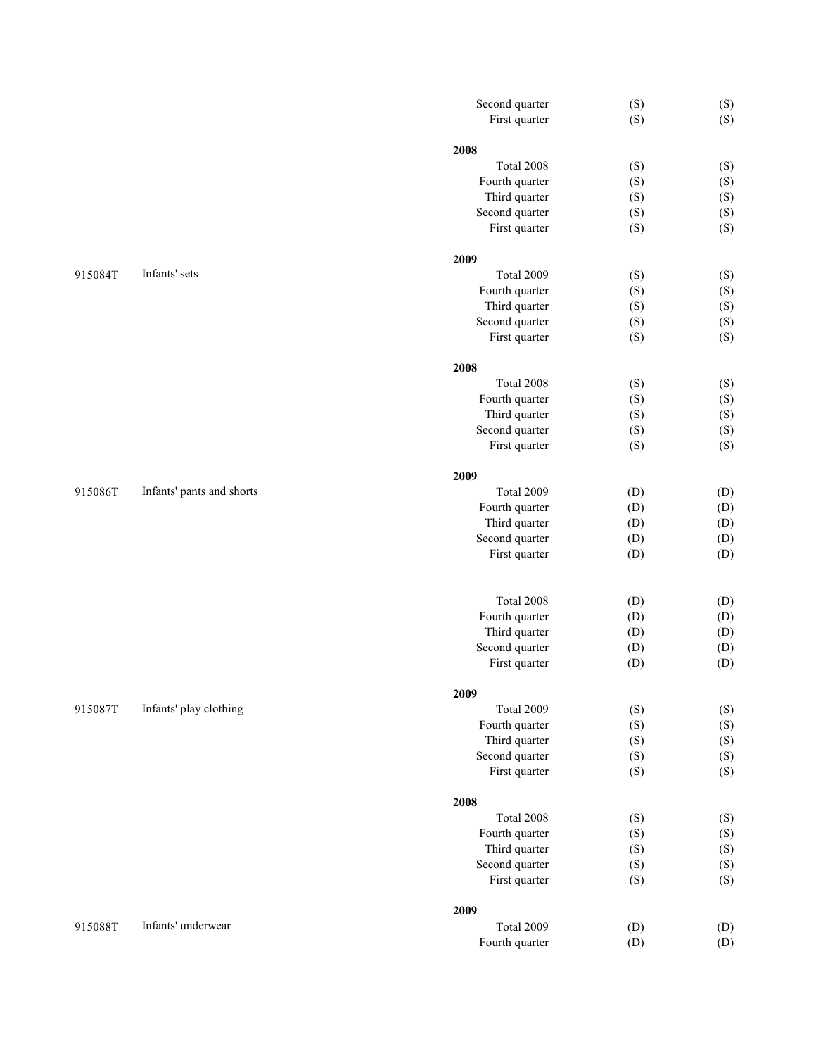| Code | Description | Period | | |
|---|---|---|---|---|
| | | Second quarter | (S) | (S) |
| | | First quarter | (S) | (S) |
| | | **2008** | | |
| | | Total 2008 | (S) | (S) |
| | | Fourth quarter | (S) | (S) |
| | | Third quarter | (S) | (S) |
| | | Second quarter | (S) | (S) |
| | | First quarter | (S) | (S) |
| | | **2009** | | |
| 915084T | Infants' sets | Total 2009 | (S) | (S) |
| | | Fourth quarter | (S) | (S) |
| | | Third quarter | (S) | (S) |
| | | Second quarter | (S) | (S) |
| | | First quarter | (S) | (S) |
| | | **2008** | | |
| | | Total 2008 | (S) | (S) |
| | | Fourth quarter | (S) | (S) |
| | | Third quarter | (S) | (S) |
| | | Second quarter | (S) | (S) |
| | | First quarter | (S) | (S) |
| | | **2009** | | |
| 915086T | Infants' pants and shorts | Total 2009 | (D) | (D) |
| | | Fourth quarter | (D) | (D) |
| | | Third quarter | (D) | (D) |
| | | Second quarter | (D) | (D) |
| | | First quarter | (D) | (D) |
| | | Total 2008 | (D) | (D) |
| | | Fourth quarter | (D) | (D) |
| | | Third quarter | (D) | (D) |
| | | Second quarter | (D) | (D) |
| | | First quarter | (D) | (D) |
| | | **2009** | | |
| 915087T | Infants' play clothing | Total 2009 | (S) | (S) |
| | | Fourth quarter | (S) | (S) |
| | | Third quarter | (S) | (S) |
| | | Second quarter | (S) | (S) |
| | | First quarter | (S) | (S) |
| | | **2008** | | |
| | | Total 2008 | (S) | (S) |
| | | Fourth quarter | (S) | (S) |
| | | Third quarter | (S) | (S) |
| | | Second quarter | (S) | (S) |
| | | First quarter | (S) | (S) |
| | | **2009** | | |
| 915088T | Infants' underwear | Total 2009 | (D) | (D) |
| | | Fourth quarter | (D) | (D) |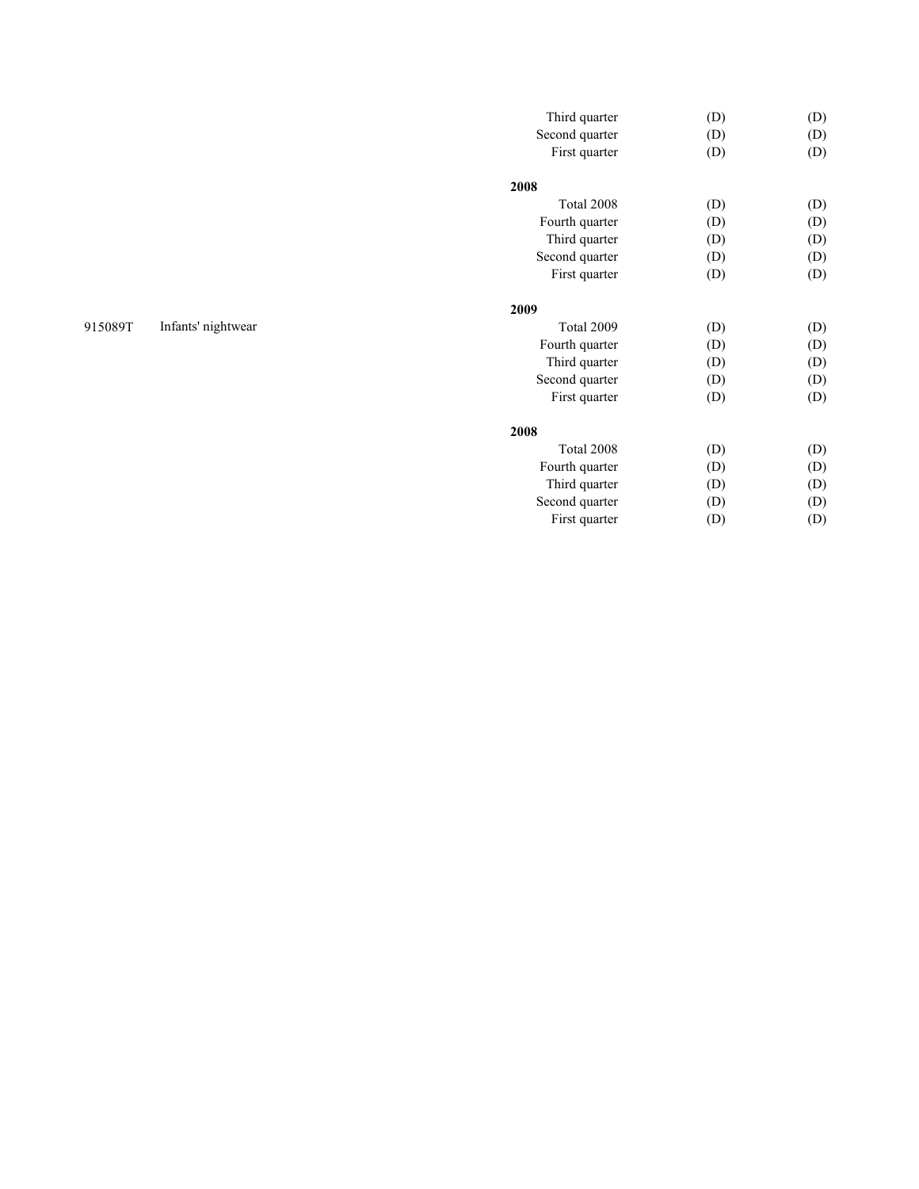| Code | Product description | Period | | |
|---|---|---|---|---|
| | | Third quarter | (D) | (D) |
| | | Second quarter | (D) | (D) |
| | | First quarter | (D) | (D) |
| | | **2008** | | |
| | | Total 2008 | (D) | (D) |
| | | Fourth quarter | (D) | (D) |
| | | Third quarter | (D) | (D) |
| | | Second quarter | (D) | (D) |
| | | First quarter | (D) | (D) |
| | | **2009** | | |
| 915089T | Infants' nightwear | Total 2009 | (D) | (D) |
| | | Fourth quarter | (D) | (D) |
| | | Third quarter | (D) | (D) |
| | | Second quarter | (D) | (D) |
| | | First quarter | (D) | (D) |
| | | **2008** | | |
| | | Total 2008 | (D) | (D) |
| | | Fourth quarter | (D) | (D) |
| | | Third quarter | (D) | (D) |
| | | Second quarter | (D) | (D) |
| | | First quarter | (D) | (D) |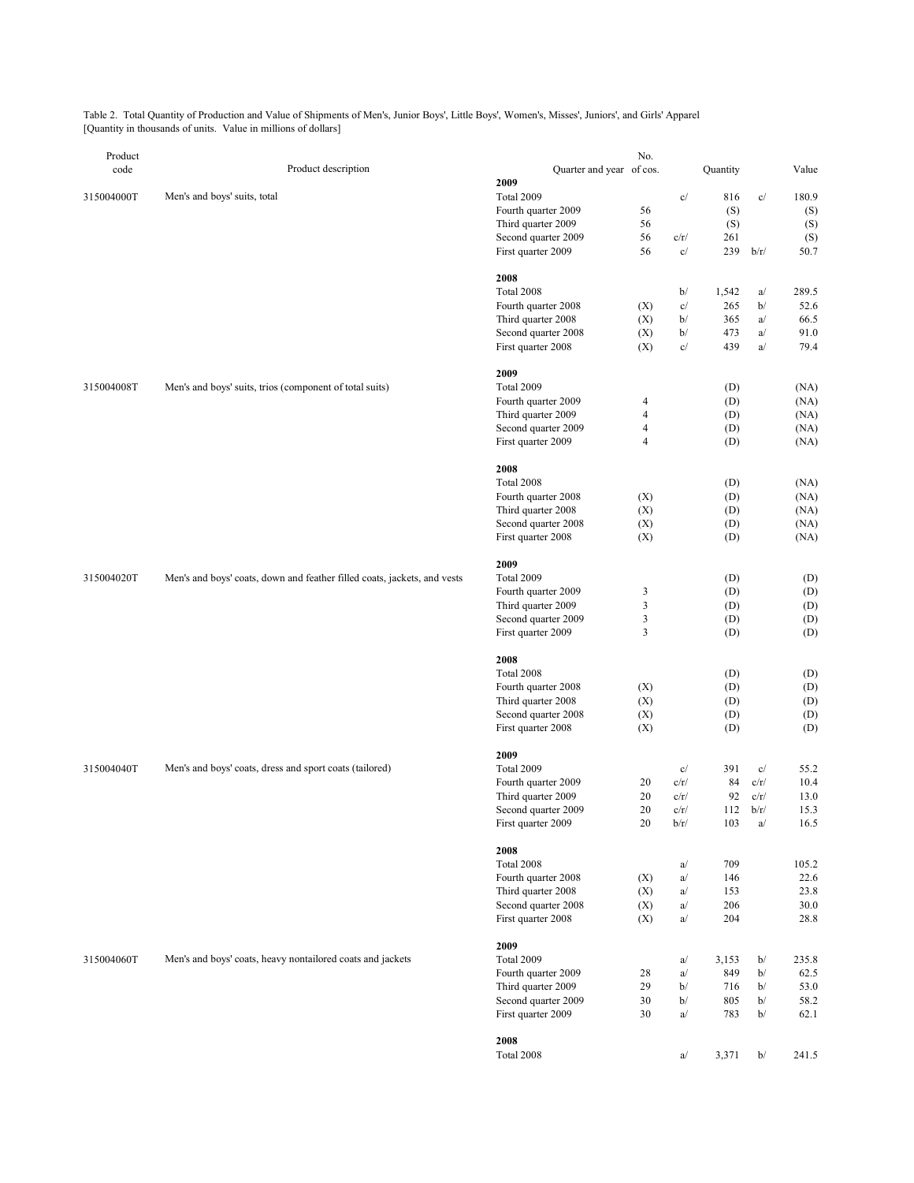Table 2. Total Quantity of Production and Value of Shipments of Men's, Junior Boys', Little Boys', Women's, Misses', Juniors', and Girls' Apparel
[Quantity in thousands of units. Value in millions of dollars]

| Product code | Product description | Quarter and year | No. of cos. | | Quantity | | Value |
|---|---|---|---|---|---|---|---|
| | | **2009** | | | | | |
| 315004000T | Men's and boys' suits, total | Total 2009 | | c/ | 816 | c/ | 180.9 |
| | | Fourth quarter 2009 | 56 | | (S) | | (S) |
| | | Third quarter 2009 | 56 | | (S) | | (S) |
| | | Second quarter 2009 | 56 | c/r/ | 261 | | (S) |
| | | First quarter 2009 | 56 | c/ | 239 | b/r/ | 50.7 |
| | | **2008** | | | | | |
| | | Total 2008 | | b/ | 1,542 | a/ | 289.5 |
| | | Fourth quarter 2008 | (X) | c/ | 265 | b/ | 52.6 |
| | | Third quarter 2008 | (X) | b/ | 365 | a/ | 66.5 |
| | | Second quarter 2008 | (X) | b/ | 473 | a/ | 91.0 |
| | | First quarter 2008 | (X) | c/ | 439 | a/ | 79.4 |
| | | **2009** | | | | | |
| 315004008T | Men's and boys' suits, trios (component of total suits) | Total 2009 | | | (D) | | (NA) |
| | | Fourth quarter 2009 | 4 | | (D) | | (NA) |
| | | Third quarter 2009 | 4 | | (D) | | (NA) |
| | | Second quarter 2009 | 4 | | (D) | | (NA) |
| | | First quarter 2009 | 4 | | (D) | | (NA) |
| | | **2008** | | | | | |
| | | Total 2008 | | | (D) | | (NA) |
| | | Fourth quarter 2008 | (X) | | (D) | | (NA) |
| | | Third quarter 2008 | (X) | | (D) | | (NA) |
| | | Second quarter 2008 | (X) | | (D) | | (NA) |
| | | First quarter 2008 | (X) | | (D) | | (NA) |
| | | **2009** | | | | | |
| 315004020T | Men's and boys' coats, down and feather filled coats, jackets, and vests | Total 2009 | | | (D) | | (D) |
| | | Fourth quarter 2009 | 3 | | (D) | | (D) |
| | | Third quarter 2009 | 3 | | (D) | | (D) |
| | | Second quarter 2009 | 3 | | (D) | | (D) |
| | | First quarter 2009 | 3 | | (D) | | (D) |
| | | **2008** | | | | | |
| | | Total 2008 | | | (D) | | (D) |
| | | Fourth quarter 2008 | (X) | | (D) | | (D) |
| | | Third quarter 2008 | (X) | | (D) | | (D) |
| | | Second quarter 2008 | (X) | | (D) | | (D) |
| | | First quarter 2008 | (X) | | (D) | | (D) |
| | | **2009** | | | | | |
| 315004040T | Men's and boys' coats, dress and sport coats (tailored) | Total 2009 | | c/ | 391 | c/ | 55.2 |
| | | Fourth quarter 2009 | 20 | c/r/ | 84 | c/r/ | 10.4 |
| | | Third quarter 2009 | 20 | c/r/ | 92 | c/r/ | 13.0 |
| | | Second quarter 2009 | 20 | c/r/ | 112 | b/r/ | 15.3 |
| | | First quarter 2009 | 20 | b/r/ | 103 | a/ | 16.5 |
| | | **2008** | | | | | |
| | | Total 2008 | | a/ | 709 | | 105.2 |
| | | Fourth quarter 2008 | (X) | a/ | 146 | | 22.6 |
| | | Third quarter 2008 | (X) | a/ | 153 | | 23.8 |
| | | Second quarter 2008 | (X) | a/ | 206 | | 30.0 |
| | | First quarter 2008 | (X) | a/ | 204 | | 28.8 |
| | | **2009** | | | | | |
| 315004060T | Men's and boys' coats, heavy nontailored coats and jackets | Total 2009 | | a/ | 3,153 | b/ | 235.8 |
| | | Fourth quarter 2009 | 28 | a/ | 849 | b/ | 62.5 |
| | | Third quarter 2009 | 29 | b/ | 716 | b/ | 53.0 |
| | | Second quarter 2009 | 30 | b/ | 805 | b/ | 58.2 |
| | | First quarter 2009 | 30 | a/ | 783 | b/ | 62.1 |
| | | **2008** | | | | | |
| | | Total 2008 | | a/ | 3,371 | b/ | 241.5 |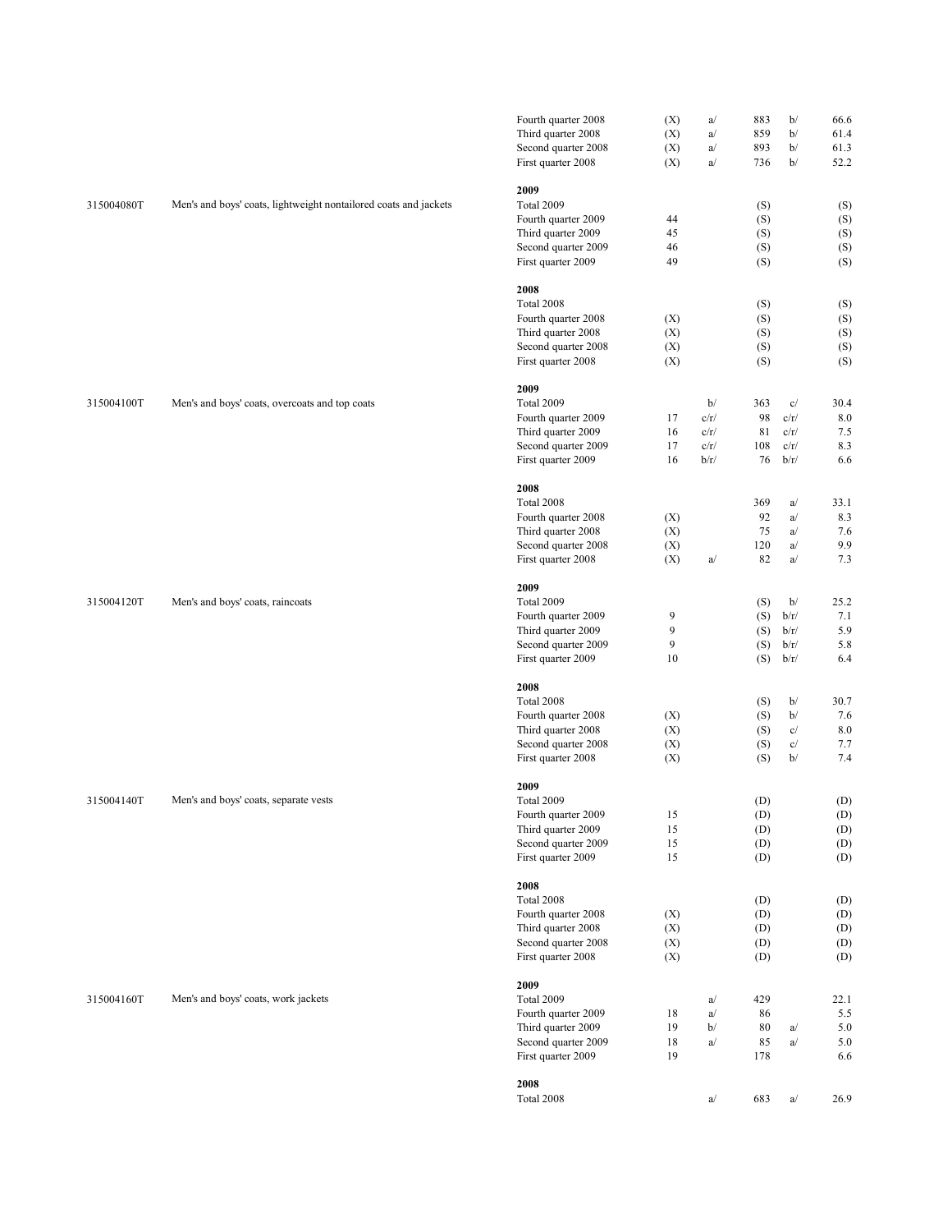| Product code | Product description | Period | Number of companies | | Quantity | | Value |
|---|---|---|---|---|---|---|---|
| | | Fourth quarter 2008 | (X) | a/ | 883 | b/ | 66.6 |
| | | Third quarter 2008 | (X) | a/ | 859 | b/ | 61.4 |
| | | Second quarter 2008 | (X) | a/ | 893 | b/ | 61.3 |
| | | First quarter 2008 | (X) | a/ | 736 | b/ | 52.2 |
| | | **2009** | | | | | |
| 315004080T | Men's and boys' coats, lightweight nontailored coats and jackets | Total 2009 | | | (S) | | (S) |
| | | Fourth quarter 2009 | 44 | | (S) | | (S) |
| | | Third quarter 2009 | 45 | | (S) | | (S) |
| | | Second quarter 2009 | 46 | | (S) | | (S) |
| | | First quarter 2009 | 49 | | (S) | | (S) |
| | | **2008** | | | | | |
| | | Total 2008 | | | (S) | | (S) |
| | | Fourth quarter 2008 | (X) | | (S) | | (S) |
| | | Third quarter 2008 | (X) | | (S) | | (S) |
| | | Second quarter 2008 | (X) | | (S) | | (S) |
| | | First quarter 2008 | (X) | | (S) | | (S) |
| | | **2009** | | | | | |
| 315004100T | Men's and boys' coats, overcoats and top coats | Total 2009 | | b/ | 363 | c/ | 30.4 |
| | | Fourth quarter 2009 | 17 | c/r/ | 98 | c/r/ | 8.0 |
| | | Third quarter 2009 | 16 | c/r/ | 81 | c/r/ | 7.5 |
| | | Second quarter 2009 | 17 | c/r/ | 108 | c/r/ | 8.3 |
| | | First quarter 2009 | 16 | b/r/ | 76 | b/r/ | 6.6 |
| | | **2008** | | | | | |
| | | Total 2008 | | | 369 | a/ | 33.1 |
| | | Fourth quarter 2008 | (X) | | 92 | a/ | 8.3 |
| | | Third quarter 2008 | (X) | | 75 | a/ | 7.6 |
| | | Second quarter 2008 | (X) | | 120 | a/ | 9.9 |
| | | First quarter 2008 | (X) | a/ | 82 | a/ | 7.3 |
| | | **2009** | | | | | |
| 315004120T | Men's and boys' coats, raincoats | Total 2009 | | | (S) | b/ | 25.2 |
| | | Fourth quarter 2009 | 9 | | (S) | b/r/ | 7.1 |
| | | Third quarter 2009 | 9 | | (S) | b/r/ | 5.9 |
| | | Second quarter 2009 | 9 | | (S) | b/r/ | 5.8 |
| | | First quarter 2009 | 10 | | (S) | b/r/ | 6.4 |
| | | **2008** | | | | | |
| | | Total 2008 | | | (S) | b/ | 30.7 |
| | | Fourth quarter 2008 | (X) | | (S) | b/ | 7.6 |
| | | Third quarter 2008 | (X) | | (S) | c/ | 8.0 |
| | | Second quarter 2008 | (X) | | (S) | c/ | 7.7 |
| | | First quarter 2008 | (X) | | (S) | b/ | 7.4 |
| | | **2009** | | | | | |
| 315004140T | Men's and boys' coats, separate vests | Total 2009 | | | (D) | | (D) |
| | | Fourth quarter 2009 | 15 | | (D) | | (D) |
| | | Third quarter 2009 | 15 | | (D) | | (D) |
| | | Second quarter 2009 | 15 | | (D) | | (D) |
| | | First quarter 2009 | 15 | | (D) | | (D) |
| | | **2008** | | | | | |
| | | Total 2008 | | | (D) | | (D) |
| | | Fourth quarter 2008 | (X) | | (D) | | (D) |
| | | Third quarter 2008 | (X) | | (D) | | (D) |
| | | Second quarter 2008 | (X) | | (D) | | (D) |
| | | First quarter 2008 | (X) | | (D) | | (D) |
| | | **2009** | | | | | |
| 315004160T | Men's and boys' coats, work jackets | Total 2009 | | a/ | 429 | | 22.1 |
| | | Fourth quarter 2009 | 18 | a/ | 86 | | 5.5 |
| | | Third quarter 2009 | 19 | b/ | 80 | a/ | 5.0 |
| | | Second quarter 2009 | 18 | a/ | 85 | a/ | 5.0 |
| | | First quarter 2009 | 19 | | 178 | | 6.6 |
| | | **2008** | | | | | |
| | | Total 2008 | | a/ | 683 | a/ | 26.9 |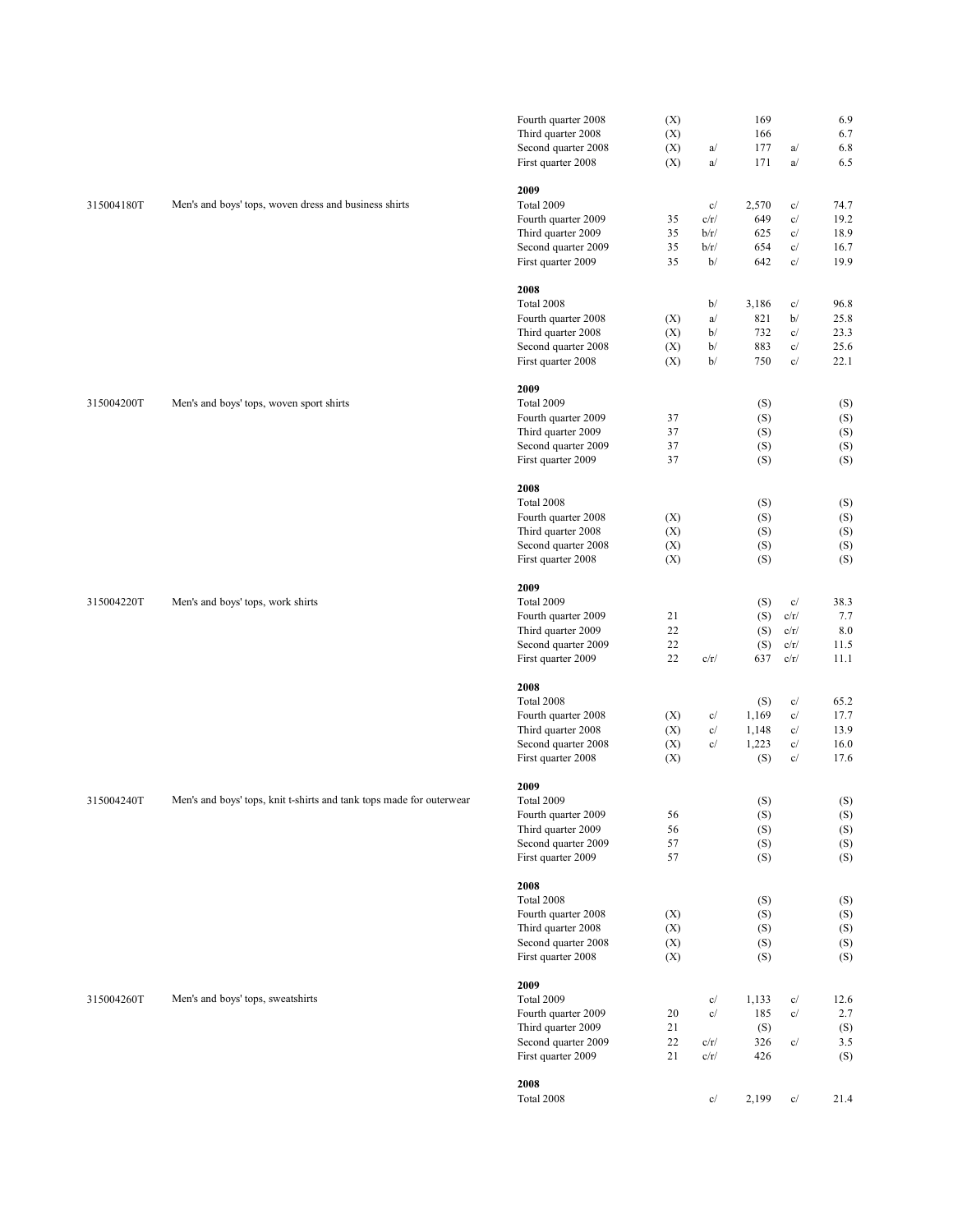| Product code | Product description | Period | Number of companies | | Quantity | | Value |
|---|---|---|---|---|---|---|---|
| | | Fourth quarter 2008 | (X) | | 169 | | 6.9 |
| | | Third quarter 2008 | (X) | | 166 | | 6.7 |
| | | Second quarter 2008 | (X) | a/ | 177 | a/ | 6.8 |
| | | First quarter 2008 | (X) | a/ | 171 | a/ | 6.5 |
| | | **2009** | | | | | |
| 315004180T | Men's and boys' tops, woven dress and business shirts | Total 2009 | | c/ | 2,570 | c/ | 74.7 |
| | | Fourth quarter 2009 | 35 | c/r/ | 649 | c/ | 19.2 |
| | | Third quarter 2009 | 35 | b/r/ | 625 | c/ | 18.9 |
| | | Second quarter 2009 | 35 | b/r/ | 654 | c/ | 16.7 |
| | | First quarter 2009 | 35 | b/ | 642 | c/ | 19.9 |
| | | **2008** | | | | | |
| | | Total 2008 | | b/ | 3,186 | c/ | 96.8 |
| | | Fourth quarter 2008 | (X) | a/ | 821 | b/ | 25.8 |
| | | Third quarter 2008 | (X) | b/ | 732 | c/ | 23.3 |
| | | Second quarter 2008 | (X) | b/ | 883 | c/ | 25.6 |
| | | First quarter 2008 | (X) | b/ | 750 | c/ | 22.1 |
| | | **2009** | | | | | |
| 315004200T | Men's and boys' tops, woven sport shirts | Total 2009 | | | (S) | | (S) |
| | | Fourth quarter 2009 | 37 | | (S) | | (S) |
| | | Third quarter 2009 | 37 | | (S) | | (S) |
| | | Second quarter 2009 | 37 | | (S) | | (S) |
| | | First quarter 2009 | 37 | | (S) | | (S) |
| | | **2008** | | | | | |
| | | Total 2008 | | | (S) | | (S) |
| | | Fourth quarter 2008 | (X) | | (S) | | (S) |
| | | Third quarter 2008 | (X) | | (S) | | (S) |
| | | Second quarter 2008 | (X) | | (S) | | (S) |
| | | First quarter 2008 | (X) | | (S) | | (S) |
| | | **2009** | | | | | |
| 315004220T | Men's and boys' tops, work shirts | Total 2009 | | | (S) | c/ | 38.3 |
| | | Fourth quarter 2009 | 21 | | (S) | c/r/ | 7.7 |
| | | Third quarter 2009 | 22 | | (S) | c/r/ | 8.0 |
| | | Second quarter 2009 | 22 | | (S) | c/r/ | 11.5 |
| | | First quarter 2009 | 22 | c/r/ | 637 | c/r/ | 11.1 |
| | | **2008** | | | | | |
| | | Total 2008 | | | (S) | c/ | 65.2 |
| | | Fourth quarter 2008 | (X) | c/ | 1,169 | c/ | 17.7 |
| | | Third quarter 2008 | (X) | c/ | 1,148 | c/ | 13.9 |
| | | Second quarter 2008 | (X) | c/ | 1,223 | c/ | 16.0 |
| | | First quarter 2008 | (X) | | (S) | c/ | 17.6 |
| | | **2009** | | | | | |
| 315004240T | Men's and boys' tops, knit t-shirts and tank tops made for outerwear | Total 2009 | | | (S) | | (S) |
| | | Fourth quarter 2009 | 56 | | (S) | | (S) |
| | | Third quarter 2009 | 56 | | (S) | | (S) |
| | | Second quarter 2009 | 57 | | (S) | | (S) |
| | | First quarter 2009 | 57 | | (S) | | (S) |
| | | **2008** | | | | | |
| | | Total 2008 | | | (S) | | (S) |
| | | Fourth quarter 2008 | (X) | | (S) | | (S) |
| | | Third quarter 2008 | (X) | | (S) | | (S) |
| | | Second quarter 2008 | (X) | | (S) | | (S) |
| | | First quarter 2008 | (X) | | (S) | | (S) |
| | | **2009** | | | | | |
| 315004260T | Men's and boys' tops, sweatshirts | Total 2009 | | c/ | 1,133 | c/ | 12.6 |
| | | Fourth quarter 2009 | 20 | c/ | 185 | c/ | 2.7 |
| | | Third quarter 2009 | 21 | | (S) | | (S) |
| | | Second quarter 2009 | 22 | c/r/ | 326 | c/ | 3.5 |
| | | First quarter 2009 | 21 | c/r/ | 426 | | (S) |
| | | **2008** | | | | | |
| | | Total 2008 | | c/ | 2,199 | c/ | 21.4 |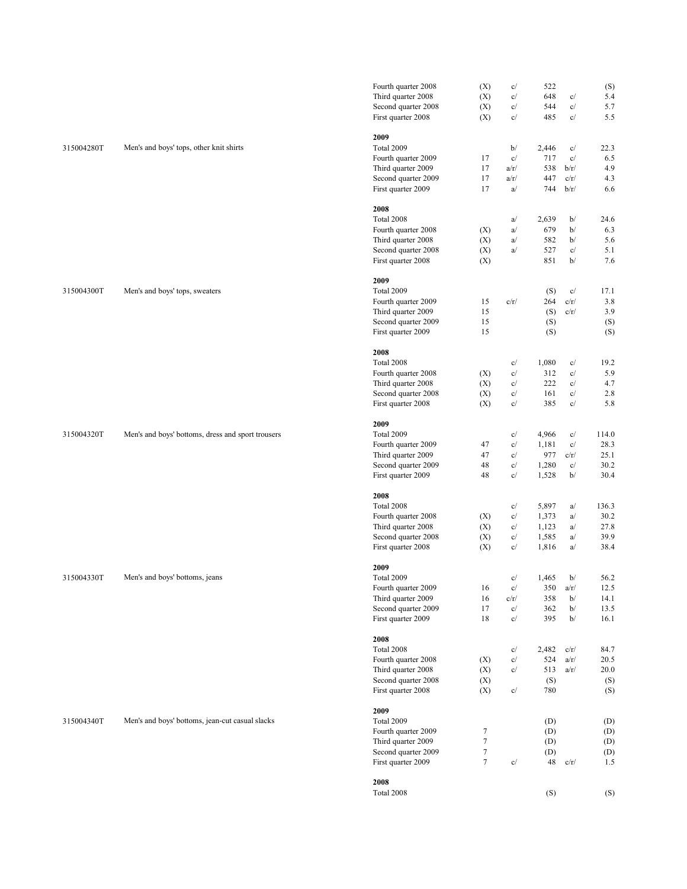| Product code | Product description | Period | Number of companies | Flag | Quantity | Flag | Value |
|---|---|---|---|---|---|---|---|
| | | Fourth quarter 2008 | (X) | c/ | 522 | | (S) |
| | | Third quarter 2008 | (X) | c/ | 648 | c/ | 5.4 |
| | | Second quarter 2008 | (X) | c/ | 544 | c/ | 5.7 |
| | | First quarter 2008 | (X) | c/ | 485 | c/ | 5.5 |
| | | **2009** | | | | | |
| 315004280T | Men's and boys' tops, other knit shirts | Total 2009 | | b/ | 2,446 | c/ | 22.3 |
| | | Fourth quarter 2009 | 17 | c/ | 717 | c/ | 6.5 |
| | | Third quarter 2009 | 17 | a/r/ | 538 | b/r/ | 4.9 |
| | | Second quarter 2009 | 17 | a/r/ | 447 | c/r/ | 4.3 |
| | | First quarter 2009 | 17 | a/ | 744 | b/r/ | 6.6 |
| | | **2008** | | | | | |
| | | Total 2008 | | a/ | 2,639 | b/ | 24.6 |
| | | Fourth quarter 2008 | (X) | a/ | 679 | b/ | 6.3 |
| | | Third quarter 2008 | (X) | a/ | 582 | b/ | 5.6 |
| | | Second quarter 2008 | (X) | a/ | 527 | c/ | 5.1 |
| | | First quarter 2008 | (X) | | 851 | b/ | 7.6 |
| | | **2009** | | | | | |
| 315004300T | Men's and boys' tops, sweaters | Total 2009 | | | (S) | c/ | 17.1 |
| | | Fourth quarter 2009 | 15 | c/r/ | 264 | c/r/ | 3.8 |
| | | Third quarter 2009 | 15 | | (S) | c/r/ | 3.9 |
| | | Second quarter 2009 | 15 | | (S) | | (S) |
| | | First quarter 2009 | 15 | | (S) | | (S) |
| | | **2008** | | | | | |
| | | Total 2008 | | c/ | 1,080 | c/ | 19.2 |
| | | Fourth quarter 2008 | (X) | c/ | 312 | c/ | 5.9 |
| | | Third quarter 2008 | (X) | c/ | 222 | c/ | 4.7 |
| | | Second quarter 2008 | (X) | c/ | 161 | c/ | 2.8 |
| | | First quarter 2008 | (X) | c/ | 385 | c/ | 5.8 |
| | | **2009** | | | | | |
| 315004320T | Men's and boys' bottoms, dress and sport trousers | Total 2009 | | c/ | 4,966 | c/ | 114.0 |
| | | Fourth quarter 2009 | 47 | c/ | 1,181 | c/ | 28.3 |
| | | Third quarter 2009 | 47 | c/ | 977 | c/r/ | 25.1 |
| | | Second quarter 2009 | 48 | c/ | 1,280 | c/ | 30.2 |
| | | First quarter 2009 | 48 | c/ | 1,528 | b/ | 30.4 |
| | | **2008** | | | | | |
| | | Total 2008 | | c/ | 5,897 | a/ | 136.3 |
| | | Fourth quarter 2008 | (X) | c/ | 1,373 | a/ | 30.2 |
| | | Third quarter 2008 | (X) | c/ | 1,123 | a/ | 27.8 |
| | | Second quarter 2008 | (X) | c/ | 1,585 | a/ | 39.9 |
| | | First quarter 2008 | (X) | c/ | 1,816 | a/ | 38.4 |
| | | **2009** | | | | | |
| 315004330T | Men's and boys' bottoms, jeans | Total 2009 | | c/ | 1,465 | b/ | 56.2 |
| | | Fourth quarter 2009 | 16 | c/ | 350 | a/r/ | 12.5 |
| | | Third quarter 2009 | 16 | c/r/ | 358 | b/ | 14.1 |
| | | Second quarter 2009 | 17 | c/ | 362 | b/ | 13.5 |
| | | First quarter 2009 | 18 | c/ | 395 | b/ | 16.1 |
| | | **2008** | | | | | |
| | | Total 2008 | | c/ | 2,482 | c/r/ | 84.7 |
| | | Fourth quarter 2008 | (X) | c/ | 524 | a/r/ | 20.5 |
| | | Third quarter 2008 | (X) | c/ | 513 | a/r/ | 20.0 |
| | | Second quarter 2008 | (X) | | (S) | | (S) |
| | | First quarter 2008 | (X) | c/ | 780 | | (S) |
| | | **2009** | | | | | |
| 315004340T | Men's and boys' bottoms, jean-cut casual slacks | Total 2009 | | | (D) | | (D) |
| | | Fourth quarter 2009 | 7 | | (D) | | (D) |
| | | Third quarter 2009 | 7 | | (D) | | (D) |
| | | Second quarter 2009 | 7 | | (D) | | (D) |
| | | First quarter 2009 | 7 | c/ | 48 | c/r/ | 1.5 |
| | | **2008** | | | | | |
| | | Total 2008 | | | (S) | | (S) |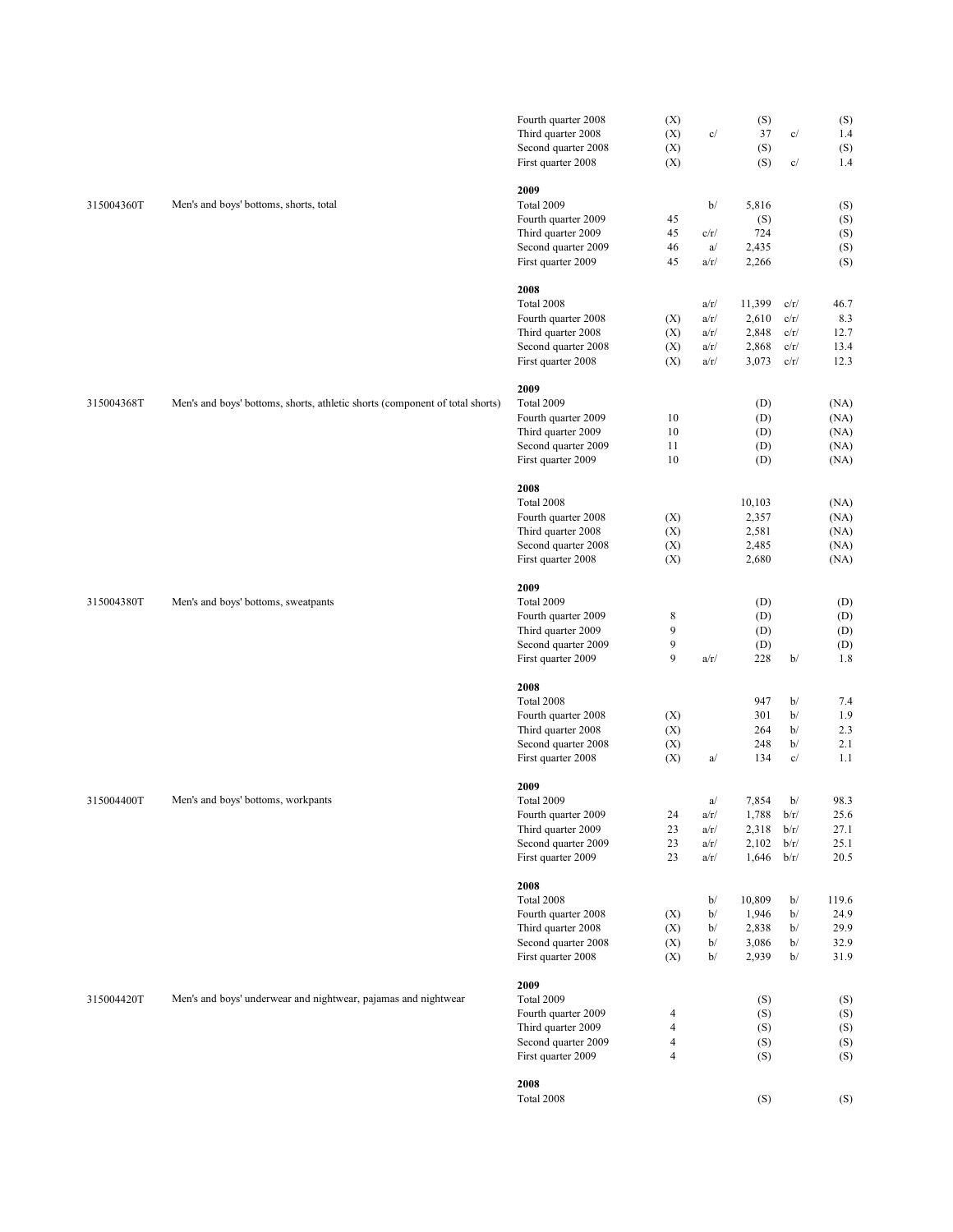| Code | Description | Period | Companies | Flag | Quantity | Flag | Value |
|---|---|---|---|---|---|---|---|
| | | Fourth quarter 2008 | (X) | | (S) | | (S) |
| | | Third quarter 2008 | (X) | c/ | 37 | c/ | 1.4 |
| | | Second quarter 2008 | (X) | | (S) | | (S) |
| | | First quarter 2008 | (X) | | (S) | c/ | 1.4 |
| | | **2009** | | | | | |
| 315004360T | Men's and boys' bottoms, shorts, total | Total 2009 | | b/ | 5,816 | | (S) |
| | | Fourth quarter 2009 | 45 | | (S) | | (S) |
| | | Third quarter 2009 | 45 | c/r/ | 724 | | (S) |
| | | Second quarter 2009 | 46 | a/ | 2,435 | | (S) |
| | | First quarter 2009 | 45 | a/r/ | 2,266 | | (S) |
| | | **2008** | | | | | |
| | | Total 2008 | | a/r/ | 11,399 | c/r/ | 46.7 |
| | | Fourth quarter 2008 | (X) | a/r/ | 2,610 | c/r/ | 8.3 |
| | | Third quarter 2008 | (X) | a/r/ | 2,848 | c/r/ | 12.7 |
| | | Second quarter 2008 | (X) | a/r/ | 2,868 | c/r/ | 13.4 |
| | | First quarter 2008 | (X) | a/r/ | 3,073 | c/r/ | 12.3 |
| | | **2009** | | | | | |
| 315004368T | Men's and boys' bottoms, shorts, athletic shorts (component of total shorts) | Total 2009 | | | (D) | | (NA) |
| | | Fourth quarter 2009 | 10 | | (D) | | (NA) |
| | | Third quarter 2009 | 10 | | (D) | | (NA) |
| | | Second quarter 2009 | 11 | | (D) | | (NA) |
| | | First quarter 2009 | 10 | | (D) | | (NA) |
| | | **2008** | | | | | |
| | | Total 2008 | | | 10,103 | | (NA) |
| | | Fourth quarter 2008 | (X) | | 2,357 | | (NA) |
| | | Third quarter 2008 | (X) | | 2,581 | | (NA) |
| | | Second quarter 2008 | (X) | | 2,485 | | (NA) |
| | | First quarter 2008 | (X) | | 2,680 | | (NA) |
| | | **2009** | | | | | |
| 315004380T | Men's and boys' bottoms, sweatpants | Total 2009 | | | (D) | | (D) |
| | | Fourth quarter 2009 | 8 | | (D) | | (D) |
| | | Third quarter 2009 | 9 | | (D) | | (D) |
| | | Second quarter 2009 | 9 | | (D) | | (D) |
| | | First quarter 2009 | 9 | a/r/ | 228 | b/ | 1.8 |
| | | **2008** | | | | | |
| | | Total 2008 | | | 947 | b/ | 7.4 |
| | | Fourth quarter 2008 | (X) | | 301 | b/ | 1.9 |
| | | Third quarter 2008 | (X) | | 264 | b/ | 2.3 |
| | | Second quarter 2008 | (X) | | 248 | b/ | 2.1 |
| | | First quarter 2008 | (X) | a/ | 134 | c/ | 1.1 |
| | | **2009** | | | | | |
| 315004400T | Men's and boys' bottoms, workpants | Total 2009 | | a/ | 7,854 | b/ | 98.3 |
| | | Fourth quarter 2009 | 24 | a/r/ | 1,788 | b/r/ | 25.6 |
| | | Third quarter 2009 | 23 | a/r/ | 2,318 | b/r/ | 27.1 |
| | | Second quarter 2009 | 23 | a/r/ | 2,102 | b/r/ | 25.1 |
| | | First quarter 2009 | 23 | a/r/ | 1,646 | b/r/ | 20.5 |
| | | **2008** | | | | | |
| | | Total 2008 | | b/ | 10,809 | b/ | 119.6 |
| | | Fourth quarter 2008 | (X) | b/ | 1,946 | b/ | 24.9 |
| | | Third quarter 2008 | (X) | b/ | 2,838 | b/ | 29.9 |
| | | Second quarter 2008 | (X) | b/ | 3,086 | b/ | 32.9 |
| | | First quarter 2008 | (X) | b/ | 2,939 | b/ | 31.9 |
| | | **2009** | | | | | |
| 315004420T | Men's and boys' underwear and nightwear, pajamas and nightwear | Total 2009 | | | (S) | | (S) |
| | | Fourth quarter 2009 | 4 | | (S) | | (S) |
| | | Third quarter 2009 | 4 | | (S) | | (S) |
| | | Second quarter 2009 | 4 | | (S) | | (S) |
| | | First quarter 2009 | 4 | | (S) | | (S) |
| | | **2008** | | | | | |
| | | Total 2008 | | | (S) | | (S) |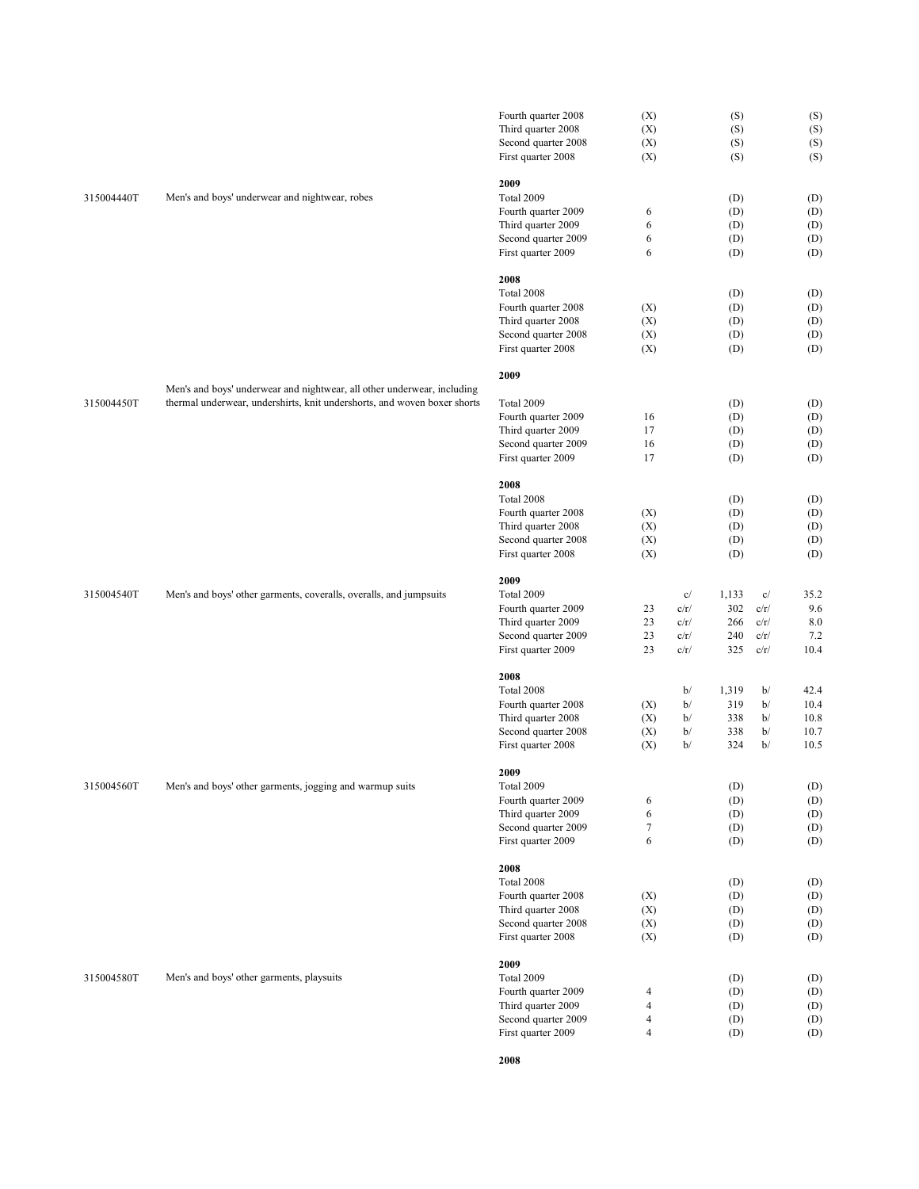| | | | | | | | |
|---|---|---|---|---|---|---|---|
| | | Fourth quarter 2008 | (X) | | (S) | | (S) |
| | | Third quarter 2008 | (X) | | (S) | | (S) |
| | | Second quarter 2008 | (X) | | (S) | | (S) |
| | | First quarter 2008 | (X) | | (S) | | (S) |
| | | **2009** | | | | | |
| 315004440T | Men's and boys' underwear and nightwear, robes | Total 2009 | | | (D) | | (D) |
| | | Fourth quarter 2009 | 6 | | (D) | | (D) |
| | | Third quarter 2009 | 6 | | (D) | | (D) |
| | | Second quarter 2009 | 6 | | (D) | | (D) |
| | | First quarter 2009 | 6 | | (D) | | (D) |
| | | **2008** | | | | | |
| | | Total 2008 | | | (D) | | (D) |
| | | Fourth quarter 2008 | (X) | | (D) | | (D) |
| | | Third quarter 2008 | (X) | | (D) | | (D) |
| | | Second quarter 2008 | (X) | | (D) | | (D) |
| | | First quarter 2008 | (X) | | (D) | | (D) |
| | | **2009** | | | | | |
| 315004450T | Men's and boys' underwear and nightwear, all other underwear, including thermal underwear, undershirts, knit undershorts, and woven boxer shorts | Total 2009 | | | (D) | | (D) |
| | | Fourth quarter 2009 | 16 | | (D) | | (D) |
| | | Third quarter 2009 | 17 | | (D) | | (D) |
| | | Second quarter 2009 | 16 | | (D) | | (D) |
| | | First quarter 2009 | 17 | | (D) | | (D) |
| | | **2008** | | | | | |
| | | Total 2008 | | | (D) | | (D) |
| | | Fourth quarter 2008 | (X) | | (D) | | (D) |
| | | Third quarter 2008 | (X) | | (D) | | (D) |
| | | Second quarter 2008 | (X) | | (D) | | (D) |
| | | First quarter 2008 | (X) | | (D) | | (D) |
| | | **2009** | | | | | |
| 315004540T | Men's and boys' other garments, coveralls, overalls, and jumpsuits | Total 2009 | | c/ | 1,133 | c/ | 35.2 |
| | | Fourth quarter 2009 | 23 | c/r/ | 302 | c/r/ | 9.6 |
| | | Third quarter 2009 | 23 | c/r/ | 266 | c/r/ | 8.0 |
| | | Second quarter 2009 | 23 | c/r/ | 240 | c/r/ | 7.2 |
| | | First quarter 2009 | 23 | c/r/ | 325 | c/r/ | 10.4 |
| | | **2008** | | | | | |
| | | Total 2008 | | b/ | 1,319 | b/ | 42.4 |
| | | Fourth quarter 2008 | (X) | b/ | 319 | b/ | 10.4 |
| | | Third quarter 2008 | (X) | b/ | 338 | b/ | 10.8 |
| | | Second quarter 2008 | (X) | b/ | 338 | b/ | 10.7 |
| | | First quarter 2008 | (X) | b/ | 324 | b/ | 10.5 |
| | | **2009** | | | | | |
| 315004560T | Men's and boys' other garments, jogging and warmup suits | Total 2009 | | | (D) | | (D) |
| | | Fourth quarter 2009 | 6 | | (D) | | (D) |
| | | Third quarter 2009 | 6 | | (D) | | (D) |
| | | Second quarter 2009 | 7 | | (D) | | (D) |
| | | First quarter 2009 | 6 | | (D) | | (D) |
| | | **2008** | | | | | |
| | | Total 2008 | | | (D) | | (D) |
| | | Fourth quarter 2008 | (X) | | (D) | | (D) |
| | | Third quarter 2008 | (X) | | (D) | | (D) |
| | | Second quarter 2008 | (X) | | (D) | | (D) |
| | | First quarter 2008 | (X) | | (D) | | (D) |
| | | **2009** | | | | | |
| 315004580T | Men's and boys' other garments, playsuits | Total 2009 | | | (D) | | (D) |
| | | Fourth quarter 2009 | 4 | | (D) | | (D) |
| | | Third quarter 2009 | 4 | | (D) | | (D) |
| | | Second quarter 2009 | 4 | | (D) | | (D) |
| | | First quarter 2009 | 4 | | (D) | | (D) |
| | | **2008** | | | | | |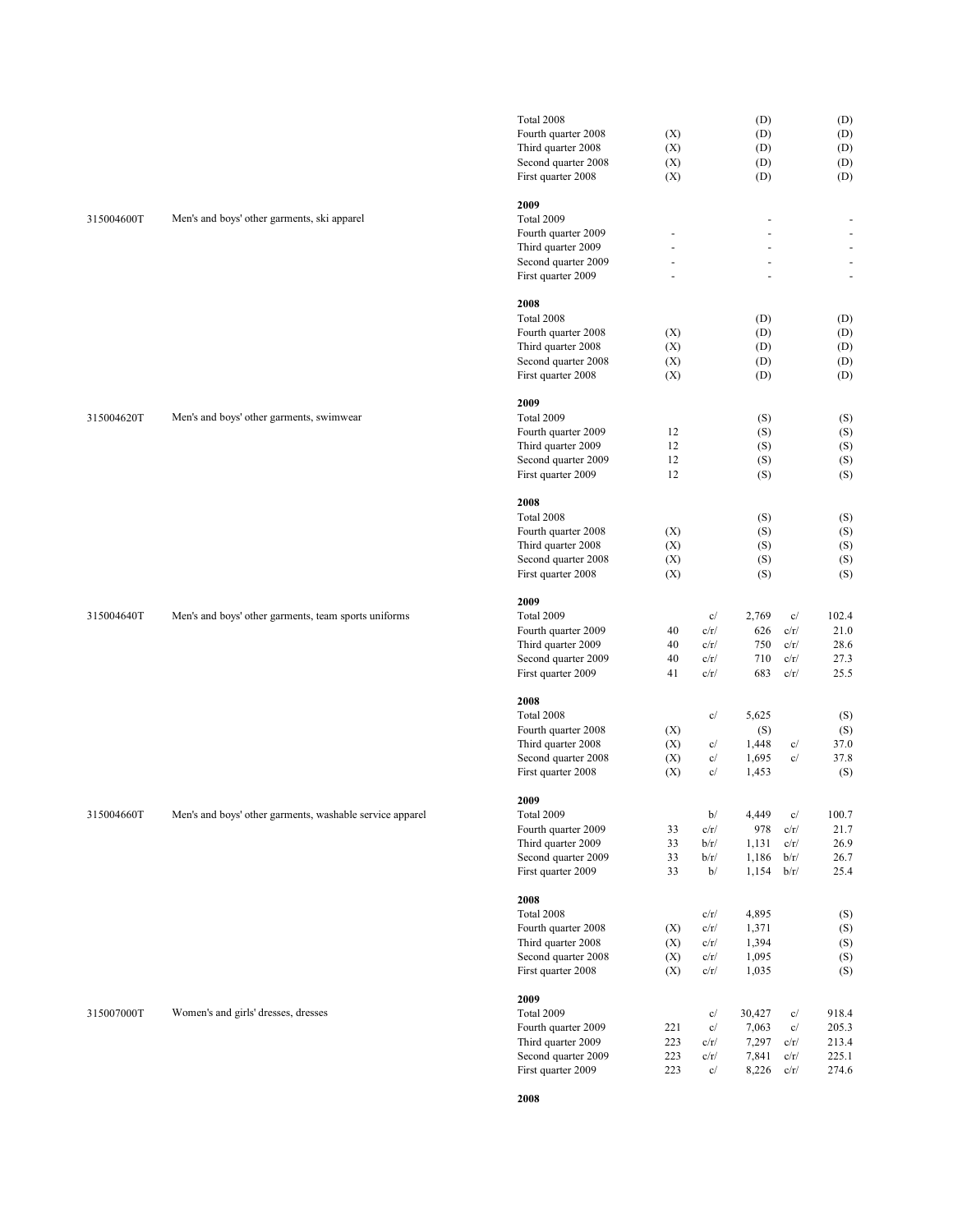| Product code | Product description | Period | Number of companies | Flag | Quantity | Flag | Value |
|---|---|---|---|---|---|---|---|
| | | Total 2008 | | | (D) | | (D) |
| | | Fourth quarter 2008 | (X) | | (D) | | (D) |
| | | Third quarter 2008 | (X) | | (D) | | (D) |
| | | Second quarter 2008 | (X) | | (D) | | (D) |
| | | First quarter 2008 | (X) | | (D) | | (D) |
| | | **2009** | | | | | |
| 315004600T | Men's and boys' other garments, ski apparel | Total 2009 | | | - | | - |
| | | Fourth quarter 2009 | - | | - | | - |
| | | Third quarter 2009 | - | | - | | - |
| | | Second quarter 2009 | - | | - | | - |
| | | First quarter 2009 | - | | - | | - |
| | | **2008** | | | | | |
| | | Total 2008 | | | (D) | | (D) |
| | | Fourth quarter 2008 | (X) | | (D) | | (D) |
| | | Third quarter 2008 | (X) | | (D) | | (D) |
| | | Second quarter 2008 | (X) | | (D) | | (D) |
| | | First quarter 2008 | (X) | | (D) | | (D) |
| | | **2009** | | | | | |
| 315004620T | Men's and boys' other garments, swimwear | Total 2009 | | | (S) | | (S) |
| | | Fourth quarter 2009 | 12 | | (S) | | (S) |
| | | Third quarter 2009 | 12 | | (S) | | (S) |
| | | Second quarter 2009 | 12 | | (S) | | (S) |
| | | First quarter 2009 | 12 | | (S) | | (S) |
| | | **2008** | | | | | |
| | | Total 2008 | | | (S) | | (S) |
| | | Fourth quarter 2008 | (X) | | (S) | | (S) |
| | | Third quarter 2008 | (X) | | (S) | | (S) |
| | | Second quarter 2008 | (X) | | (S) | | (S) |
| | | First quarter 2008 | (X) | | (S) | | (S) |
| | | **2009** | | | | | |
| 315004640T | Men's and boys' other garments, team sports uniforms | Total 2009 | | c/ | 2,769 | c/ | 102.4 |
| | | Fourth quarter 2009 | 40 | c/r/ | 626 | c/r/ | 21.0 |
| | | Third quarter 2009 | 40 | c/r/ | 750 | c/r/ | 28.6 |
| | | Second quarter 2009 | 40 | c/r/ | 710 | c/r/ | 27.3 |
| | | First quarter 2009 | 41 | c/r/ | 683 | c/r/ | 25.5 |
| | | **2008** | | | | | |
| | | Total 2008 | | c/ | 5,625 | | (S) |
| | | Fourth quarter 2008 | (X) | | (S) | | (S) |
| | | Third quarter 2008 | (X) | c/ | 1,448 | c/ | 37.0 |
| | | Second quarter 2008 | (X) | c/ | 1,695 | c/ | 37.8 |
| | | First quarter 2008 | (X) | c/ | 1,453 | | (S) |
| | | **2009** | | | | | |
| 315004660T | Men's and boys' other garments, washable service apparel | Total 2009 | | b/ | 4,449 | c/ | 100.7 |
| | | Fourth quarter 2009 | 33 | c/r/ | 978 | c/r/ | 21.7 |
| | | Third quarter 2009 | 33 | b/r/ | 1,131 | c/r/ | 26.9 |
| | | Second quarter 2009 | 33 | b/r/ | 1,186 | b/r/ | 26.7 |
| | | First quarter 2009 | 33 | b/ | 1,154 | b/r/ | 25.4 |
| | | **2008** | | | | | |
| | | Total 2008 | | c/r/ | 4,895 | | (S) |
| | | Fourth quarter 2008 | (X) | c/r/ | 1,371 | | (S) |
| | | Third quarter 2008 | (X) | c/r/ | 1,394 | | (S) |
| | | Second quarter 2008 | (X) | c/r/ | 1,095 | | (S) |
| | | First quarter 2008 | (X) | c/r/ | 1,035 | | (S) |
| | | **2009** | | | | | |
| 315007000T | Women's and girls' dresses, dresses | Total 2009 | | c/ | 30,427 | c/ | 918.4 |
| | | Fourth quarter 2009 | 221 | c/ | 7,063 | c/ | 205.3 |
| | | Third quarter 2009 | 223 | c/r/ | 7,297 | c/r/ | 213.4 |
| | | Second quarter 2009 | 223 | c/r/ | 7,841 | c/r/ | 225.1 |
| | | First quarter 2009 | 223 | c/ | 8,226 | c/r/ | 274.6 |
| | | **2008** | | | | | |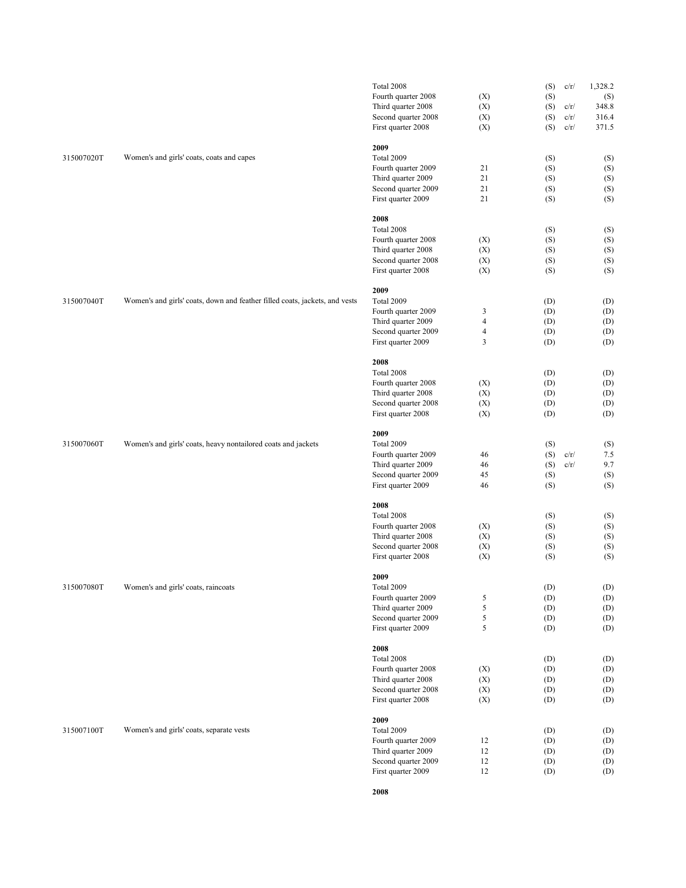| Code | Description | Period | Number of companies | Quantity | | Value |
|---|---|---|---|---|---|---|
| | | Total 2008 | | (S) | c/r/ | 1,328.2 |
| | | Fourth quarter 2008 | (X) | (S) | | (S) |
| | | Third quarter 2008 | (X) | (S) | c/r/ | 348.8 |
| | | Second quarter 2008 | (X) | (S) | c/r/ | 316.4 |
| | | First quarter 2008 | (X) | (S) | c/r/ | 371.5 |
| | | **2009** | | | | |
| 315007020T | Women's and girls' coats, coats and capes | Total 2009 | | (S) | | (S) |
| | | Fourth quarter 2009 | 21 | (S) | | (S) |
| | | Third quarter 2009 | 21 | (S) | | (S) |
| | | Second quarter 2009 | 21 | (S) | | (S) |
| | | First quarter 2009 | 21 | (S) | | (S) |
| | | **2008** | | | | |
| | | Total 2008 | | (S) | | (S) |
| | | Fourth quarter 2008 | (X) | (S) | | (S) |
| | | Third quarter 2008 | (X) | (S) | | (S) |
| | | Second quarter 2008 | (X) | (S) | | (S) |
| | | First quarter 2008 | (X) | (S) | | (S) |
| | | **2009** | | | | |
| 315007040T | Women's and girls' coats, down and feather filled coats, jackets, and vests | Total 2009 | | (D) | | (D) |
| | | Fourth quarter 2009 | 3 | (D) | | (D) |
| | | Third quarter 2009 | 4 | (D) | | (D) |
| | | Second quarter 2009 | 4 | (D) | | (D) |
| | | First quarter 2009 | 3 | (D) | | (D) |
| | | **2008** | | | | |
| | | Total 2008 | | (D) | | (D) |
| | | Fourth quarter 2008 | (X) | (D) | | (D) |
| | | Third quarter 2008 | (X) | (D) | | (D) |
| | | Second quarter 2008 | (X) | (D) | | (D) |
| | | First quarter 2008 | (X) | (D) | | (D) |
| | | **2009** | | | | |
| 315007060T | Women's and girls' coats, heavy nontailored coats and jackets | Total 2009 | | (S) | | (S) |
| | | Fourth quarter 2009 | 46 | (S) | c/r/ | 7.5 |
| | | Third quarter 2009 | 46 | (S) | c/r/ | 9.7 |
| | | Second quarter 2009 | 45 | (S) | | (S) |
| | | First quarter 2009 | 46 | (S) | | (S) |
| | | **2008** | | | | |
| | | Total 2008 | | (S) | | (S) |
| | | Fourth quarter 2008 | (X) | (S) | | (S) |
| | | Third quarter 2008 | (X) | (S) | | (S) |
| | | Second quarter 2008 | (X) | (S) | | (S) |
| | | First quarter 2008 | (X) | (S) | | (S) |
| | | **2009** | | | | |
| 315007080T | Women's and girls' coats, raincoats | Total 2009 | | (D) | | (D) |
| | | Fourth quarter 2009 | 5 | (D) | | (D) |
| | | Third quarter 2009 | 5 | (D) | | (D) |
| | | Second quarter 2009 | 5 | (D) | | (D) |
| | | First quarter 2009 | 5 | (D) | | (D) |
| | | **2008** | | | | |
| | | Total 2008 | | (D) | | (D) |
| | | Fourth quarter 2008 | (X) | (D) | | (D) |
| | | Third quarter 2008 | (X) | (D) | | (D) |
| | | Second quarter 2008 | (X) | (D) | | (D) |
| | | First quarter 2008 | (X) | (D) | | (D) |
| | | **2009** | | | | |
| 315007100T | Women's and girls' coats, separate vests | Total 2009 | | (D) | | (D) |
| | | Fourth quarter 2009 | 12 | (D) | | (D) |
| | | Third quarter 2009 | 12 | (D) | | (D) |
| | | Second quarter 2009 | 12 | (D) | | (D) |
| | | First quarter 2009 | 12 | (D) | | (D) |
| | | **2008** | | | | |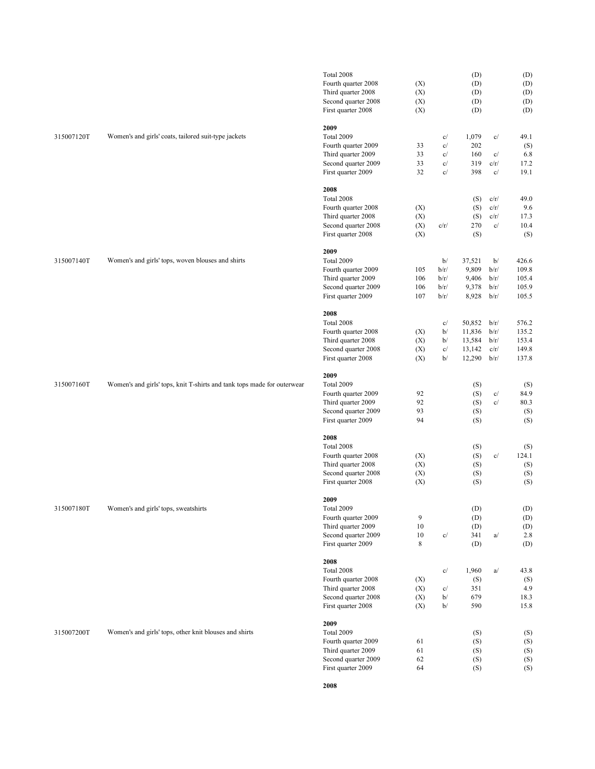| | | | | | | | |
|---|---|---|---|---|---|---|---|
| | | Total 2008 | | | (D) | | (D) |
| | | Fourth quarter 2008 | (X) | | (D) | | (D) |
| | | Third quarter 2008 | (X) | | (D) | | (D) |
| | | Second quarter 2008 | (X) | | (D) | | (D) |
| | | First quarter 2008 | (X) | | (D) | | (D) |
| | | **2009** | | | | | |
| 315007120T | Women's and girls' coats, tailored suit-type jackets | Total 2009 | | c/ | 1,079 | c/ | 49.1 |
| | | Fourth quarter 2009 | 33 | c/ | 202 | | (S) |
| | | Third quarter 2009 | 33 | c/ | 160 | c/ | 6.8 |
| | | Second quarter 2009 | 33 | c/ | 319 | c/r/ | 17.2 |
| | | First quarter 2009 | 32 | c/ | 398 | c/ | 19.1 |
| | | **2008** | | | | | |
| | | Total 2008 | | | (S) | c/r/ | 49.0 |
| | | Fourth quarter 2008 | (X) | | (S) | c/r/ | 9.6 |
| | | Third quarter 2008 | (X) | | (S) | c/r/ | 17.3 |
| | | Second quarter 2008 | (X) | c/r/ | 270 | c/ | 10.4 |
| | | First quarter 2008 | (X) | | (S) | | (S) |
| | | **2009** | | | | | |
| 315007140T | Women's and girls' tops, woven blouses and shirts | Total 2009 | | b/ | 37,521 | b/ | 426.6 |
| | | Fourth quarter 2009 | 105 | b/r/ | 9,809 | b/r/ | 109.8 |
| | | Third quarter 2009 | 106 | b/r/ | 9,406 | b/r/ | 105.4 |
| | | Second quarter 2009 | 106 | b/r/ | 9,378 | b/r/ | 105.9 |
| | | First quarter 2009 | 107 | b/r/ | 8,928 | b/r/ | 105.5 |
| | | **2008** | | | | | |
| | | Total 2008 | | c/ | 50,852 | b/r/ | 576.2 |
| | | Fourth quarter 2008 | (X) | b/ | 11,836 | b/r/ | 135.2 |
| | | Third quarter 2008 | (X) | b/ | 13,584 | b/r/ | 153.4 |
| | | Second quarter 2008 | (X) | c/ | 13,142 | c/r/ | 149.8 |
| | | First quarter 2008 | (X) | b/ | 12,290 | b/r/ | 137.8 |
| | | **2009** | | | | | |
| 315007160T | Women's and girls' tops, knit T-shirts and tank tops made for outerwear | Total 2009 | | | (S) | | (S) |
| | | Fourth quarter 2009 | 92 | | (S) | c/ | 84.9 |
| | | Third quarter 2009 | 92 | | (S) | c/ | 80.3 |
| | | Second quarter 2009 | 93 | | (S) | | (S) |
| | | First quarter 2009 | 94 | | (S) | | (S) |
| | | **2008** | | | | | |
| | | Total 2008 | | | (S) | | (S) |
| | | Fourth quarter 2008 | (X) | | (S) | c/ | 124.1 |
| | | Third quarter 2008 | (X) | | (S) | | (S) |
| | | Second quarter 2008 | (X) | | (S) | | (S) |
| | | First quarter 2008 | (X) | | (S) | | (S) |
| | | **2009** | | | | | |
| 315007180T | Women's and girls' tops, sweatshirts | Total 2009 | | | (D) | | (D) |
| | | Fourth quarter 2009 | 9 | | (D) | | (D) |
| | | Third quarter 2009 | 10 | | (D) | | (D) |
| | | Second quarter 2009 | 10 | c/ | 341 | a/ | 2.8 |
| | | First quarter 2009 | 8 | | (D) | | (D) |
| | | **2008** | | | | | |
| | | Total 2008 | | c/ | 1,960 | a/ | 43.8 |
| | | Fourth quarter 2008 | (X) | | (S) | | (S) |
| | | Third quarter 2008 | (X) | c/ | 351 | | 4.9 |
| | | Second quarter 2008 | (X) | b/ | 679 | | 18.3 |
| | | First quarter 2008 | (X) | b/ | 590 | | 15.8 |
| | | **2009** | | | | | |
| 315007200T | Women's and girls' tops, other knit blouses and shirts | Total 2009 | | | (S) | | (S) |
| | | Fourth quarter 2009 | 61 | | (S) | | (S) |
| | | Third quarter 2009 | 61 | | (S) | | (S) |
| | | Second quarter 2009 | 62 | | (S) | | (S) |
| | | First quarter 2009 | 64 | | (S) | | (S) |
| | | **2008** | | | | | |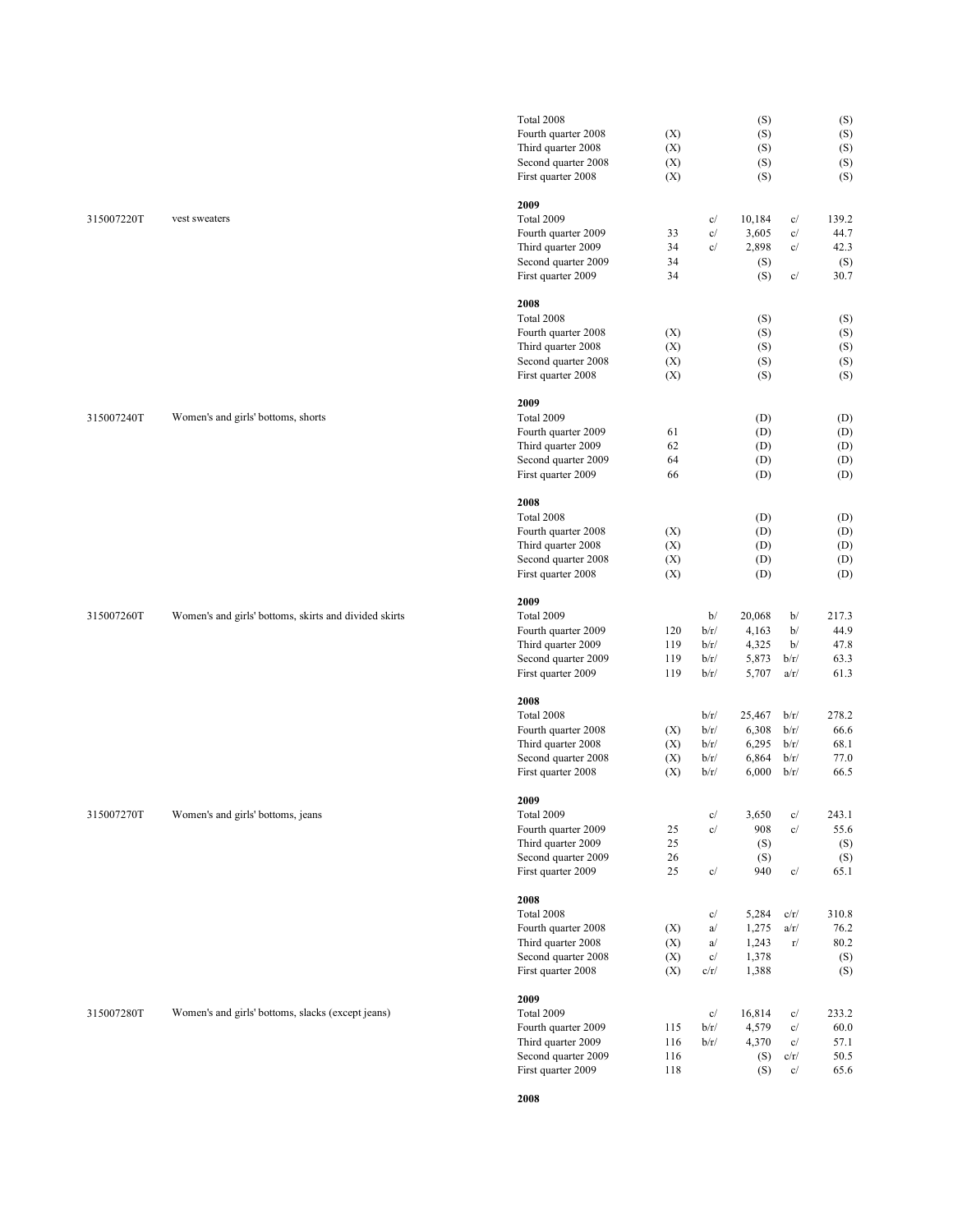| Product code | Product description | Period | Number of companies | | Quantity | | Value |
|---|---|---|---|---|---|---|---|
| | | Total 2008 | | | (S) | | (S) |
| | | Fourth quarter 2008 | (X) | | (S) | | (S) |
| | | Third quarter 2008 | (X) | | (S) | | (S) |
| | | Second quarter 2008 | (X) | | (S) | | (S) |
| | | First quarter 2008 | (X) | | (S) | | (S) |
| | | **2009** | | | | | |
| 315007220T | vest sweaters | Total 2009 | | c/ | 10,184 | c/ | 139.2 |
| | | Fourth quarter 2009 | 33 | c/ | 3,605 | c/ | 44.7 |
| | | Third quarter 2009 | 34 | c/ | 2,898 | c/ | 42.3 |
| | | Second quarter 2009 | 34 | | (S) | | (S) |
| | | First quarter 2009 | 34 | | (S) | c/ | 30.7 |
| | | **2008** | | | | | |
| | | Total 2008 | | | (S) | | (S) |
| | | Fourth quarter 2008 | (X) | | (S) | | (S) |
| | | Third quarter 2008 | (X) | | (S) | | (S) |
| | | Second quarter 2008 | (X) | | (S) | | (S) |
| | | First quarter 2008 | (X) | | (S) | | (S) |
| | | **2009** | | | | | |
| 315007240T | Women's and girls' bottoms, shorts | Total 2009 | | | (D) | | (D) |
| | | Fourth quarter 2009 | 61 | | (D) | | (D) |
| | | Third quarter 2009 | 62 | | (D) | | (D) |
| | | Second quarter 2009 | 64 | | (D) | | (D) |
| | | First quarter 2009 | 66 | | (D) | | (D) |
| | | **2008** | | | | | |
| | | Total 2008 | | | (D) | | (D) |
| | | Fourth quarter 2008 | (X) | | (D) | | (D) |
| | | Third quarter 2008 | (X) | | (D) | | (D) |
| | | Second quarter 2008 | (X) | | (D) | | (D) |
| | | First quarter 2008 | (X) | | (D) | | (D) |
| | | **2009** | | | | | |
| 315007260T | Women's and girls' bottoms, skirts and divided skirts | Total 2009 | | b/ | 20,068 | b/ | 217.3 |
| | | Fourth quarter 2009 | 120 | b/r/ | 4,163 | b/ | 44.9 |
| | | Third quarter 2009 | 119 | b/r/ | 4,325 | b/ | 47.8 |
| | | Second quarter 2009 | 119 | b/r/ | 5,873 | b/r/ | 63.3 |
| | | First quarter 2009 | 119 | b/r/ | 5,707 | a/r/ | 61.3 |
| | | **2008** | | | | | |
| | | Total 2008 | | b/r/ | 25,467 | b/r/ | 278.2 |
| | | Fourth quarter 2008 | (X) | b/r/ | 6,308 | b/r/ | 66.6 |
| | | Third quarter 2008 | (X) | b/r/ | 6,295 | b/r/ | 68.1 |
| | | Second quarter 2008 | (X) | b/r/ | 6,864 | b/r/ | 77.0 |
| | | First quarter 2008 | (X) | b/r/ | 6,000 | b/r/ | 66.5 |
| | | **2009** | | | | | |
| 315007270T | Women's and girls' bottoms, jeans | Total 2009 | | c/ | 3,650 | c/ | 243.1 |
| | | Fourth quarter 2009 | 25 | c/ | 908 | c/ | 55.6 |
| | | Third quarter 2009 | 25 | | (S) | | (S) |
| | | Second quarter 2009 | 26 | | (S) | | (S) |
| | | First quarter 2009 | 25 | c/ | 940 | c/ | 65.1 |
| | | **2008** | | | | | |
| | | Total 2008 | | c/ | 5,284 | c/r/ | 310.8 |
| | | Fourth quarter 2008 | (X) | a/ | 1,275 | a/r/ | 76.2 |
| | | Third quarter 2008 | (X) | a/ | 1,243 | r/ | 80.2 |
| | | Second quarter 2008 | (X) | c/ | 1,378 | | (S) |
| | | First quarter 2008 | (X) | c/r/ | 1,388 | | (S) |
| | | **2009** | | | | | |
| 315007280T | Women's and girls' bottoms, slacks (except jeans) | Total 2009 | | c/ | 16,814 | c/ | 233.2 |
| | | Fourth quarter 2009 | 115 | b/r/ | 4,579 | c/ | 60.0 |
| | | Third quarter 2009 | 116 | b/r/ | 4,370 | c/ | 57.1 |
| | | Second quarter 2009 | 116 | | (S) | c/r/ | 50.5 |
| | | First quarter 2009 | 118 | | (S) | c/ | 65.6 |
| | | **2008** | | | | | |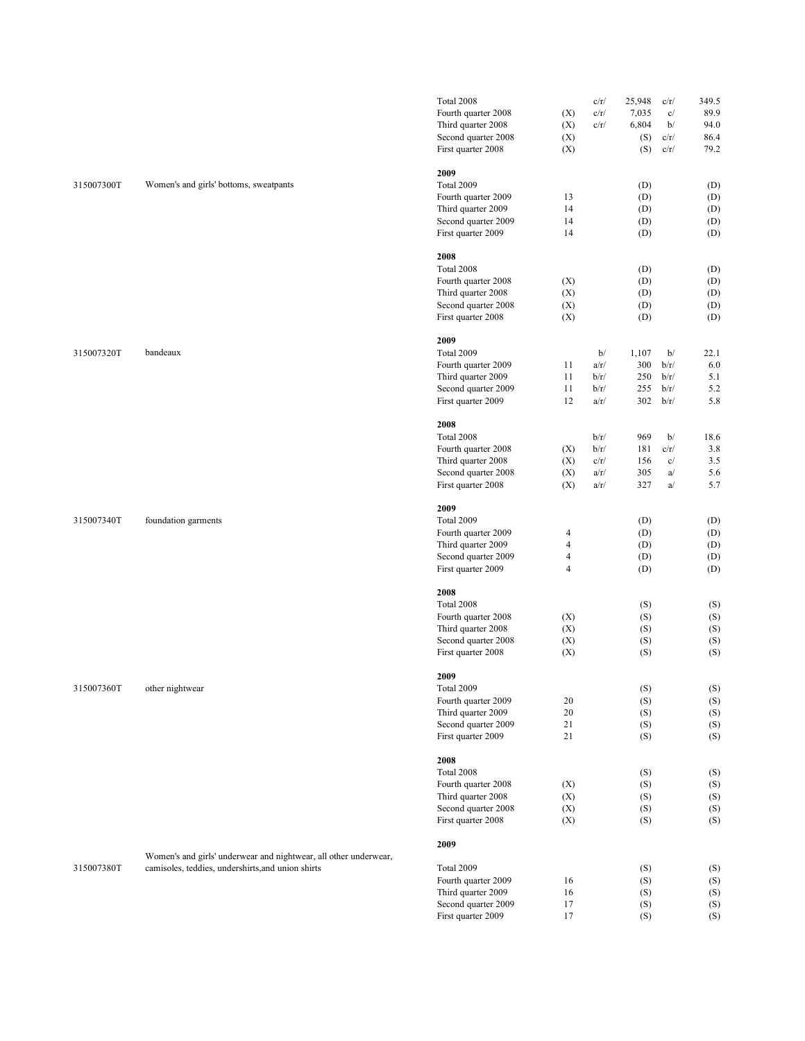| Product code | Product description | Period | Number of companies | | Quantity | | Value |
|---|---|---|---|---|---|---|---|
| | | Total 2008 | | c/r/ | 25,948 | c/r/ | 349.5 |
| | | Fourth quarter 2008 | (X) | c/r/ | 7,035 | c/ | 89.9 |
| | | Third quarter 2008 | (X) | c/r/ | 6,804 | b/ | 94.0 |
| | | Second quarter 2008 | (X) | | (S) | c/r/ | 86.4 |
| | | First quarter 2008 | (X) | | (S) | c/r/ | 79.2 |
| | | **2009** | | | | | |
| 315007300T | Women's and girls' bottoms, sweatpants | Total 2009 | | | (D) | | (D) |
| | | Fourth quarter 2009 | 13 | | (D) | | (D) |
| | | Third quarter 2009 | 14 | | (D) | | (D) |
| | | Second quarter 2009 | 14 | | (D) | | (D) |
| | | First quarter 2009 | 14 | | (D) | | (D) |
| | | **2008** | | | | | |
| | | Total 2008 | | | (D) | | (D) |
| | | Fourth quarter 2008 | (X) | | (D) | | (D) |
| | | Third quarter 2008 | (X) | | (D) | | (D) |
| | | Second quarter 2008 | (X) | | (D) | | (D) |
| | | First quarter 2008 | (X) | | (D) | | (D) |
| | | **2009** | | | | | |
| 315007320T | bandeaux | Total 2009 | | b/ | 1,107 | b/ | 22.1 |
| | | Fourth quarter 2009 | 11 | a/r/ | 300 | b/r/ | 6.0 |
| | | Third quarter 2009 | 11 | b/r/ | 250 | b/r/ | 5.1 |
| | | Second quarter 2009 | 11 | b/r/ | 255 | b/r/ | 5.2 |
| | | First quarter 2009 | 12 | a/r/ | 302 | b/r/ | 5.8 |
| | | **2008** | | | | | |
| | | Total 2008 | | b/r/ | 969 | b/ | 18.6 |
| | | Fourth quarter 2008 | (X) | b/r/ | 181 | c/r/ | 3.8 |
| | | Third quarter 2008 | (X) | c/r/ | 156 | c/ | 3.5 |
| | | Second quarter 2008 | (X) | a/r/ | 305 | a/ | 5.6 |
| | | First quarter 2008 | (X) | a/r/ | 327 | a/ | 5.7 |
| | | **2009** | | | | | |
| 315007340T | foundation garments | Total 2009 | | | (D) | | (D) |
| | | Fourth quarter 2009 | 4 | | (D) | | (D) |
| | | Third quarter 2009 | 4 | | (D) | | (D) |
| | | Second quarter 2009 | 4 | | (D) | | (D) |
| | | First quarter 2009 | 4 | | (D) | | (D) |
| | | **2008** | | | | | |
| | | Total 2008 | | | (S) | | (S) |
| | | Fourth quarter 2008 | (X) | | (S) | | (S) |
| | | Third quarter 2008 | (X) | | (S) | | (S) |
| | | Second quarter 2008 | (X) | | (S) | | (S) |
| | | First quarter 2008 | (X) | | (S) | | (S) |
| | | **2009** | | | | | |
| 315007360T | other nightwear | Total 2009 | | | (S) | | (S) |
| | | Fourth quarter 2009 | 20 | | (S) | | (S) |
| | | Third quarter 2009 | 20 | | (S) | | (S) |
| | | Second quarter 2009 | 21 | | (S) | | (S) |
| | | First quarter 2009 | 21 | | (S) | | (S) |
| | | **2008** | | | | | |
| | | Total 2008 | | | (S) | | (S) |
| | | Fourth quarter 2008 | (X) | | (S) | | (S) |
| | | Third quarter 2008 | (X) | | (S) | | (S) |
| | | Second quarter 2008 | (X) | | (S) | | (S) |
| | | First quarter 2008 | (X) | | (S) | | (S) |
| | | **2009** | | | | | |
| 315007380T | Women's and girls' underwear and nightwear, all other underwear, camisoles, teddies, undershirts,and union shirts | Total 2009 | | | (S) | | (S) |
| | | Fourth quarter 2009 | 16 | | (S) | | (S) |
| | | Third quarter 2009 | 16 | | (S) | | (S) |
| | | Second quarter 2009 | 17 | | (S) | | (S) |
| | | First quarter 2009 | 17 | | (S) | | (S) |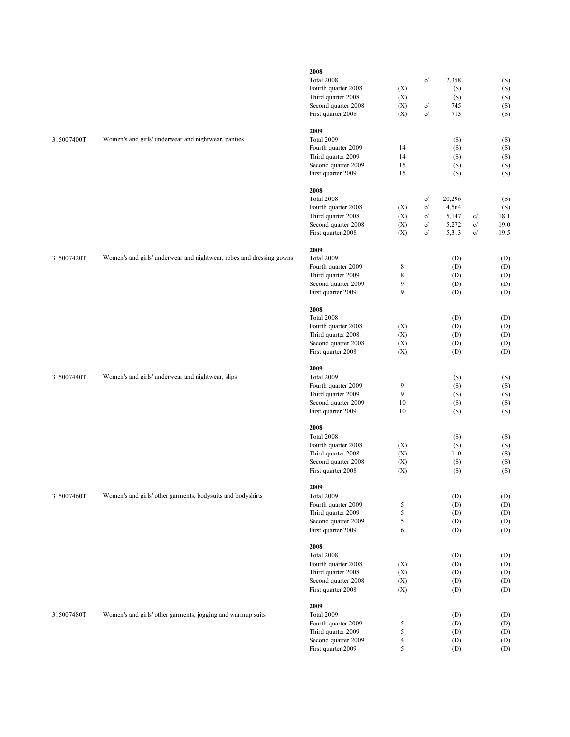| Code | Description | Period | Number of companies | | Value | | CV |
|---|---|---|---|---|---|---|---|
| | | **2008** | | | | | |
| | | Total 2008 | | c/ | 2,358 | | (S) |
| | | Fourth quarter 2008 | (X) | | (S) | | (S) |
| | | Third quarter 2008 | (X) | | (S) | | (S) |
| | | Second quarter 2008 | (X) | c/ | 745 | | (S) |
| | | First quarter 2008 | (X) | c/ | 713 | | (S) |
| | | **2009** | | | | | |
| 315007400T | Women's and girls' underwear and nightwear, panties | Total 2009 | | | (S) | | (S) |
| | | Fourth quarter 2009 | 14 | | (S) | | (S) |
| | | Third quarter 2009 | 14 | | (S) | | (S) |
| | | Second quarter 2009 | 15 | | (S) | | (S) |
| | | First quarter 2009 | 15 | | (S) | | (S) |
| | | **2008** | | | | | |
| | | Total 2008 | | c/ | 20,296 | | (S) |
| | | Fourth quarter 2008 | (X) | c/ | 4,564 | | (S) |
| | | Third quarter 2008 | (X) | c/ | 5,147 | c/ | 18.1 |
| | | Second quarter 2008 | (X) | c/ | 5,272 | c/ | 19.0 |
| | | First quarter 2008 | (X) | c/ | 5,313 | c/ | 19.5 |
| | | **2009** | | | | | |
| 315007420T | Women's and girls' underwear and nightwear, robes and dressing gowns | Total 2009 | | | (D) | | (D) |
| | | Fourth quarter 2009 | 8 | | (D) | | (D) |
| | | Third quarter 2009 | 8 | | (D) | | (D) |
| | | Second quarter 2009 | 9 | | (D) | | (D) |
| | | First quarter 2009 | 9 | | (D) | | (D) |
| | | **2008** | | | | | |
| | | Total 2008 | | | (D) | | (D) |
| | | Fourth quarter 2008 | (X) | | (D) | | (D) |
| | | Third quarter 2008 | (X) | | (D) | | (D) |
| | | Second quarter 2008 | (X) | | (D) | | (D) |
| | | First quarter 2008 | (X) | | (D) | | (D) |
| | | **2009** | | | | | |
| 315007440T | Women's and girls' underwear and nightwear, slips | Total 2009 | | | (S) | | (S) |
| | | Fourth quarter 2009 | 9 | | (S) | | (S) |
| | | Third quarter 2009 | 9 | | (S) | | (S) |
| | | Second quarter 2009 | 10 | | (S) | | (S) |
| | | First quarter 2009 | 10 | | (S) | | (S) |
| | | **2008** | | | | | |
| | | Total 2008 | | | (S) | | (S) |
| | | Fourth quarter 2008 | (X) | | (S) | | (S) |
| | | Third quarter 2008 | (X) | | 110 | | (S) |
| | | Second quarter 2008 | (X) | | (S) | | (S) |
| | | First quarter 2008 | (X) | | (S) | | (S) |
| | | **2009** | | | | | |
| 315007460T | Women's and girls' other garments, bodysuits and bodyshirts | Total 2009 | | | (D) | | (D) |
| | | Fourth quarter 2009 | 5 | | (D) | | (D) |
| | | Third quarter 2009 | 5 | | (D) | | (D) |
| | | Second quarter 2009 | 5 | | (D) | | (D) |
| | | First quarter 2009 | 6 | | (D) | | (D) |
| | | **2008** | | | | | |
| | | Total 2008 | | | (D) | | (D) |
| | | Fourth quarter 2008 | (X) | | (D) | | (D) |
| | | Third quarter 2008 | (X) | | (D) | | (D) |
| | | Second quarter 2008 | (X) | | (D) | | (D) |
| | | First quarter 2008 | (X) | | (D) | | (D) |
| | | **2009** | | | | | |
| 315007480T | Women's and girls' other garments, jogging and warmup suits | Total 2009 | | | (D) | | (D) |
| | | Fourth quarter 2009 | 5 | | (D) | | (D) |
| | | Third quarter 2009 | 5 | | (D) | | (D) |
| | | Second quarter 2009 | 4 | | (D) | | (D) |
| | | First quarter 2009 | 5 | | (D) | | (D) |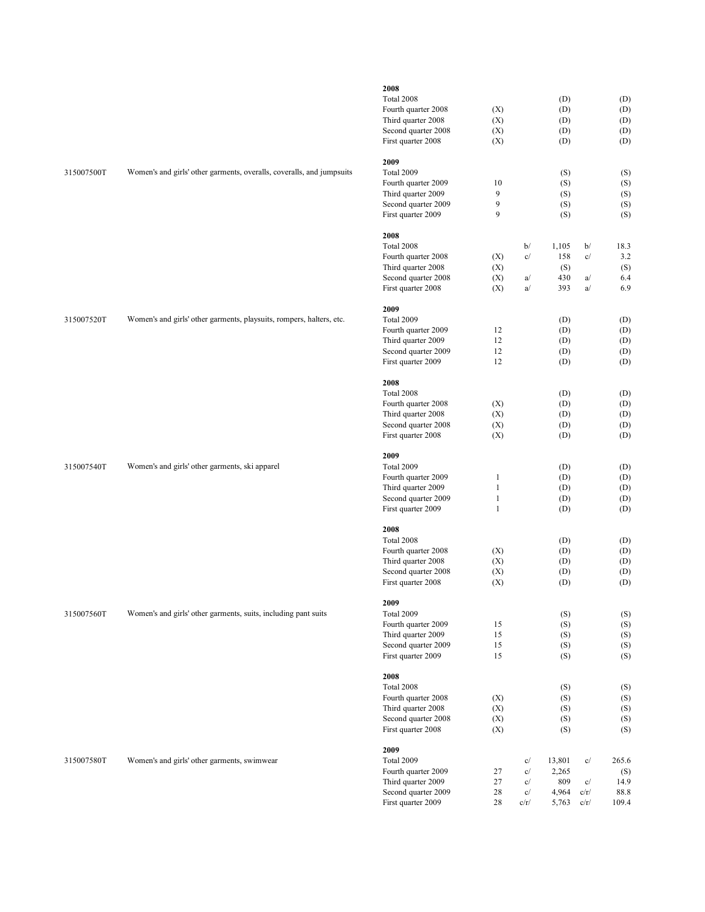| Product code | Product description | Period | Number of companies | | Quantity | | Value |
|---|---|---|---|---|---|---|---|
| | | **2008** | | | | | |
| | | Total 2008 | | | (D) | | (D) |
| | | Fourth quarter 2008 | (X) | | (D) | | (D) |
| | | Third quarter 2008 | (X) | | (D) | | (D) |
| | | Second quarter 2008 | (X) | | (D) | | (D) |
| | | First quarter 2008 | (X) | | (D) | | (D) |
| | | **2009** | | | | | |
| 315007500T | Women's and girls' other garments, overalls, coveralls, and jumpsuits | Total 2009 | | | (S) | | (S) |
| | | Fourth quarter 2009 | 10 | | (S) | | (S) |
| | | Third quarter 2009 | 9 | | (S) | | (S) |
| | | Second quarter 2009 | 9 | | (S) | | (S) |
| | | First quarter 2009 | 9 | | (S) | | (S) |
| | | **2008** | | | | | |
| | | Total 2008 | | b/ | 1,105 | b/ | 18.3 |
| | | Fourth quarter 2008 | (X) | c/ | 158 | c/ | 3.2 |
| | | Third quarter 2008 | (X) | | (S) | | (S) |
| | | Second quarter 2008 | (X) | a/ | 430 | a/ | 6.4 |
| | | First quarter 2008 | (X) | a/ | 393 | a/ | 6.9 |
| | | **2009** | | | | | |
| 315007520T | Women's and girls' other garments, playsuits, rompers, halters, etc. | Total 2009 | | | (D) | | (D) |
| | | Fourth quarter 2009 | 12 | | (D) | | (D) |
| | | Third quarter 2009 | 12 | | (D) | | (D) |
| | | Second quarter 2009 | 12 | | (D) | | (D) |
| | | First quarter 2009 | 12 | | (D) | | (D) |
| | | **2008** | | | | | |
| | | Total 2008 | | | (D) | | (D) |
| | | Fourth quarter 2008 | (X) | | (D) | | (D) |
| | | Third quarter 2008 | (X) | | (D) | | (D) |
| | | Second quarter 2008 | (X) | | (D) | | (D) |
| | | First quarter 2008 | (X) | | (D) | | (D) |
| | | **2009** | | | | | |
| 315007540T | Women's and girls' other garments, ski apparel | Total 2009 | | | (D) | | (D) |
| | | Fourth quarter 2009 | 1 | | (D) | | (D) |
| | | Third quarter 2009 | 1 | | (D) | | (D) |
| | | Second quarter 2009 | 1 | | (D) | | (D) |
| | | First quarter 2009 | 1 | | (D) | | (D) |
| | | **2008** | | | | | |
| | | Total 2008 | | | (D) | | (D) |
| | | Fourth quarter 2008 | (X) | | (D) | | (D) |
| | | Third quarter 2008 | (X) | | (D) | | (D) |
| | | Second quarter 2008 | (X) | | (D) | | (D) |
| | | First quarter 2008 | (X) | | (D) | | (D) |
| | | **2009** | | | | | |
| 315007560T | Women's and girls' other garments, suits, including pant suits | Total 2009 | | | (S) | | (S) |
| | | Fourth quarter 2009 | 15 | | (S) | | (S) |
| | | Third quarter 2009 | 15 | | (S) | | (S) |
| | | Second quarter 2009 | 15 | | (S) | | (S) |
| | | First quarter 2009 | 15 | | (S) | | (S) |
| | | **2008** | | | | | |
| | | Total 2008 | | | (S) | | (S) |
| | | Fourth quarter 2008 | (X) | | (S) | | (S) |
| | | Third quarter 2008 | (X) | | (S) | | (S) |
| | | Second quarter 2008 | (X) | | (S) | | (S) |
| | | First quarter 2008 | (X) | | (S) | | (S) |
| | | **2009** | | | | | |
| 315007580T | Women's and girls' other garments, swimwear | Total 2009 | | c/ | 13,801 | c/ | 265.6 |
| | | Fourth quarter 2009 | 27 | c/ | 2,265 | | (S) |
| | | Third quarter 2009 | 27 | c/ | 809 | c/ | 14.9 |
| | | Second quarter 2009 | 28 | c/ | 4,964 | c/r/ | 88.8 |
| | | First quarter 2009 | 28 | c/r/ | 5,763 | c/r/ | 109.4 |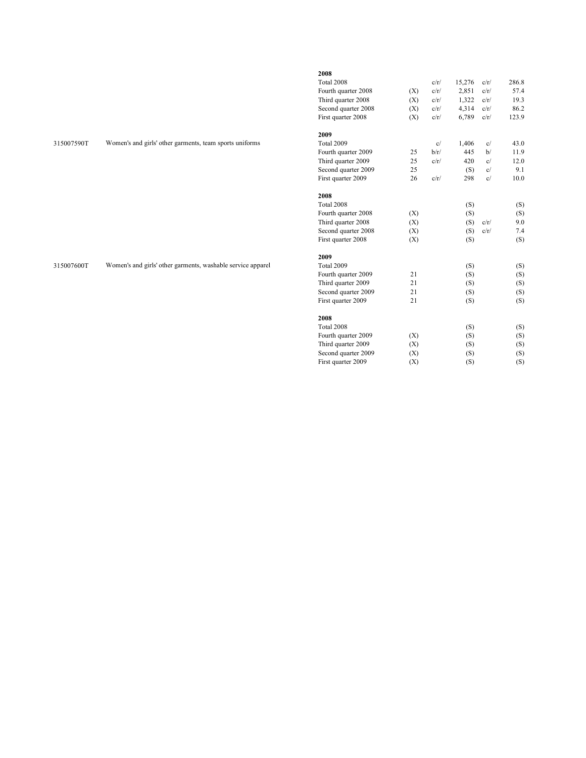| Product code | Product description | Period | Number of companies | | Quantity | | Value |
|---|---|---|---|---|---|---|---|
| | | **2008** | | | | | |
| | | Total 2008 | | c/r/ | 15,276 | c/r/ | 286.8 |
| | | Fourth quarter 2008 | (X) | c/r/ | 2,851 | c/r/ | 57.4 |
| | | Third quarter 2008 | (X) | c/r/ | 1,322 | c/r/ | 19.3 |
| | | Second quarter 2008 | (X) | c/r/ | 4,314 | c/r/ | 86.2 |
| | | First quarter 2008 | (X) | c/r/ | 6,789 | c/r/ | 123.9 |
| | | **2009** | | | | | |
| 315007590T | Women's and girls' other garments, team sports uniforms | Total 2009 | | c/ | 1,406 | c/ | 43.0 |
| | | Fourth quarter 2009 | 25 | b/r/ | 445 | b/ | 11.9 |
| | | Third quarter 2009 | 25 | c/r/ | 420 | c/ | 12.0 |
| | | Second quarter 2009 | 25 | | (S) | c/ | 9.1 |
| | | First quarter 2009 | 26 | c/r/ | 298 | c/ | 10.0 |
| | | **2008** | | | | | |
| | | Total 2008 | | | (S) | | (S) |
| | | Fourth quarter 2008 | (X) | | (S) | | (S) |
| | | Third quarter 2008 | (X) | | (S) | c/r/ | 9.0 |
| | | Second quarter 2008 | (X) | | (S) | c/r/ | 7.4 |
| | | First quarter 2008 | (X) | | (S) | | (S) |
| | | **2009** | | | | | |
| 315007600T | Women's and girls' other garments, washable service apparel | Total 2009 | | | (S) | | (S) |
| | | Fourth quarter 2009 | 21 | | (S) | | (S) |
| | | Third quarter 2009 | 21 | | (S) | | (S) |
| | | Second quarter 2009 | 21 | | (S) | | (S) |
| | | First quarter 2009 | 21 | | (S) | | (S) |
| | | **2008** | | | | | |
| | | Total 2008 | | | (S) | | (S) |
| | | Fourth quarter 2009 | (X) | | (S) | | (S) |
| | | Third quarter 2009 | (X) | | (S) | | (S) |
| | | Second quarter 2009 | (X) | | (S) | | (S) |
| | | First quarter 2009 | (X) | | (S) | | (S) |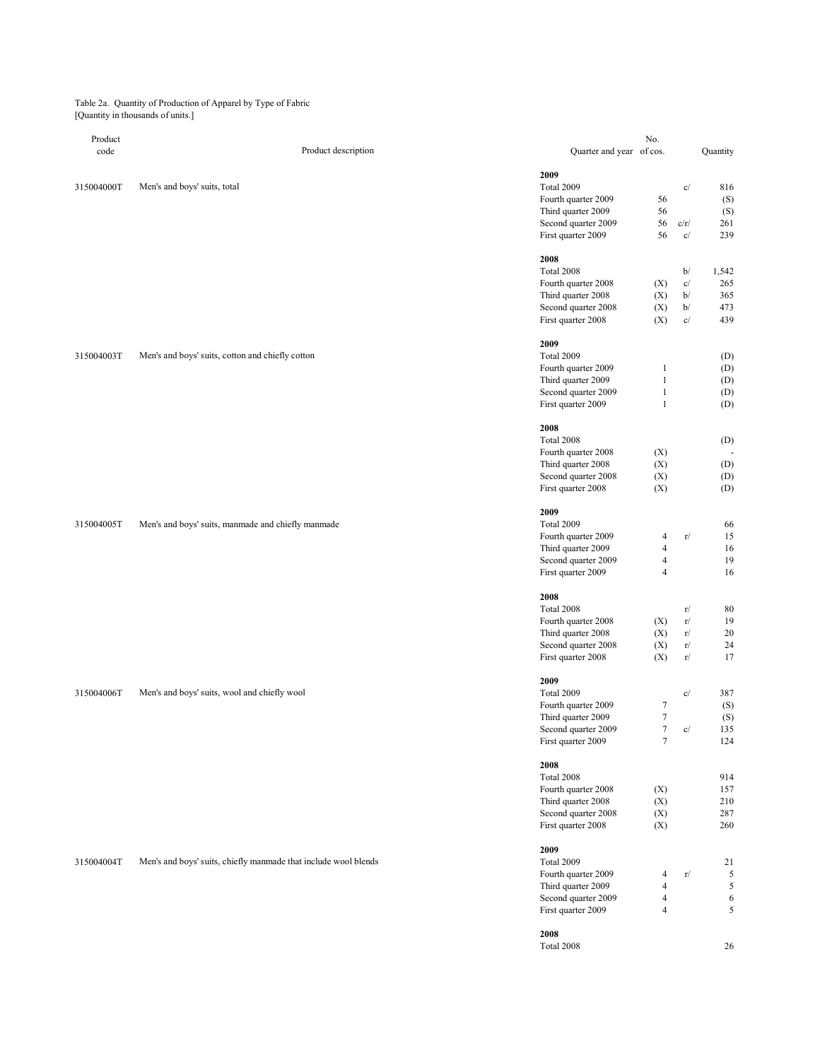Table 2a. Quantity of Production of Apparel by Type of Fabric
[Quantity in thousands of units.]

| Product code | Product description | Quarter and year | No. of cos. | | Quantity |
|---|---|---|---|---|---|
| | | **2009** | | | |
| 315004000T | Men's and boys' suits, total | Total 2009 | | c/ | 816 |
| | | Fourth quarter 2009 | 56 | | (S) |
| | | Third quarter 2009 | 56 | | (S) |
| | | Second quarter 2009 | 56 | c/r/ | 261 |
| | | First quarter 2009 | 56 | c/ | 239 |
| | | **2008** | | | |
| | | Total 2008 | | b/ | 1,542 |
| | | Fourth quarter 2008 | (X) | c/ | 265 |
| | | Third quarter 2008 | (X) | b/ | 365 |
| | | Second quarter 2008 | (X) | b/ | 473 |
| | | First quarter 2008 | (X) | c/ | 439 |
| | | **2009** | | | |
| 315004003T | Men's and boys' suits, cotton and chiefly cotton | Total 2009 | | | (D) |
| | | Fourth quarter 2009 | 1 | | (D) |
| | | Third quarter 2009 | 1 | | (D) |
| | | Second quarter 2009 | 1 | | (D) |
| | | First quarter 2009 | 1 | | (D) |
| | | **2008** | | | |
| | | Total 2008 | | | (D) |
| | | Fourth quarter 2008 | (X) | | - |
| | | Third quarter 2008 | (X) | | (D) |
| | | Second quarter 2008 | (X) | | (D) |
| | | First quarter 2008 | (X) | | (D) |
| | | **2009** | | | |
| 315004005T | Men's and boys' suits, manmade and chiefly manmade | Total 2009 | | | 66 |
| | | Fourth quarter 2009 | 4 | r/ | 15 |
| | | Third quarter 2009 | 4 | | 16 |
| | | Second quarter 2009 | 4 | | 19 |
| | | First quarter 2009 | 4 | | 16 |
| | | **2008** | | | |
| | | Total 2008 | | r/ | 80 |
| | | Fourth quarter 2008 | (X) | r/ | 19 |
| | | Third quarter 2008 | (X) | r/ | 20 |
| | | Second quarter 2008 | (X) | r/ | 24 |
| | | First quarter 2008 | (X) | r/ | 17 |
| | | **2009** | | | |
| 315004006T | Men's and boys' suits, wool and chiefly wool | Total 2009 | | c/ | 387 |
| | | Fourth quarter 2009 | 7 | | (S) |
| | | Third quarter 2009 | 7 | | (S) |
| | | Second quarter 2009 | 7 | c/ | 135 |
| | | First quarter 2009 | 7 | | 124 |
| | | **2008** | | | |
| | | Total 2008 | | | 914 |
| | | Fourth quarter 2008 | (X) | | 157 |
| | | Third quarter 2008 | (X) | | 210 |
| | | Second quarter 2008 | (X) | | 287 |
| | | First quarter 2008 | (X) | | 260 |
| | | **2009** | | | |
| 315004004T | Men's and boys' suits, chiefly manmade that include wool blends | Total 2009 | | | 21 |
| | | Fourth quarter 2009 | 4 | r/ | 5 |
| | | Third quarter 2009 | 4 | | 5 |
| | | Second quarter 2009 | 4 | | 6 |
| | | First quarter 2009 | 4 | | 5 |
| | | **2008** | | | |
| | | Total 2008 | | | 26 |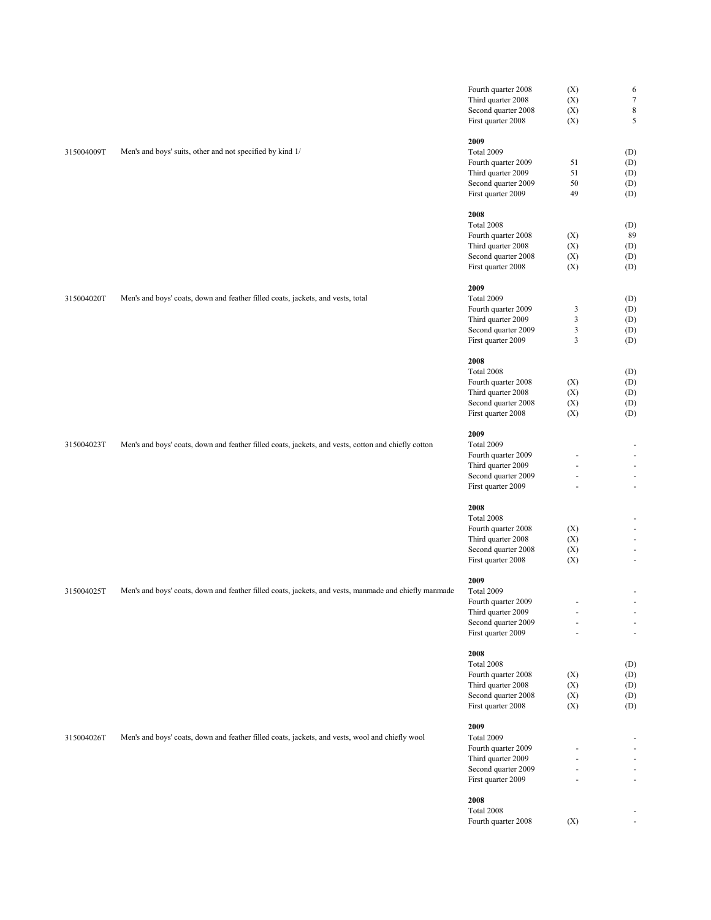| Code | Description | Period | Col 1 | Col 2 |
|---|---|---|---|---|
| | | Fourth quarter 2008 | (X) | 6 |
| | | Third quarter 2008 | (X) | 7 |
| | | Second quarter 2008 | (X) | 8 |
| | | First quarter 2008 | (X) | 5 |
| | | **2009** | | |
| 315004009T | Men's and boys' suits, other and not specified by kind 1/ | Total 2009 | | (D) |
| | | Fourth quarter 2009 | 51 | (D) |
| | | Third quarter 2009 | 51 | (D) |
| | | Second quarter 2009 | 50 | (D) |
| | | First quarter 2009 | 49 | (D) |
| | | **2008** | | |
| | | Total 2008 | | (D) |
| | | Fourth quarter 2008 | (X) | 89 |
| | | Third quarter 2008 | (X) | (D) |
| | | Second quarter 2008 | (X) | (D) |
| | | First quarter 2008 | (X) | (D) |
| | | **2009** | | |
| 315004020T | Men's and boys' coats, down and feather filled coats, jackets, and vests, total | Total 2009 | | (D) |
| | | Fourth quarter 2009 | 3 | (D) |
| | | Third quarter 2009 | 3 | (D) |
| | | Second quarter 2009 | 3 | (D) |
| | | First quarter 2009 | 3 | (D) |
| | | **2008** | | |
| | | Total 2008 | | (D) |
| | | Fourth quarter 2008 | (X) | (D) |
| | | Third quarter 2008 | (X) | (D) |
| | | Second quarter 2008 | (X) | (D) |
| | | First quarter 2008 | (X) | (D) |
| | | **2009** | | |
| 315004023T | Men's and boys' coats, down and feather filled coats, jackets, and vests, cotton and chiefly cotton | Total 2009 | | - |
| | | Fourth quarter 2009 | - | - |
| | | Third quarter 2009 | - | - |
| | | Second quarter 2009 | - | - |
| | | First quarter 2009 | - | - |
| | | **2008** | | |
| | | Total 2008 | | - |
| | | Fourth quarter 2008 | (X) | - |
| | | Third quarter 2008 | (X) | - |
| | | Second quarter 2008 | (X) | - |
| | | First quarter 2008 | (X) | - |
| | | **2009** | | |
| 315004025T | Men's and boys' coats, down and feather filled coats, jackets, and vests, manmade and chiefly manmade | Total 2009 | | - |
| | | Fourth quarter 2009 | - | - |
| | | Third quarter 2009 | - | - |
| | | Second quarter 2009 | - | - |
| | | First quarter 2009 | - | - |
| | | **2008** | | |
| | | Total 2008 | | (D) |
| | | Fourth quarter 2008 | (X) | (D) |
| | | Third quarter 2008 | (X) | (D) |
| | | Second quarter 2008 | (X) | (D) |
| | | First quarter 2008 | (X) | (D) |
| | | **2009** | | |
| 315004026T | Men's and boys' coats, down and feather filled coats, jackets, and vests, wool and chiefly wool | Total 2009 | | - |
| | | Fourth quarter 2009 | - | - |
| | | Third quarter 2009 | - | - |
| | | Second quarter 2009 | - | - |
| | | First quarter 2009 | - | - |
| | | **2008** | | |
| | | Total 2008 | | - |
| | | Fourth quarter 2008 | (X) | - |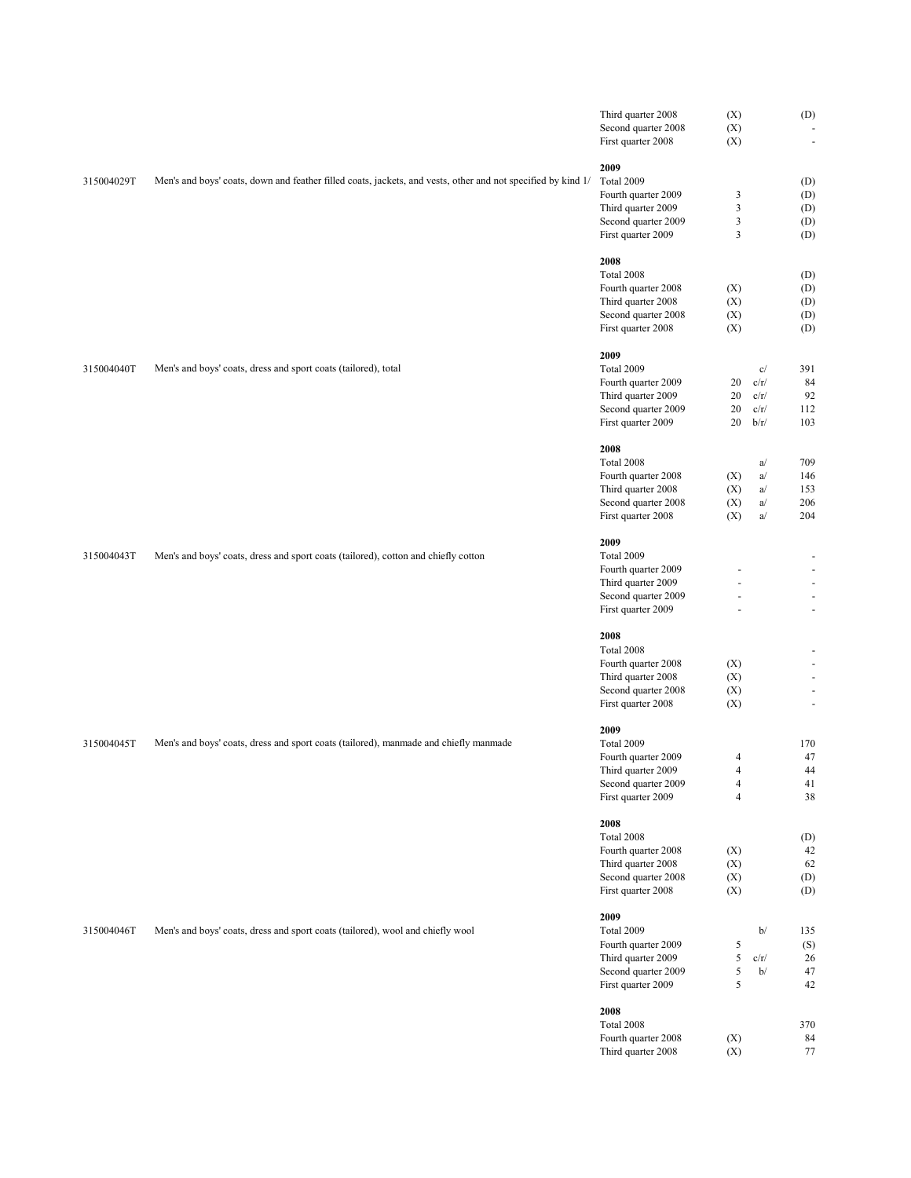| Product code | Product description | Period | Number of companies | Footnote | Quantity |
|---|---|---|---|---|---|
| | | Third quarter 2008 | (X) | | (D) |
| | | Second quarter 2008 | (X) | | - |
| | | First quarter 2008 | (X) | | - |
| | | **2009** | | | |
| 315004029T | Men's and boys' coats, down and feather filled coats, jackets, and vests, other and not specified by kind 1/ | Total 2009 | | | (D) |
| | | Fourth quarter 2009 | 3 | | (D) |
| | | Third quarter 2009 | 3 | | (D) |
| | | Second quarter 2009 | 3 | | (D) |
| | | First quarter 2009 | 3 | | (D) |
| | | **2008** | | | |
| | | Total 2008 | | | (D) |
| | | Fourth quarter 2008 | (X) | | (D) |
| | | Third quarter 2008 | (X) | | (D) |
| | | Second quarter 2008 | (X) | | (D) |
| | | First quarter 2008 | (X) | | (D) |
| | | **2009** | | | |
| 315004040T | Men's and boys' coats, dress and sport coats (tailored), total | Total 2009 | | c/ | 391 |
| | | Fourth quarter 2009 | 20 | c/r/ | 84 |
| | | Third quarter 2009 | 20 | c/r/ | 92 |
| | | Second quarter 2009 | 20 | c/r/ | 112 |
| | | First quarter 2009 | 20 | b/r/ | 103 |
| | | **2008** | | | |
| | | Total 2008 | | a/ | 709 |
| | | Fourth quarter 2008 | (X) | a/ | 146 |
| | | Third quarter 2008 | (X) | a/ | 153 |
| | | Second quarter 2008 | (X) | a/ | 206 |
| | | First quarter 2008 | (X) | a/ | 204 |
| | | **2009** | | | |
| 315004043T | Men's and boys' coats, dress and sport coats (tailored), cotton and chiefly cotton | Total 2009 | | | - |
| | | Fourth quarter 2009 | - | | - |
| | | Third quarter 2009 | - | | - |
| | | Second quarter 2009 | - | | - |
| | | First quarter 2009 | - | | - |
| | | **2008** | | | |
| | | Total 2008 | | | - |
| | | Fourth quarter 2008 | (X) | | - |
| | | Third quarter 2008 | (X) | | - |
| | | Second quarter 2008 | (X) | | - |
| | | First quarter 2008 | (X) | | - |
| | | **2009** | | | |
| 315004045T | Men's and boys' coats, dress and sport coats (tailored), manmade and chiefly manmade | Total 2009 | | | 170 |
| | | Fourth quarter 2009 | 4 | | 47 |
| | | Third quarter 2009 | 4 | | 44 |
| | | Second quarter 2009 | 4 | | 41 |
| | | First quarter 2009 | 4 | | 38 |
| | | **2008** | | | |
| | | Total 2008 | | | (D) |
| | | Fourth quarter 2008 | (X) | | 42 |
| | | Third quarter 2008 | (X) | | 62 |
| | | Second quarter 2008 | (X) | | (D) |
| | | First quarter 2008 | (X) | | (D) |
| | | **2009** | | | |
| 315004046T | Men's and boys' coats, dress and sport coats (tailored), wool and chiefly wool | Total 2009 | | b/ | 135 |
| | | Fourth quarter 2009 | 5 | | (S) |
| | | Third quarter 2009 | 5 | c/r/ | 26 |
| | | Second quarter 2009 | 5 | b/ | 47 |
| | | First quarter 2009 | 5 | | 42 |
| | | **2008** | | | |
| | | Total 2008 | | | 370 |
| | | Fourth quarter 2008 | (X) | | 84 |
| | | Third quarter 2008 | (X) | | 77 |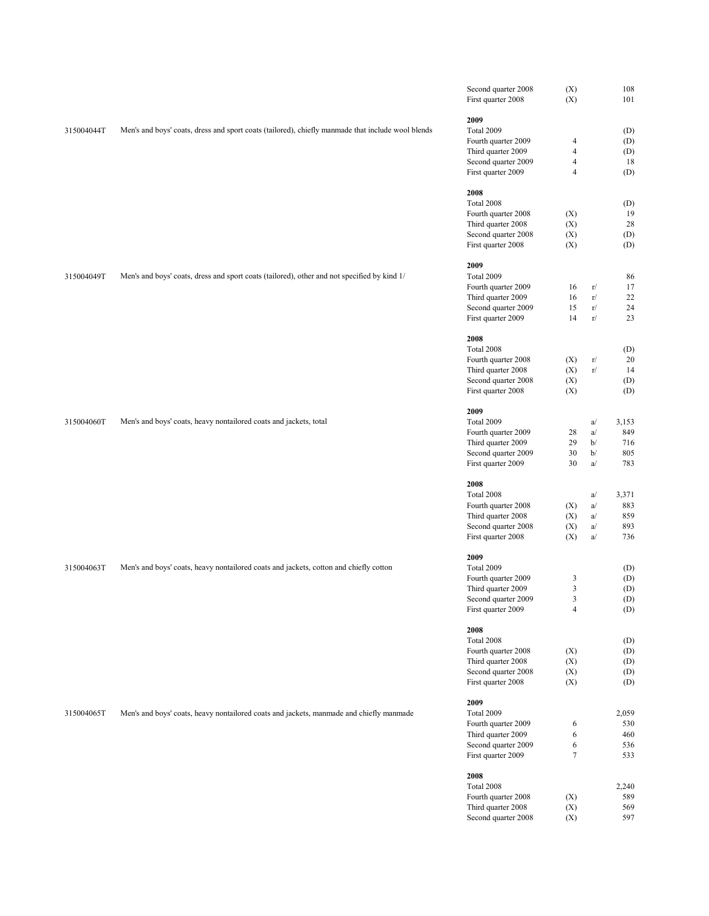| Product code | Product description | Period | Number of companies | Footnote | Value |
|---|---|---|---|---|---|
| | | Second quarter 2008 | (X) | | 108 |
| | | First quarter 2008 | (X) | | 101 |
| | | **2009** | | | |
| 315004044T | Men's and boys' coats, dress and sport coats (tailored), chiefly manmade that include wool blends | Total 2009 | | | (D) |
| | | Fourth quarter 2009 | 4 | | (D) |
| | | Third quarter 2009 | 4 | | (D) |
| | | Second quarter 2009 | 4 | | 18 |
| | | First quarter 2009 | 4 | | (D) |
| | | **2008** | | | |
| | | Total 2008 | | | (D) |
| | | Fourth quarter 2008 | (X) | | 19 |
| | | Third quarter 2008 | (X) | | 28 |
| | | Second quarter 2008 | (X) | | (D) |
| | | First quarter 2008 | (X) | | (D) |
| | | **2009** | | | |
| 315004049T | Men's and boys' coats, dress and sport coats (tailored), other and not specified by kind 1/ | Total 2009 | | | 86 |
| | | Fourth quarter 2009 | 16 | r/ | 17 |
| | | Third quarter 2009 | 16 | r/ | 22 |
| | | Second quarter 2009 | 15 | r/ | 24 |
| | | First quarter 2009 | 14 | r/ | 23 |
| | | **2008** | | | |
| | | Total 2008 | | | (D) |
| | | Fourth quarter 2008 | (X) | r/ | 20 |
| | | Third quarter 2008 | (X) | r/ | 14 |
| | | Second quarter 2008 | (X) | | (D) |
| | | First quarter 2008 | (X) | | (D) |
| | | **2009** | | | |
| 315004060T | Men's and boys' coats, heavy nontailored coats and jackets, total | Total 2009 | | a/ | 3,153 |
| | | Fourth quarter 2009 | 28 | a/ | 849 |
| | | Third quarter 2009 | 29 | b/ | 716 |
| | | Second quarter 2009 | 30 | b/ | 805 |
| | | First quarter 2009 | 30 | a/ | 783 |
| | | **2008** | | | |
| | | Total 2008 | | a/ | 3,371 |
| | | Fourth quarter 2008 | (X) | a/ | 883 |
| | | Third quarter 2008 | (X) | a/ | 859 |
| | | Second quarter 2008 | (X) | a/ | 893 |
| | | First quarter 2008 | (X) | a/ | 736 |
| | | **2009** | | | |
| 315004063T | Men's and boys' coats, heavy nontailored coats and jackets, cotton and chiefly cotton | Total 2009 | | | (D) |
| | | Fourth quarter 2009 | 3 | | (D) |
| | | Third quarter 2009 | 3 | | (D) |
| | | Second quarter 2009 | 3 | | (D) |
| | | First quarter 2009 | 4 | | (D) |
| | | **2008** | | | |
| | | Total 2008 | | | (D) |
| | | Fourth quarter 2008 | (X) | | (D) |
| | | Third quarter 2008 | (X) | | (D) |
| | | Second quarter 2008 | (X) | | (D) |
| | | First quarter 2008 | (X) | | (D) |
| | | **2009** | | | |
| 315004065T | Men's and boys' coats, heavy nontailored coats and jackets, manmade and chiefly manmade | Total 2009 | | | 2,059 |
| | | Fourth quarter 2009 | 6 | | 530 |
| | | Third quarter 2009 | 6 | | 460 |
| | | Second quarter 2009 | 6 | | 536 |
| | | First quarter 2009 | 7 | | 533 |
| | | **2008** | | | |
| | | Total 2008 | | | 2,240 |
| | | Fourth quarter 2008 | (X) | | 589 |
| | | Third quarter 2008 | (X) | | 569 |
| | | Second quarter 2008 | (X) | | 597 |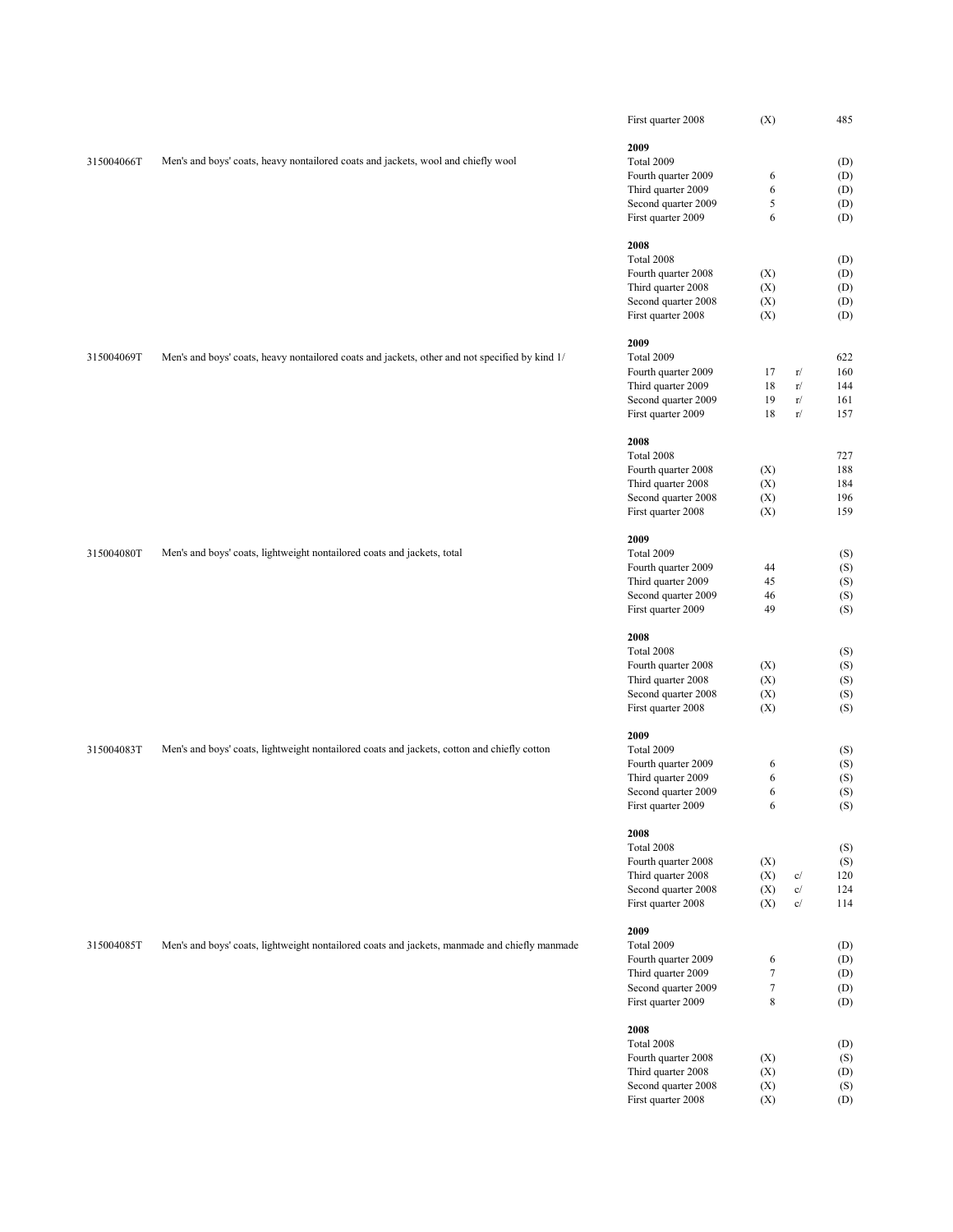| Product code | Product description | Period | Number of companies | Flag | Quantity |
|---|---|---|---|---|---|
| | | First quarter 2008 | (X) | | 485 |
| | | **2009** | | | |
| 315004066T | Men's and boys' coats, heavy nontailored coats and jackets, wool and chiefly wool | Total 2009 | | | (D) |
| | | Fourth quarter 2009 | 6 | | (D) |
| | | Third quarter 2009 | 6 | | (D) |
| | | Second quarter 2009 | 5 | | (D) |
| | | First quarter 2009 | 6 | | (D) |
| | | **2008** | | | |
| | | Total 2008 | | | (D) |
| | | Fourth quarter 2008 | (X) | | (D) |
| | | Third quarter 2008 | (X) | | (D) |
| | | Second quarter 2008 | (X) | | (D) |
| | | First quarter 2008 | (X) | | (D) |
| | | **2009** | | | |
| 315004069T | Men's and boys' coats, heavy nontailored coats and jackets, other and not specified by kind 1/ | Total 2009 | | | 622 |
| | | Fourth quarter 2009 | 17 | r/ | 160 |
| | | Third quarter 2009 | 18 | r/ | 144 |
| | | Second quarter 2009 | 19 | r/ | 161 |
| | | First quarter 2009 | 18 | r/ | 157 |
| | | **2008** | | | |
| | | Total 2008 | | | 727 |
| | | Fourth quarter 2008 | (X) | | 188 |
| | | Third quarter 2008 | (X) | | 184 |
| | | Second quarter 2008 | (X) | | 196 |
| | | First quarter 2008 | (X) | | 159 |
| | | **2009** | | | |
| 315004080T | Men's and boys' coats, lightweight nontailored coats and jackets, total | Total 2009 | | | (S) |
| | | Fourth quarter 2009 | 44 | | (S) |
| | | Third quarter 2009 | 45 | | (S) |
| | | Second quarter 2009 | 46 | | (S) |
| | | First quarter 2009 | 49 | | (S) |
| | | **2008** | | | |
| | | Total 2008 | | | (S) |
| | | Fourth quarter 2008 | (X) | | (S) |
| | | Third quarter 2008 | (X) | | (S) |
| | | Second quarter 2008 | (X) | | (S) |
| | | First quarter 2008 | (X) | | (S) |
| | | **2009** | | | |
| 315004083T | Men's and boys' coats, lightweight nontailored coats and jackets, cotton and chiefly cotton | Total 2009 | | | (S) |
| | | Fourth quarter 2009 | 6 | | (S) |
| | | Third quarter 2009 | 6 | | (S) |
| | | Second quarter 2009 | 6 | | (S) |
| | | First quarter 2009 | 6 | | (S) |
| | | **2008** | | | |
| | | Total 2008 | | | (S) |
| | | Fourth quarter 2008 | (X) | | (S) |
| | | Third quarter 2008 | (X) | c/ | 120 |
| | | Second quarter 2008 | (X) | c/ | 124 |
| | | First quarter 2008 | (X) | c/ | 114 |
| | | **2009** | | | |
| 315004085T | Men's and boys' coats, lightweight nontailored coats and jackets, manmade and chiefly manmade | Total 2009 | | | (D) |
| | | Fourth quarter 2009 | 6 | | (D) |
| | | Third quarter 2009 | 7 | | (D) |
| | | Second quarter 2009 | 7 | | (D) |
| | | First quarter 2009 | 8 | | (D) |
| | | **2008** | | | |
| | | Total 2008 | | | (D) |
| | | Fourth quarter 2008 | (X) | | (S) |
| | | Third quarter 2008 | (X) | | (D) |
| | | Second quarter 2008 | (X) | | (S) |
| | | First quarter 2008 | (X) | | (D) |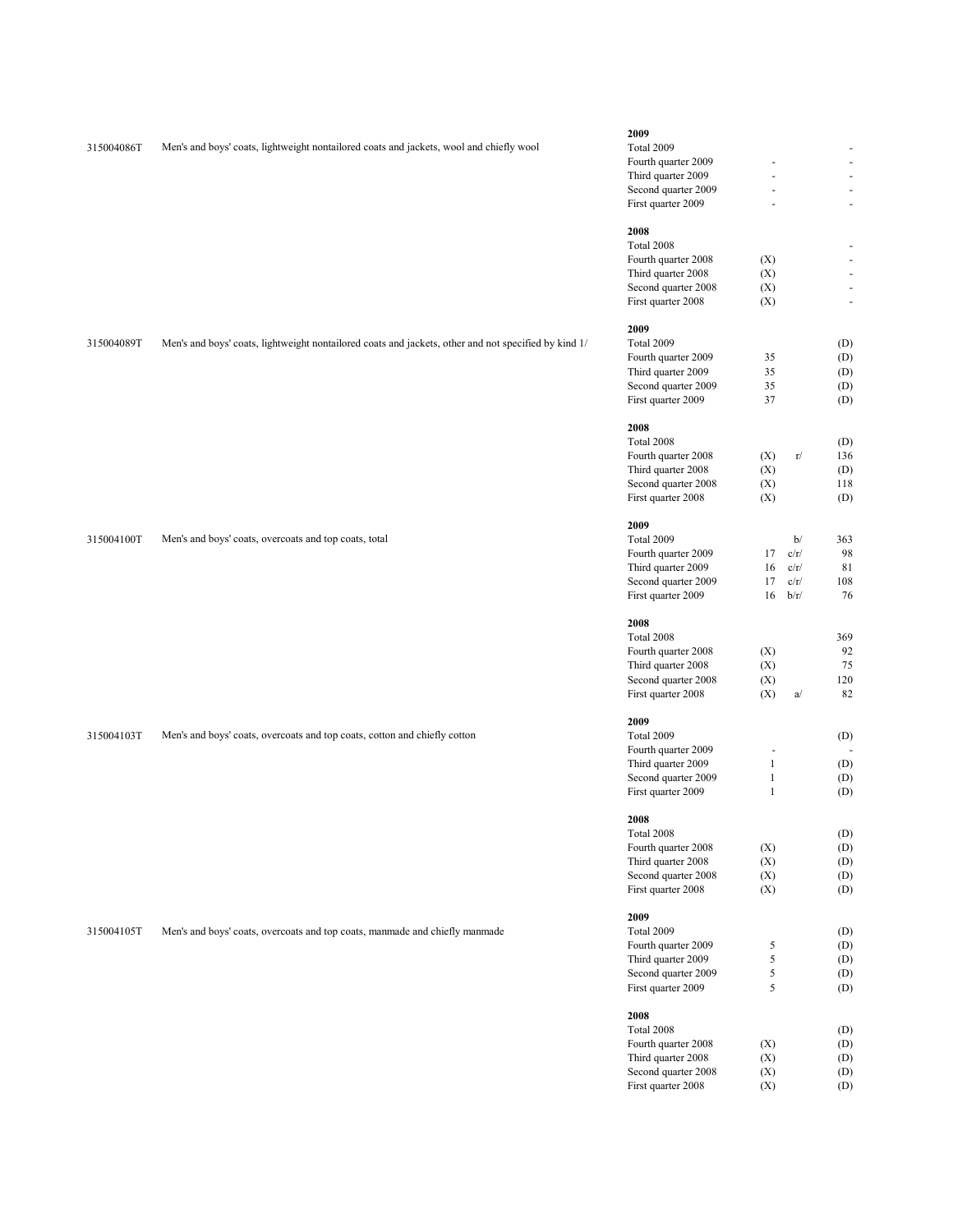| Product code | Product description | Period | Number of companies | | Value |
|---|---|---|---|---|---|
| | | **2009** | | | |
| 315004086T | Men's and boys' coats, lightweight nontailored coats and jackets, wool and chiefly wool | Total 2009 | | | - |
| | | Fourth quarter 2009 | - | | - |
| | | Third quarter 2009 | - | | - |
| | | Second quarter 2009 | - | | - |
| | | First quarter 2009 | - | | - |
| | | **2008** | | | |
| | | Total 2008 | | | - |
| | | Fourth quarter 2008 | (X) | | - |
| | | Third quarter 2008 | (X) | | - |
| | | Second quarter 2008 | (X) | | - |
| | | First quarter 2008 | (X) | | - |
| | | **2009** | | | |
| 315004089T | Men's and boys' coats, lightweight nontailored coats and jackets, other and not specified by kind 1/ | Total 2009 | | | (D) |
| | | Fourth quarter 2009 | 35 | | (D) |
| | | Third quarter 2009 | 35 | | (D) |
| | | Second quarter 2009 | 35 | | (D) |
| | | First quarter 2009 | 37 | | (D) |
| | | **2008** | | | |
| | | Total 2008 | | | (D) |
| | | Fourth quarter 2008 | (X) | r/ | 136 |
| | | Third quarter 2008 | (X) | | (D) |
| | | Second quarter 2008 | (X) | | 118 |
| | | First quarter 2008 | (X) | | (D) |
| | | **2009** | | | |
| 315004100T | Men's and boys' coats, overcoats and top coats, total | Total 2009 | | b/ | 363 |
| | | Fourth quarter 2009 | 17 | c/r/ | 98 |
| | | Third quarter 2009 | 16 | c/r/ | 81 |
| | | Second quarter 2009 | 17 | c/r/ | 108 |
| | | First quarter 2009 | 16 | b/r/ | 76 |
| | | **2008** | | | |
| | | Total 2008 | | | 369 |
| | | Fourth quarter 2008 | (X) | | 92 |
| | | Third quarter 2008 | (X) | | 75 |
| | | Second quarter 2008 | (X) | | 120 |
| | | First quarter 2008 | (X) | a/ | 82 |
| | | **2009** | | | |
| 315004103T | Men's and boys' coats, overcoats and top coats, cotton and chiefly cotton | Total 2009 | | | (D) |
| | | Fourth quarter 2009 | - | | - |
| | | Third quarter 2009 | 1 | | (D) |
| | | Second quarter 2009 | 1 | | (D) |
| | | First quarter 2009 | 1 | | (D) |
| | | **2008** | | | |
| | | Total 2008 | | | (D) |
| | | Fourth quarter 2008 | (X) | | (D) |
| | | Third quarter 2008 | (X) | | (D) |
| | | Second quarter 2008 | (X) | | (D) |
| | | First quarter 2008 | (X) | | (D) |
| | | **2009** | | | |
| 315004105T | Men's and boys' coats, overcoats and top coats, manmade and chiefly manmade | Total 2009 | | | (D) |
| | | Fourth quarter 2009 | 5 | | (D) |
| | | Third quarter 2009 | 5 | | (D) |
| | | Second quarter 2009 | 5 | | (D) |
| | | First quarter 2009 | 5 | | (D) |
| | | **2008** | | | |
| | | Total 2008 | | | (D) |
| | | Fourth quarter 2008 | (X) | | (D) |
| | | Third quarter 2008 | (X) | | (D) |
| | | Second quarter 2008 | (X) | | (D) |
| | | First quarter 2008 | (X) | | (D) |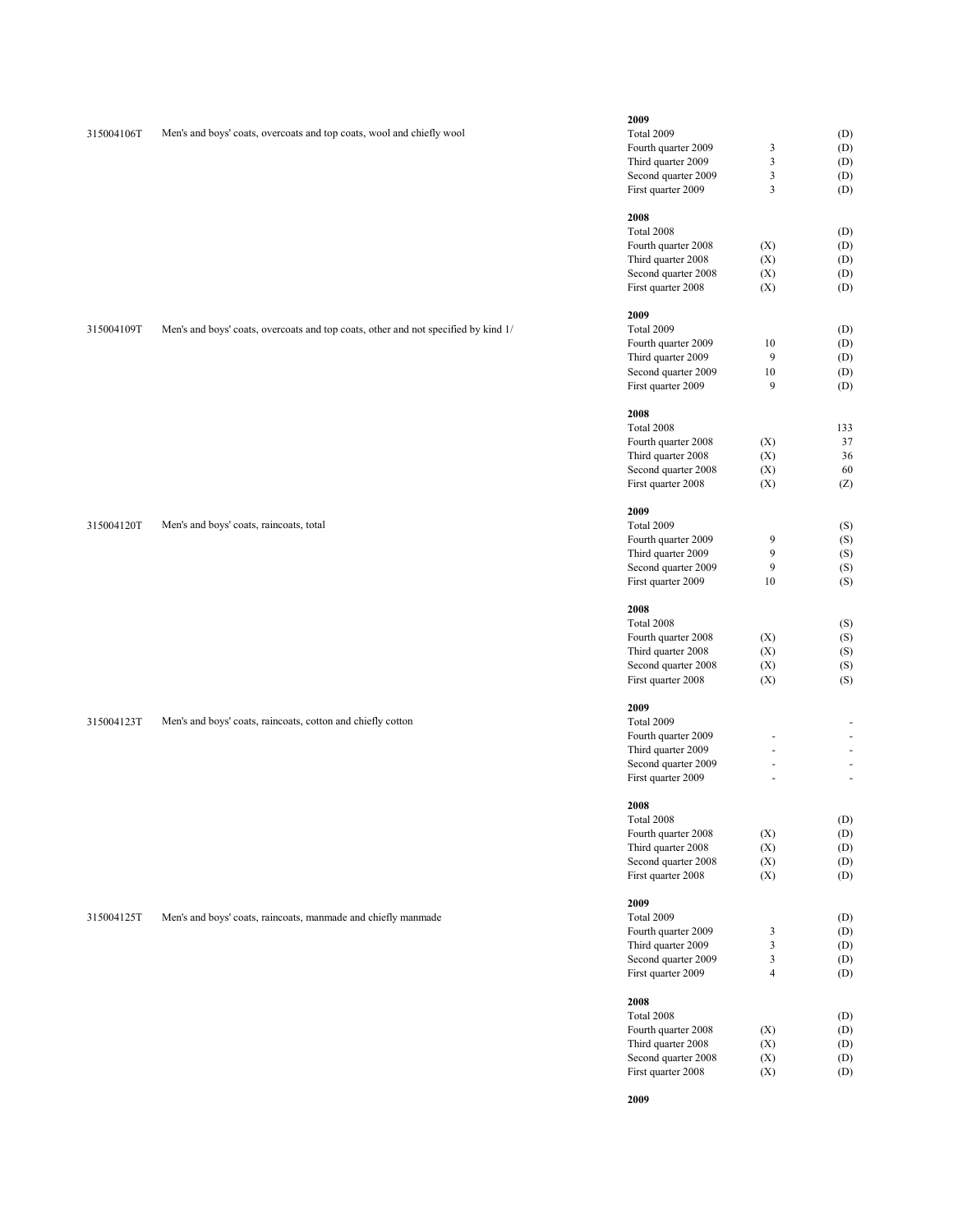| Code | Description | Period | | |
|---|---|---|---|---|
| | | **2009** | | |
| 315004106T | Men's and boys' coats, overcoats and top coats, wool and chiefly wool | Total 2009 | | (D) |
| | | Fourth quarter 2009 | 3 | (D) |
| | | Third quarter 2009 | 3 | (D) |
| | | Second quarter 2009 | 3 | (D) |
| | | First quarter 2009 | 3 | (D) |
| | | **2008** | | |
| | | Total 2008 | | (D) |
| | | Fourth quarter 2008 | (X) | (D) |
| | | Third quarter 2008 | (X) | (D) |
| | | Second quarter 2008 | (X) | (D) |
| | | First quarter 2008 | (X) | (D) |
| | | **2009** | | |
| 315004109T | Men's and boys' coats, overcoats and top coats, other and not specified by kind 1/ | Total 2009 | | (D) |
| | | Fourth quarter 2009 | 10 | (D) |
| | | Third quarter 2009 | 9 | (D) |
| | | Second quarter 2009 | 10 | (D) |
| | | First quarter 2009 | 9 | (D) |
| | | **2008** | | |
| | | Total 2008 | | 133 |
| | | Fourth quarter 2008 | (X) | 37 |
| | | Third quarter 2008 | (X) | 36 |
| | | Second quarter 2008 | (X) | 60 |
| | | First quarter 2008 | (X) | (Z) |
| | | **2009** | | |
| 315004120T | Men's and boys' coats, raincoats, total | Total 2009 | | (S) |
| | | Fourth quarter 2009 | 9 | (S) |
| | | Third quarter 2009 | 9 | (S) |
| | | Second quarter 2009 | 9 | (S) |
| | | First quarter 2009 | 10 | (S) |
| | | **2008** | | |
| | | Total 2008 | | (S) |
| | | Fourth quarter 2008 | (X) | (S) |
| | | Third quarter 2008 | (X) | (S) |
| | | Second quarter 2008 | (X) | (S) |
| | | First quarter 2008 | (X) | (S) |
| | | **2009** | | |
| 315004123T | Men's and boys' coats, raincoats, cotton and chiefly cotton | Total 2009 | | - |
| | | Fourth quarter 2009 | - | - |
| | | Third quarter 2009 | - | - |
| | | Second quarter 2009 | - | - |
| | | First quarter 2009 | - | - |
| | | **2008** | | |
| | | Total 2008 | | (D) |
| | | Fourth quarter 2008 | (X) | (D) |
| | | Third quarter 2008 | (X) | (D) |
| | | Second quarter 2008 | (X) | (D) |
| | | First quarter 2008 | (X) | (D) |
| | | **2009** | | |
| 315004125T | Men's and boys' coats, raincoats, manmade and chiefly manmade | Total 2009 | | (D) |
| | | Fourth quarter 2009 | 3 | (D) |
| | | Third quarter 2009 | 3 | (D) |
| | | Second quarter 2009 | 3 | (D) |
| | | First quarter 2009 | 4 | (D) |
| | | **2008** | | |
| | | Total 2008 | | (D) |
| | | Fourth quarter 2008 | (X) | (D) |
| | | Third quarter 2008 | (X) | (D) |
| | | Second quarter 2008 | (X) | (D) |
| | | First quarter 2008 | (X) | (D) |
| | | **2009** | | |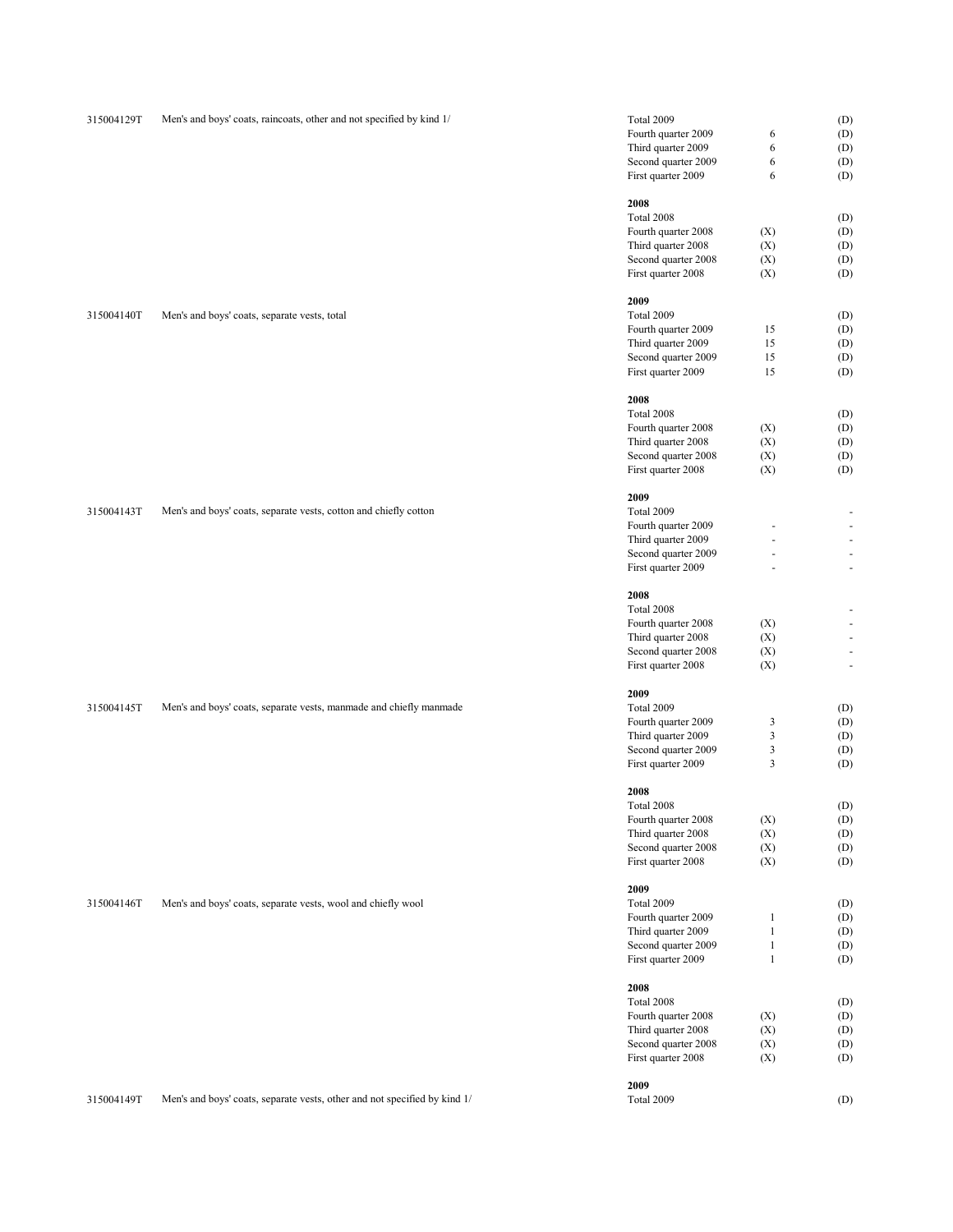| Code | Description | Period | | |
|---|---|---|---|---|
| 315004129T | Men's and boys' coats, raincoats, other and not specified by kind 1/ | Total 2009 | | (D) |
| | | Fourth quarter 2009 | 6 | (D) |
| | | Third quarter 2009 | 6 | (D) |
| | | Second quarter 2009 | 6 | (D) |
| | | First quarter 2009 | 6 | (D) |
| | | **2008** | | |
| | | Total 2008 | | (D) |
| | | Fourth quarter 2008 | (X) | (D) |
| | | Third quarter 2008 | (X) | (D) |
| | | Second quarter 2008 | (X) | (D) |
| | | First quarter 2008 | (X) | (D) |
| | | **2009** | | |
| 315004140T | Men's and boys' coats, separate vests, total | Total 2009 | | (D) |
| | | Fourth quarter 2009 | 15 | (D) |
| | | Third quarter 2009 | 15 | (D) |
| | | Second quarter 2009 | 15 | (D) |
| | | First quarter 2009 | 15 | (D) |
| | | **2008** | | |
| | | Total 2008 | | (D) |
| | | Fourth quarter 2008 | (X) | (D) |
| | | Third quarter 2008 | (X) | (D) |
| | | Second quarter 2008 | (X) | (D) |
| | | First quarter 2008 | (X) | (D) |
| | | **2009** | | |
| 315004143T | Men's and boys' coats, separate vests, cotton and chiefly cotton | Total 2009 | | - |
| | | Fourth quarter 2009 | - | - |
| | | Third quarter 2009 | - | - |
| | | Second quarter 2009 | - | - |
| | | First quarter 2009 | - | - |
| | | **2008** | | |
| | | Total 2008 | | - |
| | | Fourth quarter 2008 | (X) | - |
| | | Third quarter 2008 | (X) | - |
| | | Second quarter 2008 | (X) | - |
| | | First quarter 2008 | (X) | - |
| | | **2009** | | |
| 315004145T | Men's and boys' coats, separate vests, manmade and chiefly manmade | Total 2009 | | (D) |
| | | Fourth quarter 2009 | 3 | (D) |
| | | Third quarter 2009 | 3 | (D) |
| | | Second quarter 2009 | 3 | (D) |
| | | First quarter 2009 | 3 | (D) |
| | | **2008** | | |
| | | Total 2008 | | (D) |
| | | Fourth quarter 2008 | (X) | (D) |
| | | Third quarter 2008 | (X) | (D) |
| | | Second quarter 2008 | (X) | (D) |
| | | First quarter 2008 | (X) | (D) |
| | | **2009** | | |
| 315004146T | Men's and boys' coats, separate vests, wool and chiefly wool | Total 2009 | | (D) |
| | | Fourth quarter 2009 | 1 | (D) |
| | | Third quarter 2009 | 1 | (D) |
| | | Second quarter 2009 | 1 | (D) |
| | | First quarter 2009 | 1 | (D) |
| | | **2008** | | |
| | | Total 2008 | | (D) |
| | | Fourth quarter 2008 | (X) | (D) |
| | | Third quarter 2008 | (X) | (D) |
| | | Second quarter 2008 | (X) | (D) |
| | | First quarter 2008 | (X) | (D) |
| | | **2009** | | |
| 315004149T | Men's and boys' coats, separate vests, other and not specified by kind 1/ | Total 2009 | | (D) |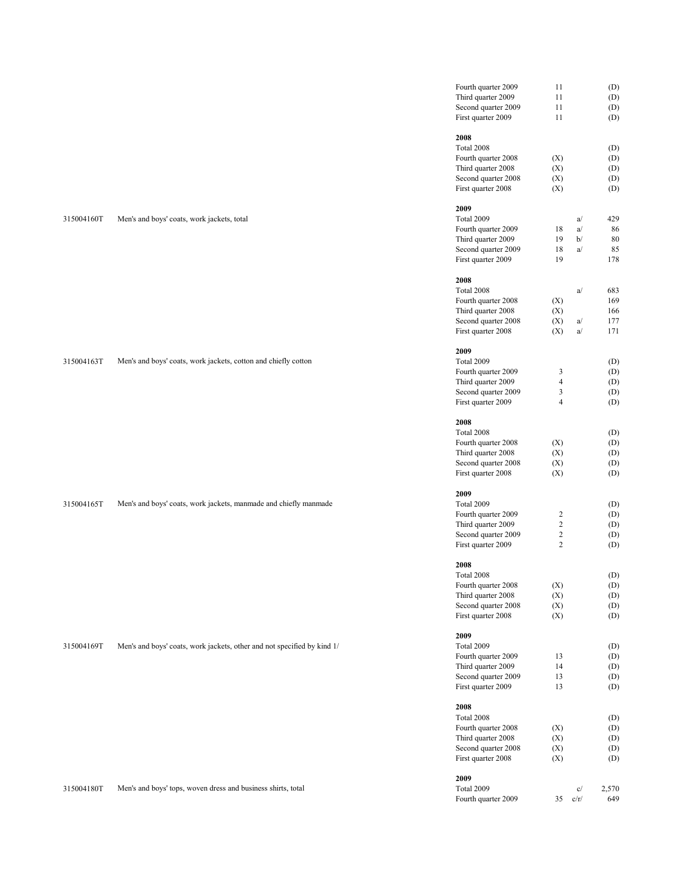| Code | Description | Period | Number of companies | Note | Value |
|---|---|---|---|---|---|
| | | Fourth quarter 2009 | 11 | | (D) |
| | | Third quarter 2009 | 11 | | (D) |
| | | Second quarter 2009 | 11 | | (D) |
| | | First quarter 2009 | 11 | | (D) |
| | | **2008** | | | |
| | | Total 2008 | | | (D) |
| | | Fourth quarter 2008 | (X) | | (D) |
| | | Third quarter 2008 | (X) | | (D) |
| | | Second quarter 2008 | (X) | | (D) |
| | | First quarter 2008 | (X) | | (D) |
| | | **2009** | | | |
| 315004160T | Men's and boys' coats, work jackets, total | Total 2009 | | a/ | 429 |
| | | Fourth quarter 2009 | 18 | a/ | 86 |
| | | Third quarter 2009 | 19 | b/ | 80 |
| | | Second quarter 2009 | 18 | a/ | 85 |
| | | First quarter 2009 | 19 | | 178 |
| | | **2008** | | | |
| | | Total 2008 | | a/ | 683 |
| | | Fourth quarter 2008 | (X) | | 169 |
| | | Third quarter 2008 | (X) | | 166 |
| | | Second quarter 2008 | (X) | a/ | 177 |
| | | First quarter 2008 | (X) | a/ | 171 |
| | | **2009** | | | |
| 315004163T | Men's and boys' coats, work jackets, cotton and chiefly cotton | Total 2009 | | | (D) |
| | | Fourth quarter 2009 | 3 | | (D) |
| | | Third quarter 2009 | 4 | | (D) |
| | | Second quarter 2009 | 3 | | (D) |
| | | First quarter 2009 | 4 | | (D) |
| | | **2008** | | | |
| | | Total 2008 | | | (D) |
| | | Fourth quarter 2008 | (X) | | (D) |
| | | Third quarter 2008 | (X) | | (D) |
| | | Second quarter 2008 | (X) | | (D) |
| | | First quarter 2008 | (X) | | (D) |
| | | **2009** | | | |
| 315004165T | Men's and boys' coats, work jackets, manmade and chiefly manmade | Total 2009 | | | (D) |
| | | Fourth quarter 2009 | 2 | | (D) |
| | | Third quarter 2009 | 2 | | (D) |
| | | Second quarter 2009 | 2 | | (D) |
| | | First quarter 2009 | 2 | | (D) |
| | | **2008** | | | |
| | | Total 2008 | | | (D) |
| | | Fourth quarter 2008 | (X) | | (D) |
| | | Third quarter 2008 | (X) | | (D) |
| | | Second quarter 2008 | (X) | | (D) |
| | | First quarter 2008 | (X) | | (D) |
| | | **2009** | | | |
| 315004169T | Men's and boys' coats, work jackets, other and not specified by kind 1/ | Total 2009 | | | (D) |
| | | Fourth quarter 2009 | 13 | | (D) |
| | | Third quarter 2009 | 14 | | (D) |
| | | Second quarter 2009 | 13 | | (D) |
| | | First quarter 2009 | 13 | | (D) |
| | | **2008** | | | |
| | | Total 2008 | | | (D) |
| | | Fourth quarter 2008 | (X) | | (D) |
| | | Third quarter 2008 | (X) | | (D) |
| | | Second quarter 2008 | (X) | | (D) |
| | | First quarter 2008 | (X) | | (D) |
| | | **2009** | | | |
| 315004180T | Men's and boys' tops, woven dress and business shirts, total | Total 2009 | | c/ | 2,570 |
| | | Fourth quarter 2009 | 35 | c/r/ | 649 |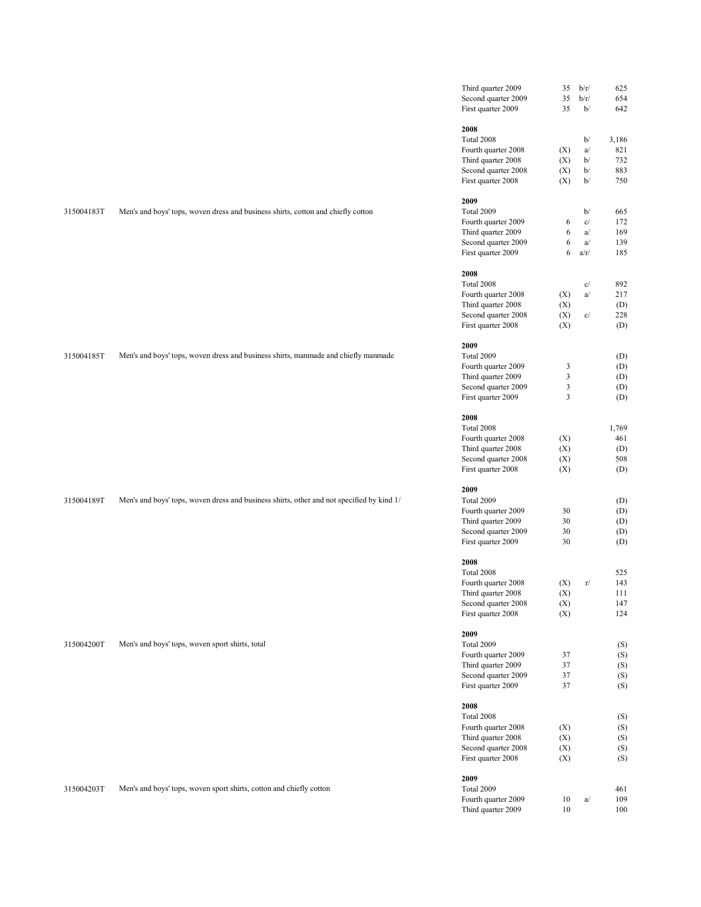| Product code | Product description | Period | Number of companies | Footnote | Value |
|---|---|---|---|---|---|
| | | Third quarter 2009 | 35 | b/r/ | 625 |
| | | Second quarter 2009 | 35 | b/r/ | 654 |
| | | First quarter 2009 | 35 | b/ | 642 |
| | | **2008** | | | |
| | | Total 2008 | | b/ | 3,186 |
| | | Fourth quarter 2008 | (X) | a/ | 821 |
| | | Third quarter 2008 | (X) | b/ | 732 |
| | | Second quarter 2008 | (X) | b/ | 883 |
| | | First quarter 2008 | (X) | b/ | 750 |
| | | **2009** | | | |
| 315004183T | Men's and boys' tops, woven dress and business shirts, cotton and chiefly cotton | Total 2009 | | b/ | 665 |
| | | Fourth quarter 2009 | 6 | c/ | 172 |
| | | Third quarter 2009 | 6 | a/ | 169 |
| | | Second quarter 2009 | 6 | a/ | 139 |
| | | First quarter 2009 | 6 | a/r/ | 185 |
| | | **2008** | | | |
| | | Total 2008 | | c/ | 892 |
| | | Fourth quarter 2008 | (X) | a/ | 217 |
| | | Third quarter 2008 | (X) | | (D) |
| | | Second quarter 2008 | (X) | c/ | 228 |
| | | First quarter 2008 | (X) | | (D) |
| | | **2009** | | | |
| 315004185T | Men's and boys' tops, woven dress and business shirts, manmade and chiefly manmade | Total 2009 | | | (D) |
| | | Fourth quarter 2009 | 3 | | (D) |
| | | Third quarter 2009 | 3 | | (D) |
| | | Second quarter 2009 | 3 | | (D) |
| | | First quarter 2009 | 3 | | (D) |
| | | **2008** | | | |
| | | Total 2008 | | | 1,769 |
| | | Fourth quarter 2008 | (X) | | 461 |
| | | Third quarter 2008 | (X) | | (D) |
| | | Second quarter 2008 | (X) | | 508 |
| | | First quarter 2008 | (X) | | (D) |
| | | **2009** | | | |
| 315004189T | Men's and boys' tops, woven dress and business shirts, other and not specified by kind 1/ | Total 2009 | | | (D) |
| | | Fourth quarter 2009 | 30 | | (D) |
| | | Third quarter 2009 | 30 | | (D) |
| | | Second quarter 2009 | 30 | | (D) |
| | | First quarter 2009 | 30 | | (D) |
| | | **2008** | | | |
| | | Total 2008 | | | 525 |
| | | Fourth quarter 2008 | (X) | r/ | 143 |
| | | Third quarter 2008 | (X) | | 111 |
| | | Second quarter 2008 | (X) | | 147 |
| | | First quarter 2008 | (X) | | 124 |
| | | **2009** | | | |
| 315004200T | Men's and boys' tops, woven sport shirts, total | Total 2009 | | | (S) |
| | | Fourth quarter 2009 | 37 | | (S) |
| | | Third quarter 2009 | 37 | | (S) |
| | | Second quarter 2009 | 37 | | (S) |
| | | First quarter 2009 | 37 | | (S) |
| | | **2008** | | | |
| | | Total 2008 | | | (S) |
| | | Fourth quarter 2008 | (X) | | (S) |
| | | Third quarter 2008 | (X) | | (S) |
| | | Second quarter 2008 | (X) | | (S) |
| | | First quarter 2008 | (X) | | (S) |
| | | **2009** | | | |
| 315004203T | Men's and boys' tops, woven sport shirts, cotton and chiefly cotton | Total 2009 | | | 461 |
| | | Fourth quarter 2009 | 10 | a/ | 109 |
| | | Third quarter 2009 | 10 | | 100 |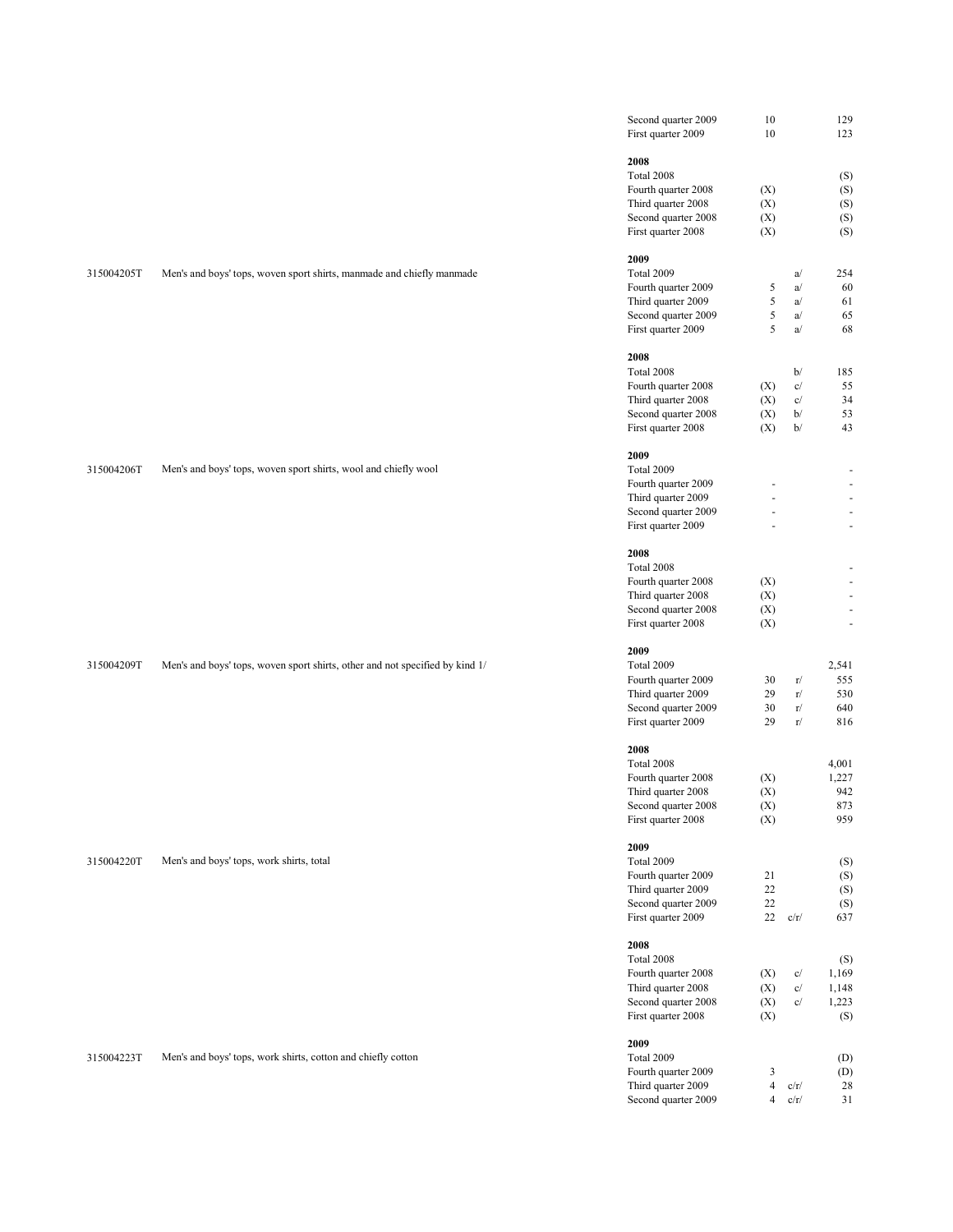| Code | Description | Period | Number of companies | Note | Value |
|---|---|---|---|---|---|
| | | Second quarter 2009 | 10 | | 129 |
| | | First quarter 2009 | 10 | | 123 |
| | | **2008** | | | |
| | | Total 2008 | | | (S) |
| | | Fourth quarter 2008 | (X) | | (S) |
| | | Third quarter 2008 | (X) | | (S) |
| | | Second quarter 2008 | (X) | | (S) |
| | | First quarter 2008 | (X) | | (S) |
| | | **2009** | | | |
| 315004205T | Men's and boys' tops, woven sport shirts, manmade and chiefly manmade | Total 2009 | | a/ | 254 |
| | | Fourth quarter 2009 | 5 | a/ | 60 |
| | | Third quarter 2009 | 5 | a/ | 61 |
| | | Second quarter 2009 | 5 | a/ | 65 |
| | | First quarter 2009 | 5 | a/ | 68 |
| | | **2008** | | | |
| | | Total 2008 | | b/ | 185 |
| | | Fourth quarter 2008 | (X) | c/ | 55 |
| | | Third quarter 2008 | (X) | c/ | 34 |
| | | Second quarter 2008 | (X) | b/ | 53 |
| | | First quarter 2008 | (X) | b/ | 43 |
| | | **2009** | | | |
| 315004206T | Men's and boys' tops, woven sport shirts, wool and chiefly wool | Total 2009 | | | - |
| | | Fourth quarter 2009 | - | | - |
| | | Third quarter 2009 | - | | - |
| | | Second quarter 2009 | - | | - |
| | | First quarter 2009 | - | | - |
| | | **2008** | | | |
| | | Total 2008 | | | - |
| | | Fourth quarter 2008 | (X) | | - |
| | | Third quarter 2008 | (X) | | - |
| | | Second quarter 2008 | (X) | | - |
| | | First quarter 2008 | (X) | | - |
| | | **2009** | | | |
| 315004209T | Men's and boys' tops, woven sport shirts, other and not specified by kind 1/ | Total 2009 | | | 2,541 |
| | | Fourth quarter 2009 | 30 | r/ | 555 |
| | | Third quarter 2009 | 29 | r/ | 530 |
| | | Second quarter 2009 | 30 | r/ | 640 |
| | | First quarter 2009 | 29 | r/ | 816 |
| | | **2008** | | | |
| | | Total 2008 | | | 4,001 |
| | | Fourth quarter 2008 | (X) | | 1,227 |
| | | Third quarter 2008 | (X) | | 942 |
| | | Second quarter 2008 | (X) | | 873 |
| | | First quarter 2008 | (X) | | 959 |
| | | **2009** | | | |
| 315004220T | Men's and boys' tops, work shirts, total | Total 2009 | | | (S) |
| | | Fourth quarter 2009 | 21 | | (S) |
| | | Third quarter 2009 | 22 | | (S) |
| | | Second quarter 2009 | 22 | | (S) |
| | | First quarter 2009 | 22 | c/r/ | 637 |
| | | **2008** | | | |
| | | Total 2008 | | | (S) |
| | | Fourth quarter 2008 | (X) | c/ | 1,169 |
| | | Third quarter 2008 | (X) | c/ | 1,148 |
| | | Second quarter 2008 | (X) | c/ | 1,223 |
| | | First quarter 2008 | (X) | | (S) |
| | | **2009** | | | |
| 315004223T | Men's and boys' tops, work shirts, cotton and chiefly cotton | Total 2009 | | | (D) |
| | | Fourth quarter 2009 | 3 | | (D) |
| | | Third quarter 2009 | 4 | c/r/ | 28 |
| | | Second quarter 2009 | 4 | c/r/ | 31 |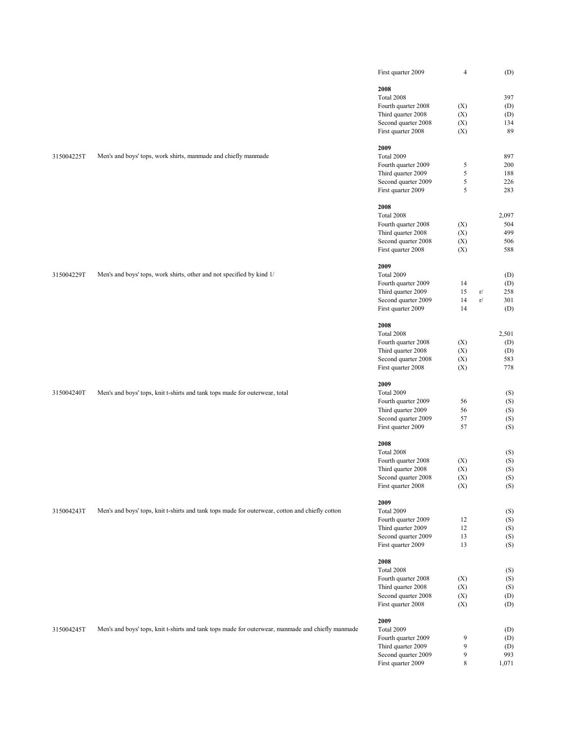| Product code | Product description | Period | Number of companies | Revision flag | Value |
|---|---|---|---|---|---|
| | | First quarter 2009 | 4 | | (D) |
| | | **2008** | | | |
| | | Total 2008 | | | 397 |
| | | Fourth quarter 2008 | (X) | | (D) |
| | | Third quarter 2008 | (X) | | (D) |
| | | Second quarter 2008 | (X) | | 134 |
| | | First quarter 2008 | (X) | | 89 |
| | | **2009** | | | |
| 315004225T | Men's and boys' tops, work shirts, manmade and chiefly manmade | Total 2009 | | | 897 |
| | | Fourth quarter 2009 | 5 | | 200 |
| | | Third quarter 2009 | 5 | | 188 |
| | | Second quarter 2009 | 5 | | 226 |
| | | First quarter 2009 | 5 | | 283 |
| | | **2008** | | | |
| | | Total 2008 | | | 2,097 |
| | | Fourth quarter 2008 | (X) | | 504 |
| | | Third quarter 2008 | (X) | | 499 |
| | | Second quarter 2008 | (X) | | 506 |
| | | First quarter 2008 | (X) | | 588 |
| | | **2009** | | | |
| 315004229T | Men's and boys' tops, work shirts, other and not specified by kind 1/ | Total 2009 | | | (D) |
| | | Fourth quarter 2009 | 14 | | (D) |
| | | Third quarter 2009 | 15 | r/ | 258 |
| | | Second quarter 2009 | 14 | r/ | 301 |
| | | First quarter 2009 | 14 | | (D) |
| | | **2008** | | | |
| | | Total 2008 | | | 2,501 |
| | | Fourth quarter 2008 | (X) | | (D) |
| | | Third quarter 2008 | (X) | | (D) |
| | | Second quarter 2008 | (X) | | 583 |
| | | First quarter 2008 | (X) | | 778 |
| | | **2009** | | | |
| 315004240T | Men's and boys' tops, knit t-shirts and tank tops made for outerwear, total | Total 2009 | | | (S) |
| | | Fourth quarter 2009 | 56 | | (S) |
| | | Third quarter 2009 | 56 | | (S) |
| | | Second quarter 2009 | 57 | | (S) |
| | | First quarter 2009 | 57 | | (S) |
| | | **2008** | | | |
| | | Total 2008 | | | (S) |
| | | Fourth quarter 2008 | (X) | | (S) |
| | | Third quarter 2008 | (X) | | (S) |
| | | Second quarter 2008 | (X) | | (S) |
| | | First quarter 2008 | (X) | | (S) |
| | | **2009** | | | |
| 315004243T | Men's and boys' tops, knit t-shirts and tank tops made for outerwear, cotton and chiefly cotton | Total 2009 | | | (S) |
| | | Fourth quarter 2009 | 12 | | (S) |
| | | Third quarter 2009 | 12 | | (S) |
| | | Second quarter 2009 | 13 | | (S) |
| | | First quarter 2009 | 13 | | (S) |
| | | **2008** | | | |
| | | Total 2008 | | | (S) |
| | | Fourth quarter 2008 | (X) | | (S) |
| | | Third quarter 2008 | (X) | | (S) |
| | | Second quarter 2008 | (X) | | (D) |
| | | First quarter 2008 | (X) | | (D) |
| | | **2009** | | | |
| 315004245T | Men's and boys' tops, knit t-shirts and tank tops made for outerwear, manmade and chiefly manmade | Total 2009 | | | (D) |
| | | Fourth quarter 2009 | 9 | | (D) |
| | | Third quarter 2009 | 9 | | (D) |
| | | Second quarter 2009 | 9 | | 993 |
| | | First quarter 2009 | 8 | | 1,071 |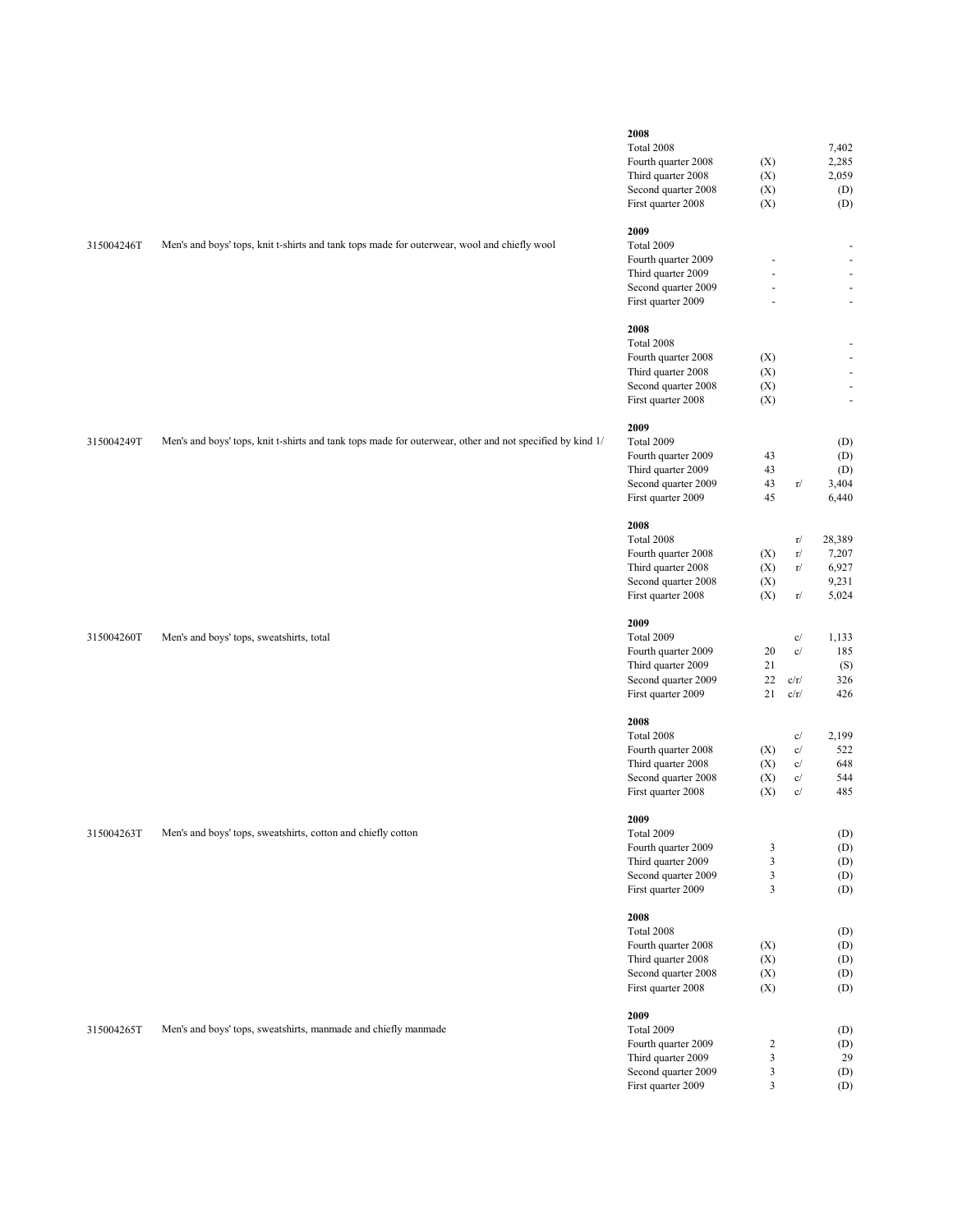| Code | Description | Period | Number of companies | Flag | Value |
|---|---|---|---|---|---|
| | | **2008** | | | |
| | | Total 2008 | | | 7,402 |
| | | Fourth quarter 2008 | (X) | | 2,285 |
| | | Third quarter 2008 | (X) | | 2,059 |
| | | Second quarter 2008 | (X) | | (D) |
| | | First quarter 2008 | (X) | | (D) |
| | | **2009** | | | |
| 315004246T | Men's and boys' tops, knit t-shirts and tank tops made for outerwear, wool and chiefly wool | Total 2009 | | | - |
| | | Fourth quarter 2009 | - | | - |
| | | Third quarter 2009 | - | | - |
| | | Second quarter 2009 | - | | - |
| | | First quarter 2009 | - | | - |
| | | **2008** | | | |
| | | Total 2008 | | | - |
| | | Fourth quarter 2008 | (X) | | - |
| | | Third quarter 2008 | (X) | | - |
| | | Second quarter 2008 | (X) | | - |
| | | First quarter 2008 | (X) | | - |
| | | **2009** | | | |
| 315004249T | Men's and boys' tops, knit t-shirts and tank tops made for outerwear, other and not specified by kind 1/ | Total 2009 | | | (D) |
| | | Fourth quarter 2009 | 43 | | (D) |
| | | Third quarter 2009 | 43 | | (D) |
| | | Second quarter 2009 | 43 | r/ | 3,404 |
| | | First quarter 2009 | 45 | | 6,440 |
| | | **2008** | | | |
| | | Total 2008 | | r/ | 28,389 |
| | | Fourth quarter 2008 | (X) | r/ | 7,207 |
| | | Third quarter 2008 | (X) | r/ | 6,927 |
| | | Second quarter 2008 | (X) | | 9,231 |
| | | First quarter 2008 | (X) | r/ | 5,024 |
| | | **2009** | | | |
| 315004260T | Men's and boys' tops, sweatshirts, total | Total 2009 | | c/ | 1,133 |
| | | Fourth quarter 2009 | 20 | c/ | 185 |
| | | Third quarter 2009 | 21 | | (S) |
| | | Second quarter 2009 | 22 | c/r/ | 326 |
| | | First quarter 2009 | 21 | c/r/ | 426 |
| | | **2008** | | | |
| | | Total 2008 | | c/ | 2,199 |
| | | Fourth quarter 2008 | (X) | c/ | 522 |
| | | Third quarter 2008 | (X) | c/ | 648 |
| | | Second quarter 2008 | (X) | c/ | 544 |
| | | First quarter 2008 | (X) | c/ | 485 |
| | | **2009** | | | |
| 315004263T | Men's and boys' tops, sweatshirts, cotton and chiefly cotton | Total 2009 | | | (D) |
| | | Fourth quarter 2009 | 3 | | (D) |
| | | Third quarter 2009 | 3 | | (D) |
| | | Second quarter 2009 | 3 | | (D) |
| | | First quarter 2009 | 3 | | (D) |
| | | **2008** | | | |
| | | Total 2008 | | | (D) |
| | | Fourth quarter 2008 | (X) | | (D) |
| | | Third quarter 2008 | (X) | | (D) |
| | | Second quarter 2008 | (X) | | (D) |
| | | First quarter 2008 | (X) | | (D) |
| | | **2009** | | | |
| 315004265T | Men's and boys' tops, sweatshirts, manmade and chiefly manmade | Total 2009 | | | (D) |
| | | Fourth quarter 2009 | 2 | | (D) |
| | | Third quarter 2009 | 3 | | 29 |
| | | Second quarter 2009 | 3 | | (D) |
| | | First quarter 2009 | 3 | | (D) |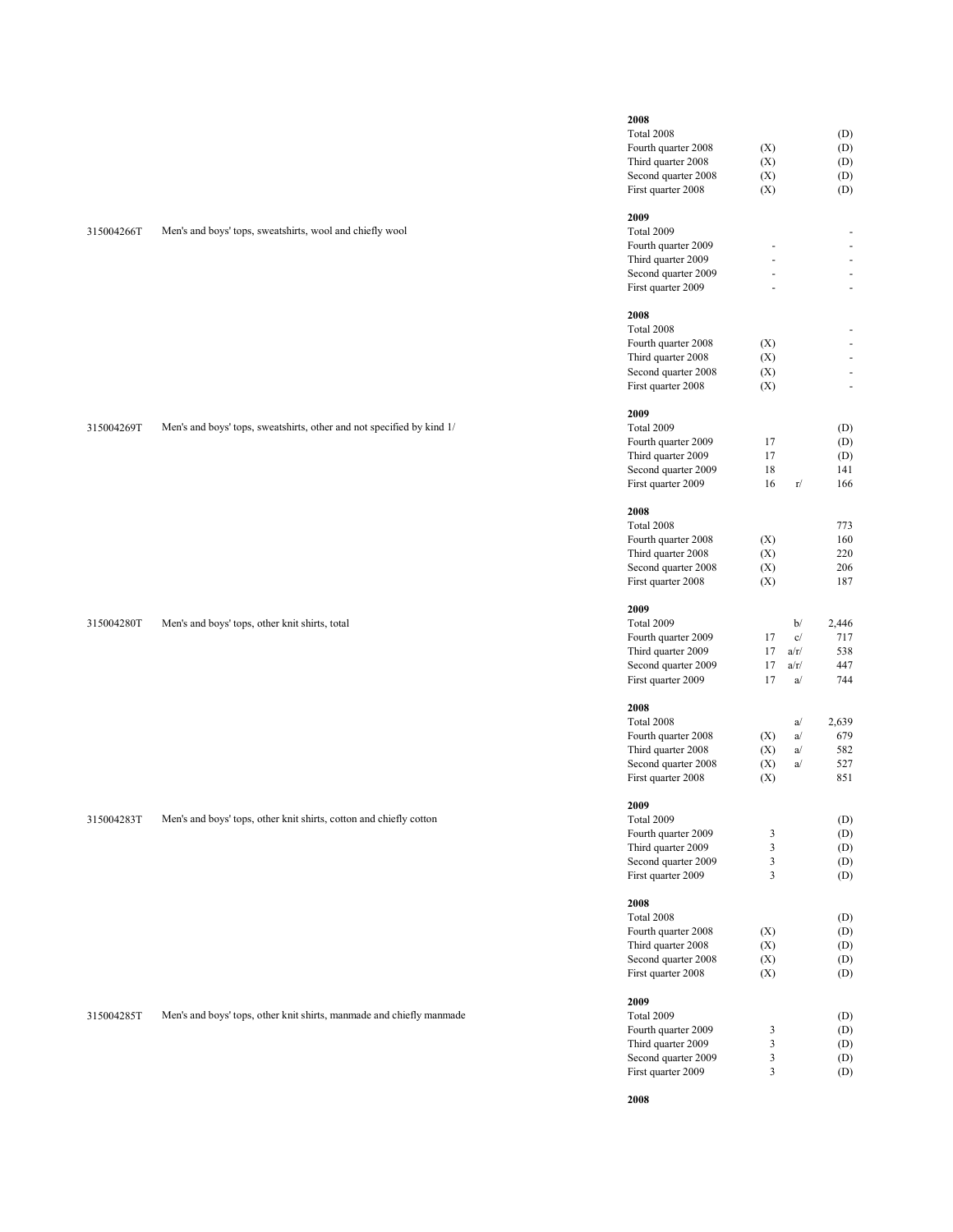| Code | Description | Period | Count | Note | Value |
|---|---|---|---|---|---|
| | | **2008** | | | |
| | | Total 2008 | | | (D) |
| | | Fourth quarter 2008 | (X) | | (D) |
| | | Third quarter 2008 | (X) | | (D) |
| | | Second quarter 2008 | (X) | | (D) |
| | | First quarter 2008 | (X) | | (D) |
| | | **2009** | | | |
| 315004266T | Men's and boys' tops, sweatshirts, wool and chiefly wool | Total 2009 | | | - |
| | | Fourth quarter 2009 | - | | - |
| | | Third quarter 2009 | - | | - |
| | | Second quarter 2009 | - | | - |
| | | First quarter 2009 | - | | - |
| | | **2008** | | | |
| | | Total 2008 | | | - |
| | | Fourth quarter 2008 | (X) | | - |
| | | Third quarter 2008 | (X) | | - |
| | | Second quarter 2008 | (X) | | - |
| | | First quarter 2008 | (X) | | - |
| | | **2009** | | | |
| 315004269T | Men's and boys' tops, sweatshirts, other and not specified by kind 1/ | Total 2009 | | | (D) |
| | | Fourth quarter 2009 | 17 | | (D) |
| | | Third quarter 2009 | 17 | | (D) |
| | | Second quarter 2009 | 18 | | 141 |
| | | First quarter 2009 | 16 | r/ | 166 |
| | | **2008** | | | |
| | | Total 2008 | | | 773 |
| | | Fourth quarter 2008 | (X) | | 160 |
| | | Third quarter 2008 | (X) | | 220 |
| | | Second quarter 2008 | (X) | | 206 |
| | | First quarter 2008 | (X) | | 187 |
| | | **2009** | | | |
| 315004280T | Men's and boys' tops, other knit shirts, total | Total 2009 | | b/ | 2,446 |
| | | Fourth quarter 2009 | 17 | c/ | 717 |
| | | Third quarter 2009 | 17 | a/r/ | 538 |
| | | Second quarter 2009 | 17 | a/r/ | 447 |
| | | First quarter 2009 | 17 | a/ | 744 |
| | | **2008** | | | |
| | | Total 2008 | | a/ | 2,639 |
| | | Fourth quarter 2008 | (X) | a/ | 679 |
| | | Third quarter 2008 | (X) | a/ | 582 |
| | | Second quarter 2008 | (X) | a/ | 527 |
| | | First quarter 2008 | (X) | | 851 |
| | | **2009** | | | |
| 315004283T | Men's and boys' tops, other knit shirts, cotton and chiefly cotton | Total 2009 | | | (D) |
| | | Fourth quarter 2009 | 3 | | (D) |
| | | Third quarter 2009 | 3 | | (D) |
| | | Second quarter 2009 | 3 | | (D) |
| | | First quarter 2009 | 3 | | (D) |
| | | **2008** | | | |
| | | Total 2008 | | | (D) |
| | | Fourth quarter 2008 | (X) | | (D) |
| | | Third quarter 2008 | (X) | | (D) |
| | | Second quarter 2008 | (X) | | (D) |
| | | First quarter 2008 | (X) | | (D) |
| | | **2009** | | | |
| 315004285T | Men's and boys' tops, other knit shirts, manmade and chiefly manmade | Total 2009 | | | (D) |
| | | Fourth quarter 2009 | 3 | | (D) |
| | | Third quarter 2009 | 3 | | (D) |
| | | Second quarter 2009 | 3 | | (D) |
| | | First quarter 2009 | 3 | | (D) |
| | | **2008** | | | |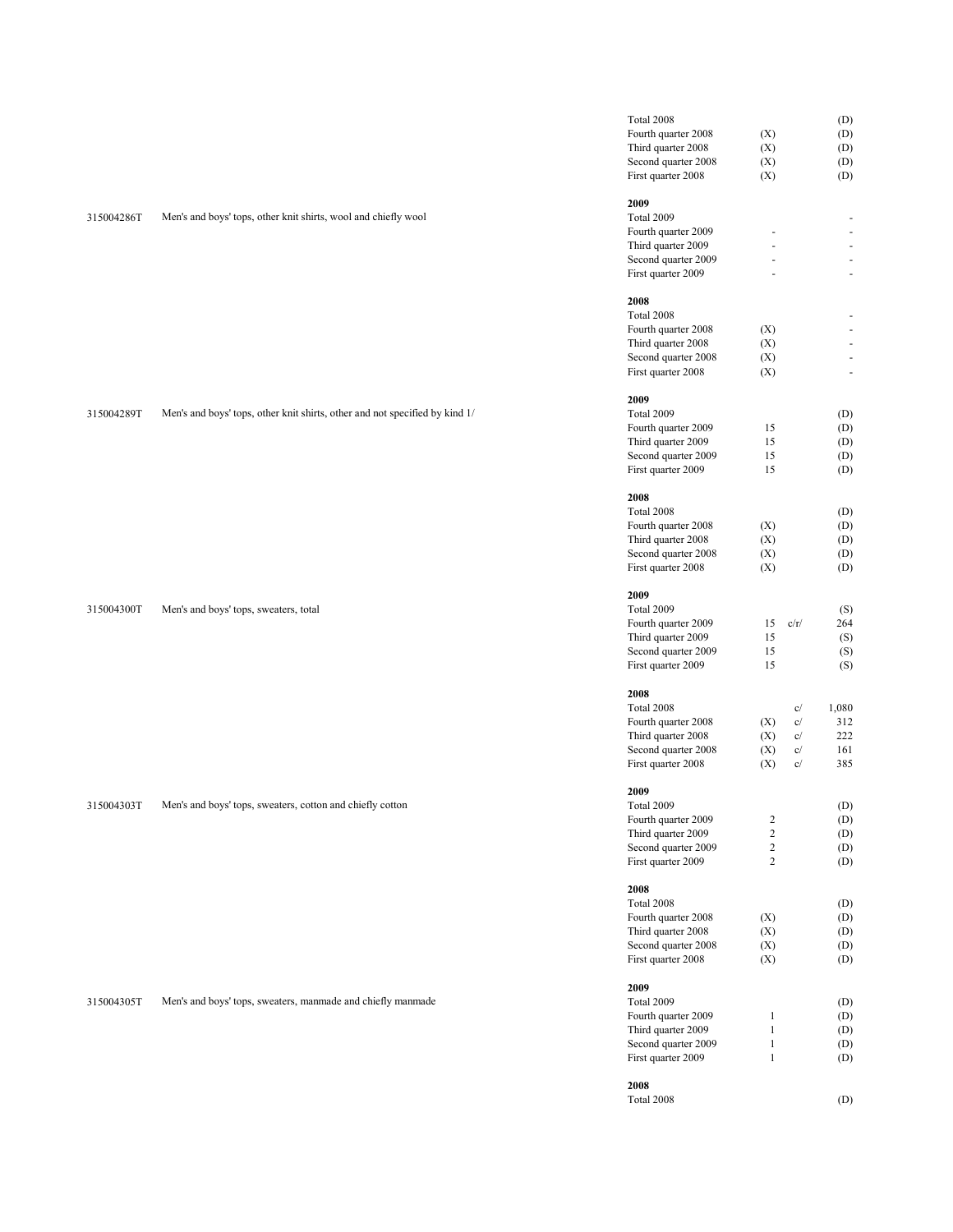| Product code | Product description | Period | Number of companies | | Value |
|---|---|---|---|---|---|
| | | Total 2008 | | | (D) |
| | | Fourth quarter 2008 | (X) | | (D) |
| | | Third quarter 2008 | (X) | | (D) |
| | | Second quarter 2008 | (X) | | (D) |
| | | First quarter 2008 | (X) | | (D) |
| | | **2009** | | | |
| 315004286T | Men's and boys' tops, other knit shirts, wool and chiefly wool | Total 2009 | | | - |
| | | Fourth quarter 2009 | - | | - |
| | | Third quarter 2009 | - | | - |
| | | Second quarter 2009 | - | | - |
| | | First quarter 2009 | - | | - |
| | | **2008** | | | |
| | | Total 2008 | | | - |
| | | Fourth quarter 2008 | (X) | | - |
| | | Third quarter 2008 | (X) | | - |
| | | Second quarter 2008 | (X) | | - |
| | | First quarter 2008 | (X) | | - |
| | | **2009** | | | |
| 315004289T | Men's and boys' tops, other knit shirts, other and not specified by kind 1/ | Total 2009 | | | (D) |
| | | Fourth quarter 2009 | 15 | | (D) |
| | | Third quarter 2009 | 15 | | (D) |
| | | Second quarter 2009 | 15 | | (D) |
| | | First quarter 2009 | 15 | | (D) |
| | | **2008** | | | |
| | | Total 2008 | | | (D) |
| | | Fourth quarter 2008 | (X) | | (D) |
| | | Third quarter 2008 | (X) | | (D) |
| | | Second quarter 2008 | (X) | | (D) |
| | | First quarter 2008 | (X) | | (D) |
| | | **2009** | | | |
| 315004300T | Men's and boys' tops, sweaters, total | Total 2009 | | | (S) |
| | | Fourth quarter 2009 | 15 | c/r/ | 264 |
| | | Third quarter 2009 | 15 | | (S) |
| | | Second quarter 2009 | 15 | | (S) |
| | | First quarter 2009 | 15 | | (S) |
| | | **2008** | | | |
| | | Total 2008 | | c/ | 1,080 |
| | | Fourth quarter 2008 | (X) | c/ | 312 |
| | | Third quarter 2008 | (X) | c/ | 222 |
| | | Second quarter 2008 | (X) | c/ | 161 |
| | | First quarter 2008 | (X) | c/ | 385 |
| | | **2009** | | | |
| 315004303T | Men's and boys' tops, sweaters, cotton and chiefly cotton | Total 2009 | | | (D) |
| | | Fourth quarter 2009 | 2 | | (D) |
| | | Third quarter 2009 | 2 | | (D) |
| | | Second quarter 2009 | 2 | | (D) |
| | | First quarter 2009 | 2 | | (D) |
| | | **2008** | | | |
| | | Total 2008 | | | (D) |
| | | Fourth quarter 2008 | (X) | | (D) |
| | | Third quarter 2008 | (X) | | (D) |
| | | Second quarter 2008 | (X) | | (D) |
| | | First quarter 2008 | (X) | | (D) |
| | | **2009** | | | |
| 315004305T | Men's and boys' tops, sweaters, manmade and chiefly manmade | Total 2009 | | | (D) |
| | | Fourth quarter 2009 | 1 | | (D) |
| | | Third quarter 2009 | 1 | | (D) |
| | | Second quarter 2009 | 1 | | (D) |
| | | First quarter 2009 | 1 | | (D) |
| | | **2008** | | | |
| | | Total 2008 | | | (D) |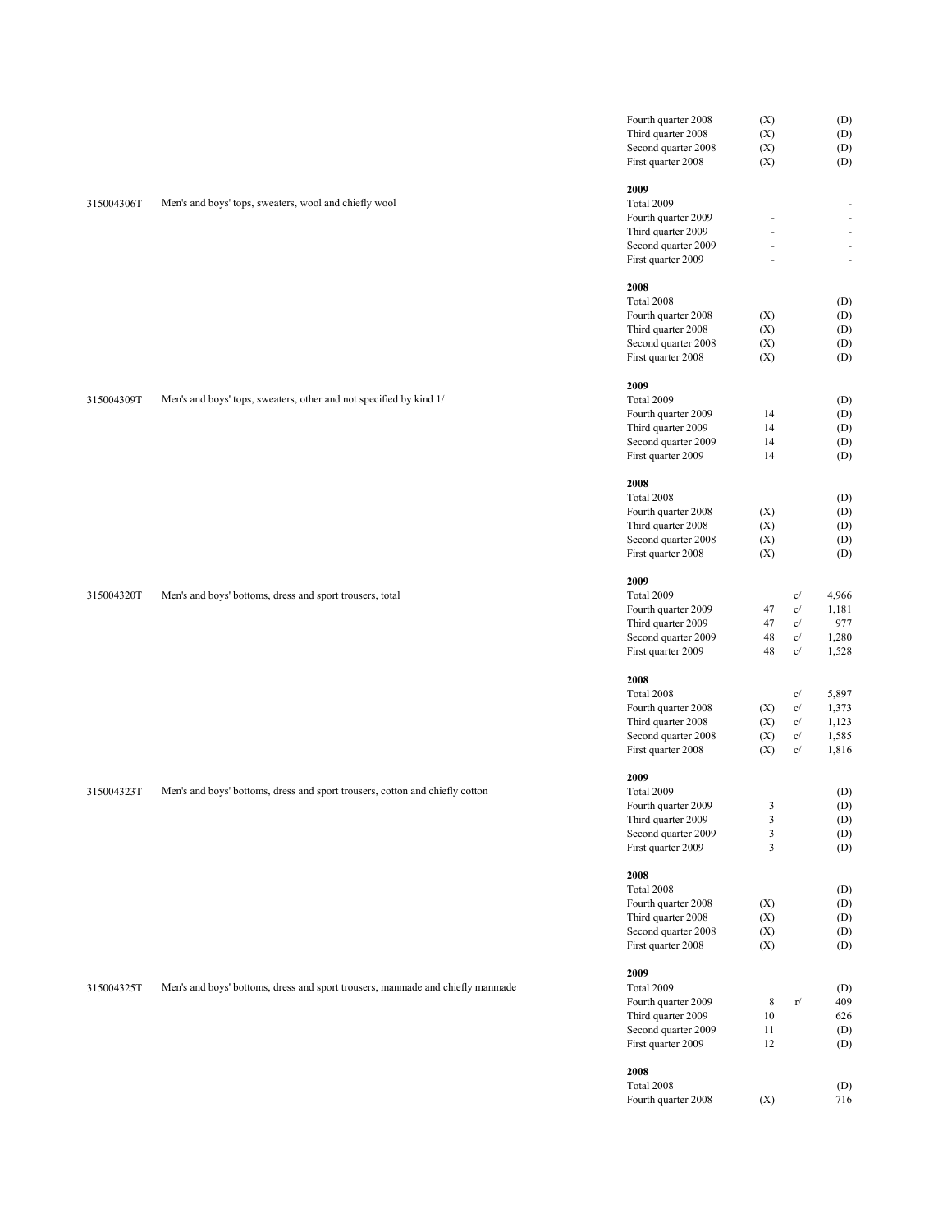| Code | Description | Period | Companies | Note | Value |
|---|---|---|---|---|---|
| | | Fourth quarter 2008 | (X) | | (D) |
| | | Third quarter 2008 | (X) | | (D) |
| | | Second quarter 2008 | (X) | | (D) |
| | | First quarter 2008 | (X) | | (D) |
| | | **2009** | | | |
| 315004306T | Men's and boys' tops, sweaters, wool and chiefly wool | Total 2009 | | | - |
| | | Fourth quarter 2009 | - | | - |
| | | Third quarter 2009 | - | | - |
| | | Second quarter 2009 | - | | - |
| | | First quarter 2009 | - | | - |
| | | **2008** | | | |
| | | Total 2008 | | | (D) |
| | | Fourth quarter 2008 | (X) | | (D) |
| | | Third quarter 2008 | (X) | | (D) |
| | | Second quarter 2008 | (X) | | (D) |
| | | First quarter 2008 | (X) | | (D) |
| | | **2009** | | | |
| 315004309T | Men's and boys' tops, sweaters, other and not specified by kind 1/ | Total 2009 | | | (D) |
| | | Fourth quarter 2009 | 14 | | (D) |
| | | Third quarter 2009 | 14 | | (D) |
| | | Second quarter 2009 | 14 | | (D) |
| | | First quarter 2009 | 14 | | (D) |
| | | **2008** | | | |
| | | Total 2008 | | | (D) |
| | | Fourth quarter 2008 | (X) | | (D) |
| | | Third quarter 2008 | (X) | | (D) |
| | | Second quarter 2008 | (X) | | (D) |
| | | First quarter 2008 | (X) | | (D) |
| | | **2009** | | | |
| 315004320T | Men's and boys' bottoms, dress and sport trousers, total | Total 2009 | | c/ | 4,966 |
| | | Fourth quarter 2009 | 47 | c/ | 1,181 |
| | | Third quarter 2009 | 47 | c/ | 977 |
| | | Second quarter 2009 | 48 | c/ | 1,280 |
| | | First quarter 2009 | 48 | c/ | 1,528 |
| | | **2008** | | | |
| | | Total 2008 | | c/ | 5,897 |
| | | Fourth quarter 2008 | (X) | c/ | 1,373 |
| | | Third quarter 2008 | (X) | c/ | 1,123 |
| | | Second quarter 2008 | (X) | c/ | 1,585 |
| | | First quarter 2008 | (X) | c/ | 1,816 |
| | | **2009** | | | |
| 315004323T | Men's and boys' bottoms, dress and sport trousers, cotton and chiefly cotton | Total 2009 | | | (D) |
| | | Fourth quarter 2009 | 3 | | (D) |
| | | Third quarter 2009 | 3 | | (D) |
| | | Second quarter 2009 | 3 | | (D) |
| | | First quarter 2009 | 3 | | (D) |
| | | **2008** | | | |
| | | Total 2008 | | | (D) |
| | | Fourth quarter 2008 | (X) | | (D) |
| | | Third quarter 2008 | (X) | | (D) |
| | | Second quarter 2008 | (X) | | (D) |
| | | First quarter 2008 | (X) | | (D) |
| | | **2009** | | | |
| 315004325T | Men's and boys' bottoms, dress and sport trousers, manmade and chiefly manmade | Total 2009 | | | (D) |
| | | Fourth quarter 2009 | 8 | r/ | 409 |
| | | Third quarter 2009 | 10 | | 626 |
| | | Second quarter 2009 | 11 | | (D) |
| | | First quarter 2009 | 12 | | (D) |
| | | **2008** | | | |
| | | Total 2008 | | | (D) |
| | | Fourth quarter 2008 | (X) | | 716 |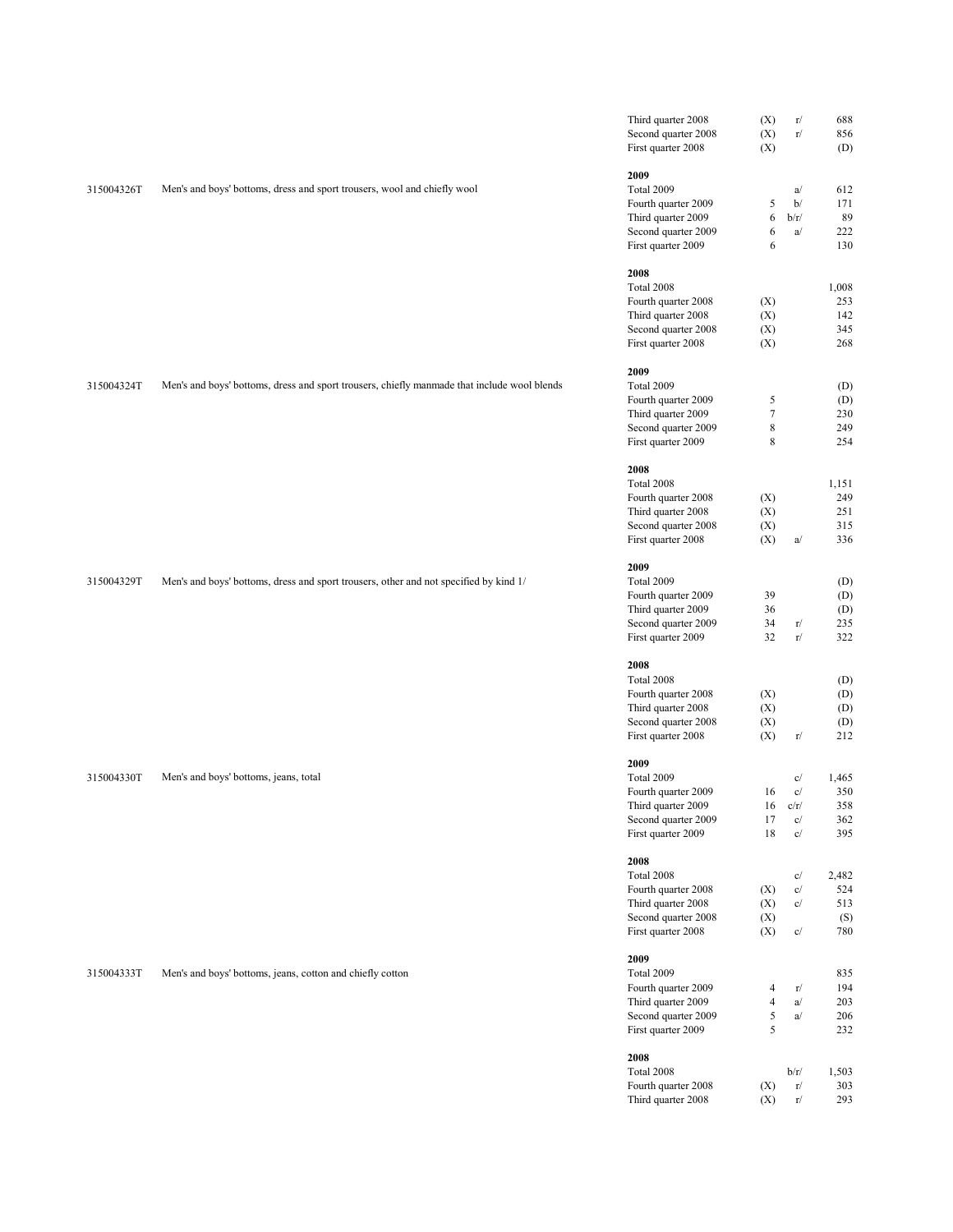| Code | Description | Period | Col1 | Note | Value |
|---|---|---|---|---|---|
| | | Third quarter 2008 | (X) | r/ | 688 |
| | | Second quarter 2008 | (X) | r/ | 856 |
| | | First quarter 2008 | (X) | | (D) |
| | | **2009** | | | |
| 315004326T | Men's and boys' bottoms, dress and sport trousers, wool and chiefly wool | Total 2009 | | a/ | 612 |
| | | Fourth quarter 2009 | 5 | b/ | 171 |
| | | Third quarter 2009 | 6 | b/r/ | 89 |
| | | Second quarter 2009 | 6 | a/ | 222 |
| | | First quarter 2009 | 6 | | 130 |
| | | **2008** | | | |
| | | Total 2008 | | | 1,008 |
| | | Fourth quarter 2008 | (X) | | 253 |
| | | Third quarter 2008 | (X) | | 142 |
| | | Second quarter 2008 | (X) | | 345 |
| | | First quarter 2008 | (X) | | 268 |
| | | **2009** | | | |
| 315004324T | Men's and boys' bottoms, dress and sport trousers, chiefly manmade that include wool blends | Total 2009 | | | (D) |
| | | Fourth quarter 2009 | 5 | | (D) |
| | | Third quarter 2009 | 7 | | 230 |
| | | Second quarter 2009 | 8 | | 249 |
| | | First quarter 2009 | 8 | | 254 |
| | | **2008** | | | |
| | | Total 2008 | | | 1,151 |
| | | Fourth quarter 2008 | (X) | | 249 |
| | | Third quarter 2008 | (X) | | 251 |
| | | Second quarter 2008 | (X) | | 315 |
| | | First quarter 2008 | (X) | a/ | 336 |
| | | **2009** | | | |
| 315004329T | Men's and boys' bottoms, dress and sport trousers, other and not specified by kind 1/ | Total 2009 | | | (D) |
| | | Fourth quarter 2009 | 39 | | (D) |
| | | Third quarter 2009 | 36 | | (D) |
| | | Second quarter 2009 | 34 | r/ | 235 |
| | | First quarter 2009 | 32 | r/ | 322 |
| | | **2008** | | | |
| | | Total 2008 | | | (D) |
| | | Fourth quarter 2008 | (X) | | (D) |
| | | Third quarter 2008 | (X) | | (D) |
| | | Second quarter 2008 | (X) | | (D) |
| | | First quarter 2008 | (X) | r/ | 212 |
| | | **2009** | | | |
| 315004330T | Men's and boys' bottoms, jeans, total | Total 2009 | | c/ | 1,465 |
| | | Fourth quarter 2009 | 16 | c/ | 350 |
| | | Third quarter 2009 | 16 | c/r/ | 358 |
| | | Second quarter 2009 | 17 | c/ | 362 |
| | | First quarter 2009 | 18 | c/ | 395 |
| | | **2008** | | | |
| | | Total 2008 | | c/ | 2,482 |
| | | Fourth quarter 2008 | (X) | c/ | 524 |
| | | Third quarter 2008 | (X) | c/ | 513 |
| | | Second quarter 2008 | (X) | | (S) |
| | | First quarter 2008 | (X) | c/ | 780 |
| | | **2009** | | | |
| 315004333T | Men's and boys' bottoms, jeans, cotton and chiefly cotton | Total 2009 | | | 835 |
| | | Fourth quarter 2009 | 4 | r/ | 194 |
| | | Third quarter 2009 | 4 | a/ | 203 |
| | | Second quarter 2009 | 5 | a/ | 206 |
| | | First quarter 2009 | 5 | | 232 |
| | | **2008** | | | |
| | | Total 2008 | | b/r/ | 1,503 |
| | | Fourth quarter 2008 | (X) | r/ | 303 |
| | | Third quarter 2008 | (X) | r/ | 293 |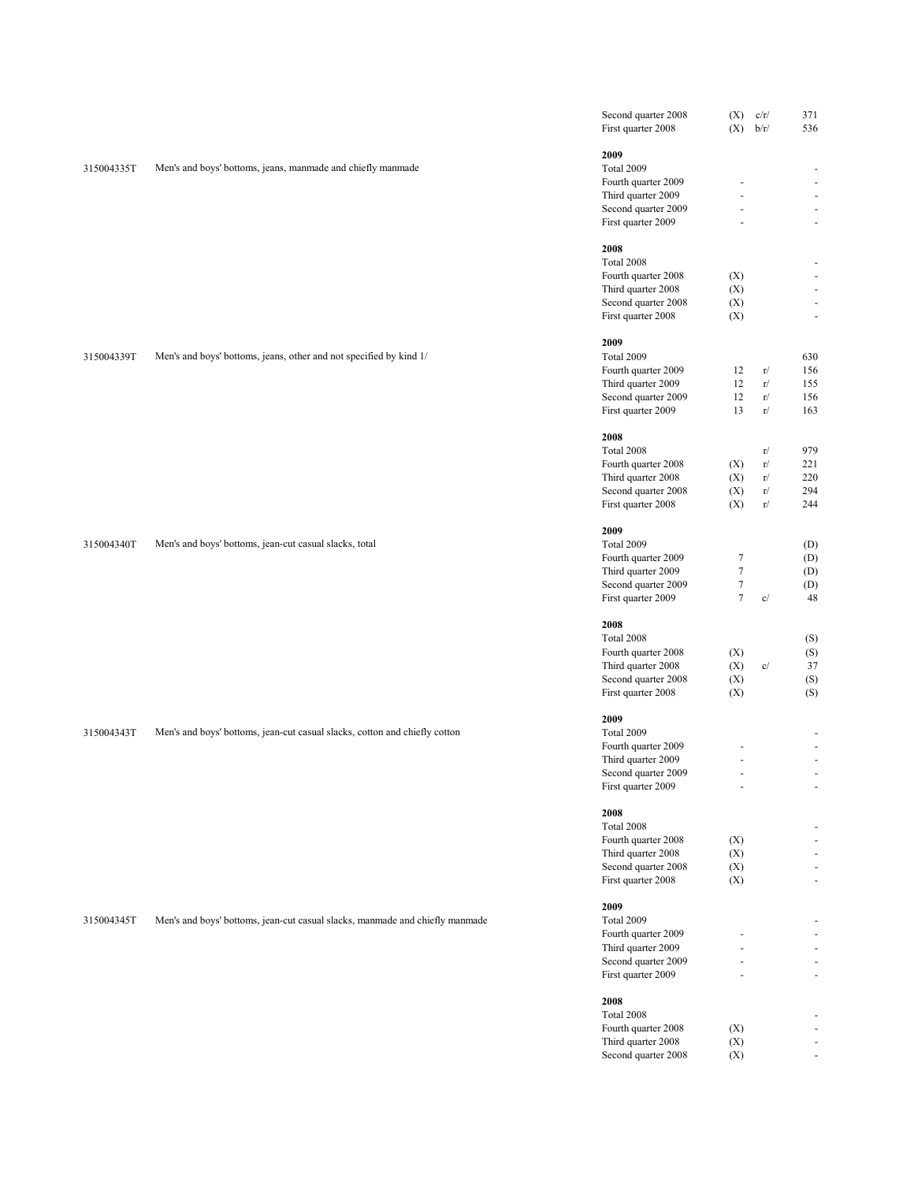| Code | Product description | Period | Number of companies | Note | Value |
|---|---|---|---|---|---|
| | | Second quarter 2008 | (X) | c/r/ | 371 |
| | | First quarter 2008 | (X) | b/r/ | 536 |
| | | **2009** | | | |
| 315004335T | Men's and boys' bottoms, jeans, manmade and chiefly manmade | Total 2009 | | | - |
| | | Fourth quarter 2009 | - | | - |
| | | Third quarter 2009 | - | | - |
| | | Second quarter 2009 | - | | - |
| | | First quarter 2009 | - | | - |
| | | **2008** | | | |
| | | Total 2008 | | | - |
| | | Fourth quarter 2008 | (X) | | - |
| | | Third quarter 2008 | (X) | | - |
| | | Second quarter 2008 | (X) | | - |
| | | First quarter 2008 | (X) | | - |
| | | **2009** | | | |
| 315004339T | Men's and boys' bottoms, jeans, other and not specified by kind 1/ | Total 2009 | | | 630 |
| | | Fourth quarter 2009 | 12 | r/ | 156 |
| | | Third quarter 2009 | 12 | r/ | 155 |
| | | Second quarter 2009 | 12 | r/ | 156 |
| | | First quarter 2009 | 13 | r/ | 163 |
| | | **2008** | | | |
| | | Total 2008 | | r/ | 979 |
| | | Fourth quarter 2008 | (X) | r/ | 221 |
| | | Third quarter 2008 | (X) | r/ | 220 |
| | | Second quarter 2008 | (X) | r/ | 294 |
| | | First quarter 2008 | (X) | r/ | 244 |
| | | **2009** | | | |
| 315004340T | Men's and boys' bottoms, jean-cut casual slacks, total | Total 2009 | | | (D) |
| | | Fourth quarter 2009 | 7 | | (D) |
| | | Third quarter 2009 | 7 | | (D) |
| | | Second quarter 2009 | 7 | | (D) |
| | | First quarter 2009 | 7 | c/ | 48 |
| | | **2008** | | | |
| | | Total 2008 | | | (S) |
| | | Fourth quarter 2008 | (X) | | (S) |
| | | Third quarter 2008 | (X) | c/ | 37 |
| | | Second quarter 2008 | (X) | | (S) |
| | | First quarter 2008 | (X) | | (S) |
| | | **2009** | | | |
| 315004343T | Men's and boys' bottoms, jean-cut casual slacks, cotton and chiefly cotton | Total 2009 | | | - |
| | | Fourth quarter 2009 | - | | - |
| | | Third quarter 2009 | - | | - |
| | | Second quarter 2009 | - | | - |
| | | First quarter 2009 | - | | - |
| | | **2008** | | | |
| | | Total 2008 | | | - |
| | | Fourth quarter 2008 | (X) | | - |
| | | Third quarter 2008 | (X) | | - |
| | | Second quarter 2008 | (X) | | - |
| | | First quarter 2008 | (X) | | - |
| | | **2009** | | | |
| 315004345T | Men's and boys' bottoms, jean-cut casual slacks, manmade and chiefly manmade | Total 2009 | | | - |
| | | Fourth quarter 2009 | - | | - |
| | | Third quarter 2009 | - | | - |
| | | Second quarter 2009 | - | | - |
| | | First quarter 2009 | - | | - |
| | | **2008** | | | |
| | | Total 2008 | | | - |
| | | Fourth quarter 2008 | (X) | | - |
| | | Third quarter 2008 | (X) | | - |
| | | Second quarter 2008 | (X) | | - |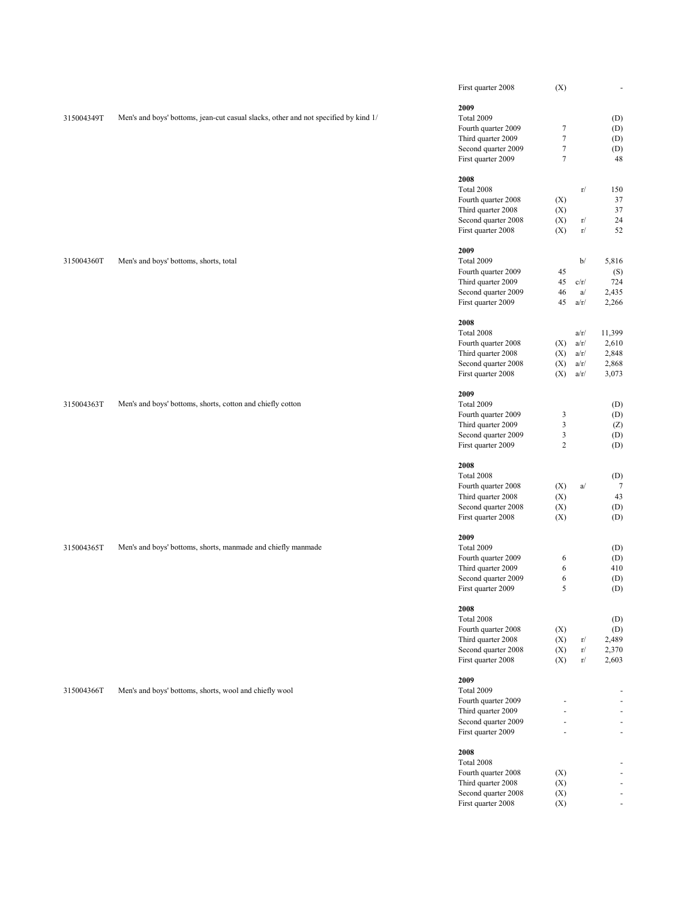| Product code | Product description | Period | Number of companies | Footnote | Value |
|---|---|---|---|---|---|
| | | First quarter 2008 | (X) | | - |
| | | **2009** | | | |
| 315004349T | Men's and boys' bottoms, jean-cut casual slacks, other and not specified by kind 1/ | Total 2009 | | | (D) |
| | | Fourth quarter 2009 | 7 | | (D) |
| | | Third quarter 2009 | 7 | | (D) |
| | | Second quarter 2009 | 7 | | (D) |
| | | First quarter 2009 | 7 | | 48 |
| | | **2008** | | | |
| | | Total 2008 | | r/ | 150 |
| | | Fourth quarter 2008 | (X) | | 37 |
| | | Third quarter 2008 | (X) | | 37 |
| | | Second quarter 2008 | (X) | r/ | 24 |
| | | First quarter 2008 | (X) | r/ | 52 |
| | | **2009** | | | |
| 315004360T | Men's and boys' bottoms, shorts, total | Total 2009 | | b/ | 5,816 |
| | | Fourth quarter 2009 | 45 | | (S) |
| | | Third quarter 2009 | 45 | c/r/ | 724 |
| | | Second quarter 2009 | 46 | a/ | 2,435 |
| | | First quarter 2009 | 45 | a/r/ | 2,266 |
| | | **2008** | | | |
| | | Total 2008 | | a/r/ | 11,399 |
| | | Fourth quarter 2008 | (X) | a/r/ | 2,610 |
| | | Third quarter 2008 | (X) | a/r/ | 2,848 |
| | | Second quarter 2008 | (X) | a/r/ | 2,868 |
| | | First quarter 2008 | (X) | a/r/ | 3,073 |
| | | **2009** | | | |
| 315004363T | Men's and boys' bottoms, shorts, cotton and chiefly cotton | Total 2009 | | | (D) |
| | | Fourth quarter 2009 | 3 | | (D) |
| | | Third quarter 2009 | 3 | | (Z) |
| | | Second quarter 2009 | 3 | | (D) |
| | | First quarter 2009 | 2 | | (D) |
| | | **2008** | | | |
| | | Total 2008 | | | (D) |
| | | Fourth quarter 2008 | (X) | a/ | 7 |
| | | Third quarter 2008 | (X) | | 43 |
| | | Second quarter 2008 | (X) | | (D) |
| | | First quarter 2008 | (X) | | (D) |
| | | **2009** | | | |
| 315004365T | Men's and boys' bottoms, shorts, manmade and chiefly manmade | Total 2009 | | | (D) |
| | | Fourth quarter 2009 | 6 | | (D) |
| | | Third quarter 2009 | 6 | | 410 |
| | | Second quarter 2009 | 6 | | (D) |
| | | First quarter 2009 | 5 | | (D) |
| | | **2008** | | | |
| | | Total 2008 | | | (D) |
| | | Fourth quarter 2008 | (X) | | (D) |
| | | Third quarter 2008 | (X) | r/ | 2,489 |
| | | Second quarter 2008 | (X) | r/ | 2,370 |
| | | First quarter 2008 | (X) | r/ | 2,603 |
| | | **2009** | | | |
| 315004366T | Men's and boys' bottoms, shorts, wool and chiefly wool | Total 2009 | | | - |
| | | Fourth quarter 2009 | - | | - |
| | | Third quarter 2009 | - | | - |
| | | Second quarter 2009 | - | | - |
| | | First quarter 2009 | - | | - |
| | | **2008** | | | |
| | | Total 2008 | | | - |
| | | Fourth quarter 2008 | (X) | | - |
| | | Third quarter 2008 | (X) | | - |
| | | Second quarter 2008 | (X) | | - |
| | | First quarter 2008 | (X) | | - |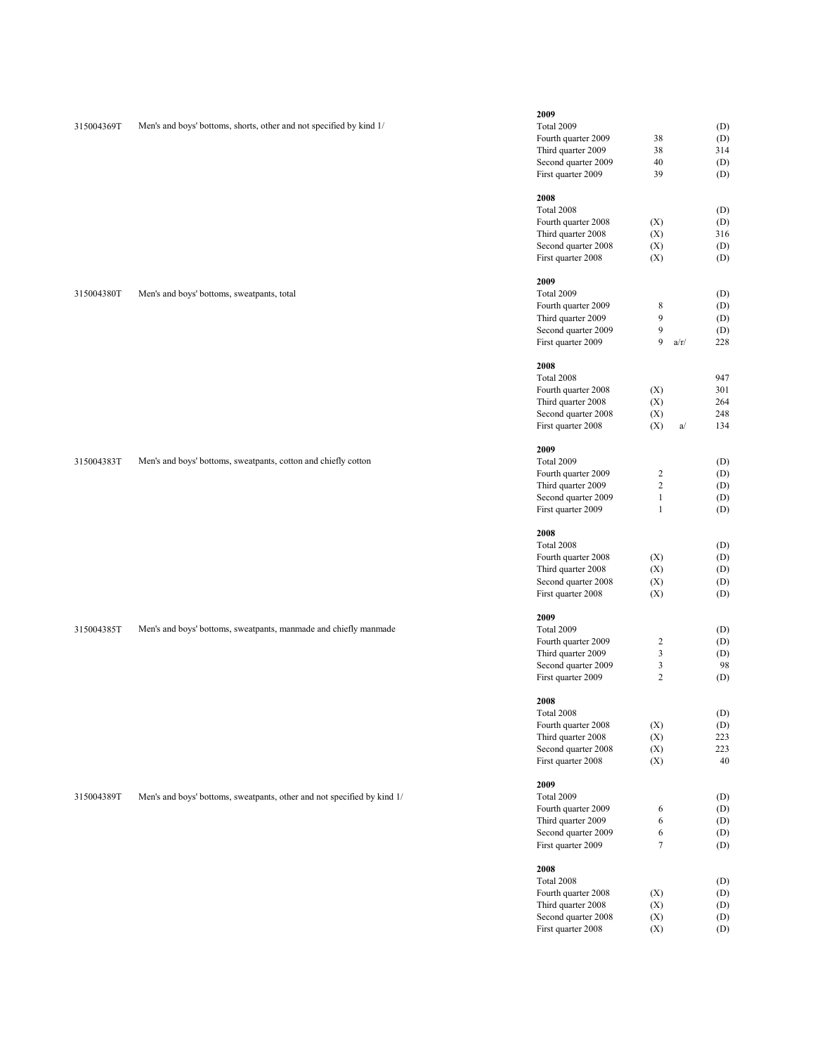| Code | Description | Period | Count | Flag | Value |
|---|---|---|---|---|---|
| | | **2009** | | | |
| 315004369T | Men's and boys' bottoms, shorts, other and not specified by kind 1/ | Total 2009 | | | (D) |
| | | Fourth quarter 2009 | 38 | | (D) |
| | | Third quarter 2009 | 38 | | 314 |
| | | Second quarter 2009 | 40 | | (D) |
| | | First quarter 2009 | 39 | | (D) |
| | | **2008** | | | |
| | | Total 2008 | | | (D) |
| | | Fourth quarter 2008 | (X) | | (D) |
| | | Third quarter 2008 | (X) | | 316 |
| | | Second quarter 2008 | (X) | | (D) |
| | | First quarter 2008 | (X) | | (D) |
| | | **2009** | | | |
| 315004380T | Men's and boys' bottoms, sweatpants, total | Total 2009 | | | (D) |
| | | Fourth quarter 2009 | 8 | | (D) |
| | | Third quarter 2009 | 9 | | (D) |
| | | Second quarter 2009 | 9 | | (D) |
| | | First quarter 2009 | 9 | a/r/ | 228 |
| | | **2008** | | | |
| | | Total 2008 | | | 947 |
| | | Fourth quarter 2008 | (X) | | 301 |
| | | Third quarter 2008 | (X) | | 264 |
| | | Second quarter 2008 | (X) | | 248 |
| | | First quarter 2008 | (X) | a/ | 134 |
| | | **2009** | | | |
| 315004383T | Men's and boys' bottoms, sweatpants, cotton and chiefly cotton | Total 2009 | | | (D) |
| | | Fourth quarter 2009 | 2 | | (D) |
| | | Third quarter 2009 | 2 | | (D) |
| | | Second quarter 2009 | 1 | | (D) |
| | | First quarter 2009 | 1 | | (D) |
| | | **2008** | | | |
| | | Total 2008 | | | (D) |
| | | Fourth quarter 2008 | (X) | | (D) |
| | | Third quarter 2008 | (X) | | (D) |
| | | Second quarter 2008 | (X) | | (D) |
| | | First quarter 2008 | (X) | | (D) |
| | | **2009** | | | |
| 315004385T | Men's and boys' bottoms, sweatpants, manmade and chiefly manmade | Total 2009 | | | (D) |
| | | Fourth quarter 2009 | 2 | | (D) |
| | | Third quarter 2009 | 3 | | (D) |
| | | Second quarter 2009 | 3 | | 98 |
| | | First quarter 2009 | 2 | | (D) |
| | | **2008** | | | |
| | | Total 2008 | | | (D) |
| | | Fourth quarter 2008 | (X) | | (D) |
| | | Third quarter 2008 | (X) | | 223 |
| | | Second quarter 2008 | (X) | | 223 |
| | | First quarter 2008 | (X) | | 40 |
| | | **2009** | | | |
| 315004389T | Men's and boys' bottoms, sweatpants, other and not specified by kind 1/ | Total 2009 | | | (D) |
| | | Fourth quarter 2009 | 6 | | (D) |
| | | Third quarter 2009 | 6 | | (D) |
| | | Second quarter 2009 | 6 | | (D) |
| | | First quarter 2009 | 7 | | (D) |
| | | **2008** | | | |
| | | Total 2008 | | | (D) |
| | | Fourth quarter 2008 | (X) | | (D) |
| | | Third quarter 2008 | (X) | | (D) |
| | | Second quarter 2008 | (X) | | (D) |
| | | First quarter 2008 | (X) | | (D) |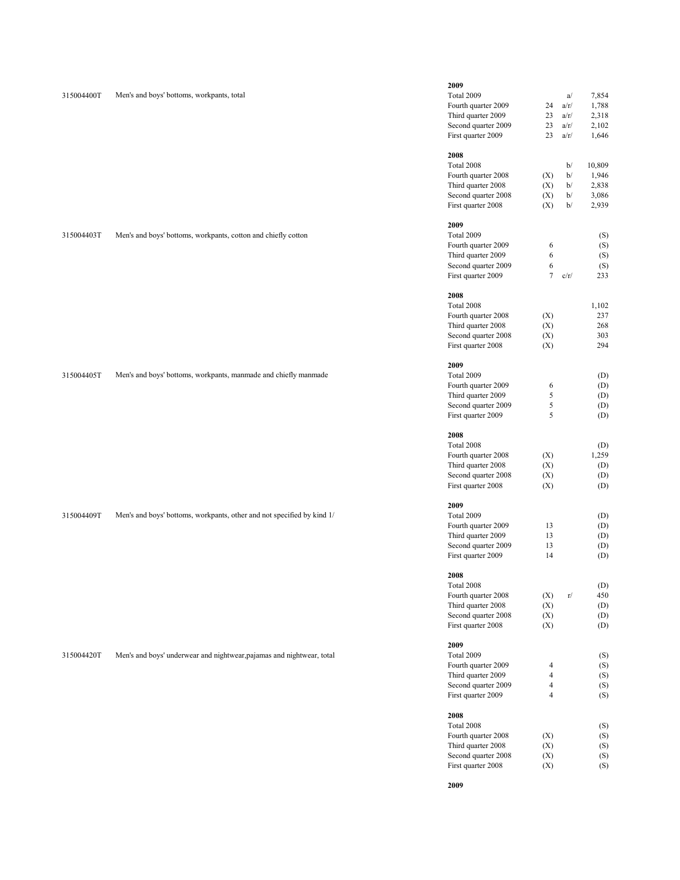| Code | Description | Period | Count | Note | Value |
|---|---|---|---|---|---|
| | | **2009** | | | |
| 315004400T | Men's and boys' bottoms, workpants, total | Total 2009 | | a/ | 7,854 |
| | | Fourth quarter 2009 | 24 | a/r/ | 1,788 |
| | | Third quarter 2009 | 23 | a/r/ | 2,318 |
| | | Second quarter 2009 | 23 | a/r/ | 2,102 |
| | | First quarter 2009 | 23 | a/r/ | 1,646 |
| | | **2008** | | | |
| | | Total 2008 | | b/ | 10,809 |
| | | Fourth quarter 2008 | (X) | b/ | 1,946 |
| | | Third quarter 2008 | (X) | b/ | 2,838 |
| | | Second quarter 2008 | (X) | b/ | 3,086 |
| | | First quarter 2008 | (X) | b/ | 2,939 |
| | | **2009** | | | |
| 315004403T | Men's and boys' bottoms, workpants, cotton and chiefly cotton | Total 2009 | | | (S) |
| | | Fourth quarter 2009 | 6 | | (S) |
| | | Third quarter 2009 | 6 | | (S) |
| | | Second quarter 2009 | 6 | | (S) |
| | | First quarter 2009 | 7 | c/r/ | 233 |
| | | **2008** | | | |
| | | Total 2008 | | | 1,102 |
| | | Fourth quarter 2008 | (X) | | 237 |
| | | Third quarter 2008 | (X) | | 268 |
| | | Second quarter 2008 | (X) | | 303 |
| | | First quarter 2008 | (X) | | 294 |
| | | **2009** | | | |
| 315004405T | Men's and boys' bottoms, workpants, manmade and chiefly manmade | Total 2009 | | | (D) |
| | | Fourth quarter 2009 | 6 | | (D) |
| | | Third quarter 2009 | 5 | | (D) |
| | | Second quarter 2009 | 5 | | (D) |
| | | First quarter 2009 | 5 | | (D) |
| | | **2008** | | | |
| | | Total 2008 | | | (D) |
| | | Fourth quarter 2008 | (X) | | 1,259 |
| | | Third quarter 2008 | (X) | | (D) |
| | | Second quarter 2008 | (X) | | (D) |
| | | First quarter 2008 | (X) | | (D) |
| | | **2009** | | | |
| 315004409T | Men's and boys' bottoms, workpants, other and not specified by kind 1/ | Total 2009 | | | (D) |
| | | Fourth quarter 2009 | 13 | | (D) |
| | | Third quarter 2009 | 13 | | (D) |
| | | Second quarter 2009 | 13 | | (D) |
| | | First quarter 2009 | 14 | | (D) |
| | | **2008** | | | |
| | | Total 2008 | | | (D) |
| | | Fourth quarter 2008 | (X) | r/ | 450 |
| | | Third quarter 2008 | (X) | | (D) |
| | | Second quarter 2008 | (X) | | (D) |
| | | First quarter 2008 | (X) | | (D) |
| | | **2009** | | | |
| 315004420T | Men's and boys' underwear and nightwear,pajamas and nightwear, total | Total 2009 | | | (S) |
| | | Fourth quarter 2009 | 4 | | (S) |
| | | Third quarter 2009 | 4 | | (S) |
| | | Second quarter 2009 | 4 | | (S) |
| | | First quarter 2009 | 4 | | (S) |
| | | **2008** | | | |
| | | Total 2008 | | | (S) |
| | | Fourth quarter 2008 | (X) | | (S) |
| | | Third quarter 2008 | (X) | | (S) |
| | | Second quarter 2008 | (X) | | (S) |
| | | First quarter 2008 | (X) | | (S) |
| | | **2009** | | | |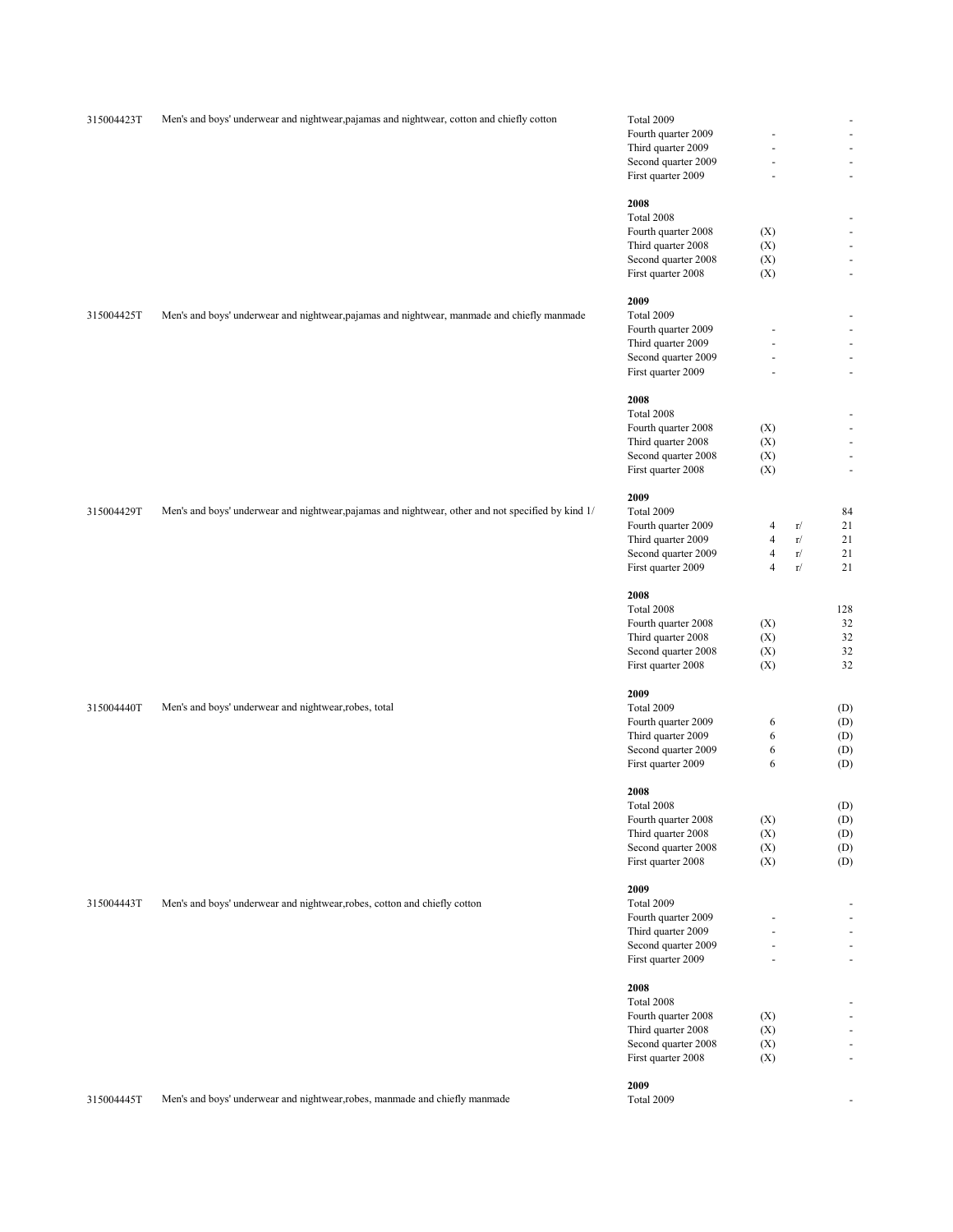| Code | Description | Period | | | Value |
|---|---|---|---|---|---|
| 315004423T | Men's and boys' underwear and nightwear,pajamas and nightwear, cotton and chiefly cotton | Total 2009 | | | - |
| | | Fourth quarter 2009 | - | | - |
| | | Third quarter 2009 | - | | - |
| | | Second quarter 2009 | - | | - |
| | | First quarter 2009 | - | | - |
| | | **2008** | | | |
| | | Total 2008 | | | - |
| | | Fourth quarter 2008 | (X) | | - |
| | | Third quarter 2008 | (X) | | - |
| | | Second quarter 2008 | (X) | | - |
| | | First quarter 2008 | (X) | | - |
| | | **2009** | | | |
| 315004425T | Men's and boys' underwear and nightwear,pajamas and nightwear, manmade and chiefly manmade | Total 2009 | | | - |
| | | Fourth quarter 2009 | - | | - |
| | | Third quarter 2009 | - | | - |
| | | Second quarter 2009 | - | | - |
| | | First quarter 2009 | - | | - |
| | | **2008** | | | |
| | | Total 2008 | | | - |
| | | Fourth quarter 2008 | (X) | | - |
| | | Third quarter 2008 | (X) | | - |
| | | Second quarter 2008 | (X) | | - |
| | | First quarter 2008 | (X) | | - |
| | | **2009** | | | |
| 315004429T | Men's and boys' underwear and nightwear,pajamas and nightwear, other and not specified by kind 1/ | Total 2009 | | | 84 |
| | | Fourth quarter 2009 | 4 | r/ | 21 |
| | | Third quarter 2009 | 4 | r/ | 21 |
| | | Second quarter 2009 | 4 | r/ | 21 |
| | | First quarter 2009 | 4 | r/ | 21 |
| | | **2008** | | | |
| | | Total 2008 | | | 128 |
| | | Fourth quarter 2008 | (X) | | 32 |
| | | Third quarter 2008 | (X) | | 32 |
| | | Second quarter 2008 | (X) | | 32 |
| | | First quarter 2008 | (X) | | 32 |
| | | **2009** | | | |
| 315004440T | Men's and boys' underwear and nightwear,robes, total | Total 2009 | | | (D) |
| | | Fourth quarter 2009 | 6 | | (D) |
| | | Third quarter 2009 | 6 | | (D) |
| | | Second quarter 2009 | 6 | | (D) |
| | | First quarter 2009 | 6 | | (D) |
| | | **2008** | | | |
| | | Total 2008 | | | (D) |
| | | Fourth quarter 2008 | (X) | | (D) |
| | | Third quarter 2008 | (X) | | (D) |
| | | Second quarter 2008 | (X) | | (D) |
| | | First quarter 2008 | (X) | | (D) |
| | | **2009** | | | |
| 315004443T | Men's and boys' underwear and nightwear,robes, cotton and chiefly cotton | Total 2009 | | | - |
| | | Fourth quarter 2009 | - | | - |
| | | Third quarter 2009 | - | | - |
| | | Second quarter 2009 | - | | - |
| | | First quarter 2009 | - | | - |
| | | **2008** | | | |
| | | Total 2008 | | | - |
| | | Fourth quarter 2008 | (X) | | - |
| | | Third quarter 2008 | (X) | | - |
| | | Second quarter 2008 | (X) | | - |
| | | First quarter 2008 | (X) | | - |
| | | **2009** | | | |
| 315004445T | Men's and boys' underwear and nightwear,robes, manmade and chiefly manmade | Total 2009 | | | - |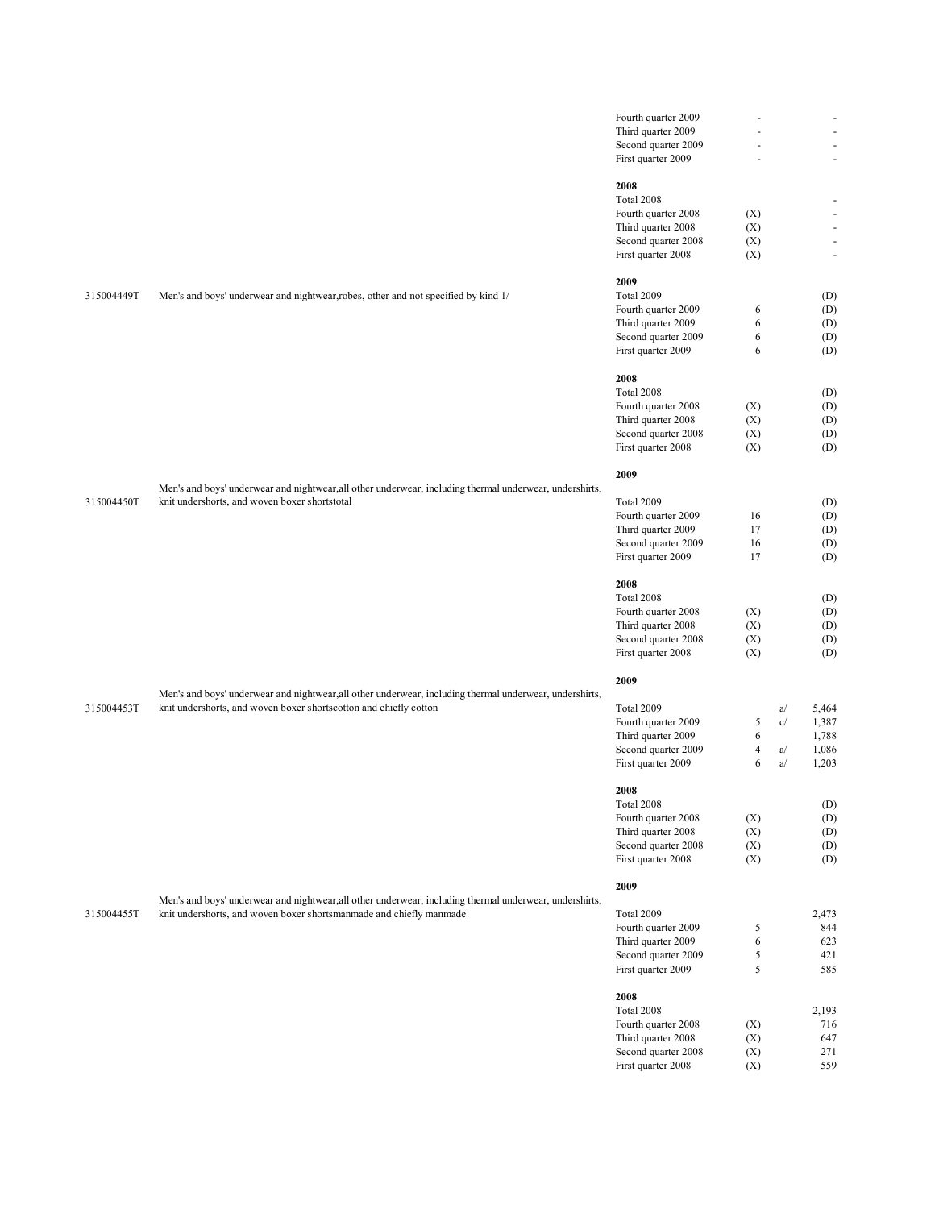| Product code | Product description | Period | Number of companies | Note | Value |
|---|---|---|---|---|---|
| | | Fourth quarter 2009 | - | | - |
| | | Third quarter 2009 | - | | - |
| | | Second quarter 2009 | - | | - |
| | | First quarter 2009 | - | | - |
| | | **2008** | | | |
| | | Total 2008 | | | - |
| | | Fourth quarter 2008 | (X) | | - |
| | | Third quarter 2008 | (X) | | - |
| | | Second quarter 2008 | (X) | | - |
| | | First quarter 2008 | (X) | | - |
| | | **2009** | | | |
| 315004449T | Men's and boys' underwear and nightwear,robes, other and not specified by kind 1/ | Total 2009 | | | (D) |
| | | Fourth quarter 2009 | 6 | | (D) |
| | | Third quarter 2009 | 6 | | (D) |
| | | Second quarter 2009 | 6 | | (D) |
| | | First quarter 2009 | 6 | | (D) |
| | | **2008** | | | |
| | | Total 2008 | | | (D) |
| | | Fourth quarter 2008 | (X) | | (D) |
| | | Third quarter 2008 | (X) | | (D) |
| | | Second quarter 2008 | (X) | | (D) |
| | | First quarter 2008 | (X) | | (D) |
| | | **2009** | | | |
| 315004450T | Men's and boys' underwear and nightwear,all other underwear, including thermal underwear, undershirts, knit undershorts, and woven boxer shortstotal | Total 2009 | | | (D) |
| | | Fourth quarter 2009 | 16 | | (D) |
| | | Third quarter 2009 | 17 | | (D) |
| | | Second quarter 2009 | 16 | | (D) |
| | | First quarter 2009 | 17 | | (D) |
| | | **2008** | | | |
| | | Total 2008 | | | (D) |
| | | Fourth quarter 2008 | (X) | | (D) |
| | | Third quarter 2008 | (X) | | (D) |
| | | Second quarter 2008 | (X) | | (D) |
| | | First quarter 2008 | (X) | | (D) |
| | | **2009** | | | |
| 315004453T | Men's and boys' underwear and nightwear,all other underwear, including thermal underwear, undershirts, knit undershorts, and woven boxer shortscotton and chiefly cotton | Total 2009 | | a/ | 5,464 |
| | | Fourth quarter 2009 | 5 | c/ | 1,387 |
| | | Third quarter 2009 | 6 | | 1,788 |
| | | Second quarter 2009 | 4 | a/ | 1,086 |
| | | First quarter 2009 | 6 | a/ | 1,203 |
| | | **2008** | | | |
| | | Total 2008 | | | (D) |
| | | Fourth quarter 2008 | (X) | | (D) |
| | | Third quarter 2008 | (X) | | (D) |
| | | Second quarter 2008 | (X) | | (D) |
| | | First quarter 2008 | (X) | | (D) |
| | | **2009** | | | |
| 315004455T | Men's and boys' underwear and nightwear,all other underwear, including thermal underwear, undershirts, knit undershorts, and woven boxer shortsmanmade and chiefly manmade | Total 2009 | | | 2,473 |
| | | Fourth quarter 2009 | 5 | | 844 |
| | | Third quarter 2009 | 6 | | 623 |
| | | Second quarter 2009 | 5 | | 421 |
| | | First quarter 2009 | 5 | | 585 |
| | | **2008** | | | |
| | | Total 2008 | | | 2,193 |
| | | Fourth quarter 2008 | (X) | | 716 |
| | | Third quarter 2008 | (X) | | 647 |
| | | Second quarter 2008 | (X) | | 271 |
| | | First quarter 2008 | (X) | | 559 |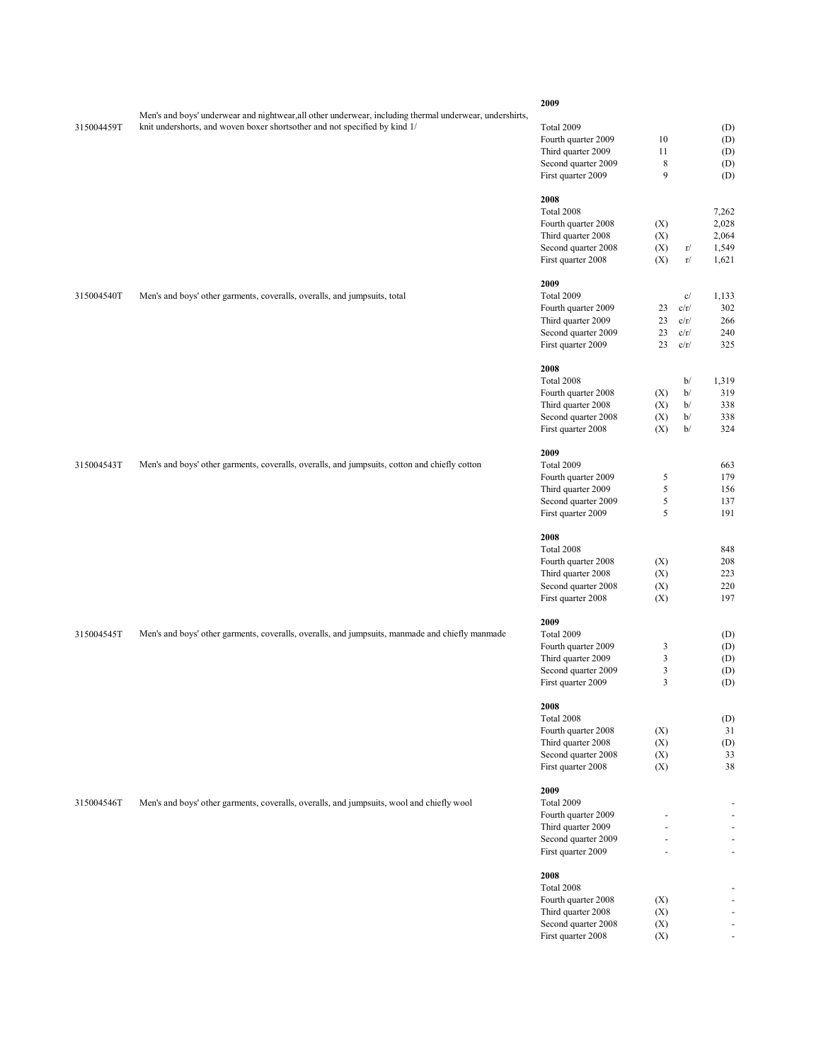| Code | Description | Period | Count | Note | Value |
|---|---|---|---|---|---|
| | | **2009** | | | |
| 315004459T | Men's and boys' underwear and nightwear,all other underwear, including thermal underwear, undershirts, knit undershorts, and woven boxer shortsother and not specified by kind 1/ | Total 2009 | | | (D) |
| | | Fourth quarter 2009 | 10 | | (D) |
| | | Third quarter 2009 | 11 | | (D) |
| | | Second quarter 2009 | 8 | | (D) |
| | | First quarter 2009 | 9 | | (D) |
| | | **2008** | | | |
| | | Total 2008 | | | 7,262 |
| | | Fourth quarter 2008 | (X) | | 2,028 |
| | | Third quarter 2008 | (X) | | 2,064 |
| | | Second quarter 2008 | (X) | r/ | 1,549 |
| | | First quarter 2008 | (X) | r/ | 1,621 |
| | | **2009** | | | |
| 315004540T | Men's and boys' other garments, coveralls, overalls, and jumpsuits, total | Total 2009 | | c/ | 1,133 |
| | | Fourth quarter 2009 | 23 | c/r/ | 302 |
| | | Third quarter 2009 | 23 | c/r/ | 266 |
| | | Second quarter 2009 | 23 | c/r/ | 240 |
| | | First quarter 2009 | 23 | c/r/ | 325 |
| | | **2008** | | | |
| | | Total 2008 | | b/ | 1,319 |
| | | Fourth quarter 2008 | (X) | b/ | 319 |
| | | Third quarter 2008 | (X) | b/ | 338 |
| | | Second quarter 2008 | (X) | b/ | 338 |
| | | First quarter 2008 | (X) | b/ | 324 |
| | | **2009** | | | |
| 315004543T | Men's and boys' other garments, coveralls, overalls, and jumpsuits, cotton and chiefly cotton | Total 2009 | | | 663 |
| | | Fourth quarter 2009 | 5 | | 179 |
| | | Third quarter 2009 | 5 | | 156 |
| | | Second quarter 2009 | 5 | | 137 |
| | | First quarter 2009 | 5 | | 191 |
| | | **2008** | | | |
| | | Total 2008 | | | 848 |
| | | Fourth quarter 2008 | (X) | | 208 |
| | | Third quarter 2008 | (X) | | 223 |
| | | Second quarter 2008 | (X) | | 220 |
| | | First quarter 2008 | (X) | | 197 |
| | | **2009** | | | |
| 315004545T | Men's and boys' other garments, coveralls, overalls, and jumpsuits, manmade and chiefly manmade | Total 2009 | | | (D) |
| | | Fourth quarter 2009 | 3 | | (D) |
| | | Third quarter 2009 | 3 | | (D) |
| | | Second quarter 2009 | 3 | | (D) |
| | | First quarter 2009 | 3 | | (D) |
| | | **2008** | | | |
| | | Total 2008 | | | (D) |
| | | Fourth quarter 2008 | (X) | | 31 |
| | | Third quarter 2008 | (X) | | (D) |
| | | Second quarter 2008 | (X) | | 33 |
| | | First quarter 2008 | (X) | | 38 |
| | | **2009** | | | |
| 315004546T | Men's and boys' other garments, coveralls, overalls, and jumpsuits, wool and chiefly wool | Total 2009 | | | - |
| | | Fourth quarter 2009 | - | | - |
| | | Third quarter 2009 | - | | - |
| | | Second quarter 2009 | - | | - |
| | | First quarter 2009 | - | | - |
| | | **2008** | | | |
| | | Total 2008 | | | - |
| | | Fourth quarter 2008 | (X) | | - |
| | | Third quarter 2008 | (X) | | - |
| | | Second quarter 2008 | (X) | | - |
| | | First quarter 2008 | (X) | | - |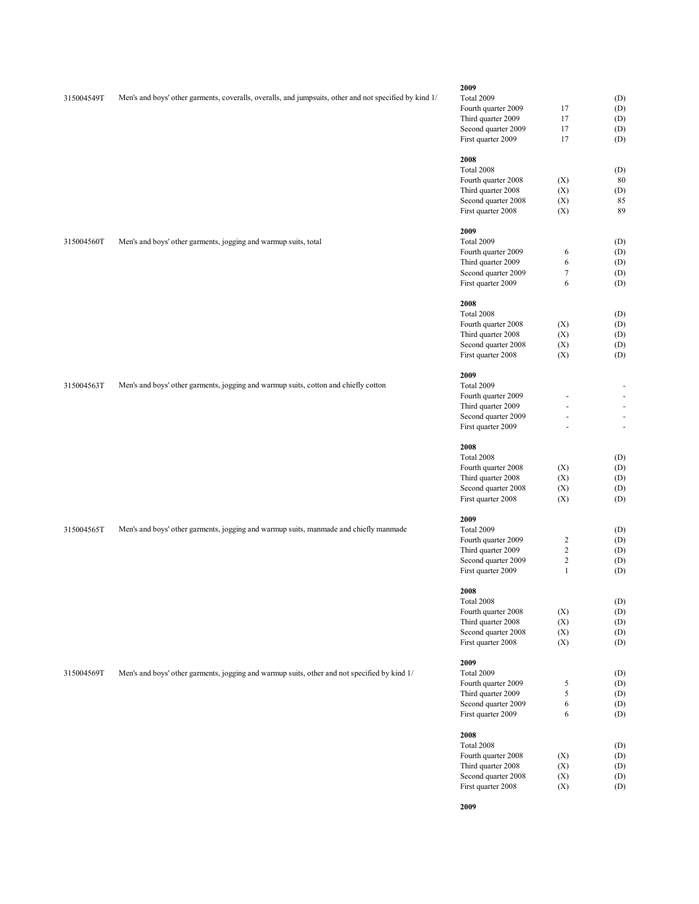| Code | Description | Period | | |
|---|---|---|---|---|
| | | **2009** | | |
| 315004549T | Men's and boys' other garments, coveralls, overalls, and jumpsuits, other and not specified by kind 1/ | Total 2009 | | (D) |
| | | Fourth quarter 2009 | 17 | (D) |
| | | Third quarter 2009 | 17 | (D) |
| | | Second quarter 2009 | 17 | (D) |
| | | First quarter 2009 | 17 | (D) |
| | | **2008** | | |
| | | Total 2008 | | (D) |
| | | Fourth quarter 2008 | (X) | 80 |
| | | Third quarter 2008 | (X) | (D) |
| | | Second quarter 2008 | (X) | 85 |
| | | First quarter 2008 | (X) | 89 |
| | | **2009** | | |
| 315004560T | Men's and boys' other garments, jogging and warmup suits, total | Total 2009 | | (D) |
| | | Fourth quarter 2009 | 6 | (D) |
| | | Third quarter 2009 | 6 | (D) |
| | | Second quarter 2009 | 7 | (D) |
| | | First quarter 2009 | 6 | (D) |
| | | **2008** | | |
| | | Total 2008 | | (D) |
| | | Fourth quarter 2008 | (X) | (D) |
| | | Third quarter 2008 | (X) | (D) |
| | | Second quarter 2008 | (X) | (D) |
| | | First quarter 2008 | (X) | (D) |
| | | **2009** | | |
| 315004563T | Men's and boys' other garments, jogging and warmup suits, cotton and chiefly cotton | Total 2009 | | - |
| | | Fourth quarter 2009 | - | - |
| | | Third quarter 2009 | - | - |
| | | Second quarter 2009 | - | - |
| | | First quarter 2009 | - | - |
| | | **2008** | | |
| | | Total 2008 | | (D) |
| | | Fourth quarter 2008 | (X) | (D) |
| | | Third quarter 2008 | (X) | (D) |
| | | Second quarter 2008 | (X) | (D) |
| | | First quarter 2008 | (X) | (D) |
| | | **2009** | | |
| 315004565T | Men's and boys' other garments, jogging and warmup suits, manmade and chiefly manmade | Total 2009 | | (D) |
| | | Fourth quarter 2009 | 2 | (D) |
| | | Third quarter 2009 | 2 | (D) |
| | | Second quarter 2009 | 2 | (D) |
| | | First quarter 2009 | 1 | (D) |
| | | **2008** | | |
| | | Total 2008 | | (D) |
| | | Fourth quarter 2008 | (X) | (D) |
| | | Third quarter 2008 | (X) | (D) |
| | | Second quarter 2008 | (X) | (D) |
| | | First quarter 2008 | (X) | (D) |
| | | **2009** | | |
| 315004569T | Men's and boys' other garments, jogging and warmup suits, other and not specified by kind 1/ | Total 2009 | | (D) |
| | | Fourth quarter 2009 | 5 | (D) |
| | | Third quarter 2009 | 5 | (D) |
| | | Second quarter 2009 | 6 | (D) |
| | | First quarter 2009 | 6 | (D) |
| | | **2008** | | |
| | | Total 2008 | | (D) |
| | | Fourth quarter 2008 | (X) | (D) |
| | | Third quarter 2008 | (X) | (D) |
| | | Second quarter 2008 | (X) | (D) |
| | | First quarter 2008 | (X) | (D) |
| | | **2009** | | |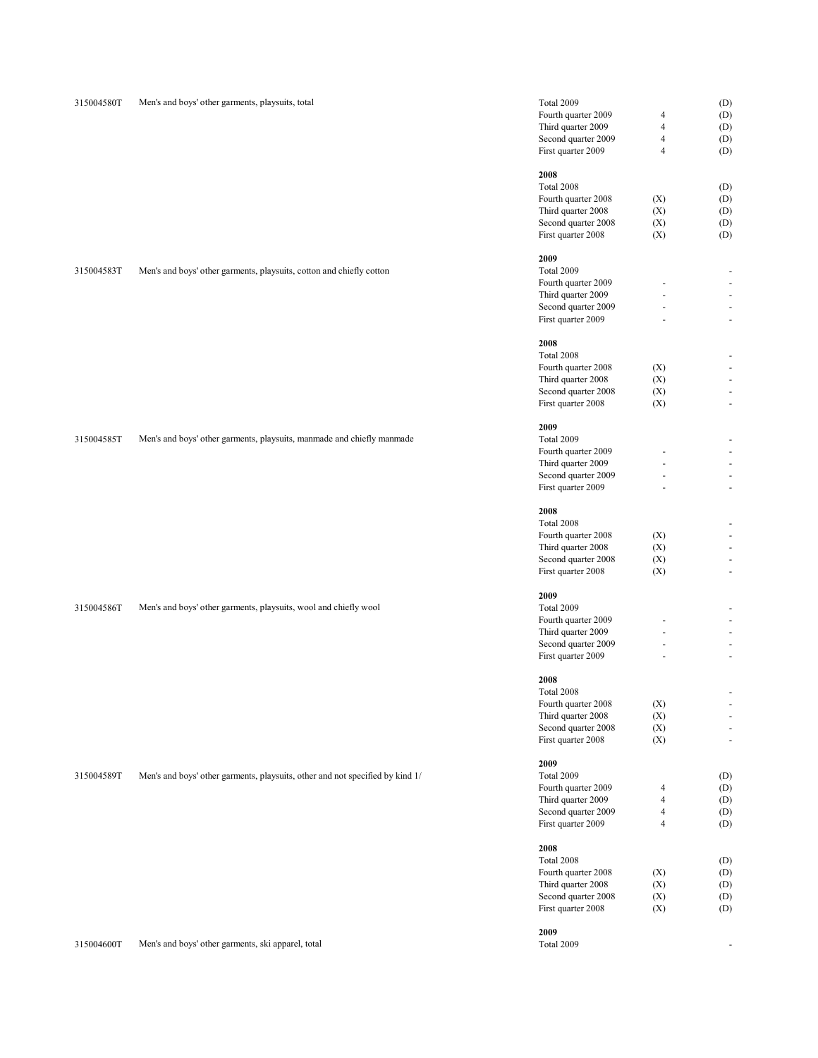| Code | Description | Period | | |
|---|---|---|---|---|
| 315004580T | Men's and boys' other garments, playsuits, total | Total 2009 | | (D) |
| | | Fourth quarter 2009 | 4 | (D) |
| | | Third quarter 2009 | 4 | (D) |
| | | Second quarter 2009 | 4 | (D) |
| | | First quarter 2009 | 4 | (D) |
| | | **2008** | | |
| | | Total 2008 | | (D) |
| | | Fourth quarter 2008 | (X) | (D) |
| | | Third quarter 2008 | (X) | (D) |
| | | Second quarter 2008 | (X) | (D) |
| | | First quarter 2008 | (X) | (D) |
| | | **2009** | | |
| 315004583T | Men's and boys' other garments, playsuits, cotton and chiefly cotton | Total 2009 | | - |
| | | Fourth quarter 2009 | - | - |
| | | Third quarter 2009 | - | - |
| | | Second quarter 2009 | - | - |
| | | First quarter 2009 | - | - |
| | | **2008** | | |
| | | Total 2008 | | - |
| | | Fourth quarter 2008 | (X) | - |
| | | Third quarter 2008 | (X) | - |
| | | Second quarter 2008 | (X) | - |
| | | First quarter 2008 | (X) | - |
| | | **2009** | | |
| 315004585T | Men's and boys' other garments, playsuits, manmade and chiefly manmade | Total 2009 | | - |
| | | Fourth quarter 2009 | - | - |
| | | Third quarter 2009 | - | - |
| | | Second quarter 2009 | - | - |
| | | First quarter 2009 | - | - |
| | | **2008** | | |
| | | Total 2008 | | - |
| | | Fourth quarter 2008 | (X) | - |
| | | Third quarter 2008 | (X) | - |
| | | Second quarter 2008 | (X) | - |
| | | First quarter 2008 | (X) | - |
| | | **2009** | | |
| 315004586T | Men's and boys' other garments, playsuits, wool and chiefly wool | Total 2009 | | - |
| | | Fourth quarter 2009 | - | - |
| | | Third quarter 2009 | - | - |
| | | Second quarter 2009 | - | - |
| | | First quarter 2009 | - | - |
| | | **2008** | | |
| | | Total 2008 | | - |
| | | Fourth quarter 2008 | (X) | - |
| | | Third quarter 2008 | (X) | - |
| | | Second quarter 2008 | (X) | - |
| | | First quarter 2008 | (X) | - |
| | | **2009** | | |
| 315004589T | Men's and boys' other garments, playsuits, other and not specified by kind 1/ | Total 2009 | | (D) |
| | | Fourth quarter 2009 | 4 | (D) |
| | | Third quarter 2009 | 4 | (D) |
| | | Second quarter 2009 | 4 | (D) |
| | | First quarter 2009 | 4 | (D) |
| | | **2008** | | |
| | | Total 2008 | | (D) |
| | | Fourth quarter 2008 | (X) | (D) |
| | | Third quarter 2008 | (X) | (D) |
| | | Second quarter 2008 | (X) | (D) |
| | | First quarter 2008 | (X) | (D) |
| | | **2009** | | |
| 315004600T | Men's and boys' other garments, ski apparel, total | Total 2009 | | - |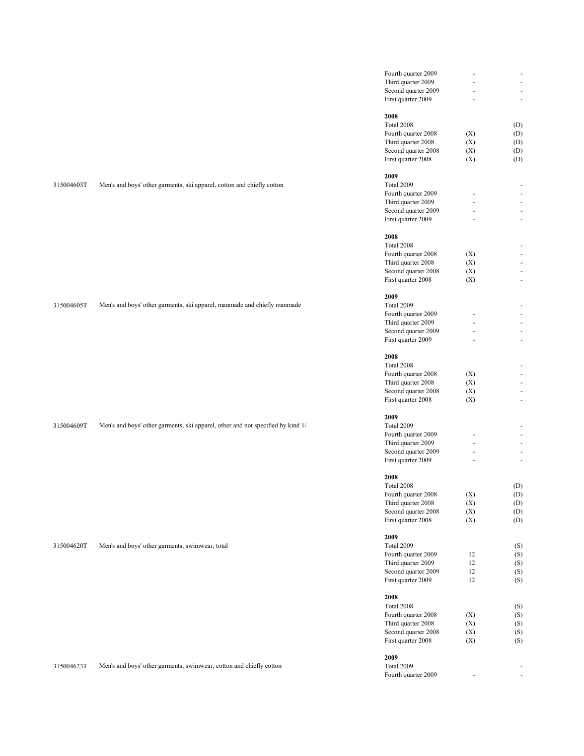| Code | Description | Period | | |
|---|---|---|---|---|
| | | Fourth quarter 2009 | - | - |
| | | Third quarter 2009 | - | - |
| | | Second quarter 2009 | - | - |
| | | First quarter 2009 | - | - |
| | | **2008** | | |
| | | Total 2008 | | (D) |
| | | Fourth quarter 2008 | (X) | (D) |
| | | Third quarter 2008 | (X) | (D) |
| | | Second quarter 2008 | (X) | (D) |
| | | First quarter 2008 | (X) | (D) |
| | | **2009** | | |
| 315004603T | Men's and boys' other garments, ski apparel, cotton and chiefly cotton | Total 2009 | | - |
| | | Fourth quarter 2009 | - | - |
| | | Third quarter 2009 | - | - |
| | | Second quarter 2009 | - | - |
| | | First quarter 2009 | - | - |
| | | **2008** | | |
| | | Total 2008 | | - |
| | | Fourth quarter 2008 | (X) | - |
| | | Third quarter 2008 | (X) | - |
| | | Second quarter 2008 | (X) | - |
| | | First quarter 2008 | (X) | - |
| | | **2009** | | |
| 315004605T | Men's and boys' other garments, ski apparel, manmade and chiefly manmade | Total 2009 | | - |
| | | Fourth quarter 2009 | - | - |
| | | Third quarter 2009 | - | - |
| | | Second quarter 2009 | - | - |
| | | First quarter 2009 | - | - |
| | | **2008** | | |
| | | Total 2008 | | - |
| | | Fourth quarter 2008 | (X) | - |
| | | Third quarter 2008 | (X) | - |
| | | Second quarter 2008 | (X) | - |
| | | First quarter 2008 | (X) | - |
| | | **2009** | | |
| 315004609T | Men's and boys' other garments, ski apparel, other and not specified by kind 1/ | Total 2009 | | - |
| | | Fourth quarter 2009 | - | - |
| | | Third quarter 2009 | - | - |
| | | Second quarter 2009 | - | - |
| | | First quarter 2009 | - | - |
| | | **2008** | | |
| | | Total 2008 | | (D) |
| | | Fourth quarter 2008 | (X) | (D) |
| | | Third quarter 2008 | (X) | (D) |
| | | Second quarter 2008 | (X) | (D) |
| | | First quarter 2008 | (X) | (D) |
| | | **2009** | | |
| 315004620T | Men's and boys' other garments, swimwear, total | Total 2009 | | (S) |
| | | Fourth quarter 2009 | 12 | (S) |
| | | Third quarter 2009 | 12 | (S) |
| | | Second quarter 2009 | 12 | (S) |
| | | First quarter 2009 | 12 | (S) |
| | | **2008** | | |
| | | Total 2008 | | (S) |
| | | Fourth quarter 2008 | (X) | (S) |
| | | Third quarter 2008 | (X) | (S) |
| | | Second quarter 2008 | (X) | (S) |
| | | First quarter 2008 | (X) | (S) |
| | | **2009** | | |
| 315004623T | Men's and boys' other garments, swimwear, cotton and chiefly cotton | Total 2009 | | - |
| | | Fourth quarter 2009 | - | - |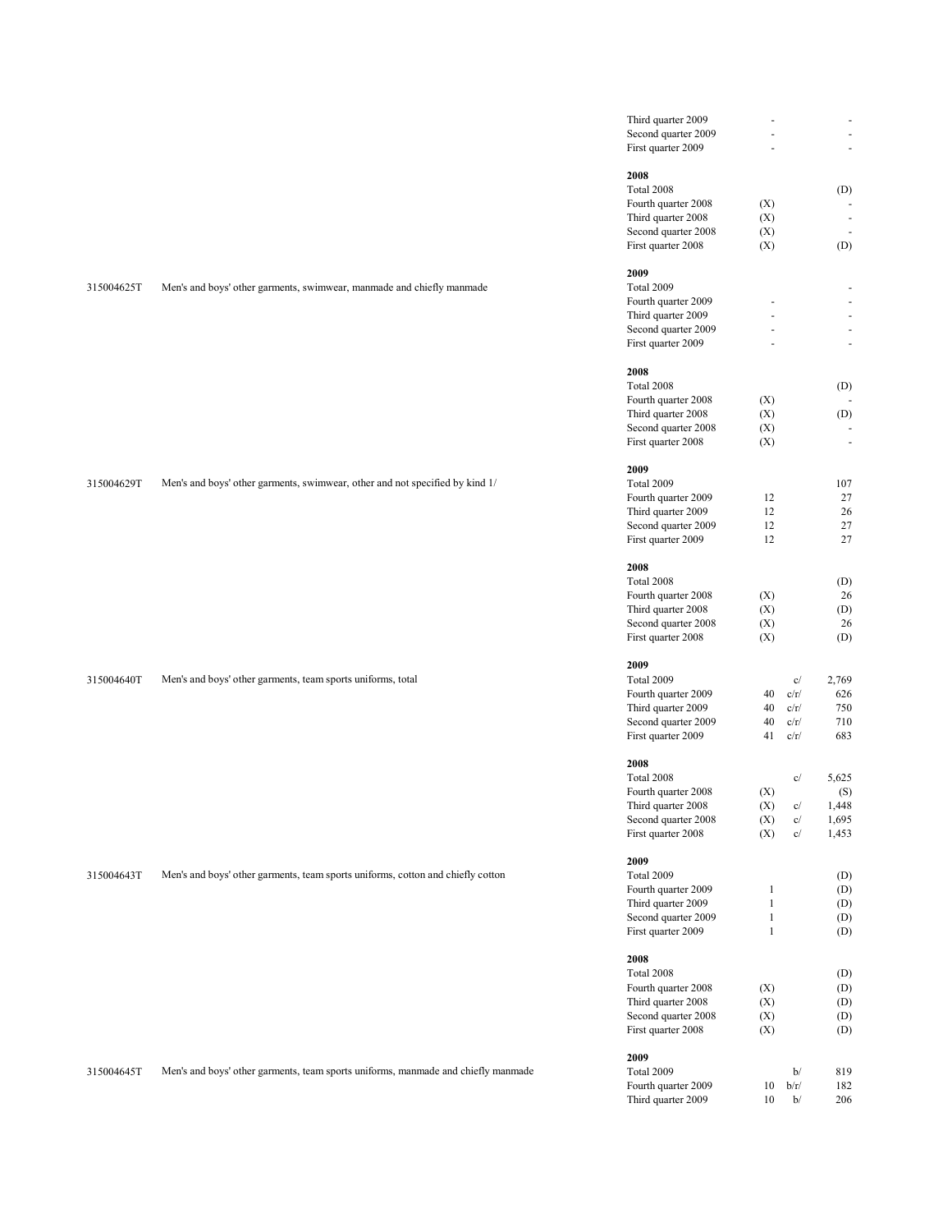| Code | Description | Period | Number of companies | Flag | Value |
|---|---|---|---|---|---|
| | | Third quarter 2009 | - | | - |
| | | Second quarter 2009 | - | | - |
| | | First quarter 2009 | - | | - |
| | | **2008** | | | |
| | | Total 2008 | | | (D) |
| | | Fourth quarter 2008 | (X) | | - |
| | | Third quarter 2008 | (X) | | - |
| | | Second quarter 2008 | (X) | | - |
| | | First quarter 2008 | (X) | | (D) |
| | | **2009** | | | |
| 315004625T | Men's and boys' other garments, swimwear, manmade and chiefly manmade | Total 2009 | | | - |
| | | Fourth quarter 2009 | - | | - |
| | | Third quarter 2009 | - | | - |
| | | Second quarter 2009 | - | | - |
| | | First quarter 2009 | - | | - |
| | | **2008** | | | |
| | | Total 2008 | | | (D) |
| | | Fourth quarter 2008 | (X) | | - |
| | | Third quarter 2008 | (X) | | (D) |
| | | Second quarter 2008 | (X) | | - |
| | | First quarter 2008 | (X) | | - |
| | | **2009** | | | |
| 315004629T | Men's and boys' other garments, swimwear, other and not specified by kind 1/ | Total 2009 | | | 107 |
| | | Fourth quarter 2009 | 12 | | 27 |
| | | Third quarter 2009 | 12 | | 26 |
| | | Second quarter 2009 | 12 | | 27 |
| | | First quarter 2009 | 12 | | 27 |
| | | **2008** | | | |
| | | Total 2008 | | | (D) |
| | | Fourth quarter 2008 | (X) | | 26 |
| | | Third quarter 2008 | (X) | | (D) |
| | | Second quarter 2008 | (X) | | 26 |
| | | First quarter 2008 | (X) | | (D) |
| | | **2009** | | | |
| 315004640T | Men's and boys' other garments, team sports uniforms, total | Total 2009 | | c/ | 2,769 |
| | | Fourth quarter 2009 | 40 | c/r/ | 626 |
| | | Third quarter 2009 | 40 | c/r/ | 750 |
| | | Second quarter 2009 | 40 | c/r/ | 710 |
| | | First quarter 2009 | 41 | c/r/ | 683 |
| | | **2008** | | | |
| | | Total 2008 | | c/ | 5,625 |
| | | Fourth quarter 2008 | (X) | | (S) |
| | | Third quarter 2008 | (X) | c/ | 1,448 |
| | | Second quarter 2008 | (X) | c/ | 1,695 |
| | | First quarter 2008 | (X) | c/ | 1,453 |
| | | **2009** | | | |
| 315004643T | Men's and boys' other garments, team sports uniforms, cotton and chiefly cotton | Total 2009 | | | (D) |
| | | Fourth quarter 2009 | 1 | | (D) |
| | | Third quarter 2009 | 1 | | (D) |
| | | Second quarter 2009 | 1 | | (D) |
| | | First quarter 2009 | 1 | | (D) |
| | | **2008** | | | |
| | | Total 2008 | | | (D) |
| | | Fourth quarter 2008 | (X) | | (D) |
| | | Third quarter 2008 | (X) | | (D) |
| | | Second quarter 2008 | (X) | | (D) |
| | | First quarter 2008 | (X) | | (D) |
| | | **2009** | | | |
| 315004645T | Men's and boys' other garments, team sports uniforms, manmade and chiefly manmade | Total 2009 | | b/ | 819 |
| | | Fourth quarter 2009 | 10 | b/r/ | 182 |
| | | Third quarter 2009 | 10 | b/ | 206 |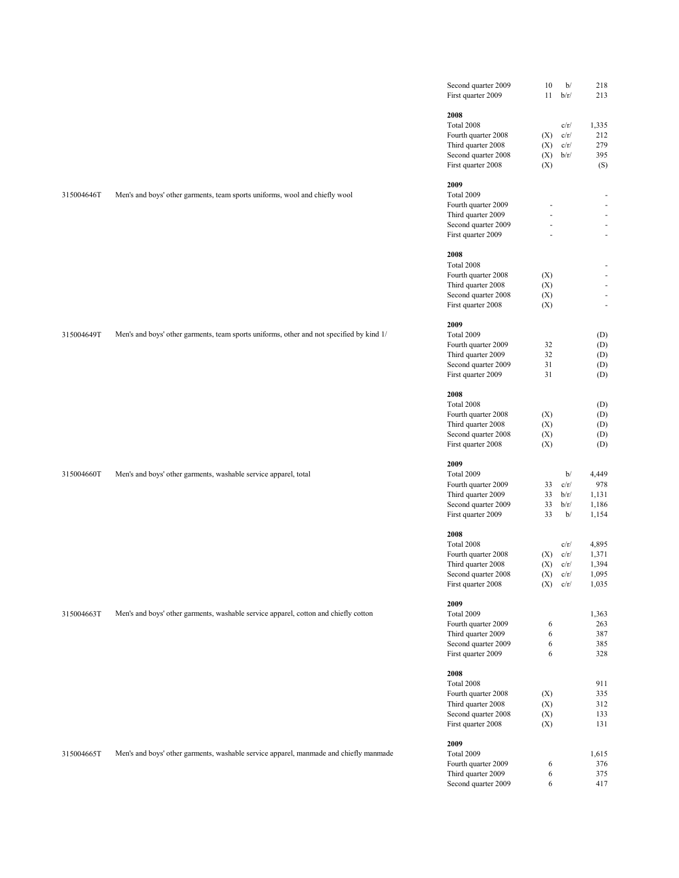| Code | Description | Period | Number of companies | Flag | Value |
|---|---|---|---|---|---|
| | | Second quarter 2009 | 10 | b/ | 218 |
| | | First quarter 2009 | 11 | b/r/ | 213 |
| | | **2008** | | | |
| | | Total 2008 | | c/r/ | 1,335 |
| | | Fourth quarter 2008 | (X) | c/r/ | 212 |
| | | Third quarter 2008 | (X) | c/r/ | 279 |
| | | Second quarter 2008 | (X) | b/r/ | 395 |
| | | First quarter 2008 | (X) | | (S) |
| | | **2009** | | | |
| 315004646T | Men's and boys' other garments, team sports uniforms, wool and chiefly wool | Total 2009 | | | - |
| | | Fourth quarter 2009 | - | | - |
| | | Third quarter 2009 | - | | - |
| | | Second quarter 2009 | - | | - |
| | | First quarter 2009 | - | | - |
| | | **2008** | | | |
| | | Total 2008 | | | - |
| | | Fourth quarter 2008 | (X) | | - |
| | | Third quarter 2008 | (X) | | - |
| | | Second quarter 2008 | (X) | | - |
| | | First quarter 2008 | (X) | | - |
| | | **2009** | | | |
| 315004649T | Men's and boys' other garments, team sports uniforms, other and not specified by kind 1/ | Total 2009 | | | (D) |
| | | Fourth quarter 2009 | 32 | | (D) |
| | | Third quarter 2009 | 32 | | (D) |
| | | Second quarter 2009 | 31 | | (D) |
| | | First quarter 2009 | 31 | | (D) |
| | | **2008** | | | |
| | | Total 2008 | | | (D) |
| | | Fourth quarter 2008 | (X) | | (D) |
| | | Third quarter 2008 | (X) | | (D) |
| | | Second quarter 2008 | (X) | | (D) |
| | | First quarter 2008 | (X) | | (D) |
| | | **2009** | | | |
| 315004660T | Men's and boys' other garments, washable service apparel, total | Total 2009 | | b/ | 4,449 |
| | | Fourth quarter 2009 | 33 | c/r/ | 978 |
| | | Third quarter 2009 | 33 | b/r/ | 1,131 |
| | | Second quarter 2009 | 33 | b/r/ | 1,186 |
| | | First quarter 2009 | 33 | b/ | 1,154 |
| | | **2008** | | | |
| | | Total 2008 | | c/r/ | 4,895 |
| | | Fourth quarter 2008 | (X) | c/r/ | 1,371 |
| | | Third quarter 2008 | (X) | c/r/ | 1,394 |
| | | Second quarter 2008 | (X) | c/r/ | 1,095 |
| | | First quarter 2008 | (X) | c/r/ | 1,035 |
| | | **2009** | | | |
| 315004663T | Men's and boys' other garments, washable service apparel, cotton and chiefly cotton | Total 2009 | | | 1,363 |
| | | Fourth quarter 2009 | 6 | | 263 |
| | | Third quarter 2009 | 6 | | 387 |
| | | Second quarter 2009 | 6 | | 385 |
| | | First quarter 2009 | 6 | | 328 |
| | | **2008** | | | |
| | | Total 2008 | | | 911 |
| | | Fourth quarter 2008 | (X) | | 335 |
| | | Third quarter 2008 | (X) | | 312 |
| | | Second quarter 2008 | (X) | | 133 |
| | | First quarter 2008 | (X) | | 131 |
| | | **2009** | | | |
| 315004665T | Men's and boys' other garments, washable service apparel, manmade and chiefly manmade | Total 2009 | | | 1,615 |
| | | Fourth quarter 2009 | 6 | | 376 |
| | | Third quarter 2009 | 6 | | 375 |
| | | Second quarter 2009 | 6 | | 417 |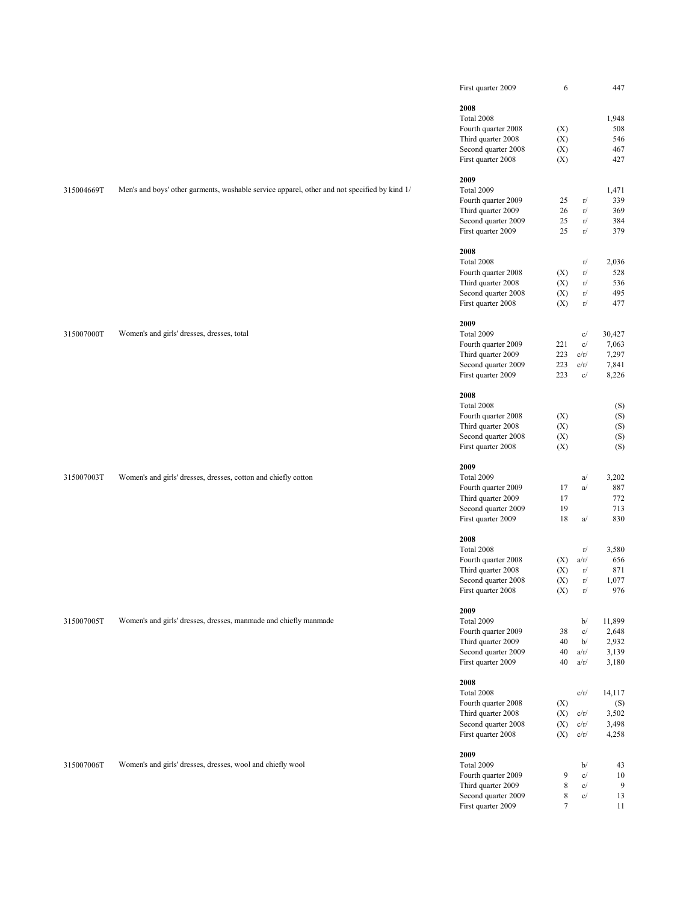| Code | Description | Period | Companies | Flag | Value |
|---|---|---|---|---|---|
| | | First quarter 2009 | 6 | | 447 |
| | | **2008** | | | |
| | | Total 2008 | | | 1,948 |
| | | Fourth quarter 2008 | (X) | | 508 |
| | | Third quarter 2008 | (X) | | 546 |
| | | Second quarter 2008 | (X) | | 467 |
| | | First quarter 2008 | (X) | | 427 |
| | | **2009** | | | |
| 315004669T | Men's and boys' other garments, washable service apparel, other and not specified by kind 1/ | Total 2009 | | | 1,471 |
| | | Fourth quarter 2009 | 25 | r/ | 339 |
| | | Third quarter 2009 | 26 | r/ | 369 |
| | | Second quarter 2009 | 25 | r/ | 384 |
| | | First quarter 2009 | 25 | r/ | 379 |
| | | **2008** | | | |
| | | Total 2008 | | r/ | 2,036 |
| | | Fourth quarter 2008 | (X) | r/ | 528 |
| | | Third quarter 2008 | (X) | r/ | 536 |
| | | Second quarter 2008 | (X) | r/ | 495 |
| | | First quarter 2008 | (X) | r/ | 477 |
| | | **2009** | | | |
| 315007000T | Women's and girls' dresses, dresses, total | Total 2009 | | c/ | 30,427 |
| | | Fourth quarter 2009 | 221 | c/ | 7,063 |
| | | Third quarter 2009 | 223 | c/r/ | 7,297 |
| | | Second quarter 2009 | 223 | c/r/ | 7,841 |
| | | First quarter 2009 | 223 | c/ | 8,226 |
| | | **2008** | | | |
| | | Total 2008 | | | (S) |
| | | Fourth quarter 2008 | (X) | | (S) |
| | | Third quarter 2008 | (X) | | (S) |
| | | Second quarter 2008 | (X) | | (S) |
| | | First quarter 2008 | (X) | | (S) |
| | | **2009** | | | |
| 315007003T | Women's and girls' dresses, dresses, cotton and chiefly cotton | Total 2009 | | a/ | 3,202 |
| | | Fourth quarter 2009 | 17 | a/ | 887 |
| | | Third quarter 2009 | 17 | | 772 |
| | | Second quarter 2009 | 19 | | 713 |
| | | First quarter 2009 | 18 | a/ | 830 |
| | | **2008** | | | |
| | | Total 2008 | | r/ | 3,580 |
| | | Fourth quarter 2008 | (X) | a/r/ | 656 |
| | | Third quarter 2008 | (X) | r/ | 871 |
| | | Second quarter 2008 | (X) | r/ | 1,077 |
| | | First quarter 2008 | (X) | r/ | 976 |
| | | **2009** | | | |
| 315007005T | Women's and girls' dresses, dresses, manmade and chiefly manmade | Total 2009 | | b/ | 11,899 |
| | | Fourth quarter 2009 | 38 | c/ | 2,648 |
| | | Third quarter 2009 | 40 | b/ | 2,932 |
| | | Second quarter 2009 | 40 | a/r/ | 3,139 |
| | | First quarter 2009 | 40 | a/r/ | 3,180 |
| | | **2008** | | | |
| | | Total 2008 | | c/r/ | 14,117 |
| | | Fourth quarter 2008 | (X) | | (S) |
| | | Third quarter 2008 | (X) | c/r/ | 3,502 |
| | | Second quarter 2008 | (X) | c/r/ | 3,498 |
| | | First quarter 2008 | (X) | c/r/ | 4,258 |
| | | **2009** | | | |
| 315007006T | Women's and girls' dresses, dresses, wool and chiefly wool | Total 2009 | | b/ | 43 |
| | | Fourth quarter 2009 | 9 | c/ | 10 |
| | | Third quarter 2009 | 8 | c/ | 9 |
| | | Second quarter 2009 | 8 | c/ | 13 |
| | | First quarter 2009 | 7 | | 11 |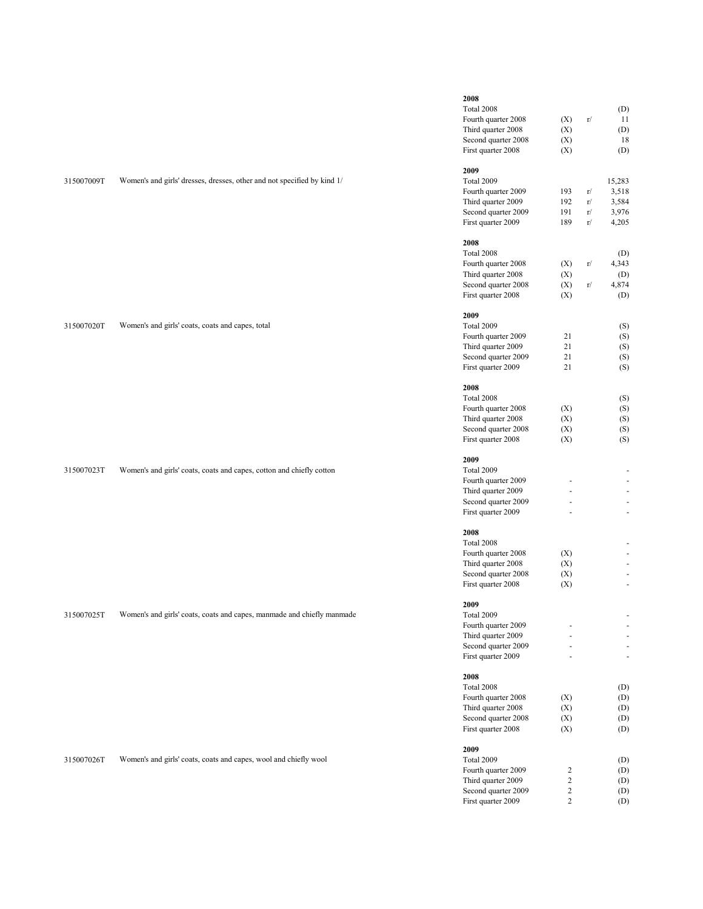| Code | Description | Period | Companies | Flag | Value |
|---|---|---|---|---|---|
| | | **2008** | | | |
| | | Total 2008 | | | (D) |
| | | Fourth quarter 2008 | (X) | r/ | 11 |
| | | Third quarter 2008 | (X) | | (D) |
| | | Second quarter 2008 | (X) | | 18 |
| | | First quarter 2008 | (X) | | (D) |
| | | **2009** | | | |
| 315007009T | Women's and girls' dresses, dresses, other and not specified by kind 1/ | Total 2009 | | | 15,283 |
| | | Fourth quarter 2009 | 193 | r/ | 3,518 |
| | | Third quarter 2009 | 192 | r/ | 3,584 |
| | | Second quarter 2009 | 191 | r/ | 3,976 |
| | | First quarter 2009 | 189 | r/ | 4,205 |
| | | **2008** | | | |
| | | Total 2008 | | | (D) |
| | | Fourth quarter 2008 | (X) | r/ | 4,343 |
| | | Third quarter 2008 | (X) | | (D) |
| | | Second quarter 2008 | (X) | r/ | 4,874 |
| | | First quarter 2008 | (X) | | (D) |
| | | **2009** | | | |
| 315007020T | Women's and girls' coats, coats and capes, total | Total 2009 | | | (S) |
| | | Fourth quarter 2009 | 21 | | (S) |
| | | Third quarter 2009 | 21 | | (S) |
| | | Second quarter 2009 | 21 | | (S) |
| | | First quarter 2009 | 21 | | (S) |
| | | **2008** | | | |
| | | Total 2008 | | | (S) |
| | | Fourth quarter 2008 | (X) | | (S) |
| | | Third quarter 2008 | (X) | | (S) |
| | | Second quarter 2008 | (X) | | (S) |
| | | First quarter 2008 | (X) | | (S) |
| | | **2009** | | | |
| 315007023T | Women's and girls' coats, coats and capes, cotton and chiefly cotton | Total 2009 | | | - |
| | | Fourth quarter 2009 | - | | - |
| | | Third quarter 2009 | - | | - |
| | | Second quarter 2009 | - | | - |
| | | First quarter 2009 | - | | - |
| | | **2008** | | | |
| | | Total 2008 | | | - |
| | | Fourth quarter 2008 | (X) | | - |
| | | Third quarter 2008 | (X) | | - |
| | | Second quarter 2008 | (X) | | - |
| | | First quarter 2008 | (X) | | - |
| | | **2009** | | | |
| 315007025T | Women's and girls' coats, coats and capes, manmade and chiefly manmade | Total 2009 | | | - |
| | | Fourth quarter 2009 | - | | - |
| | | Third quarter 2009 | - | | - |
| | | Second quarter 2009 | - | | - |
| | | First quarter 2009 | - | | - |
| | | **2008** | | | |
| | | Total 2008 | | | (D) |
| | | Fourth quarter 2008 | (X) | | (D) |
| | | Third quarter 2008 | (X) | | (D) |
| | | Second quarter 2008 | (X) | | (D) |
| | | First quarter 2008 | (X) | | (D) |
| | | **2009** | | | |
| 315007026T | Women's and girls' coats, coats and capes, wool and chiefly wool | Total 2009 | | | (D) |
| | | Fourth quarter 2009 | 2 | | (D) |
| | | Third quarter 2009 | 2 | | (D) |
| | | Second quarter 2009 | 2 | | (D) |
| | | First quarter 2009 | 2 | | (D) |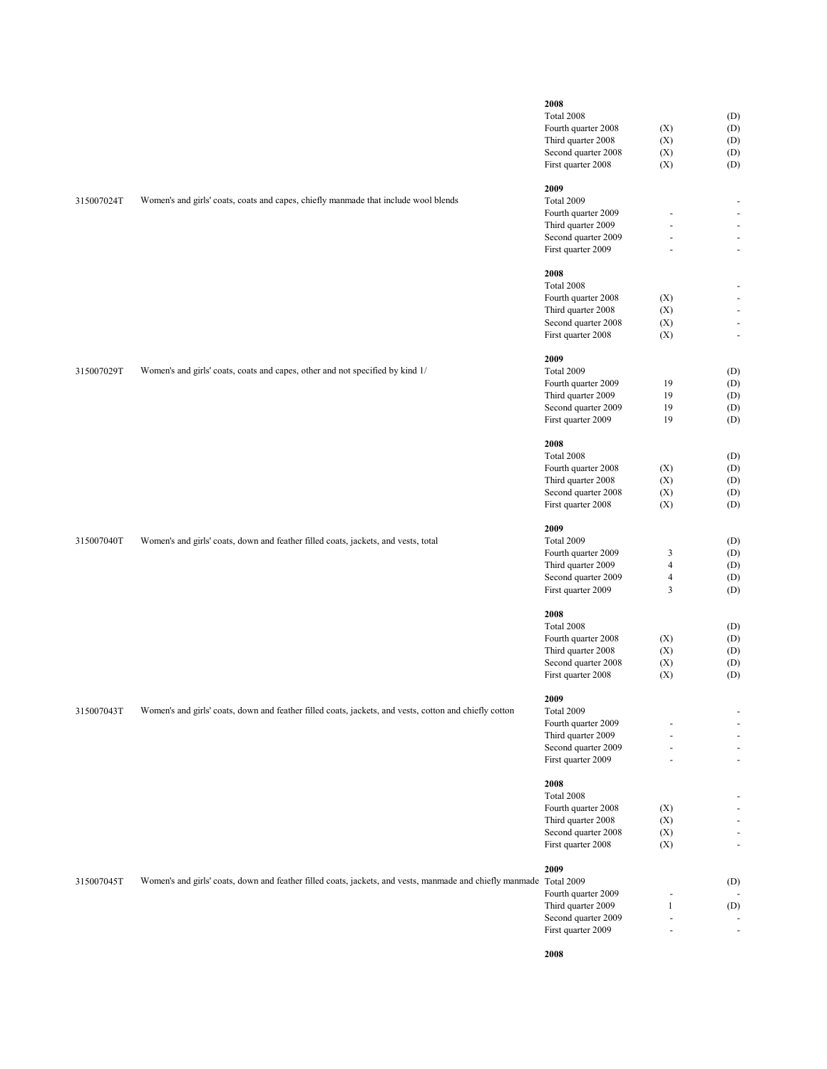| Code | Description | Period | Col 1 | Col 2 |
|---|---|---|---|---|
| | | **2008** | | |
| | | Total 2008 | | (D) |
| | | Fourth quarter 2008 | (X) | (D) |
| | | Third quarter 2008 | (X) | (D) |
| | | Second quarter 2008 | (X) | (D) |
| | | First quarter 2008 | (X) | (D) |
| | | **2009** | | |
| 315007024T | Women's and girls' coats, coats and capes, chiefly manmade that include wool blends | Total 2009 | | - |
| | | Fourth quarter 2009 | - | - |
| | | Third quarter 2009 | - | - |
| | | Second quarter 2009 | - | - |
| | | First quarter 2009 | - | - |
| | | **2008** | | |
| | | Total 2008 | | - |
| | | Fourth quarter 2008 | (X) | - |
| | | Third quarter 2008 | (X) | - |
| | | Second quarter 2008 | (X) | - |
| | | First quarter 2008 | (X) | - |
| | | **2009** | | |
| 315007029T | Women's and girls' coats, coats and capes, other and not specified by kind 1/ | Total 2009 | | (D) |
| | | Fourth quarter 2009 | 19 | (D) |
| | | Third quarter 2009 | 19 | (D) |
| | | Second quarter 2009 | 19 | (D) |
| | | First quarter 2009 | 19 | (D) |
| | | **2008** | | |
| | | Total 2008 | | (D) |
| | | Fourth quarter 2008 | (X) | (D) |
| | | Third quarter 2008 | (X) | (D) |
| | | Second quarter 2008 | (X) | (D) |
| | | First quarter 2008 | (X) | (D) |
| | | **2009** | | |
| 315007040T | Women's and girls' coats, down and feather filled coats, jackets, and vests, total | Total 2009 | | (D) |
| | | Fourth quarter 2009 | 3 | (D) |
| | | Third quarter 2009 | 4 | (D) |
| | | Second quarter 2009 | 4 | (D) |
| | | First quarter 2009 | 3 | (D) |
| | | **2008** | | |
| | | Total 2008 | | (D) |
| | | Fourth quarter 2008 | (X) | (D) |
| | | Third quarter 2008 | (X) | (D) |
| | | Second quarter 2008 | (X) | (D) |
| | | First quarter 2008 | (X) | (D) |
| | | **2009** | | |
| 315007043T | Women's and girls' coats, down and feather filled coats, jackets, and vests, cotton and chiefly cotton | Total 2009 | | - |
| | | Fourth quarter 2009 | - | - |
| | | Third quarter 2009 | - | - |
| | | Second quarter 2009 | - | - |
| | | First quarter 2009 | - | - |
| | | **2008** | | |
| | | Total 2008 | | - |
| | | Fourth quarter 2008 | (X) | - |
| | | Third quarter 2008 | (X) | - |
| | | Second quarter 2008 | (X) | - |
| | | First quarter 2008 | (X) | - |
| | | **2009** | | |
| 315007045T | Women's and girls' coats, down and feather filled coats, jackets, and vests, manmade and chiefly manmade | Total 2009 | | (D) |
| | | Fourth quarter 2009 | - | - |
| | | Third quarter 2009 | 1 | (D) |
| | | Second quarter 2009 | - | - |
| | | First quarter 2009 | - | - |
| | | **2008** | | |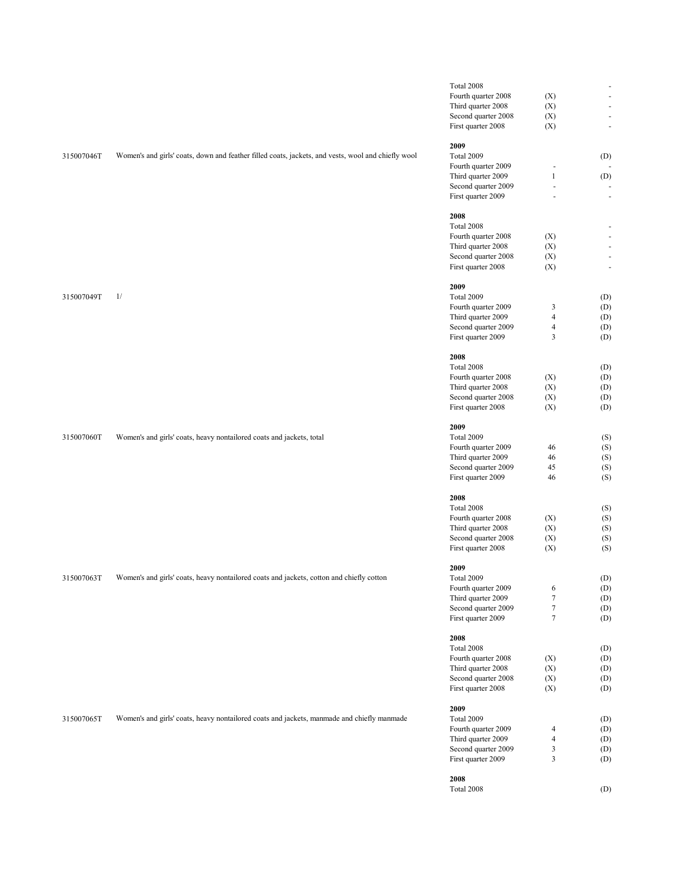| Product code | Product description | Period | Number of companies | Value |
|---|---|---|---|---|
| | | Total 2008 | | - |
| | | Fourth quarter 2008 | (X) | - |
| | | Third quarter 2008 | (X) | - |
| | | Second quarter 2008 | (X) | - |
| | | First quarter 2008 | (X) | - |
| | | **2009** | | |
| 315007046T | Women's and girls' coats, down and feather filled coats, jackets, and vests, wool and chiefly wool | Total 2009 | | (D) |
| | | Fourth quarter 2009 | - | - |
| | | Third quarter 2009 | 1 | (D) |
| | | Second quarter 2009 | - | - |
| | | First quarter 2009 | - | - |
| | | **2008** | | |
| | | Total 2008 | | - |
| | | Fourth quarter 2008 | (X) | - |
| | | Third quarter 2008 | (X) | - |
| | | Second quarter 2008 | (X) | - |
| | | First quarter 2008 | (X) | - |
| | | **2009** | | |
| 315007049T | 1/ | Total 2009 | | (D) |
| | | Fourth quarter 2009 | 3 | (D) |
| | | Third quarter 2009 | 4 | (D) |
| | | Second quarter 2009 | 4 | (D) |
| | | First quarter 2009 | 3 | (D) |
| | | **2008** | | |
| | | Total 2008 | | (D) |
| | | Fourth quarter 2008 | (X) | (D) |
| | | Third quarter 2008 | (X) | (D) |
| | | Second quarter 2008 | (X) | (D) |
| | | First quarter 2008 | (X) | (D) |
| | | **2009** | | |
| 315007060T | Women's and girls' coats, heavy nontailored coats and jackets, total | Total 2009 | | (S) |
| | | Fourth quarter 2009 | 46 | (S) |
| | | Third quarter 2009 | 46 | (S) |
| | | Second quarter 2009 | 45 | (S) |
| | | First quarter 2009 | 46 | (S) |
| | | **2008** | | |
| | | Total 2008 | | (S) |
| | | Fourth quarter 2008 | (X) | (S) |
| | | Third quarter 2008 | (X) | (S) |
| | | Second quarter 2008 | (X) | (S) |
| | | First quarter 2008 | (X) | (S) |
| | | **2009** | | |
| 315007063T | Women's and girls' coats, heavy nontailored coats and jackets, cotton and chiefly cotton | Total 2009 | | (D) |
| | | Fourth quarter 2009 | 6 | (D) |
| | | Third quarter 2009 | 7 | (D) |
| | | Second quarter 2009 | 7 | (D) |
| | | First quarter 2009 | 7 | (D) |
| | | **2008** | | |
| | | Total 2008 | | (D) |
| | | Fourth quarter 2008 | (X) | (D) |
| | | Third quarter 2008 | (X) | (D) |
| | | Second quarter 2008 | (X) | (D) |
| | | First quarter 2008 | (X) | (D) |
| | | **2009** | | |
| 315007065T | Women's and girls' coats, heavy nontailored coats and jackets, manmade and chiefly manmade | Total 2009 | | (D) |
| | | Fourth quarter 2009 | 4 | (D) |
| | | Third quarter 2009 | 4 | (D) |
| | | Second quarter 2009 | 3 | (D) |
| | | First quarter 2009 | 3 | (D) |
| | | **2008** | | |
| | | Total 2008 | | (D) |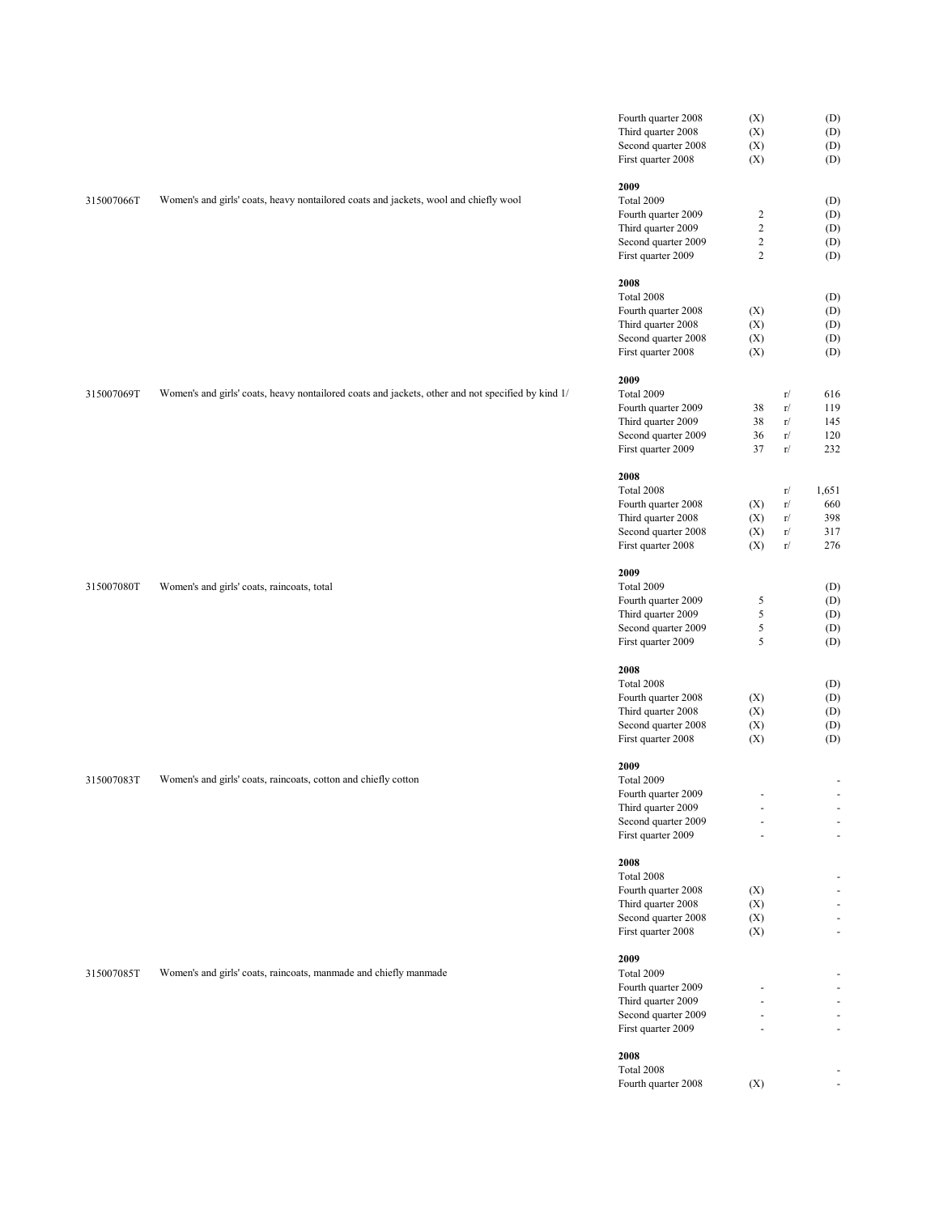| Code | Description | Period | Col1 | Flag | Value |
|---|---|---|---|---|---|
| | | Fourth quarter 2008 | (X) | | (D) |
| | | Third quarter 2008 | (X) | | (D) |
| | | Second quarter 2008 | (X) | | (D) |
| | | First quarter 2008 | (X) | | (D) |
| | | **2009** | | | |
| 315007066T | Women's and girls' coats, heavy nontailored coats and jackets, wool and chiefly wool | Total 2009 | | | (D) |
| | | Fourth quarter 2009 | 2 | | (D) |
| | | Third quarter 2009 | 2 | | (D) |
| | | Second quarter 2009 | 2 | | (D) |
| | | First quarter 2009 | 2 | | (D) |
| | | **2008** | | | |
| | | Total 2008 | | | (D) |
| | | Fourth quarter 2008 | (X) | | (D) |
| | | Third quarter 2008 | (X) | | (D) |
| | | Second quarter 2008 | (X) | | (D) |
| | | First quarter 2008 | (X) | | (D) |
| | | **2009** | | | |
| 315007069T | Women's and girls' coats, heavy nontailored coats and jackets, other and not specified by kind 1/ | Total 2009 | | r/ | 616 |
| | | Fourth quarter 2009 | 38 | r/ | 119 |
| | | Third quarter 2009 | 38 | r/ | 145 |
| | | Second quarter 2009 | 36 | r/ | 120 |
| | | First quarter 2009 | 37 | r/ | 232 |
| | | **2008** | | | |
| | | Total 2008 | | r/ | 1,651 |
| | | Fourth quarter 2008 | (X) | r/ | 660 |
| | | Third quarter 2008 | (X) | r/ | 398 |
| | | Second quarter 2008 | (X) | r/ | 317 |
| | | First quarter 2008 | (X) | r/ | 276 |
| | | **2009** | | | |
| 315007080T | Women's and girls' coats, raincoats, total | Total 2009 | | | (D) |
| | | Fourth quarter 2009 | 5 | | (D) |
| | | Third quarter 2009 | 5 | | (D) |
| | | Second quarter 2009 | 5 | | (D) |
| | | First quarter 2009 | 5 | | (D) |
| | | **2008** | | | |
| | | Total 2008 | | | (D) |
| | | Fourth quarter 2008 | (X) | | (D) |
| | | Third quarter 2008 | (X) | | (D) |
| | | Second quarter 2008 | (X) | | (D) |
| | | First quarter 2008 | (X) | | (D) |
| | | **2009** | | | |
| 315007083T | Women's and girls' coats, raincoats, cotton and chiefly cotton | Total 2009 | | | - |
| | | Fourth quarter 2009 | - | | - |
| | | Third quarter 2009 | - | | - |
| | | Second quarter 2009 | - | | - |
| | | First quarter 2009 | - | | - |
| | | **2008** | | | |
| | | Total 2008 | | | - |
| | | Fourth quarter 2008 | (X) | | - |
| | | Third quarter 2008 | (X) | | - |
| | | Second quarter 2008 | (X) | | - |
| | | First quarter 2008 | (X) | | - |
| | | **2009** | | | |
| 315007085T | Women's and girls' coats, raincoats, manmade and chiefly manmade | Total 2009 | | | - |
| | | Fourth quarter 2009 | - | | - |
| | | Third quarter 2009 | - | | - |
| | | Second quarter 2009 | - | | - |
| | | First quarter 2009 | - | | - |
| | | **2008** | | | |
| | | Total 2008 | | | - |
| | | Fourth quarter 2008 | (X) | | - |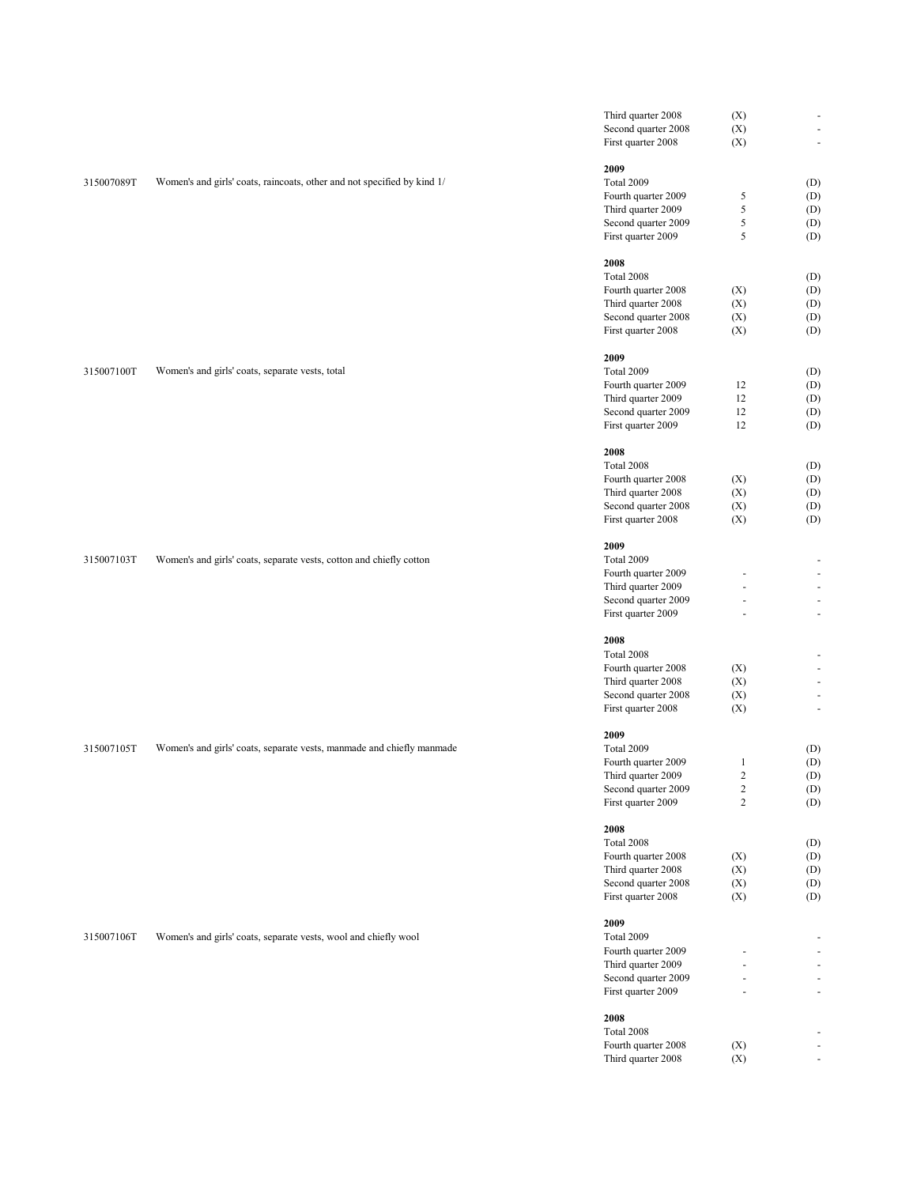| Product code | Product description | Period | Number of companies | Quantity |
|---|---|---|---|---|
| | | Third quarter 2008 | (X) | - |
| | | Second quarter 2008 | (X) | - |
| | | First quarter 2008 | (X) | - |
| | | **2009** | | |
| 315007089T | Women's and girls' coats, raincoats, other and not specified by kind 1/ | Total 2009 | | (D) |
| | | Fourth quarter 2009 | 5 | (D) |
| | | Third quarter 2009 | 5 | (D) |
| | | Second quarter 2009 | 5 | (D) |
| | | First quarter 2009 | 5 | (D) |
| | | **2008** | | |
| | | Total 2008 | | (D) |
| | | Fourth quarter 2008 | (X) | (D) |
| | | Third quarter 2008 | (X) | (D) |
| | | Second quarter 2008 | (X) | (D) |
| | | First quarter 2008 | (X) | (D) |
| | | **2009** | | |
| 315007100T | Women's and girls' coats, separate vests, total | Total 2009 | | (D) |
| | | Fourth quarter 2009 | 12 | (D) |
| | | Third quarter 2009 | 12 | (D) |
| | | Second quarter 2009 | 12 | (D) |
| | | First quarter 2009 | 12 | (D) |
| | | **2008** | | |
| | | Total 2008 | | (D) |
| | | Fourth quarter 2008 | (X) | (D) |
| | | Third quarter 2008 | (X) | (D) |
| | | Second quarter 2008 | (X) | (D) |
| | | First quarter 2008 | (X) | (D) |
| | | **2009** | | |
| 315007103T | Women's and girls' coats, separate vests, cotton and chiefly cotton | Total 2009 | | - |
| | | Fourth quarter 2009 | - | - |
| | | Third quarter 2009 | - | - |
| | | Second quarter 2009 | - | - |
| | | First quarter 2009 | - | - |
| | | **2008** | | |
| | | Total 2008 | | - |
| | | Fourth quarter 2008 | (X) | - |
| | | Third quarter 2008 | (X) | - |
| | | Second quarter 2008 | (X) | - |
| | | First quarter 2008 | (X) | - |
| | | **2009** | | |
| 315007105T | Women's and girls' coats, separate vests, manmade and chiefly manmade | Total 2009 | | (D) |
| | | Fourth quarter 2009 | 1 | (D) |
| | | Third quarter 2009 | 2 | (D) |
| | | Second quarter 2009 | 2 | (D) |
| | | First quarter 2009 | 2 | (D) |
| | | **2008** | | |
| | | Total 2008 | | (D) |
| | | Fourth quarter 2008 | (X) | (D) |
| | | Third quarter 2008 | (X) | (D) |
| | | Second quarter 2008 | (X) | (D) |
| | | First quarter 2008 | (X) | (D) |
| | | **2009** | | |
| 315007106T | Women's and girls' coats, separate vests, wool and chiefly wool | Total 2009 | | - |
| | | Fourth quarter 2009 | - | - |
| | | Third quarter 2009 | - | - |
| | | Second quarter 2009 | - | - |
| | | First quarter 2009 | - | - |
| | | **2008** | | |
| | | Total 2008 | | - |
| | | Fourth quarter 2008 | (X) | - |
| | | Third quarter 2008 | (X) | - |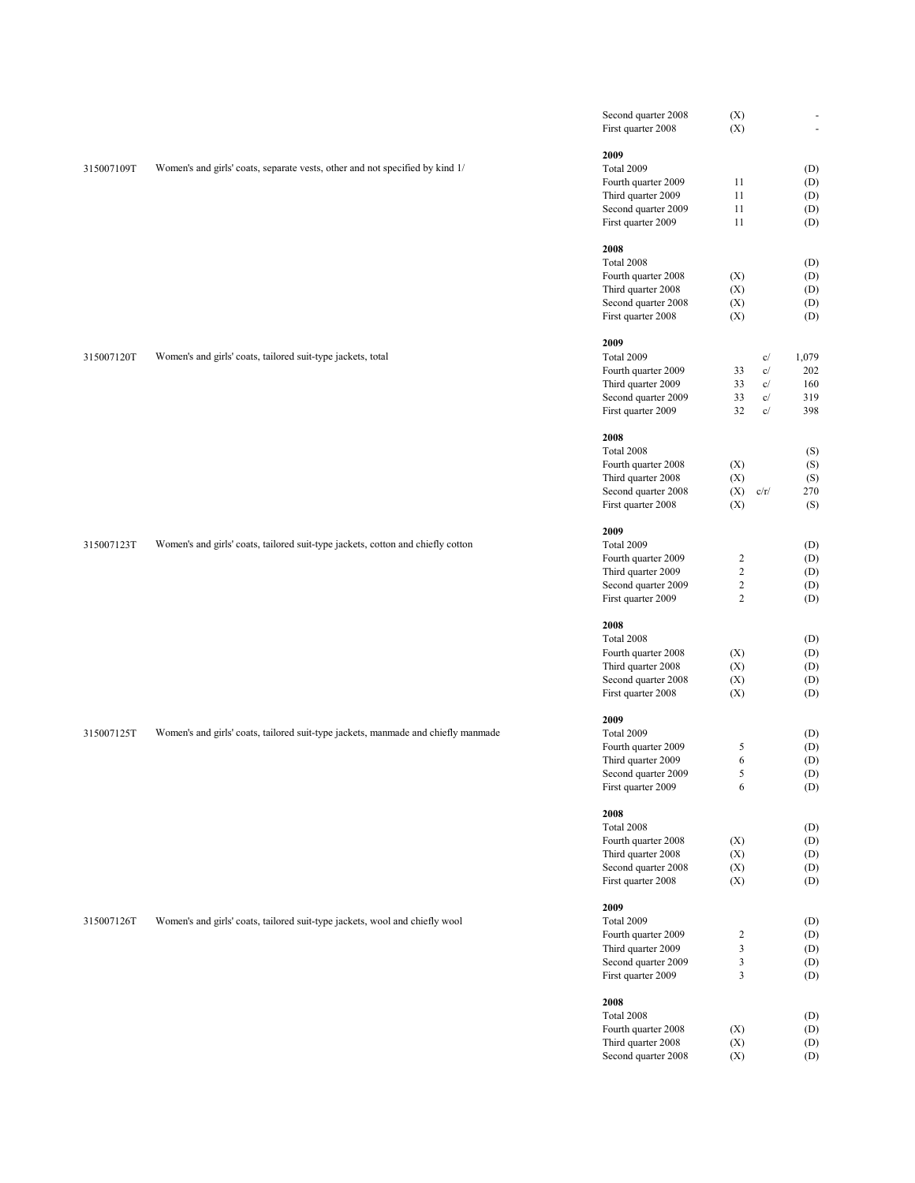| Product code | Product description | Period | Number of companies | Note | Value |
|---|---|---|---|---|---|
| | | Second quarter 2008 | (X) | | - |
| | | First quarter 2008 | (X) | | - |
| | | **2009** | | | |
| 315007109T | Women's and girls' coats, separate vests, other and not specified by kind 1/ | Total 2009 | | | (D) |
| | | Fourth quarter 2009 | 11 | | (D) |
| | | Third quarter 2009 | 11 | | (D) |
| | | Second quarter 2009 | 11 | | (D) |
| | | First quarter 2009 | 11 | | (D) |
| | | **2008** | | | |
| | | Total 2008 | | | (D) |
| | | Fourth quarter 2008 | (X) | | (D) |
| | | Third quarter 2008 | (X) | | (D) |
| | | Second quarter 2008 | (X) | | (D) |
| | | First quarter 2008 | (X) | | (D) |
| | | **2009** | | | |
| 315007120T | Women's and girls' coats, tailored suit-type jackets, total | Total 2009 | | c/ | 1,079 |
| | | Fourth quarter 2009 | 33 | c/ | 202 |
| | | Third quarter 2009 | 33 | c/ | 160 |
| | | Second quarter 2009 | 33 | c/ | 319 |
| | | First quarter 2009 | 32 | c/ | 398 |
| | | **2008** | | | |
| | | Total 2008 | | | (S) |
| | | Fourth quarter 2008 | (X) | | (S) |
| | | Third quarter 2008 | (X) | | (S) |
| | | Second quarter 2008 | (X) | c/r/ | 270 |
| | | First quarter 2008 | (X) | | (S) |
| | | **2009** | | | |
| 315007123T | Women's and girls' coats, tailored suit-type jackets, cotton and chiefly cotton | Total 2009 | | | (D) |
| | | Fourth quarter 2009 | 2 | | (D) |
| | | Third quarter 2009 | 2 | | (D) |
| | | Second quarter 2009 | 2 | | (D) |
| | | First quarter 2009 | 2 | | (D) |
| | | **2008** | | | |
| | | Total 2008 | | | (D) |
| | | Fourth quarter 2008 | (X) | | (D) |
| | | Third quarter 2008 | (X) | | (D) |
| | | Second quarter 2008 | (X) | | (D) |
| | | First quarter 2008 | (X) | | (D) |
| | | **2009** | | | |
| 315007125T | Women's and girls' coats, tailored suit-type jackets, manmade and chiefly manmade | Total 2009 | | | (D) |
| | | Fourth quarter 2009 | 5 | | (D) |
| | | Third quarter 2009 | 6 | | (D) |
| | | Second quarter 2009 | 5 | | (D) |
| | | First quarter 2009 | 6 | | (D) |
| | | **2008** | | | |
| | | Total 2008 | | | (D) |
| | | Fourth quarter 2008 | (X) | | (D) |
| | | Third quarter 2008 | (X) | | (D) |
| | | Second quarter 2008 | (X) | | (D) |
| | | First quarter 2008 | (X) | | (D) |
| | | **2009** | | | |
| 315007126T | Women's and girls' coats, tailored suit-type jackets, wool and chiefly wool | Total 2009 | | | (D) |
| | | Fourth quarter 2009 | 2 | | (D) |
| | | Third quarter 2009 | 3 | | (D) |
| | | Second quarter 2009 | 3 | | (D) |
| | | First quarter 2009 | 3 | | (D) |
| | | **2008** | | | |
| | | Total 2008 | | | (D) |
| | | Fourth quarter 2008 | (X) | | (D) |
| | | Third quarter 2008 | (X) | | (D) |
| | | Second quarter 2008 | (X) | | (D) |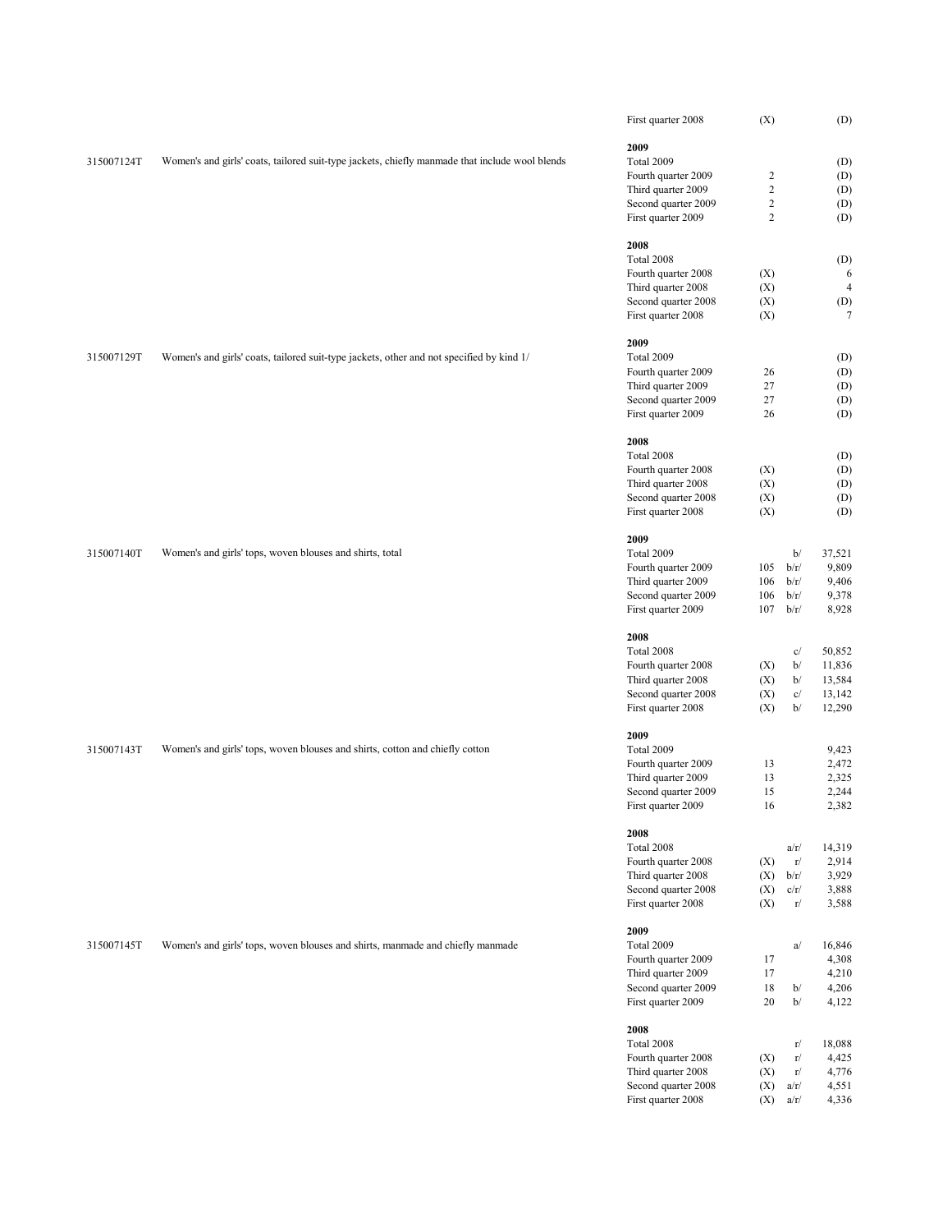| Code | Description | Period | Count | Note | Value |
|---|---|---|---|---|---|
| | | First quarter 2008 | (X) | | (D) |
| | | **2009** | | | |
| 315007124T | Women's and girls' coats, tailored suit-type jackets, chiefly manmade that include wool blends | Total 2009 | | | (D) |
| | | Fourth quarter 2009 | 2 | | (D) |
| | | Third quarter 2009 | 2 | | (D) |
| | | Second quarter 2009 | 2 | | (D) |
| | | First quarter 2009 | 2 | | (D) |
| | | **2008** | | | |
| | | Total 2008 | | | (D) |
| | | Fourth quarter 2008 | (X) | | 6 |
| | | Third quarter 2008 | (X) | | 4 |
| | | Second quarter 2008 | (X) | | (D) |
| | | First quarter 2008 | (X) | | 7 |
| | | **2009** | | | |
| 315007129T | Women's and girls' coats, tailored suit-type jackets, other and not specified by kind 1/ | Total 2009 | | | (D) |
| | | Fourth quarter 2009 | 26 | | (D) |
| | | Third quarter 2009 | 27 | | (D) |
| | | Second quarter 2009 | 27 | | (D) |
| | | First quarter 2009 | 26 | | (D) |
| | | **2008** | | | |
| | | Total 2008 | | | (D) |
| | | Fourth quarter 2008 | (X) | | (D) |
| | | Third quarter 2008 | (X) | | (D) |
| | | Second quarter 2008 | (X) | | (D) |
| | | First quarter 2008 | (X) | | (D) |
| | | **2009** | | | |
| 315007140T | Women's and girls' tops, woven blouses and shirts, total | Total 2009 | | b/ | 37,521 |
| | | Fourth quarter 2009 | 105 | b/r/ | 9,809 |
| | | Third quarter 2009 | 106 | b/r/ | 9,406 |
| | | Second quarter 2009 | 106 | b/r/ | 9,378 |
| | | First quarter 2009 | 107 | b/r/ | 8,928 |
| | | **2008** | | | |
| | | Total 2008 | | c/ | 50,852 |
| | | Fourth quarter 2008 | (X) | b/ | 11,836 |
| | | Third quarter 2008 | (X) | b/ | 13,584 |
| | | Second quarter 2008 | (X) | c/ | 13,142 |
| | | First quarter 2008 | (X) | b/ | 12,290 |
| | | **2009** | | | |
| 315007143T | Women's and girls' tops, woven blouses and shirts, cotton and chiefly cotton | Total 2009 | | | 9,423 |
| | | Fourth quarter 2009 | 13 | | 2,472 |
| | | Third quarter 2009 | 13 | | 2,325 |
| | | Second quarter 2009 | 15 | | 2,244 |
| | | First quarter 2009 | 16 | | 2,382 |
| | | **2008** | | | |
| | | Total 2008 | | a/r/ | 14,319 |
| | | Fourth quarter 2008 | (X) | r/ | 2,914 |
| | | Third quarter 2008 | (X) | b/r/ | 3,929 |
| | | Second quarter 2008 | (X) | c/r/ | 3,888 |
| | | First quarter 2008 | (X) | r/ | 3,588 |
| | | **2009** | | | |
| 315007145T | Women's and girls' tops, woven blouses and shirts, manmade and chiefly manmade | Total 2009 | | a/ | 16,846 |
| | | Fourth quarter 2009 | 17 | | 4,308 |
| | | Third quarter 2009 | 17 | | 4,210 |
| | | Second quarter 2009 | 18 | b/ | 4,206 |
| | | First quarter 2009 | 20 | b/ | 4,122 |
| | | **2008** | | | |
| | | Total 2008 | | r/ | 18,088 |
| | | Fourth quarter 2008 | (X) | r/ | 4,425 |
| | | Third quarter 2008 | (X) | r/ | 4,776 |
| | | Second quarter 2008 | (X) | a/r/ | 4,551 |
| | | First quarter 2008 | (X) | a/r/ | 4,336 |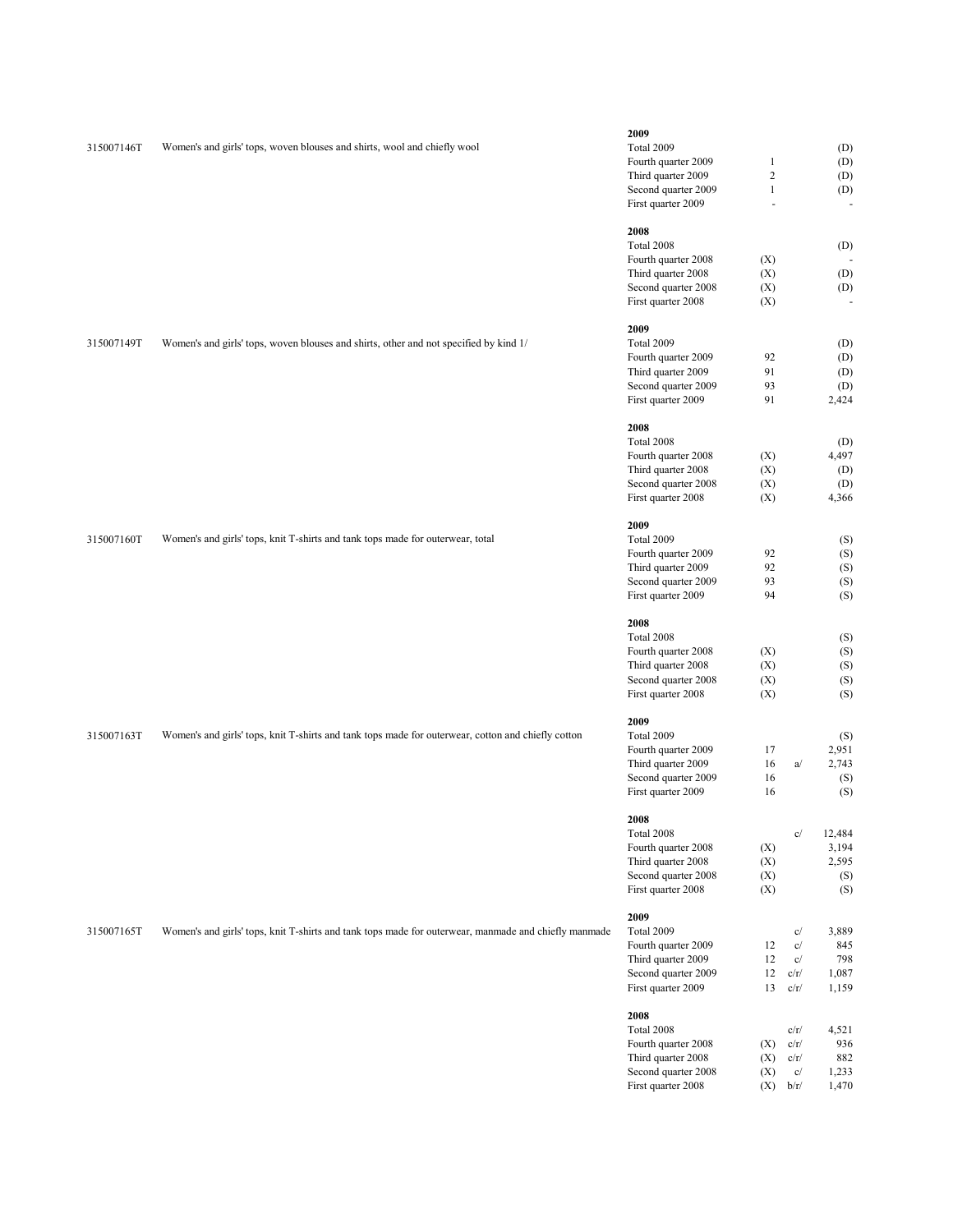| Product code | Product description | Period | Number of companies | Footnote | Value |
|---|---|---|---|---|---|
| 315007146T | Women's and girls' tops, woven blouses and shirts, wool and chiefly wool | **2009** | | | |
| | | Total 2009 | | | (D) |
| | | Fourth quarter 2009 | 1 | | (D) |
| | | Third quarter 2009 | 2 | | (D) |
| | | Second quarter 2009 | 1 | | (D) |
| | | First quarter 2009 | - | | - |
| | | **2008** | | | |
| | | Total 2008 | | | (D) |
| | | Fourth quarter 2008 | (X) | | - |
| | | Third quarter 2008 | (X) | | (D) |
| | | Second quarter 2008 | (X) | | (D) |
| | | First quarter 2008 | (X) | | - |
| 315007149T | Women's and girls' tops, woven blouses and shirts, other and not specified by kind 1/ | **2009** | | | |
| | | Total 2009 | | | (D) |
| | | Fourth quarter 2009 | 92 | | (D) |
| | | Third quarter 2009 | 91 | | (D) |
| | | Second quarter 2009 | 93 | | (D) |
| | | First quarter 2009 | 91 | | 2,424 |
| | | **2008** | | | |
| | | Total 2008 | | | (D) |
| | | Fourth quarter 2008 | (X) | | 4,497 |
| | | Third quarter 2008 | (X) | | (D) |
| | | Second quarter 2008 | (X) | | (D) |
| | | First quarter 2008 | (X) | | 4,366 |
| 315007160T | Women's and girls' tops, knit T-shirts and tank tops made for outerwear, total | **2009** | | | |
| | | Total 2009 | | | (S) |
| | | Fourth quarter 2009 | 92 | | (S) |
| | | Third quarter 2009 | 92 | | (S) |
| | | Second quarter 2009 | 93 | | (S) |
| | | First quarter 2009 | 94 | | (S) |
| | | **2008** | | | |
| | | Total 2008 | | | (S) |
| | | Fourth quarter 2008 | (X) | | (S) |
| | | Third quarter 2008 | (X) | | (S) |
| | | Second quarter 2008 | (X) | | (S) |
| | | First quarter 2008 | (X) | | (S) |
| 315007163T | Women's and girls' tops, knit T-shirts and tank tops made for outerwear, cotton and chiefly cotton | **2009** | | | |
| | | Total 2009 | | | (S) |
| | | Fourth quarter 2009 | 17 | | 2,951 |
| | | Third quarter 2009 | 16 | a/ | 2,743 |
| | | Second quarter 2009 | 16 | | (S) |
| | | First quarter 2009 | 16 | | (S) |
| | | **2008** | | | |
| | | Total 2008 | | c/ | 12,484 |
| | | Fourth quarter 2008 | (X) | | 3,194 |
| | | Third quarter 2008 | (X) | | 2,595 |
| | | Second quarter 2008 | (X) | | (S) |
| | | First quarter 2008 | (X) | | (S) |
| 315007165T | Women's and girls' tops, knit T-shirts and tank tops made for outerwear, manmade and chiefly manmade | **2009** | | | |
| | | Total 2009 | | c/ | 3,889 |
| | | Fourth quarter 2009 | 12 | c/ | 845 |
| | | Third quarter 2009 | 12 | c/ | 798 |
| | | Second quarter 2009 | 12 | c/r/ | 1,087 |
| | | First quarter 2009 | 13 | c/r/ | 1,159 |
| | | **2008** | | | |
| | | Total 2008 | | c/r/ | 4,521 |
| | | Fourth quarter 2008 | (X) | c/r/ | 936 |
| | | Third quarter 2008 | (X) | c/r/ | 882 |
| | | Second quarter 2008 | (X) | c/ | 1,233 |
| | | First quarter 2008 | (X) | b/r/ | 1,470 |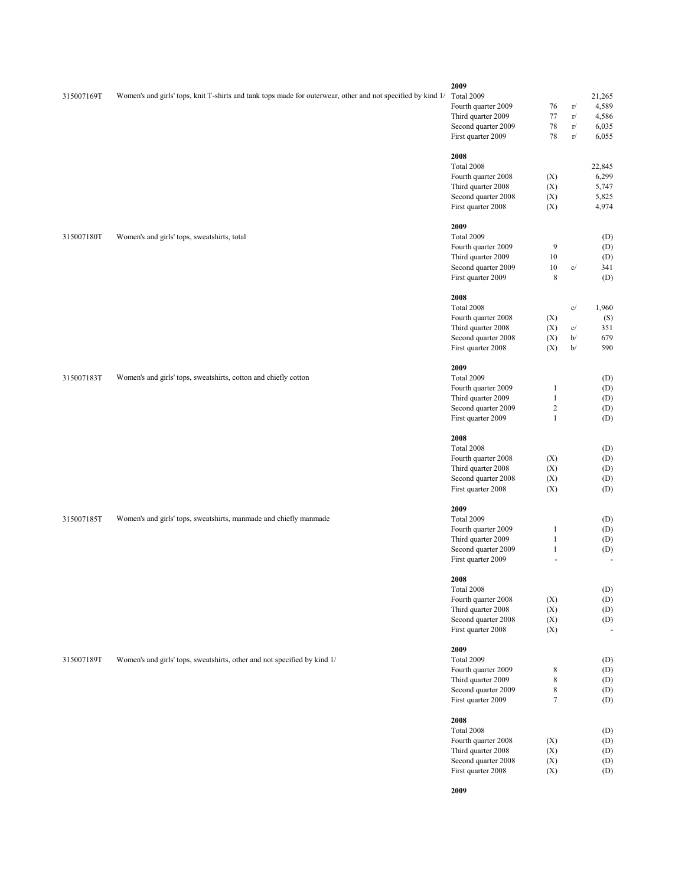| Code | Description | Period | Count | Flag | Value |
|---|---|---|---|---|---|
| | | **2009** | | | |
| 315007169T | Women's and girls' tops, knit T-shirts and tank tops made for outerwear, other and not specified by kind 1/ | Total 2009 | | | 21,265 |
| | | Fourth quarter 2009 | 76 | r/ | 4,589 |
| | | Third quarter 2009 | 77 | r/ | 4,586 |
| | | Second quarter 2009 | 78 | r/ | 6,035 |
| | | First quarter 2009 | 78 | r/ | 6,055 |
| | | **2008** | | | |
| | | Total 2008 | | | 22,845 |
| | | Fourth quarter 2008 | (X) | | 6,299 |
| | | Third quarter 2008 | (X) | | 5,747 |
| | | Second quarter 2008 | (X) | | 5,825 |
| | | First quarter 2008 | (X) | | 4,974 |
| | | **2009** | | | |
| 315007180T | Women's and girls' tops, sweatshirts, total | Total 2009 | | | (D) |
| | | Fourth quarter 2009 | 9 | | (D) |
| | | Third quarter 2009 | 10 | | (D) |
| | | Second quarter 2009 | 10 | c/ | 341 |
| | | First quarter 2009 | 8 | | (D) |
| | | **2008** | | | |
| | | Total 2008 | | c/ | 1,960 |
| | | Fourth quarter 2008 | (X) | | (S) |
| | | Third quarter 2008 | (X) | c/ | 351 |
| | | Second quarter 2008 | (X) | b/ | 679 |
| | | First quarter 2008 | (X) | b/ | 590 |
| | | **2009** | | | |
| 315007183T | Women's and girls' tops, sweatshirts, cotton and chiefly cotton | Total 2009 | | | (D) |
| | | Fourth quarter 2009 | 1 | | (D) |
| | | Third quarter 2009 | 1 | | (D) |
| | | Second quarter 2009 | 2 | | (D) |
| | | First quarter 2009 | 1 | | (D) |
| | | **2008** | | | |
| | | Total 2008 | | | (D) |
| | | Fourth quarter 2008 | (X) | | (D) |
| | | Third quarter 2008 | (X) | | (D) |
| | | Second quarter 2008 | (X) | | (D) |
| | | First quarter 2008 | (X) | | (D) |
| | | **2009** | | | |
| 315007185T | Women's and girls' tops, sweatshirts, manmade and chiefly manmade | Total 2009 | | | (D) |
| | | Fourth quarter 2009 | 1 | | (D) |
| | | Third quarter 2009 | 1 | | (D) |
| | | Second quarter 2009 | 1 | | (D) |
| | | First quarter 2009 | - | | - |
| | | **2008** | | | |
| | | Total 2008 | | | (D) |
| | | Fourth quarter 2008 | (X) | | (D) |
| | | Third quarter 2008 | (X) | | (D) |
| | | Second quarter 2008 | (X) | | (D) |
| | | First quarter 2008 | (X) | | - |
| | | **2009** | | | |
| 315007189T | Women's and girls' tops, sweatshirts, other and not specified by kind 1/ | Total 2009 | | | (D) |
| | | Fourth quarter 2009 | 8 | | (D) |
| | | Third quarter 2009 | 8 | | (D) |
| | | Second quarter 2009 | 8 | | (D) |
| | | First quarter 2009 | 7 | | (D) |
| | | **2008** | | | |
| | | Total 2008 | | | (D) |
| | | Fourth quarter 2008 | (X) | | (D) |
| | | Third quarter 2008 | (X) | | (D) |
| | | Second quarter 2008 | (X) | | (D) |
| | | First quarter 2008 | (X) | | (D) |
| | | **2009** | | | |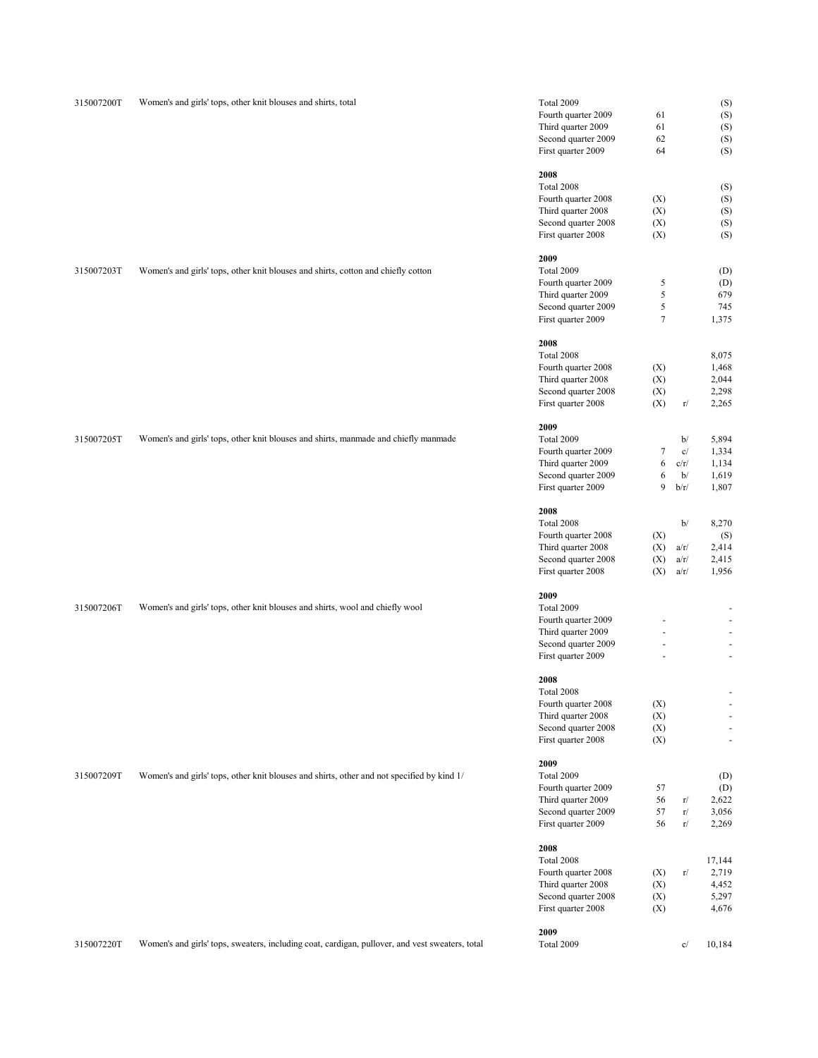| Code | Description | Period | Count | Flag | Value |
|---|---|---|---|---|---|
| 315007200T | Women's and girls' tops, other knit blouses and shirts, total | Total 2009 | | | (S) |
| | | Fourth quarter 2009 | 61 | | (S) |
| | | Third quarter 2009 | 61 | | (S) |
| | | Second quarter 2009 | 62 | | (S) |
| | | First quarter 2009 | 64 | | (S) |
| | | **2008** | | | |
| | | Total 2008 | | | (S) |
| | | Fourth quarter 2008 | (X) | | (S) |
| | | Third quarter 2008 | (X) | | (S) |
| | | Second quarter 2008 | (X) | | (S) |
| | | First quarter 2008 | (X) | | (S) |
| | | **2009** | | | |
| 315007203T | Women's and girls' tops, other knit blouses and shirts, cotton and chiefly cotton | Total 2009 | | | (D) |
| | | Fourth quarter 2009 | 5 | | (D) |
| | | Third quarter 2009 | 5 | | 679 |
| | | Second quarter 2009 | 5 | | 745 |
| | | First quarter 2009 | 7 | | 1,375 |
| | | **2008** | | | |
| | | Total 2008 | | | 8,075 |
| | | Fourth quarter 2008 | (X) | | 1,468 |
| | | Third quarter 2008 | (X) | | 2,044 |
| | | Second quarter 2008 | (X) | | 2,298 |
| | | First quarter 2008 | (X) | r/ | 2,265 |
| | | **2009** | | | |
| 315007205T | Women's and girls' tops, other knit blouses and shirts, manmade and chiefly manmade | Total 2009 | | b/ | 5,894 |
| | | Fourth quarter 2009 | 7 | c/ | 1,334 |
| | | Third quarter 2009 | 6 | c/r/ | 1,134 |
| | | Second quarter 2009 | 6 | b/ | 1,619 |
| | | First quarter 2009 | 9 | b/r/ | 1,807 |
| | | **2008** | | | |
| | | Total 2008 | | b/ | 8,270 |
| | | Fourth quarter 2008 | (X) | | (S) |
| | | Third quarter 2008 | (X) | a/r/ | 2,414 |
| | | Second quarter 2008 | (X) | a/r/ | 2,415 |
| | | First quarter 2008 | (X) | a/r/ | 1,956 |
| | | **2009** | | | |
| 315007206T | Women's and girls' tops, other knit blouses and shirts, wool and chiefly wool | Total 2009 | | | - |
| | | Fourth quarter 2009 | - | | - |
| | | Third quarter 2009 | - | | - |
| | | Second quarter 2009 | - | | - |
| | | First quarter 2009 | - | | - |
| | | **2008** | | | |
| | | Total 2008 | | | - |
| | | Fourth quarter 2008 | (X) | | - |
| | | Third quarter 2008 | (X) | | - |
| | | Second quarter 2008 | (X) | | - |
| | | First quarter 2008 | (X) | | - |
| | | **2009** | | | |
| 315007209T | Women's and girls' tops, other knit blouses and shirts, other and not specified by kind 1/ | Total 2009 | | | (D) |
| | | Fourth quarter 2009 | 57 | | (D) |
| | | Third quarter 2009 | 56 | r/ | 2,622 |
| | | Second quarter 2009 | 57 | r/ | 3,056 |
| | | First quarter 2009 | 56 | r/ | 2,269 |
| | | **2008** | | | |
| | | Total 2008 | | | 17,144 |
| | | Fourth quarter 2008 | (X) | r/ | 2,719 |
| | | Third quarter 2008 | (X) | | 4,452 |
| | | Second quarter 2008 | (X) | | 5,297 |
| | | First quarter 2008 | (X) | | 4,676 |
| | | **2009** | | | |
| 315007220T | Women's and girls' tops, sweaters, including coat, cardigan, pullover, and vest sweaters, total | Total 2009 | | c/ | 10,184 |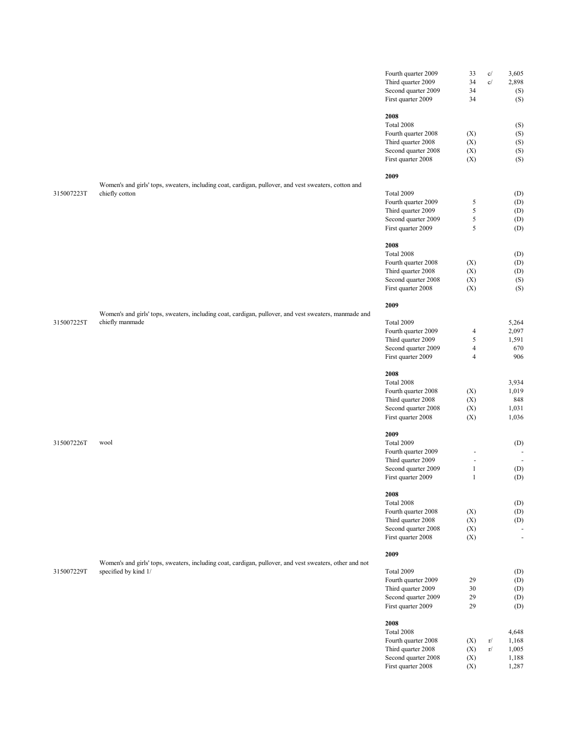| Product code | Product description | Period | Number of companies | Note | Value |
|---|---|---|---|---|---|
| | | Fourth quarter 2009 | 33 | c/ | 3,605 |
| | | Third quarter 2009 | 34 | c/ | 2,898 |
| | | Second quarter 2009 | 34 | | (S) |
| | | First quarter 2009 | 34 | | (S) |
| | | **2008** | | | |
| | | Total 2008 | | | (S) |
| | | Fourth quarter 2008 | (X) | | (S) |
| | | Third quarter 2008 | (X) | | (S) |
| | | Second quarter 2008 | (X) | | (S) |
| | | First quarter 2008 | (X) | | (S) |
| | | **2009** | | | |
| 315007223T | Women's and girls' tops, sweaters, including coat, cardigan, pullover, and vest sweaters, cotton and chiefly cotton | Total 2009 | | | (D) |
| | | Fourth quarter 2009 | 5 | | (D) |
| | | Third quarter 2009 | 5 | | (D) |
| | | Second quarter 2009 | 5 | | (D) |
| | | First quarter 2009 | 5 | | (D) |
| | | **2008** | | | |
| | | Total 2008 | | | (D) |
| | | Fourth quarter 2008 | (X) | | (D) |
| | | Third quarter 2008 | (X) | | (D) |
| | | Second quarter 2008 | (X) | | (S) |
| | | First quarter 2008 | (X) | | (S) |
| | | **2009** | | | |
| 315007225T | Women's and girls' tops, sweaters, including coat, cardigan, pullover, and vest sweaters, manmade and chiefly manmade | Total 2009 | | | 5,264 |
| | | Fourth quarter 2009 | 4 | | 2,097 |
| | | Third quarter 2009 | 5 | | 1,591 |
| | | Second quarter 2009 | 4 | | 670 |
| | | First quarter 2009 | 4 | | 906 |
| | | **2008** | | | |
| | | Total 2008 | | | 3,934 |
| | | Fourth quarter 2008 | (X) | | 1,019 |
| | | Third quarter 2008 | (X) | | 848 |
| | | Second quarter 2008 | (X) | | 1,031 |
| | | First quarter 2008 | (X) | | 1,036 |
| | | **2009** | | | |
| 315007226T | wool | Total 2009 | | | (D) |
| | | Fourth quarter 2009 | - | | - |
| | | Third quarter 2009 | - | | - |
| | | Second quarter 2009 | 1 | | (D) |
| | | First quarter 2009 | 1 | | (D) |
| | | **2008** | | | |
| | | Total 2008 | | | (D) |
| | | Fourth quarter 2008 | (X) | | (D) |
| | | Third quarter 2008 | (X) | | (D) |
| | | Second quarter 2008 | (X) | | - |
| | | First quarter 2008 | (X) | | - |
| | | **2009** | | | |
| 315007229T | Women's and girls' tops, sweaters, including coat, cardigan, pullover, and vest sweaters, other and not specified by kind 1/ | Total 2009 | | | (D) |
| | | Fourth quarter 2009 | 29 | | (D) |
| | | Third quarter 2009 | 30 | | (D) |
| | | Second quarter 2009 | 29 | | (D) |
| | | First quarter 2009 | 29 | | (D) |
| | | **2008** | | | |
| | | Total 2008 | | | 4,648 |
| | | Fourth quarter 2008 | (X) | r/ | 1,168 |
| | | Third quarter 2008 | (X) | r/ | 1,005 |
| | | Second quarter 2008 | (X) | | 1,188 |
| | | First quarter 2008 | (X) | | 1,287 |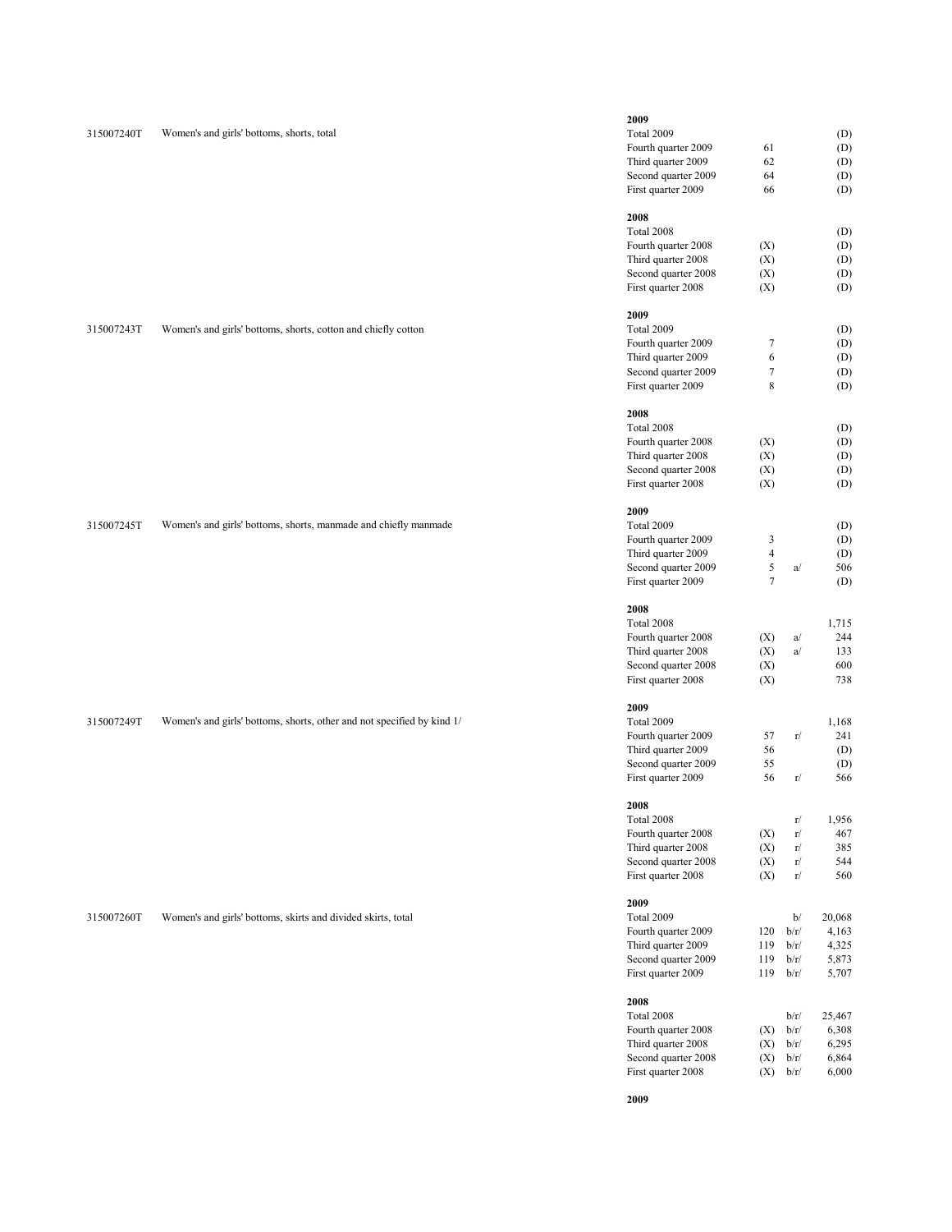| Code | Description | Period | Count | Flag | Value |
|---|---|---|---|---|---|
| | | **2009** | | | |
| 315007240T | Women's and girls' bottoms, shorts, total | Total 2009 | | | (D) |
| | | Fourth quarter 2009 | 61 | | (D) |
| | | Third quarter 2009 | 62 | | (D) |
| | | Second quarter 2009 | 64 | | (D) |
| | | First quarter 2009 | 66 | | (D) |
| | | **2008** | | | |
| | | Total 2008 | | | (D) |
| | | Fourth quarter 2008 | (X) | | (D) |
| | | Third quarter 2008 | (X) | | (D) |
| | | Second quarter 2008 | (X) | | (D) |
| | | First quarter 2008 | (X) | | (D) |
| | | **2009** | | | |
| 315007243T | Women's and girls' bottoms, shorts, cotton and chiefly cotton | Total 2009 | | | (D) |
| | | Fourth quarter 2009 | 7 | | (D) |
| | | Third quarter 2009 | 6 | | (D) |
| | | Second quarter 2009 | 7 | | (D) |
| | | First quarter 2009 | 8 | | (D) |
| | | **2008** | | | |
| | | Total 2008 | | | (D) |
| | | Fourth quarter 2008 | (X) | | (D) |
| | | Third quarter 2008 | (X) | | (D) |
| | | Second quarter 2008 | (X) | | (D) |
| | | First quarter 2008 | (X) | | (D) |
| | | **2009** | | | |
| 315007245T | Women's and girls' bottoms, shorts, manmade and chiefly manmade | Total 2009 | | | (D) |
| | | Fourth quarter 2009 | 3 | | (D) |
| | | Third quarter 2009 | 4 | | (D) |
| | | Second quarter 2009 | 5 | a/ | 506 |
| | | First quarter 2009 | 7 | | (D) |
| | | **2008** | | | |
| | | Total 2008 | | | 1,715 |
| | | Fourth quarter 2008 | (X) | a/ | 244 |
| | | Third quarter 2008 | (X) | a/ | 133 |
| | | Second quarter 2008 | (X) | | 600 |
| | | First quarter 2008 | (X) | | 738 |
| | | **2009** | | | |
| 315007249T | Women's and girls' bottoms, shorts, other and not specified by kind 1/ | Total 2009 | | | 1,168 |
| | | Fourth quarter 2009 | 57 | r/ | 241 |
| | | Third quarter 2009 | 56 | | (D) |
| | | Second quarter 2009 | 55 | | (D) |
| | | First quarter 2009 | 56 | r/ | 566 |
| | | **2008** | | | |
| | | Total 2008 | | r/ | 1,956 |
| | | Fourth quarter 2008 | (X) | r/ | 467 |
| | | Third quarter 2008 | (X) | r/ | 385 |
| | | Second quarter 2008 | (X) | r/ | 544 |
| | | First quarter 2008 | (X) | r/ | 560 |
| | | **2009** | | | |
| 315007260T | Women's and girls' bottoms, skirts and divided skirts, total | Total 2009 | | b/ | 20,068 |
| | | Fourth quarter 2009 | 120 | b/r/ | 4,163 |
| | | Third quarter 2009 | 119 | b/r/ | 4,325 |
| | | Second quarter 2009 | 119 | b/r/ | 5,873 |
| | | First quarter 2009 | 119 | b/r/ | 5,707 |
| | | **2008** | | | |
| | | Total 2008 | | b/r/ | 25,467 |
| | | Fourth quarter 2008 | (X) | b/r/ | 6,308 |
| | | Third quarter 2008 | (X) | b/r/ | 6,295 |
| | | Second quarter 2008 | (X) | b/r/ | 6,864 |
| | | First quarter 2008 | (X) | b/r/ | 6,000 |
| | | **2009** | | | |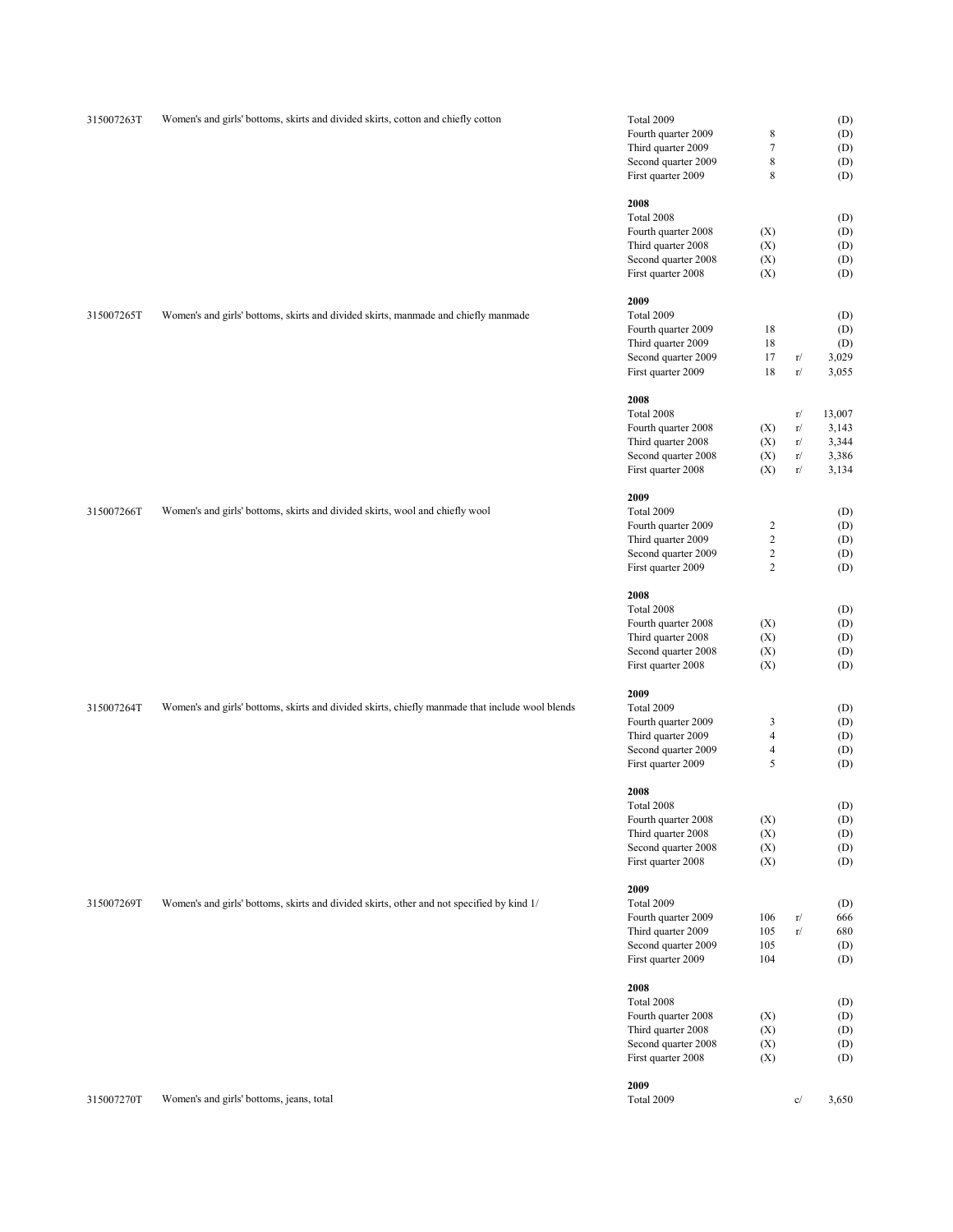| Code | Description | Period | Number of companies | Flag | Value |
|---|---|---|---|---|---|
| 315007263T | Women's and girls' bottoms, skirts and divided skirts, cotton and chiefly cotton | Total 2009 | | | (D) |
| | | Fourth quarter 2009 | 8 | | (D) |
| | | Third quarter 2009 | 7 | | (D) |
| | | Second quarter 2009 | 8 | | (D) |
| | | First quarter 2009 | 8 | | (D) |
| | | **2008** | | | |
| | | Total 2008 | | | (D) |
| | | Fourth quarter 2008 | (X) | | (D) |
| | | Third quarter 2008 | (X) | | (D) |
| | | Second quarter 2008 | (X) | | (D) |
| | | First quarter 2008 | (X) | | (D) |
| | | **2009** | | | |
| 315007265T | Women's and girls' bottoms, skirts and divided skirts, manmade and chiefly manmade | Total 2009 | | | (D) |
| | | Fourth quarter 2009 | 18 | | (D) |
| | | Third quarter 2009 | 18 | | (D) |
| | | Second quarter 2009 | 17 | r/ | 3,029 |
| | | First quarter 2009 | 18 | r/ | 3,055 |
| | | **2008** | | | |
| | | Total 2008 | | r/ | 13,007 |
| | | Fourth quarter 2008 | (X) | r/ | 3,143 |
| | | Third quarter 2008 | (X) | r/ | 3,344 |
| | | Second quarter 2008 | (X) | r/ | 3,386 |
| | | First quarter 2008 | (X) | r/ | 3,134 |
| | | **2009** | | | |
| 315007266T | Women's and girls' bottoms, skirts and divided skirts, wool and chiefly wool | Total 2009 | | | (D) |
| | | Fourth quarter 2009 | 2 | | (D) |
| | | Third quarter 2009 | 2 | | (D) |
| | | Second quarter 2009 | 2 | | (D) |
| | | First quarter 2009 | 2 | | (D) |
| | | **2008** | | | |
| | | Total 2008 | | | (D) |
| | | Fourth quarter 2008 | (X) | | (D) |
| | | Third quarter 2008 | (X) | | (D) |
| | | Second quarter 2008 | (X) | | (D) |
| | | First quarter 2008 | (X) | | (D) |
| | | **2009** | | | |
| 315007264T | Women's and girls' bottoms, skirts and divided skirts, chiefly manmade that include wool blends | Total 2009 | | | (D) |
| | | Fourth quarter 2009 | 3 | | (D) |
| | | Third quarter 2009 | 4 | | (D) |
| | | Second quarter 2009 | 4 | | (D) |
| | | First quarter 2009 | 5 | | (D) |
| | | **2008** | | | |
| | | Total 2008 | | | (D) |
| | | Fourth quarter 2008 | (X) | | (D) |
| | | Third quarter 2008 | (X) | | (D) |
| | | Second quarter 2008 | (X) | | (D) |
| | | First quarter 2008 | (X) | | (D) |
| | | **2009** | | | |
| 315007269T | Women's and girls' bottoms, skirts and divided skirts, other and not specified by kind 1/ | Total 2009 | | | (D) |
| | | Fourth quarter 2009 | 106 | r/ | 666 |
| | | Third quarter 2009 | 105 | r/ | 680 |
| | | Second quarter 2009 | 105 | | (D) |
| | | First quarter 2009 | 104 | | (D) |
| | | **2008** | | | |
| | | Total 2008 | | | (D) |
| | | Fourth quarter 2008 | (X) | | (D) |
| | | Third quarter 2008 | (X) | | (D) |
| | | Second quarter 2008 | (X) | | (D) |
| | | First quarter 2008 | (X) | | (D) |
| | | **2009** | | | |
| 315007270T | Women's and girls' bottoms, jeans, total | Total 2009 | | c/ | 3,650 |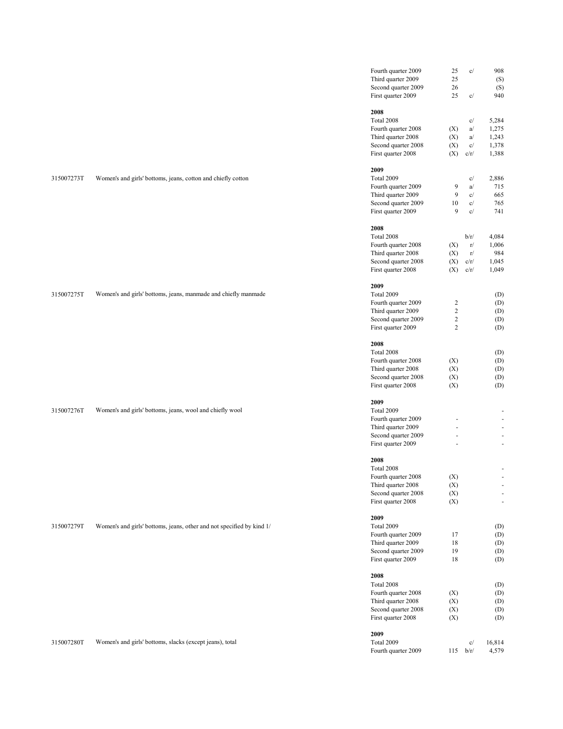| Code | Description | Period | Number of companies | Note | Value |
|---|---|---|---|---|---|
| | | Fourth quarter 2009 | 25 | c/ | 908 |
| | | Third quarter 2009 | 25 | | (S) |
| | | Second quarter 2009 | 26 | | (S) |
| | | First quarter 2009 | 25 | c/ | 940 |
| | | **2008** | | | |
| | | Total 2008 | | c/ | 5,284 |
| | | Fourth quarter 2008 | (X) | a/ | 1,275 |
| | | Third quarter 2008 | (X) | a/ | 1,243 |
| | | Second quarter 2008 | (X) | c/ | 1,378 |
| | | First quarter 2008 | (X) | c/r/ | 1,388 |
| | | **2009** | | | |
| 315007273T | Women's and girls' bottoms, jeans, cotton and chiefly cotton | Total 2009 | | c/ | 2,886 |
| | | Fourth quarter 2009 | 9 | a/ | 715 |
| | | Third quarter 2009 | 9 | c/ | 665 |
| | | Second quarter 2009 | 10 | c/ | 765 |
| | | First quarter 2009 | 9 | c/ | 741 |
| | | **2008** | | | |
| | | Total 2008 | | b/r/ | 4,084 |
| | | Fourth quarter 2008 | (X) | r/ | 1,006 |
| | | Third quarter 2008 | (X) | r/ | 984 |
| | | Second quarter 2008 | (X) | c/r/ | 1,045 |
| | | First quarter 2008 | (X) | c/r/ | 1,049 |
| | | **2009** | | | |
| 315007275T | Women's and girls' bottoms, jeans, manmade and chiefly manmade | Total 2009 | | | (D) |
| | | Fourth quarter 2009 | 2 | | (D) |
| | | Third quarter 2009 | 2 | | (D) |
| | | Second quarter 2009 | 2 | | (D) |
| | | First quarter 2009 | 2 | | (D) |
| | | **2008** | | | |
| | | Total 2008 | | | (D) |
| | | Fourth quarter 2008 | (X) | | (D) |
| | | Third quarter 2008 | (X) | | (D) |
| | | Second quarter 2008 | (X) | | (D) |
| | | First quarter 2008 | (X) | | (D) |
| | | **2009** | | | |
| 315007276T | Women's and girls' bottoms, jeans, wool and chiefly wool | Total 2009 | | | - |
| | | Fourth quarter 2009 | - | | - |
| | | Third quarter 2009 | - | | - |
| | | Second quarter 2009 | - | | - |
| | | First quarter 2009 | - | | - |
| | | **2008** | | | |
| | | Total 2008 | | | - |
| | | Fourth quarter 2008 | (X) | | - |
| | | Third quarter 2008 | (X) | | - |
| | | Second quarter 2008 | (X) | | - |
| | | First quarter 2008 | (X) | | - |
| | | **2009** | | | |
| 315007279T | Women's and girls' bottoms, jeans, other and not specified by kind 1/ | Total 2009 | | | (D) |
| | | Fourth quarter 2009 | 17 | | (D) |
| | | Third quarter 2009 | 18 | | (D) |
| | | Second quarter 2009 | 19 | | (D) |
| | | First quarter 2009 | 18 | | (D) |
| | | **2008** | | | |
| | | Total 2008 | | | (D) |
| | | Fourth quarter 2008 | (X) | | (D) |
| | | Third quarter 2008 | (X) | | (D) |
| | | Second quarter 2008 | (X) | | (D) |
| | | First quarter 2008 | (X) | | (D) |
| | | **2009** | | | |
| 315007280T | Women's and girls' bottoms, slacks (except jeans), total | Total 2009 | | c/ | 16,814 |
| | | Fourth quarter 2009 | 115 | b/r/ | 4,579 |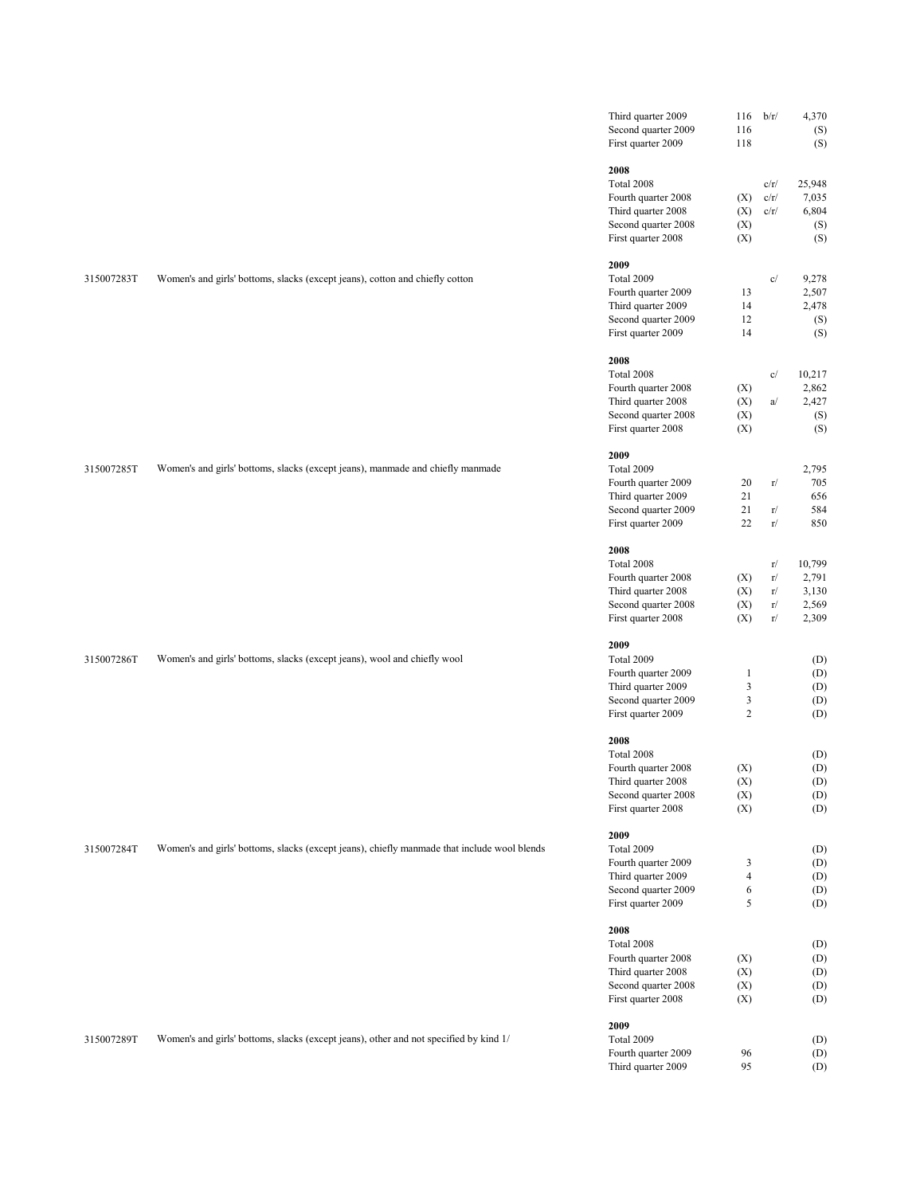| Product code | Product description | Period | Number of companies | Footnote | Value |
|---|---|---|---|---|---|
| | | Third quarter 2009 | 116 | b/r/ | 4,370 |
| | | Second quarter 2009 | 116 | | (S) |
| | | First quarter 2009 | 118 | | (S) |
| | | **2008** | | | |
| | | Total 2008 | | c/r/ | 25,948 |
| | | Fourth quarter 2008 | (X) | c/r/ | 7,035 |
| | | Third quarter 2008 | (X) | c/r/ | 6,804 |
| | | Second quarter 2008 | (X) | | (S) |
| | | First quarter 2008 | (X) | | (S) |
| | | **2009** | | | |
| 315007283T | Women's and girls' bottoms, slacks (except jeans), cotton and chiefly cotton | Total 2009 | | c/ | 9,278 |
| | | Fourth quarter 2009 | 13 | | 2,507 |
| | | Third quarter 2009 | 14 | | 2,478 |
| | | Second quarter 2009 | 12 | | (S) |
| | | First quarter 2009 | 14 | | (S) |
| | | **2008** | | | |
| | | Total 2008 | | c/ | 10,217 |
| | | Fourth quarter 2008 | (X) | | 2,862 |
| | | Third quarter 2008 | (X) | a/ | 2,427 |
| | | Second quarter 2008 | (X) | | (S) |
| | | First quarter 2008 | (X) | | (S) |
| | | **2009** | | | |
| 315007285T | Women's and girls' bottoms, slacks (except jeans), manmade and chiefly manmade | Total 2009 | | | 2,795 |
| | | Fourth quarter 2009 | 20 | r/ | 705 |
| | | Third quarter 2009 | 21 | | 656 |
| | | Second quarter 2009 | 21 | r/ | 584 |
| | | First quarter 2009 | 22 | r/ | 850 |
| | | **2008** | | | |
| | | Total 2008 | | r/ | 10,799 |
| | | Fourth quarter 2008 | (X) | r/ | 2,791 |
| | | Third quarter 2008 | (X) | r/ | 3,130 |
| | | Second quarter 2008 | (X) | r/ | 2,569 |
| | | First quarter 2008 | (X) | r/ | 2,309 |
| | | **2009** | | | |
| 315007286T | Women's and girls' bottoms, slacks (except jeans), wool and chiefly wool | Total 2009 | | | (D) |
| | | Fourth quarter 2009 | 1 | | (D) |
| | | Third quarter 2009 | 3 | | (D) |
| | | Second quarter 2009 | 3 | | (D) |
| | | First quarter 2009 | 2 | | (D) |
| | | **2008** | | | |
| | | Total 2008 | | | (D) |
| | | Fourth quarter 2008 | (X) | | (D) |
| | | Third quarter 2008 | (X) | | (D) |
| | | Second quarter 2008 | (X) | | (D) |
| | | First quarter 2008 | (X) | | (D) |
| | | **2009** | | | |
| 315007284T | Women's and girls' bottoms, slacks (except jeans), chiefly manmade that include wool blends | Total 2009 | | | (D) |
| | | Fourth quarter 2009 | 3 | | (D) |
| | | Third quarter 2009 | 4 | | (D) |
| | | Second quarter 2009 | 6 | | (D) |
| | | First quarter 2009 | 5 | | (D) |
| | | **2008** | | | |
| | | Total 2008 | | | (D) |
| | | Fourth quarter 2008 | (X) | | (D) |
| | | Third quarter 2008 | (X) | | (D) |
| | | Second quarter 2008 | (X) | | (D) |
| | | First quarter 2008 | (X) | | (D) |
| | | **2009** | | | |
| 315007289T | Women's and girls' bottoms, slacks (except jeans), other and not specified by kind 1/ | Total 2009 | | | (D) |
| | | Fourth quarter 2009 | 96 | | (D) |
| | | Third quarter 2009 | 95 | | (D) |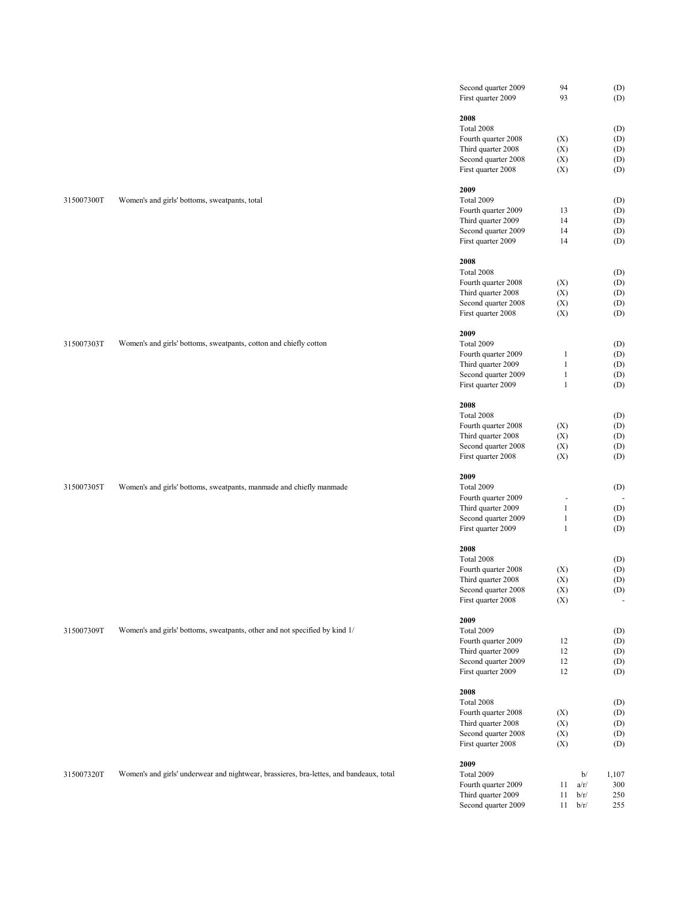| Code | Description | Period | Count | Note | Value |
|---|---|---|---|---|---|
| | | Second quarter 2009 | 94 | | (D) |
| | | First quarter 2009 | 93 | | (D) |
| | | **2008** | | | |
| | | Total 2008 | | | (D) |
| | | Fourth quarter 2008 | (X) | | (D) |
| | | Third quarter 2008 | (X) | | (D) |
| | | Second quarter 2008 | (X) | | (D) |
| | | First quarter 2008 | (X) | | (D) |
| | | **2009** | | | |
| 315007300T | Women's and girls' bottoms, sweatpants, total | Total 2009 | | | (D) |
| | | Fourth quarter 2009 | 13 | | (D) |
| | | Third quarter 2009 | 14 | | (D) |
| | | Second quarter 2009 | 14 | | (D) |
| | | First quarter 2009 | 14 | | (D) |
| | | **2008** | | | |
| | | Total 2008 | | | (D) |
| | | Fourth quarter 2008 | (X) | | (D) |
| | | Third quarter 2008 | (X) | | (D) |
| | | Second quarter 2008 | (X) | | (D) |
| | | First quarter 2008 | (X) | | (D) |
| | | **2009** | | | |
| 315007303T | Women's and girls' bottoms, sweatpants, cotton and chiefly cotton | Total 2009 | | | (D) |
| | | Fourth quarter 2009 | 1 | | (D) |
| | | Third quarter 2009 | 1 | | (D) |
| | | Second quarter 2009 | 1 | | (D) |
| | | First quarter 2009 | 1 | | (D) |
| | | **2008** | | | |
| | | Total 2008 | | | (D) |
| | | Fourth quarter 2008 | (X) | | (D) |
| | | Third quarter 2008 | (X) | | (D) |
| | | Second quarter 2008 | (X) | | (D) |
| | | First quarter 2008 | (X) | | (D) |
| | | **2009** | | | |
| 315007305T | Women's and girls' bottoms, sweatpants, manmade and chiefly manmade | Total 2009 | | | (D) |
| | | Fourth quarter 2009 | - | | - |
| | | Third quarter 2009 | 1 | | (D) |
| | | Second quarter 2009 | 1 | | (D) |
| | | First quarter 2009 | 1 | | (D) |
| | | **2008** | | | |
| | | Total 2008 | | | (D) |
| | | Fourth quarter 2008 | (X) | | (D) |
| | | Third quarter 2008 | (X) | | (D) |
| | | Second quarter 2008 | (X) | | (D) |
| | | First quarter 2008 | (X) | | - |
| | | **2009** | | | |
| 315007309T | Women's and girls' bottoms, sweatpants, other and not specified by kind 1/ | Total 2009 | | | (D) |
| | | Fourth quarter 2009 | 12 | | (D) |
| | | Third quarter 2009 | 12 | | (D) |
| | | Second quarter 2009 | 12 | | (D) |
| | | First quarter 2009 | 12 | | (D) |
| | | **2008** | | | |
| | | Total 2008 | | | (D) |
| | | Fourth quarter 2008 | (X) | | (D) |
| | | Third quarter 2008 | (X) | | (D) |
| | | Second quarter 2008 | (X) | | (D) |
| | | First quarter 2008 | (X) | | (D) |
| | | **2009** | | | |
| 315007320T | Women's and girls' underwear and nightwear, brassieres, bra-lettes, and bandeaux, total | Total 2009 | | b/ | 1,107 |
| | | Fourth quarter 2009 | 11 | a/r/ | 300 |
| | | Third quarter 2009 | 11 | b/r/ | 250 |
| | | Second quarter 2009 | 11 | b/r/ | 255 |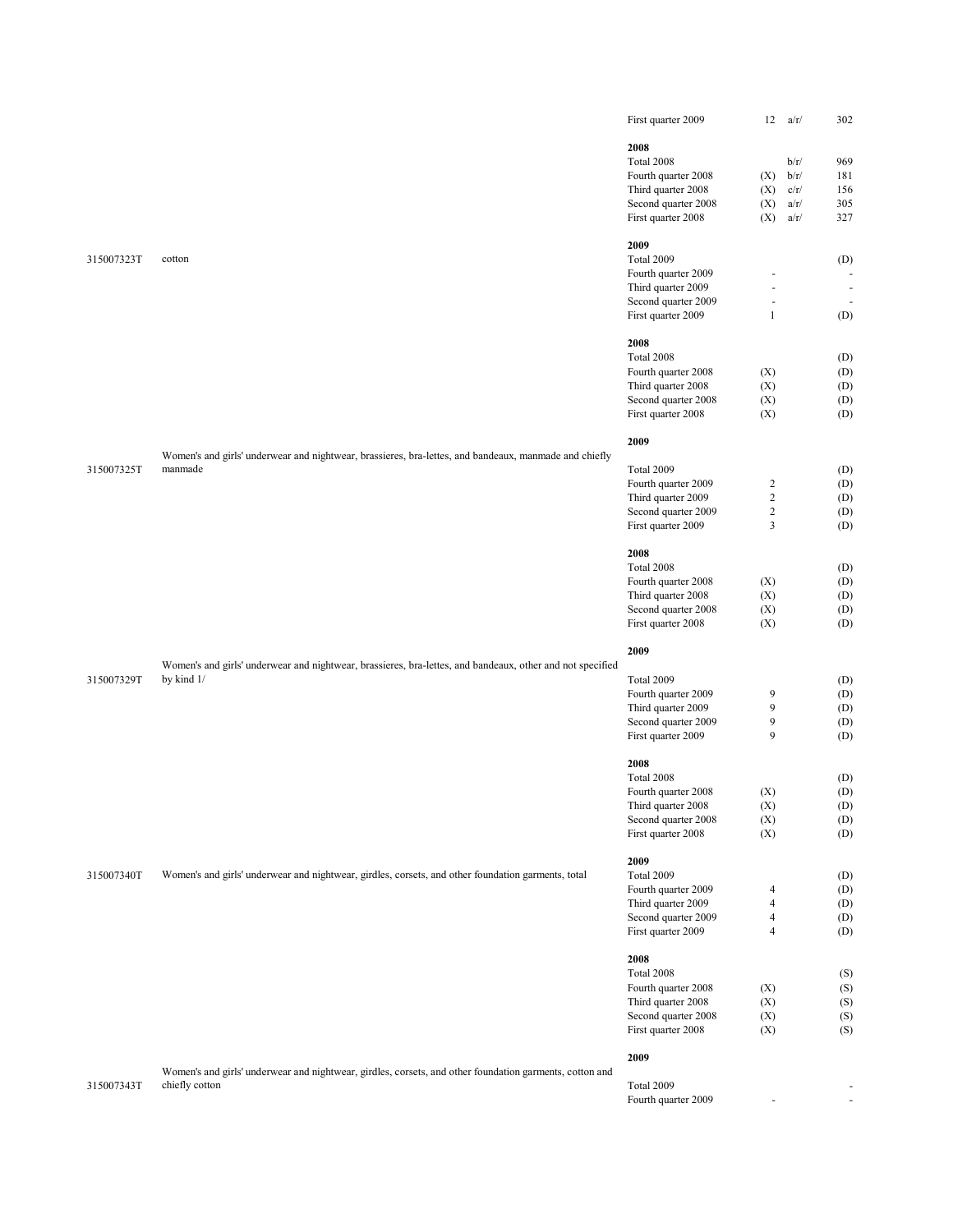| Product code | Product description | Period | Number of companies | Note | Value |
|---|---|---|---|---|---|
| | | First quarter 2009 | 12 | a/r/ | 302 |
| | | **2008** | | | |
| | | Total 2008 | | b/r/ | 969 |
| | | Fourth quarter 2008 | (X) | b/r/ | 181 |
| | | Third quarter 2008 | (X) | c/r/ | 156 |
| | | Second quarter 2008 | (X) | a/r/ | 305 |
| | | First quarter 2008 | (X) | a/r/ | 327 |
| | | **2009** | | | |
| 315007323T | cotton | Total 2009 | | | (D) |
| | | Fourth quarter 2009 | - | | - |
| | | Third quarter 2009 | - | | - |
| | | Second quarter 2009 | - | | - |
| | | First quarter 2009 | 1 | | (D) |
| | | **2008** | | | |
| | | Total 2008 | | | (D) |
| | | Fourth quarter 2008 | (X) | | (D) |
| | | Third quarter 2008 | (X) | | (D) |
| | | Second quarter 2008 | (X) | | (D) |
| | | First quarter 2008 | (X) | | (D) |
| | | **2009** | | | |
| 315007325T | Women's and girls' underwear and nightwear, brassieres, bra-lettes, and bandeaux, manmade and chiefly manmade | Total 2009 | | | (D) |
| | | Fourth quarter 2009 | 2 | | (D) |
| | | Third quarter 2009 | 2 | | (D) |
| | | Second quarter 2009 | 2 | | (D) |
| | | First quarter 2009 | 3 | | (D) |
| | | **2008** | | | |
| | | Total 2008 | | | (D) |
| | | Fourth quarter 2008 | (X) | | (D) |
| | | Third quarter 2008 | (X) | | (D) |
| | | Second quarter 2008 | (X) | | (D) |
| | | First quarter 2008 | (X) | | (D) |
| | | **2009** | | | |
| 315007329T | Women's and girls' underwear and nightwear, brassieres, bra-lettes, and bandeaux, other and not specified by kind 1/ | Total 2009 | | | (D) |
| | | Fourth quarter 2009 | 9 | | (D) |
| | | Third quarter 2009 | 9 | | (D) |
| | | Second quarter 2009 | 9 | | (D) |
| | | First quarter 2009 | 9 | | (D) |
| | | **2008** | | | |
| | | Total 2008 | | | (D) |
| | | Fourth quarter 2008 | (X) | | (D) |
| | | Third quarter 2008 | (X) | | (D) |
| | | Second quarter 2008 | (X) | | (D) |
| | | First quarter 2008 | (X) | | (D) |
| | | **2009** | | | |
| 315007340T | Women's and girls' underwear and nightwear, girdles, corsets, and other foundation garments, total | Total 2009 | | | (D) |
| | | Fourth quarter 2009 | 4 | | (D) |
| | | Third quarter 2009 | 4 | | (D) |
| | | Second quarter 2009 | 4 | | (D) |
| | | First quarter 2009 | 4 | | (D) |
| | | **2008** | | | |
| | | Total 2008 | | | (S) |
| | | Fourth quarter 2008 | (X) | | (S) |
| | | Third quarter 2008 | (X) | | (S) |
| | | Second quarter 2008 | (X) | | (S) |
| | | First quarter 2008 | (X) | | (S) |
| | | **2009** | | | |
| 315007343T | Women's and girls' underwear and nightwear, girdles, corsets, and other foundation garments, cotton and chiefly cotton | Total 2009 | | | - |
| | | Fourth quarter 2009 | - | | - |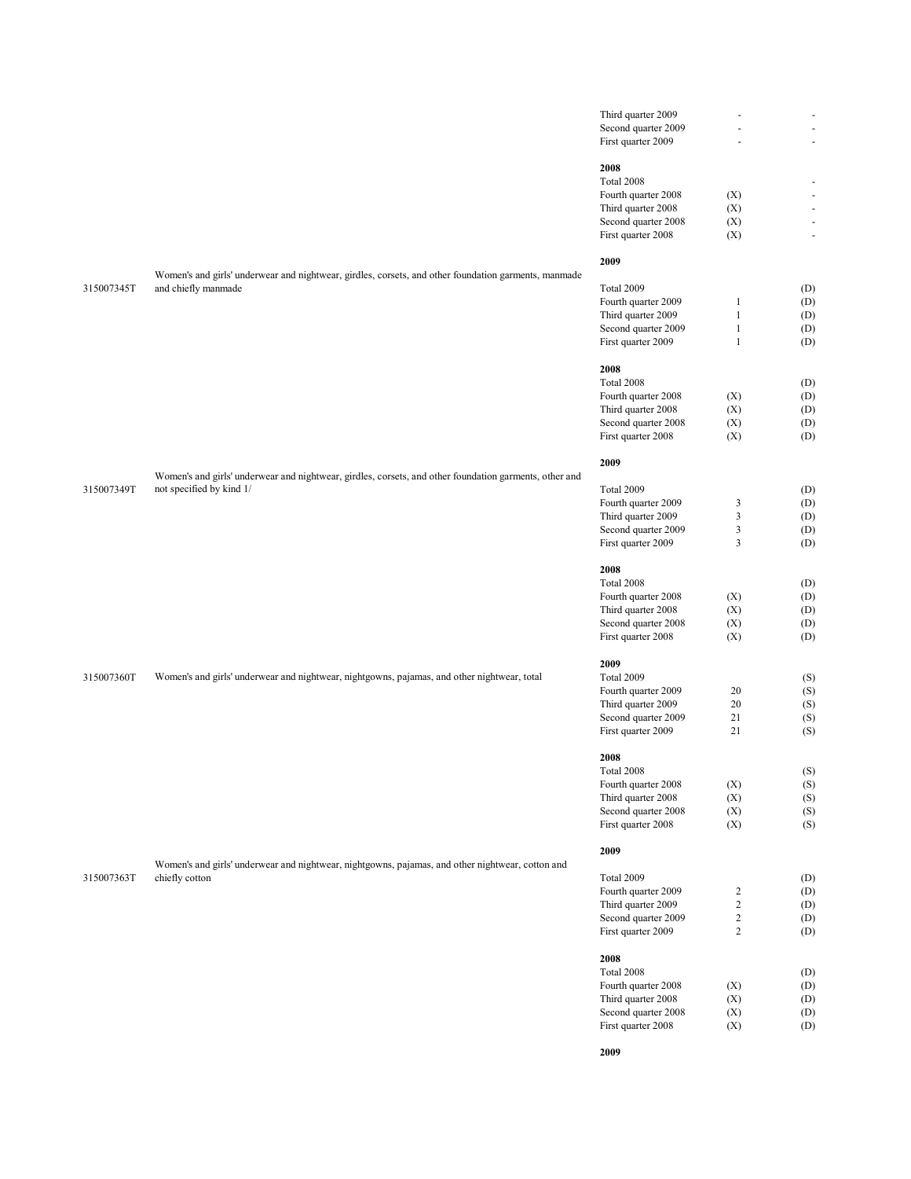| Code | Description | Period | | |
|---|---|---|---|---|
| | | Third quarter 2009 | - | - |
| | | Second quarter 2009 | - | - |
| | | First quarter 2009 | - | - |
| | | **2008** | | |
| | | Total 2008 | | - |
| | | Fourth quarter 2008 | (X) | - |
| | | Third quarter 2008 | (X) | - |
| | | Second quarter 2008 | (X) | - |
| | | First quarter 2008 | (X) | - |
| | | **2009** | | |
| 315007345T | Women's and girls' underwear and nightwear, girdles, corsets, and other foundation garments, manmade and chiefly manmade | Total 2009 | | (D) |
| | | Fourth quarter 2009 | 1 | (D) |
| | | Third quarter 2009 | 1 | (D) |
| | | Second quarter 2009 | 1 | (D) |
| | | First quarter 2009 | 1 | (D) |
| | | **2008** | | |
| | | Total 2008 | | (D) |
| | | Fourth quarter 2008 | (X) | (D) |
| | | Third quarter 2008 | (X) | (D) |
| | | Second quarter 2008 | (X) | (D) |
| | | First quarter 2008 | (X) | (D) |
| | | **2009** | | |
| 315007349T | Women's and girls' underwear and nightwear, girdles, corsets, and other foundation garments, other and not specified by kind 1/ | Total 2009 | | (D) |
| | | Fourth quarter 2009 | 3 | (D) |
| | | Third quarter 2009 | 3 | (D) |
| | | Second quarter 2009 | 3 | (D) |
| | | First quarter 2009 | 3 | (D) |
| | | **2008** | | |
| | | Total 2008 | | (D) |
| | | Fourth quarter 2008 | (X) | (D) |
| | | Third quarter 2008 | (X) | (D) |
| | | Second quarter 2008 | (X) | (D) |
| | | First quarter 2008 | (X) | (D) |
| | | **2009** | | |
| 315007360T | Women's and girls' underwear and nightwear, nightgowns, pajamas, and other nightwear, total | Total 2009 | | (S) |
| | | Fourth quarter 2009 | 20 | (S) |
| | | Third quarter 2009 | 20 | (S) |
| | | Second quarter 2009 | 21 | (S) |
| | | First quarter 2009 | 21 | (S) |
| | | **2008** | | |
| | | Total 2008 | | (S) |
| | | Fourth quarter 2008 | (X) | (S) |
| | | Third quarter 2008 | (X) | (S) |
| | | Second quarter 2008 | (X) | (S) |
| | | First quarter 2008 | (X) | (S) |
| | | **2009** | | |
| 315007363T | Women's and girls' underwear and nightwear, nightgowns, pajamas, and other nightwear, cotton and chiefly cotton | Total 2009 | | (D) |
| | | Fourth quarter 2009 | 2 | (D) |
| | | Third quarter 2009 | 2 | (D) |
| | | Second quarter 2009 | 2 | (D) |
| | | First quarter 2009 | 2 | (D) |
| | | **2008** | | |
| | | Total 2008 | | (D) |
| | | Fourth quarter 2008 | (X) | (D) |
| | | Third quarter 2008 | (X) | (D) |
| | | Second quarter 2008 | (X) | (D) |
| | | First quarter 2008 | (X) | (D) |
| | | **2009** | | |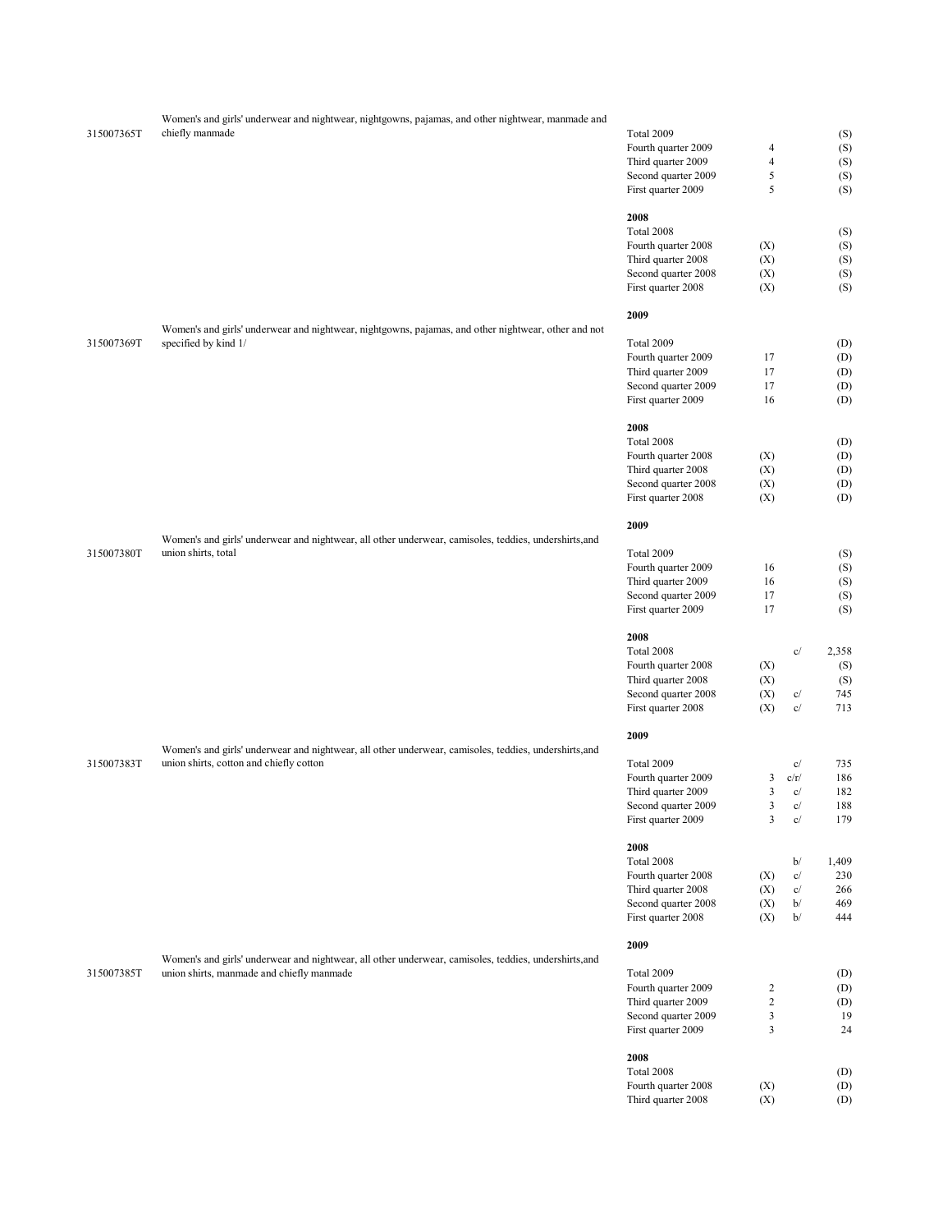| Code | Description | Period | Count | Note | Value |
|---|---|---|---|---|---|
| 315007365T | Women's and girls' underwear and nightwear, nightgowns, pajamas, and other nightwear, manmade and chiefly manmade | Total 2009 | | | (S) |
| | | Fourth quarter 2009 | 4 | | (S) |
| | | Third quarter 2009 | 4 | | (S) |
| | | Second quarter 2009 | 5 | | (S) |
| | | First quarter 2009 | 5 | | (S) |
| | | **2008** | | | |
| | | Total 2008 | | | (S) |
| | | Fourth quarter 2008 | (X) | | (S) |
| | | Third quarter 2008 | (X) | | (S) |
| | | Second quarter 2008 | (X) | | (S) |
| | | First quarter 2008 | (X) | | (S) |
| | | **2009** | | | |
| 315007369T | Women's and girls' underwear and nightwear, nightgowns, pajamas, and other nightwear, other and not specified by kind 1/ | Total 2009 | | | (D) |
| | | Fourth quarter 2009 | 17 | | (D) |
| | | Third quarter 2009 | 17 | | (D) |
| | | Second quarter 2009 | 17 | | (D) |
| | | First quarter 2009 | 16 | | (D) |
| | | **2008** | | | |
| | | Total 2008 | | | (D) |
| | | Fourth quarter 2008 | (X) | | (D) |
| | | Third quarter 2008 | (X) | | (D) |
| | | Second quarter 2008 | (X) | | (D) |
| | | First quarter 2008 | (X) | | (D) |
| | | **2009** | | | |
| 315007380T | Women's and girls' underwear and nightwear, all other underwear, camisoles, teddies, undershirts,and union shirts, total | Total 2009 | | | (S) |
| | | Fourth quarter 2009 | 16 | | (S) |
| | | Third quarter 2009 | 16 | | (S) |
| | | Second quarter 2009 | 17 | | (S) |
| | | First quarter 2009 | 17 | | (S) |
| | | **2008** | | | |
| | | Total 2008 | | c/ | 2,358 |
| | | Fourth quarter 2008 | (X) | | (S) |
| | | Third quarter 2008 | (X) | | (S) |
| | | Second quarter 2008 | (X) | c/ | 745 |
| | | First quarter 2008 | (X) | c/ | 713 |
| | | **2009** | | | |
| 315007383T | Women's and girls' underwear and nightwear, all other underwear, camisoles, teddies, undershirts,and union shirts, cotton and chiefly cotton | Total 2009 | | c/ | 735 |
| | | Fourth quarter 2009 | 3 | c/r/ | 186 |
| | | Third quarter 2009 | 3 | c/ | 182 |
| | | Second quarter 2009 | 3 | c/ | 188 |
| | | First quarter 2009 | 3 | c/ | 179 |
| | | **2008** | | | |
| | | Total 2008 | | b/ | 1,409 |
| | | Fourth quarter 2008 | (X) | c/ | 230 |
| | | Third quarter 2008 | (X) | c/ | 266 |
| | | Second quarter 2008 | (X) | b/ | 469 |
| | | First quarter 2008 | (X) | b/ | 444 |
| | | **2009** | | | |
| 315007385T | Women's and girls' underwear and nightwear, all other underwear, camisoles, teddies, undershirts,and union shirts, manmade and chiefly manmade | Total 2009 | | | (D) |
| | | Fourth quarter 2009 | 2 | | (D) |
| | | Third quarter 2009 | 2 | | (D) |
| | | Second quarter 2009 | 3 | | 19 |
| | | First quarter 2009 | 3 | | 24 |
| | | **2008** | | | |
| | | Total 2008 | | | (D) |
| | | Fourth quarter 2008 | (X) | | (D) |
| | | Third quarter 2008 | (X) | | (D) |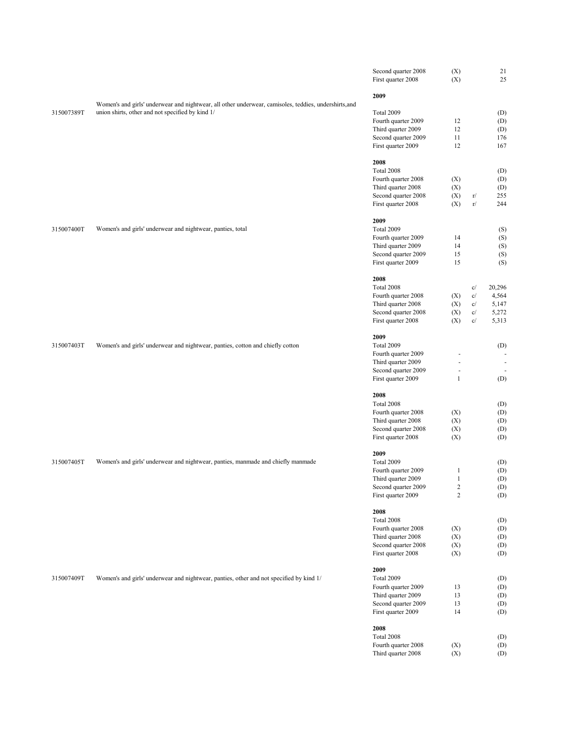| Product code | Product description | Period | Number of companies | Flag | Value |
|---|---|---|---|---|---|
| | | Second quarter 2008 | (X) | | 21 |
| | | First quarter 2008 | (X) | | 25 |
| | | **2009** | | | |
| 315007389T | Women's and girls' underwear and nightwear, all other underwear, camisoles, teddies, undershirts,and union shirts, other and not specified by kind 1/ | Total 2009 | | | (D) |
| | | Fourth quarter 2009 | 12 | | (D) |
| | | Third quarter 2009 | 12 | | (D) |
| | | Second quarter 2009 | 11 | | 176 |
| | | First quarter 2009 | 12 | | 167 |
| | | **2008** | | | |
| | | Total 2008 | | | (D) |
| | | Fourth quarter 2008 | (X) | | (D) |
| | | Third quarter 2008 | (X) | | (D) |
| | | Second quarter 2008 | (X) | r/ | 255 |
| | | First quarter 2008 | (X) | r/ | 244 |
| | | **2009** | | | |
| 315007400T | Women's and girls' underwear and nightwear, panties, total | Total 2009 | | | (S) |
| | | Fourth quarter 2009 | 14 | | (S) |
| | | Third quarter 2009 | 14 | | (S) |
| | | Second quarter 2009 | 15 | | (S) |
| | | First quarter 2009 | 15 | | (S) |
| | | **2008** | | | |
| | | Total 2008 | | c/ | 20,296 |
| | | Fourth quarter 2008 | (X) | c/ | 4,564 |
| | | Third quarter 2008 | (X) | c/ | 5,147 |
| | | Second quarter 2008 | (X) | c/ | 5,272 |
| | | First quarter 2008 | (X) | c/ | 5,313 |
| | | **2009** | | | |
| 315007403T | Women's and girls' underwear and nightwear, panties, cotton and chiefly cotton | Total 2009 | | | (D) |
| | | Fourth quarter 2009 | - | | - |
| | | Third quarter 2009 | - | | - |
| | | Second quarter 2009 | - | | - |
| | | First quarter 2009 | 1 | | (D) |
| | | **2008** | | | |
| | | Total 2008 | | | (D) |
| | | Fourth quarter 2008 | (X) | | (D) |
| | | Third quarter 2008 | (X) | | (D) |
| | | Second quarter 2008 | (X) | | (D) |
| | | First quarter 2008 | (X) | | (D) |
| | | **2009** | | | |
| 315007405T | Women's and girls' underwear and nightwear, panties, manmade and chiefly manmade | Total 2009 | | | (D) |
| | | Fourth quarter 2009 | 1 | | (D) |
| | | Third quarter 2009 | 1 | | (D) |
| | | Second quarter 2009 | 2 | | (D) |
| | | First quarter 2009 | 2 | | (D) |
| | | **2008** | | | |
| | | Total 2008 | | | (D) |
| | | Fourth quarter 2008 | (X) | | (D) |
| | | Third quarter 2008 | (X) | | (D) |
| | | Second quarter 2008 | (X) | | (D) |
| | | First quarter 2008 | (X) | | (D) |
| | | **2009** | | | |
| 315007409T | Women's and girls' underwear and nightwear, panties, other and not specified by kind 1/ | Total 2009 | | | (D) |
| | | Fourth quarter 2009 | 13 | | (D) |
| | | Third quarter 2009 | 13 | | (D) |
| | | Second quarter 2009 | 13 | | (D) |
| | | First quarter 2009 | 14 | | (D) |
| | | **2008** | | | |
| | | Total 2008 | | | (D) |
| | | Fourth quarter 2008 | (X) | | (D) |
| | | Third quarter 2008 | (X) | | (D) |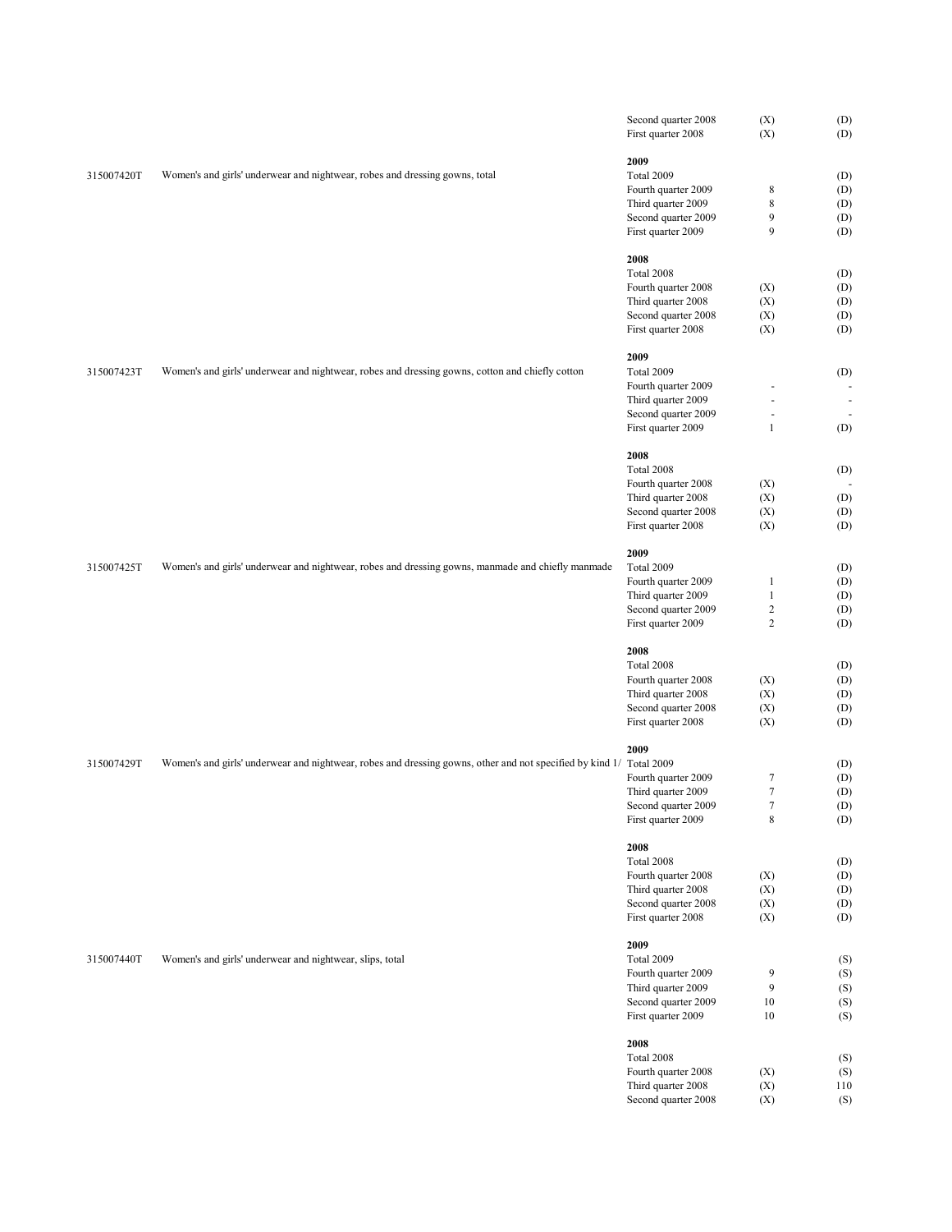| Code | Description | Period | | |
|---|---|---|---|---|
| | | Second quarter 2008 | (X) | (D) |
| | | First quarter 2008 | (X) | (D) |
| | | **2009** | | |
| 315007420T | Women's and girls' underwear and nightwear, robes and dressing gowns, total | Total 2009 | | (D) |
| | | Fourth quarter 2009 | 8 | (D) |
| | | Third quarter 2009 | 8 | (D) |
| | | Second quarter 2009 | 9 | (D) |
| | | First quarter 2009 | 9 | (D) |
| | | **2008** | | |
| | | Total 2008 | | (D) |
| | | Fourth quarter 2008 | (X) | (D) |
| | | Third quarter 2008 | (X) | (D) |
| | | Second quarter 2008 | (X) | (D) |
| | | First quarter 2008 | (X) | (D) |
| | | **2009** | | |
| 315007423T | Women's and girls' underwear and nightwear, robes and dressing gowns, cotton and chiefly cotton | Total 2009 | | (D) |
| | | Fourth quarter 2009 | - | - |
| | | Third quarter 2009 | - | - |
| | | Second quarter 2009 | - | - |
| | | First quarter 2009 | 1 | (D) |
| | | **2008** | | |
| | | Total 2008 | | (D) |
| | | Fourth quarter 2008 | (X) | - |
| | | Third quarter 2008 | (X) | (D) |
| | | Second quarter 2008 | (X) | (D) |
| | | First quarter 2008 | (X) | (D) |
| | | **2009** | | |
| 315007425T | Women's and girls' underwear and nightwear, robes and dressing gowns, manmade and chiefly manmade | Total 2009 | | (D) |
| | | Fourth quarter 2009 | 1 | (D) |
| | | Third quarter 2009 | 1 | (D) |
| | | Second quarter 2009 | 2 | (D) |
| | | First quarter 2009 | 2 | (D) |
| | | **2008** | | |
| | | Total 2008 | | (D) |
| | | Fourth quarter 2008 | (X) | (D) |
| | | Third quarter 2008 | (X) | (D) |
| | | Second quarter 2008 | (X) | (D) |
| | | First quarter 2008 | (X) | (D) |
| | | **2009** | | |
| 315007429T | Women's and girls' underwear and nightwear, robes and dressing gowns, other and not specified by kind 1/ | Total 2009 | | (D) |
| | | Fourth quarter 2009 | 7 | (D) |
| | | Third quarter 2009 | 7 | (D) |
| | | Second quarter 2009 | 7 | (D) |
| | | First quarter 2009 | 8 | (D) |
| | | **2008** | | |
| | | Total 2008 | | (D) |
| | | Fourth quarter 2008 | (X) | (D) |
| | | Third quarter 2008 | (X) | (D) |
| | | Second quarter 2008 | (X) | (D) |
| | | First quarter 2008 | (X) | (D) |
| | | **2009** | | |
| 315007440T | Women's and girls' underwear and nightwear, slips, total | Total 2009 | | (S) |
| | | Fourth quarter 2009 | 9 | (S) |
| | | Third quarter 2009 | 9 | (S) |
| | | Second quarter 2009 | 10 | (S) |
| | | First quarter 2009 | 10 | (S) |
| | | **2008** | | |
| | | Total 2008 | | (S) |
| | | Fourth quarter 2008 | (X) | (S) |
| | | Third quarter 2008 | (X) | 110 |
| | | Second quarter 2008 | (X) | (S) |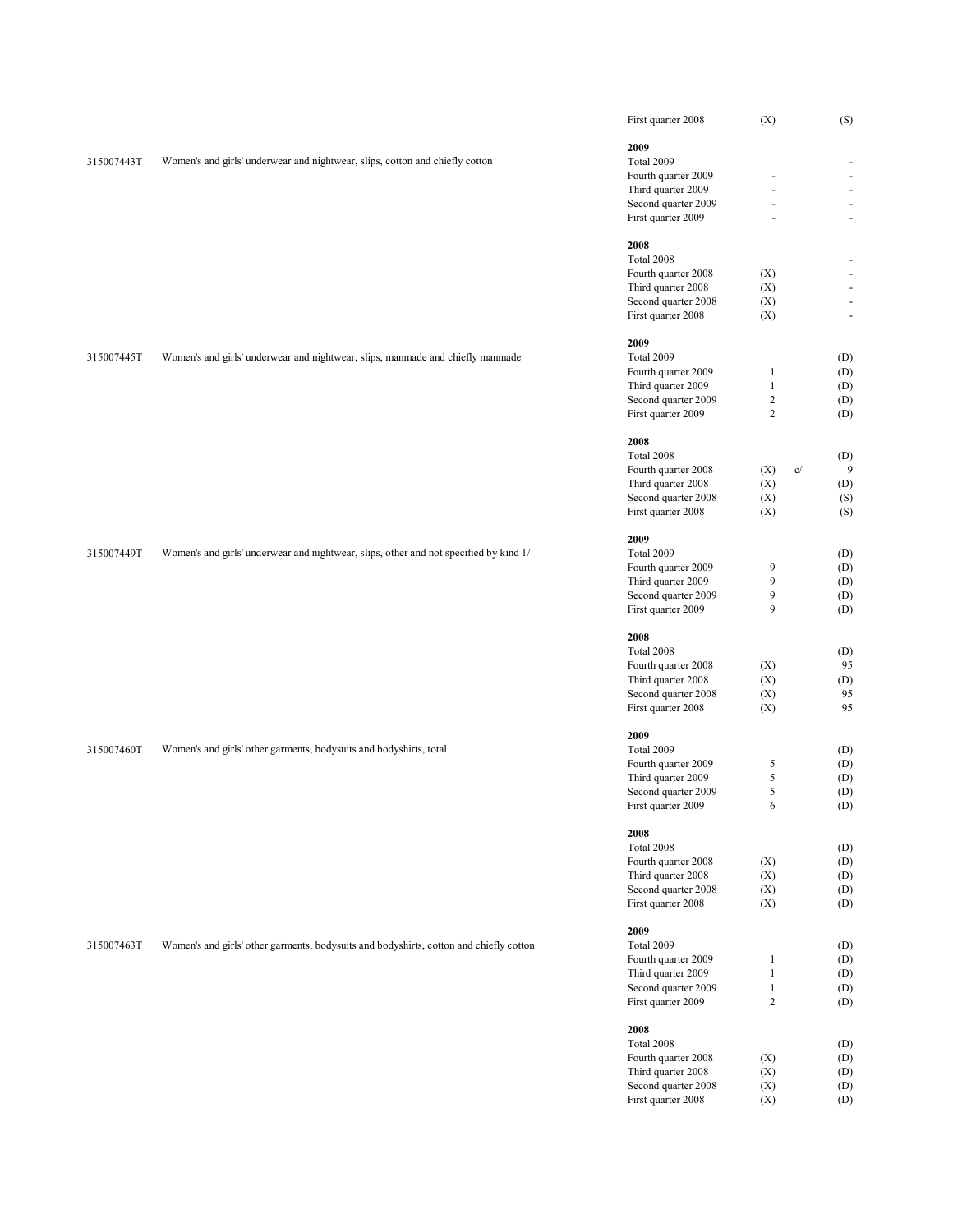| Product code | Product description | Period | Column 1 | Note | Column 2 |
|---|---|---|---|---|---|
| | | First quarter 2008 | (X) | | (S) |
| | | **2009** | | | |
| 315007443T | Women's and girls' underwear and nightwear, slips, cotton and chiefly cotton | Total 2009 | | | - |
| | | Fourth quarter 2009 | - | | - |
| | | Third quarter 2009 | - | | - |
| | | Second quarter 2009 | - | | - |
| | | First quarter 2009 | - | | - |
| | | **2008** | | | |
| | | Total 2008 | | | - |
| | | Fourth quarter 2008 | (X) | | - |
| | | Third quarter 2008 | (X) | | - |
| | | Second quarter 2008 | (X) | | - |
| | | First quarter 2008 | (X) | | - |
| | | **2009** | | | |
| 315007445T | Women's and girls' underwear and nightwear, slips, manmade and chiefly manmade | Total 2009 | | | (D) |
| | | Fourth quarter 2009 | 1 | | (D) |
| | | Third quarter 2009 | 1 | | (D) |
| | | Second quarter 2009 | 2 | | (D) |
| | | First quarter 2009 | 2 | | (D) |
| | | **2008** | | | |
| | | Total 2008 | | | (D) |
| | | Fourth quarter 2008 | (X) | c/ | 9 |
| | | Third quarter 2008 | (X) | | (D) |
| | | Second quarter 2008 | (X) | | (S) |
| | | First quarter 2008 | (X) | | (S) |
| | | **2009** | | | |
| 315007449T | Women's and girls' underwear and nightwear, slips, other and not specified by kind 1/ | Total 2009 | | | (D) |
| | | Fourth quarter 2009 | 9 | | (D) |
| | | Third quarter 2009 | 9 | | (D) |
| | | Second quarter 2009 | 9 | | (D) |
| | | First quarter 2009 | 9 | | (D) |
| | | **2008** | | | |
| | | Total 2008 | | | (D) |
| | | Fourth quarter 2008 | (X) | | 95 |
| | | Third quarter 2008 | (X) | | (D) |
| | | Second quarter 2008 | (X) | | 95 |
| | | First quarter 2008 | (X) | | 95 |
| | | **2009** | | | |
| 315007460T | Women's and girls' other garments, bodysuits and bodyshirts, total | Total 2009 | | | (D) |
| | | Fourth quarter 2009 | 5 | | (D) |
| | | Third quarter 2009 | 5 | | (D) |
| | | Second quarter 2009 | 5 | | (D) |
| | | First quarter 2009 | 6 | | (D) |
| | | **2008** | | | |
| | | Total 2008 | | | (D) |
| | | Fourth quarter 2008 | (X) | | (D) |
| | | Third quarter 2008 | (X) | | (D) |
| | | Second quarter 2008 | (X) | | (D) |
| | | First quarter 2008 | (X) | | (D) |
| | | **2009** | | | |
| 315007463T | Women's and girls' other garments, bodysuits and bodyshirts, cotton and chiefly cotton | Total 2009 | | | (D) |
| | | Fourth quarter 2009 | 1 | | (D) |
| | | Third quarter 2009 | 1 | | (D) |
| | | Second quarter 2009 | 1 | | (D) |
| | | First quarter 2009 | 2 | | (D) |
| | | **2008** | | | |
| | | Total 2008 | | | (D) |
| | | Fourth quarter 2008 | (X) | | (D) |
| | | Third quarter 2008 | (X) | | (D) |
| | | Second quarter 2008 | (X) | | (D) |
| | | First quarter 2008 | (X) | | (D) |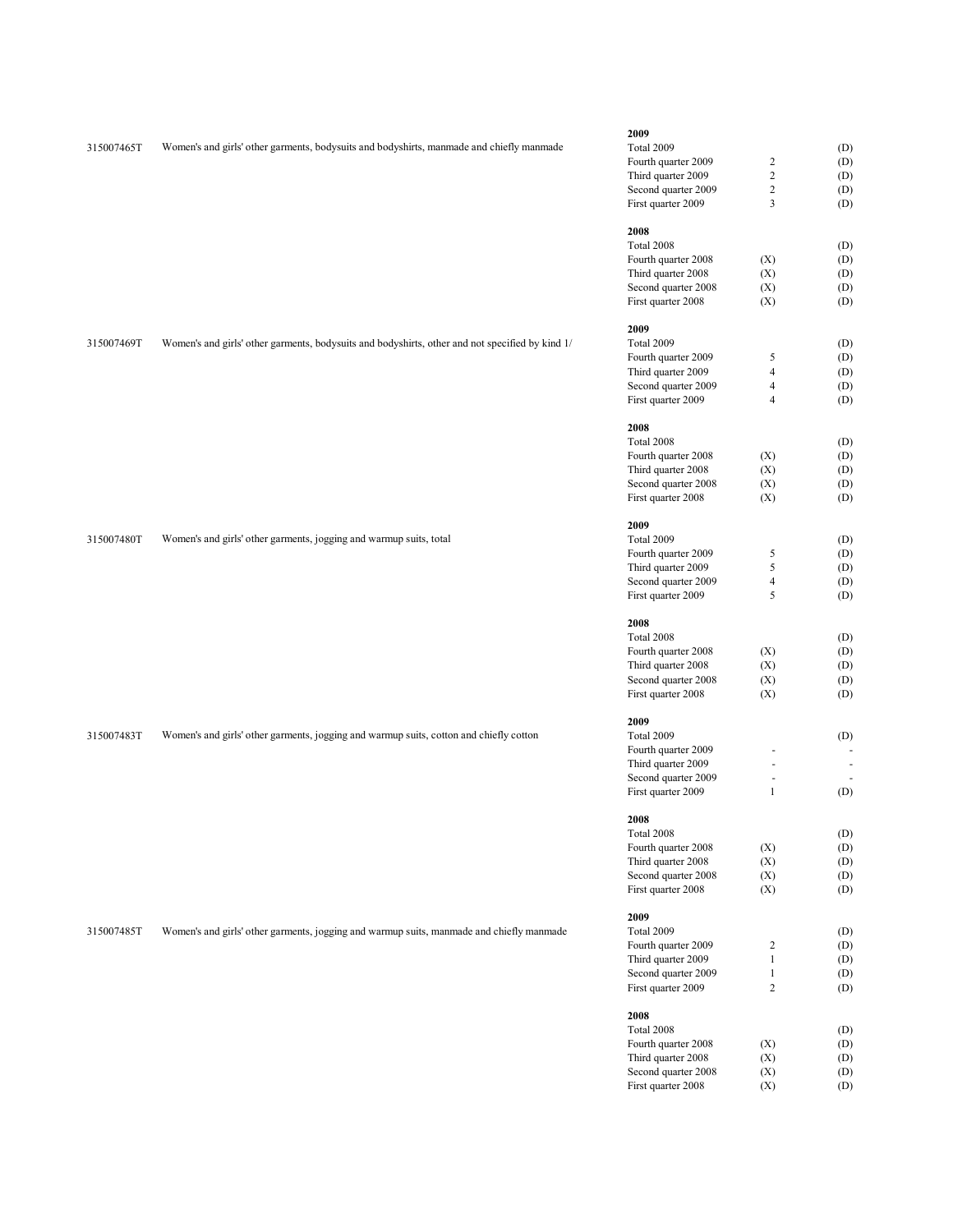| Product code | Product description | Period | | |
|---|---|---|---|---|
| 315007465T | Women's and girls' other garments, bodysuits and bodyshirts, manmade and chiefly manmade | **2009** | | |
| | | Total 2009 | | (D) |
| | | Fourth quarter 2009 | 2 | (D) |
| | | Third quarter 2009 | 2 | (D) |
| | | Second quarter 2009 | 2 | (D) |
| | | First quarter 2009 | 3 | (D) |
| | | **2008** | | |
| | | Total 2008 | | (D) |
| | | Fourth quarter 2008 | (X) | (D) |
| | | Third quarter 2008 | (X) | (D) |
| | | Second quarter 2008 | (X) | (D) |
| | | First quarter 2008 | (X) | (D) |
| 315007469T | Women's and girls' other garments, bodysuits and bodyshirts, other and not specified by kind 1/ | **2009** | | |
| | | Total 2009 | | (D) |
| | | Fourth quarter 2009 | 5 | (D) |
| | | Third quarter 2009 | 4 | (D) |
| | | Second quarter 2009 | 4 | (D) |
| | | First quarter 2009 | 4 | (D) |
| | | **2008** | | |
| | | Total 2008 | | (D) |
| | | Fourth quarter 2008 | (X) | (D) |
| | | Third quarter 2008 | (X) | (D) |
| | | Second quarter 2008 | (X) | (D) |
| | | First quarter 2008 | (X) | (D) |
| 315007480T | Women's and girls' other garments, jogging and warmup suits, total | **2009** | | |
| | | Total 2009 | | (D) |
| | | Fourth quarter 2009 | 5 | (D) |
| | | Third quarter 2009 | 5 | (D) |
| | | Second quarter 2009 | 4 | (D) |
| | | First quarter 2009 | 5 | (D) |
| | | **2008** | | |
| | | Total 2008 | | (D) |
| | | Fourth quarter 2008 | (X) | (D) |
| | | Third quarter 2008 | (X) | (D) |
| | | Second quarter 2008 | (X) | (D) |
| | | First quarter 2008 | (X) | (D) |
| 315007483T | Women's and girls' other garments, jogging and warmup suits, cotton and chiefly cotton | **2009** | | |
| | | Total 2009 | | (D) |
| | | Fourth quarter 2009 | - | - |
| | | Third quarter 2009 | - | - |
| | | Second quarter 2009 | - | - |
| | | First quarter 2009 | 1 | (D) |
| | | **2008** | | |
| | | Total 2008 | | (D) |
| | | Fourth quarter 2008 | (X) | (D) |
| | | Third quarter 2008 | (X) | (D) |
| | | Second quarter 2008 | (X) | (D) |
| | | First quarter 2008 | (X) | (D) |
| 315007485T | Women's and girls' other garments, jogging and warmup suits, manmade and chiefly manmade | **2009** | | |
| | | Total 2009 | | (D) |
| | | Fourth quarter 2009 | 2 | (D) |
| | | Third quarter 2009 | 1 | (D) |
| | | Second quarter 2009 | 1 | (D) |
| | | First quarter 2009 | 2 | (D) |
| | | **2008** | | |
| | | Total 2008 | | (D) |
| | | Fourth quarter 2008 | (X) | (D) |
| | | Third quarter 2008 | (X) | (D) |
| | | Second quarter 2008 | (X) | (D) |
| | | First quarter 2008 | (X) | (D) |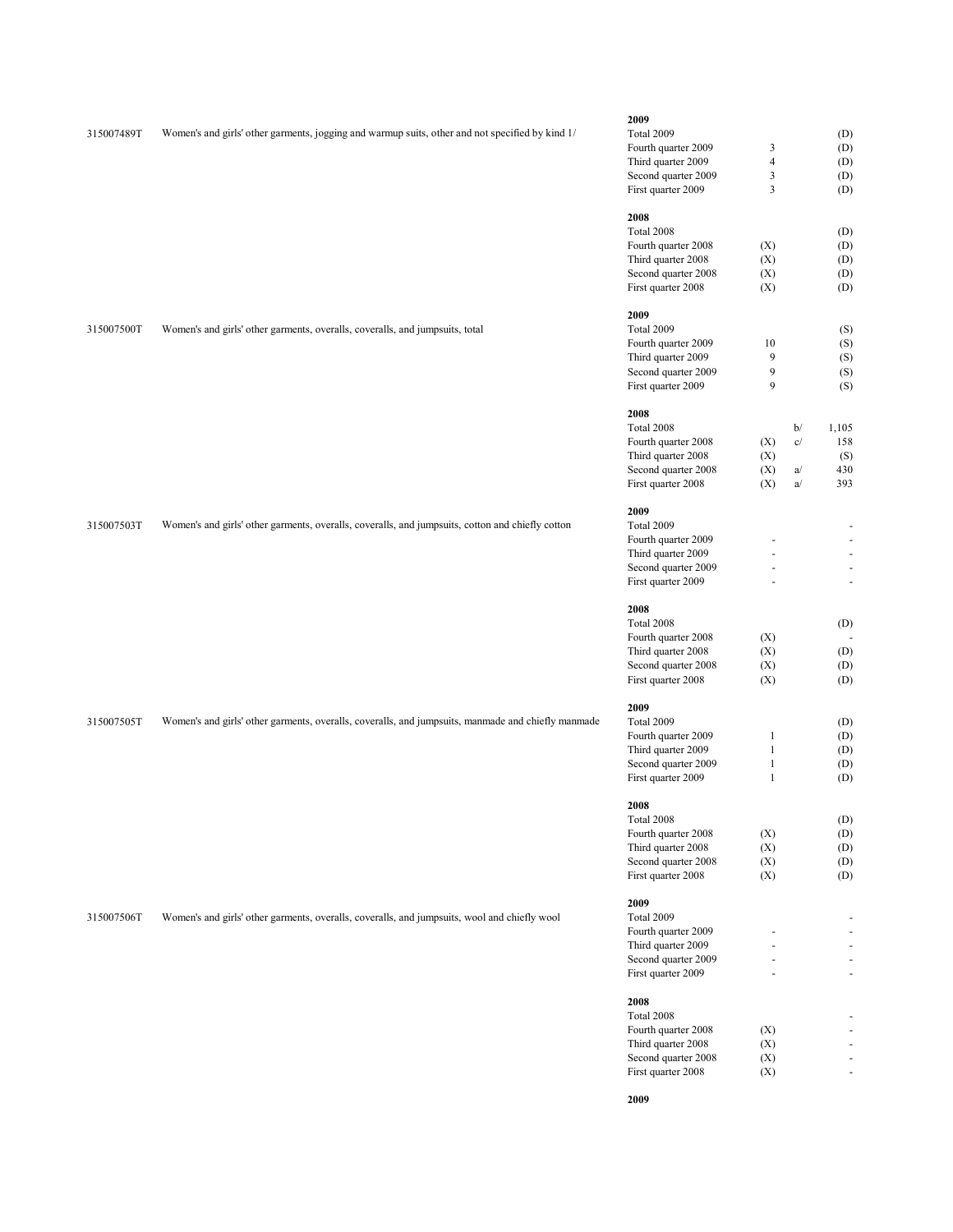| Code | Description | Period | Count | Note | Value |
|---|---|---|---|---|---|
| | | **2009** | | | |
| 315007489T | Women's and girls' other garments, jogging and warmup suits, other and not specified by kind 1/ | Total 2009 | | | (D) |
| | | Fourth quarter 2009 | 3 | | (D) |
| | | Third quarter 2009 | 4 | | (D) |
| | | Second quarter 2009 | 3 | | (D) |
| | | First quarter 2009 | 3 | | (D) |
| | | **2008** | | | |
| | | Total 2008 | | | (D) |
| | | Fourth quarter 2008 | (X) | | (D) |
| | | Third quarter 2008 | (X) | | (D) |
| | | Second quarter 2008 | (X) | | (D) |
| | | First quarter 2008 | (X) | | (D) |
| | | **2009** | | | |
| 315007500T | Women's and girls' other garments, overalls, coveralls, and jumpsuits, total | Total 2009 | | | (S) |
| | | Fourth quarter 2009 | 10 | | (S) |
| | | Third quarter 2009 | 9 | | (S) |
| | | Second quarter 2009 | 9 | | (S) |
| | | First quarter 2009 | 9 | | (S) |
| | | **2008** | | | |
| | | Total 2008 | | b/ | 1,105 |
| | | Fourth quarter 2008 | (X) | c/ | 158 |
| | | Third quarter 2008 | (X) | | (S) |
| | | Second quarter 2008 | (X) | a/ | 430 |
| | | First quarter 2008 | (X) | a/ | 393 |
| | | **2009** | | | |
| 315007503T | Women's and girls' other garments, overalls, coveralls, and jumpsuits, cotton and chiefly cotton | Total 2009 | | | - |
| | | Fourth quarter 2009 | - | | - |
| | | Third quarter 2009 | - | | - |
| | | Second quarter 2009 | - | | - |
| | | First quarter 2009 | - | | - |
| | | **2008** | | | |
| | | Total 2008 | | | (D) |
| | | Fourth quarter 2008 | (X) | | - |
| | | Third quarter 2008 | (X) | | (D) |
| | | Second quarter 2008 | (X) | | (D) |
| | | First quarter 2008 | (X) | | (D) |
| | | **2009** | | | |
| 315007505T | Women's and girls' other garments, overalls, coveralls, and jumpsuits, manmade and chiefly manmade | Total 2009 | | | (D) |
| | | Fourth quarter 2009 | 1 | | (D) |
| | | Third quarter 2009 | 1 | | (D) |
| | | Second quarter 2009 | 1 | | (D) |
| | | First quarter 2009 | 1 | | (D) |
| | | **2008** | | | |
| | | Total 2008 | | | (D) |
| | | Fourth quarter 2008 | (X) | | (D) |
| | | Third quarter 2008 | (X) | | (D) |
| | | Second quarter 2008 | (X) | | (D) |
| | | First quarter 2008 | (X) | | (D) |
| | | **2009** | | | |
| 315007506T | Women's and girls' other garments, overalls, coveralls, and jumpsuits, wool and chiefly wool | Total 2009 | | | - |
| | | Fourth quarter 2009 | - | | - |
| | | Third quarter 2009 | - | | - |
| | | Second quarter 2009 | - | | - |
| | | First quarter 2009 | - | | - |
| | | **2008** | | | |
| | | Total 2008 | | | - |
| | | Fourth quarter 2008 | (X) | | - |
| | | Third quarter 2008 | (X) | | - |
| | | Second quarter 2008 | (X) | | - |
| | | First quarter 2008 | (X) | | - |
| | | **2009** | | | |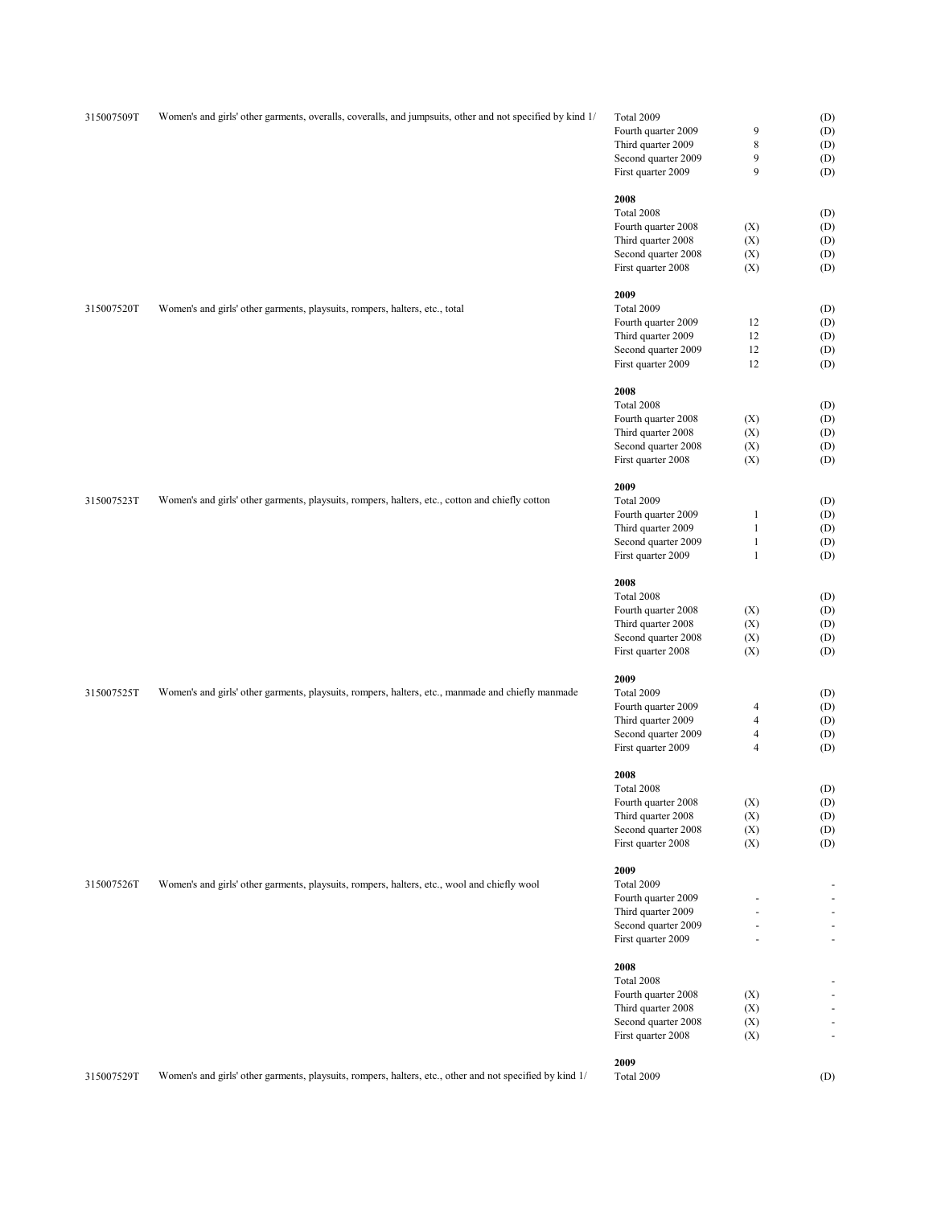| Code | Description | Period | | |
|---|---|---|---|---|
| 315007509T | Women's and girls' other garments, overalls, coveralls, and jumpsuits, other and not specified by kind 1/ | Total 2009 | | (D) |
| | | Fourth quarter 2009 | 9 | (D) |
| | | Third quarter 2009 | 8 | (D) |
| | | Second quarter 2009 | 9 | (D) |
| | | First quarter 2009 | 9 | (D) |
| | | **2008** | | |
| | | Total 2008 | | (D) |
| | | Fourth quarter 2008 | (X) | (D) |
| | | Third quarter 2008 | (X) | (D) |
| | | Second quarter 2008 | (X) | (D) |
| | | First quarter 2008 | (X) | (D) |
| | | **2009** | | |
| 315007520T | Women's and girls' other garments, playsuits, rompers, halters, etc., total | Total 2009 | | (D) |
| | | Fourth quarter 2009 | 12 | (D) |
| | | Third quarter 2009 | 12 | (D) |
| | | Second quarter 2009 | 12 | (D) |
| | | First quarter 2009 | 12 | (D) |
| | | **2008** | | |
| | | Total 2008 | | (D) |
| | | Fourth quarter 2008 | (X) | (D) |
| | | Third quarter 2008 | (X) | (D) |
| | | Second quarter 2008 | (X) | (D) |
| | | First quarter 2008 | (X) | (D) |
| | | **2009** | | |
| 315007523T | Women's and girls' other garments, playsuits, rompers, halters, etc., cotton and chiefly cotton | Total 2009 | | (D) |
| | | Fourth quarter 2009 | 1 | (D) |
| | | Third quarter 2009 | 1 | (D) |
| | | Second quarter 2009 | 1 | (D) |
| | | First quarter 2009 | 1 | (D) |
| | | **2008** | | |
| | | Total 2008 | | (D) |
| | | Fourth quarter 2008 | (X) | (D) |
| | | Third quarter 2008 | (X) | (D) |
| | | Second quarter 2008 | (X) | (D) |
| | | First quarter 2008 | (X) | (D) |
| | | **2009** | | |
| 315007525T | Women's and girls' other garments, playsuits, rompers, halters, etc., manmade and chiefly manmade | Total 2009 | | (D) |
| | | Fourth quarter 2009 | 4 | (D) |
| | | Third quarter 2009 | 4 | (D) |
| | | Second quarter 2009 | 4 | (D) |
| | | First quarter 2009 | 4 | (D) |
| | | **2008** | | |
| | | Total 2008 | | (D) |
| | | Fourth quarter 2008 | (X) | (D) |
| | | Third quarter 2008 | (X) | (D) |
| | | Second quarter 2008 | (X) | (D) |
| | | First quarter 2008 | (X) | (D) |
| | | **2009** | | |
| 315007526T | Women's and girls' other garments, playsuits, rompers, halters, etc., wool and chiefly wool | Total 2009 | | - |
| | | Fourth quarter 2009 | - | - |
| | | Third quarter 2009 | - | - |
| | | Second quarter 2009 | - | - |
| | | First quarter 2009 | - | - |
| | | **2008** | | |
| | | Total 2008 | | - |
| | | Fourth quarter 2008 | (X) | - |
| | | Third quarter 2008 | (X) | - |
| | | Second quarter 2008 | (X) | - |
| | | First quarter 2008 | (X) | - |
| | | **2009** | | |
| 315007529T | Women's and girls' other garments, playsuits, rompers, halters, etc., other and not specified by kind 1/ | Total 2009 | | (D) |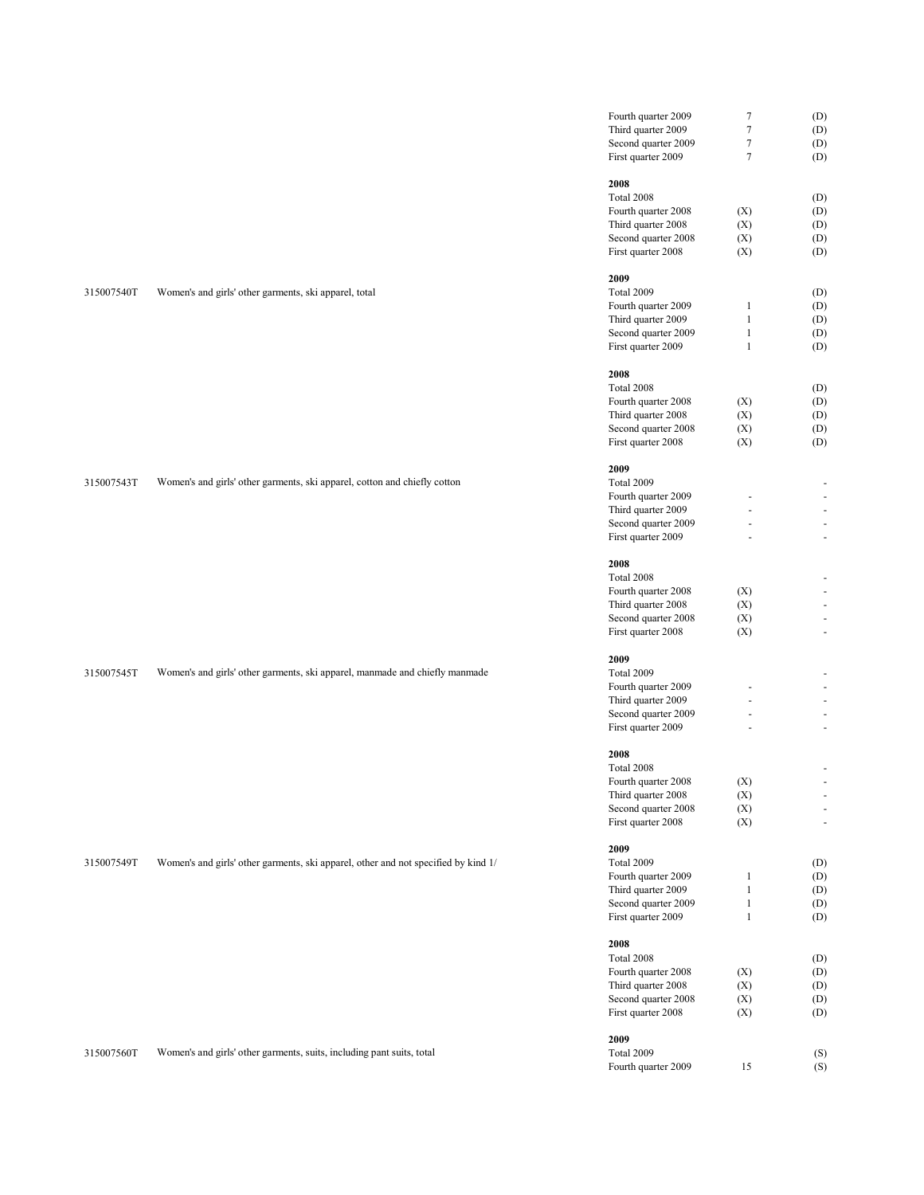| Product code | Product description | Period | Number of companies | Value |
|---|---|---|---|---|
| | | Fourth quarter 2009 | 7 | (D) |
| | | Third quarter 2009 | 7 | (D) |
| | | Second quarter 2009 | 7 | (D) |
| | | First quarter 2009 | 7 | (D) |
| | | **2008** | | |
| | | Total 2008 | | (D) |
| | | Fourth quarter 2008 | (X) | (D) |
| | | Third quarter 2008 | (X) | (D) |
| | | Second quarter 2008 | (X) | (D) |
| | | First quarter 2008 | (X) | (D) |
| | | **2009** | | |
| 315007540T | Women's and girls' other garments, ski apparel, total | Total 2009 | | (D) |
| | | Fourth quarter 2009 | 1 | (D) |
| | | Third quarter 2009 | 1 | (D) |
| | | Second quarter 2009 | 1 | (D) |
| | | First quarter 2009 | 1 | (D) |
| | | **2008** | | |
| | | Total 2008 | | (D) |
| | | Fourth quarter 2008 | (X) | (D) |
| | | Third quarter 2008 | (X) | (D) |
| | | Second quarter 2008 | (X) | (D) |
| | | First quarter 2008 | (X) | (D) |
| | | **2009** | | |
| 315007543T | Women's and girls' other garments, ski apparel, cotton and chiefly cotton | Total 2009 | | - |
| | | Fourth quarter 2009 | - | - |
| | | Third quarter 2009 | - | - |
| | | Second quarter 2009 | - | - |
| | | First quarter 2009 | - | - |
| | | **2008** | | |
| | | Total 2008 | | - |
| | | Fourth quarter 2008 | (X) | - |
| | | Third quarter 2008 | (X) | - |
| | | Second quarter 2008 | (X) | - |
| | | First quarter 2008 | (X) | - |
| | | **2009** | | |
| 315007545T | Women's and girls' other garments, ski apparel, manmade and chiefly manmade | Total 2009 | | - |
| | | Fourth quarter 2009 | - | - |
| | | Third quarter 2009 | - | - |
| | | Second quarter 2009 | - | - |
| | | First quarter 2009 | - | - |
| | | **2008** | | |
| | | Total 2008 | | - |
| | | Fourth quarter 2008 | (X) | - |
| | | Third quarter 2008 | (X) | - |
| | | Second quarter 2008 | (X) | - |
| | | First quarter 2008 | (X) | - |
| | | **2009** | | |
| 315007549T | Women's and girls' other garments, ski apparel, other and not specified by kind 1/ | Total 2009 | | (D) |
| | | Fourth quarter 2009 | 1 | (D) |
| | | Third quarter 2009 | 1 | (D) |
| | | Second quarter 2009 | 1 | (D) |
| | | First quarter 2009 | 1 | (D) |
| | | **2008** | | |
| | | Total 2008 | | (D) |
| | | Fourth quarter 2008 | (X) | (D) |
| | | Third quarter 2008 | (X) | (D) |
| | | Second quarter 2008 | (X) | (D) |
| | | First quarter 2008 | (X) | (D) |
| | | **2009** | | |
| 315007560T | Women's and girls' other garments, suits, including pant suits, total | Total 2009 | | (S) |
| | | Fourth quarter 2009 | 15 | (S) |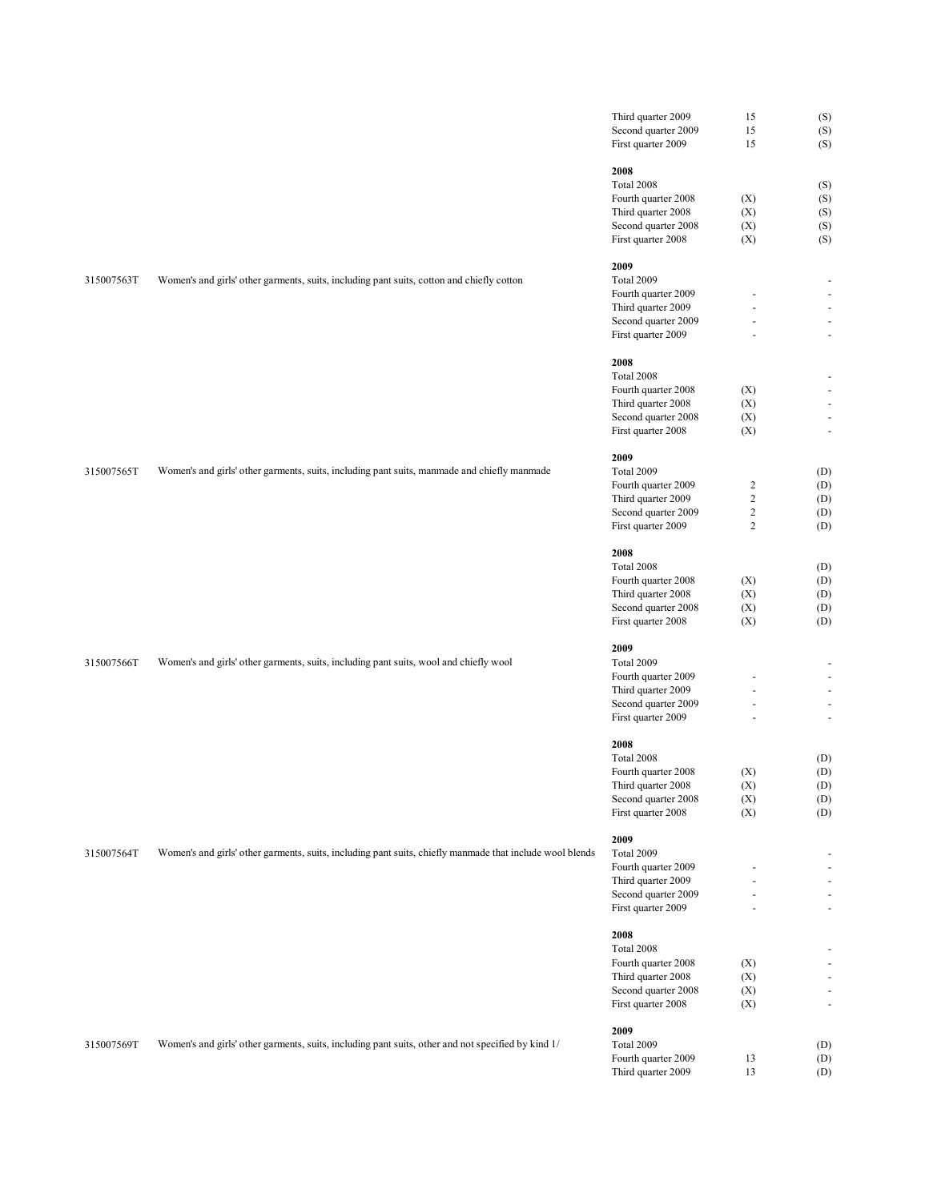| Product code | Product description | Period | Number of companies | Value |
|---|---|---|---|---|
| | | Third quarter 2009 | 15 | (S) |
| | | Second quarter 2009 | 15 | (S) |
| | | First quarter 2009 | 15 | (S) |
| | | **2008** | | |
| | | Total 2008 | | (S) |
| | | Fourth quarter 2008 | (X) | (S) |
| | | Third quarter 2008 | (X) | (S) |
| | | Second quarter 2008 | (X) | (S) |
| | | First quarter 2008 | (X) | (S) |
| | | **2009** | | |
| 315007563T | Women's and girls' other garments, suits, including pant suits, cotton and chiefly cotton | Total 2009 | | - |
| | | Fourth quarter 2009 | - | - |
| | | Third quarter 2009 | - | - |
| | | Second quarter 2009 | - | - |
| | | First quarter 2009 | - | - |
| | | **2008** | | |
| | | Total 2008 | | - |
| | | Fourth quarter 2008 | (X) | - |
| | | Third quarter 2008 | (X) | - |
| | | Second quarter 2008 | (X) | - |
| | | First quarter 2008 | (X) | - |
| | | **2009** | | |
| 315007565T | Women's and girls' other garments, suits, including pant suits, manmade and chiefly manmade | Total 2009 | | (D) |
| | | Fourth quarter 2009 | 2 | (D) |
| | | Third quarter 2009 | 2 | (D) |
| | | Second quarter 2009 | 2 | (D) |
| | | First quarter 2009 | 2 | (D) |
| | | **2008** | | |
| | | Total 2008 | | (D) |
| | | Fourth quarter 2008 | (X) | (D) |
| | | Third quarter 2008 | (X) | (D) |
| | | Second quarter 2008 | (X) | (D) |
| | | First quarter 2008 | (X) | (D) |
| | | **2009** | | |
| 315007566T | Women's and girls' other garments, suits, including pant suits, wool and chiefly wool | Total 2009 | | - |
| | | Fourth quarter 2009 | - | - |
| | | Third quarter 2009 | - | - |
| | | Second quarter 2009 | - | - |
| | | First quarter 2009 | - | - |
| | | **2008** | | |
| | | Total 2008 | | (D) |
| | | Fourth quarter 2008 | (X) | (D) |
| | | Third quarter 2008 | (X) | (D) |
| | | Second quarter 2008 | (X) | (D) |
| | | First quarter 2008 | (X) | (D) |
| | | **2009** | | |
| 315007564T | Women's and girls' other garments, suits, including pant suits, chiefly manmade that include wool blends | Total 2009 | | - |
| | | Fourth quarter 2009 | - | - |
| | | Third quarter 2009 | - | - |
| | | Second quarter 2009 | - | - |
| | | First quarter 2009 | - | - |
| | | **2008** | | |
| | | Total 2008 | | - |
| | | Fourth quarter 2008 | (X) | - |
| | | Third quarter 2008 | (X) | - |
| | | Second quarter 2008 | (X) | - |
| | | First quarter 2008 | (X) | - |
| | | **2009** | | |
| 315007569T | Women's and girls' other garments, suits, including pant suits, other and not specified by kind 1/ | Total 2009 | | (D) |
| | | Fourth quarter 2009 | 13 | (D) |
| | | Third quarter 2009 | 13 | (D) |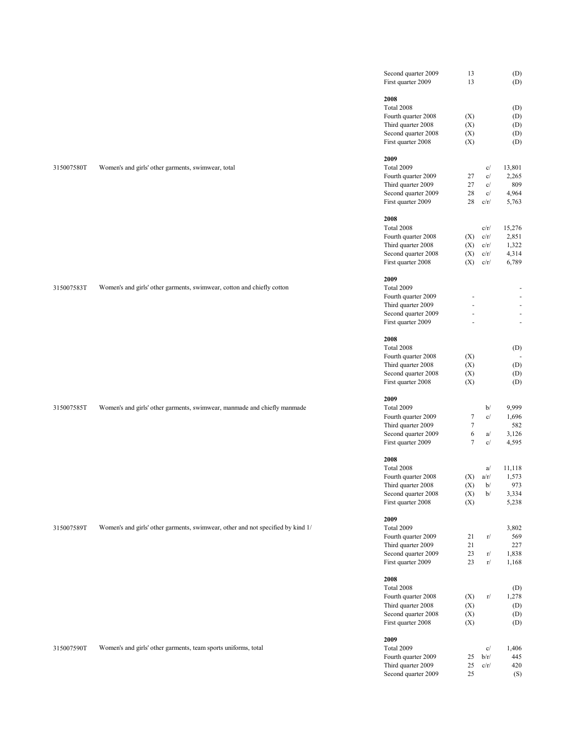| Code | Description | Period | Count | Flag | Value |
|---|---|---|---|---|---|
| | | Second quarter 2009 | 13 | | (D) |
| | | First quarter 2009 | 13 | | (D) |
| | | **2008** | | | |
| | | Total 2008 | | | (D) |
| | | Fourth quarter 2008 | (X) | | (D) |
| | | Third quarter 2008 | (X) | | (D) |
| | | Second quarter 2008 | (X) | | (D) |
| | | First quarter 2008 | (X) | | (D) |
| | | **2009** | | | |
| 315007580T | Women's and girls' other garments, swimwear, total | Total 2009 | | c/ | 13,801 |
| | | Fourth quarter 2009 | 27 | c/ | 2,265 |
| | | Third quarter 2009 | 27 | c/ | 809 |
| | | Second quarter 2009 | 28 | c/ | 4,964 |
| | | First quarter 2009 | 28 | c/r/ | 5,763 |
| | | **2008** | | | |
| | | Total 2008 | | c/r/ | 15,276 |
| | | Fourth quarter 2008 | (X) | c/r/ | 2,851 |
| | | Third quarter 2008 | (X) | c/r/ | 1,322 |
| | | Second quarter 2008 | (X) | c/r/ | 4,314 |
| | | First quarter 2008 | (X) | c/r/ | 6,789 |
| | | **2009** | | | |
| 315007583T | Women's and girls' other garments, swimwear, cotton and chiefly cotton | Total 2009 | | | - |
| | | Fourth quarter 2009 | - | | - |
| | | Third quarter 2009 | - | | - |
| | | Second quarter 2009 | - | | - |
| | | First quarter 2009 | - | | - |
| | | **2008** | | | |
| | | Total 2008 | | | (D) |
| | | Fourth quarter 2008 | (X) | | - |
| | | Third quarter 2008 | (X) | | (D) |
| | | Second quarter 2008 | (X) | | (D) |
| | | First quarter 2008 | (X) | | (D) |
| | | **2009** | | | |
| 315007585T | Women's and girls' other garments, swimwear, manmade and chiefly manmade | Total 2009 | | b/ | 9,999 |
| | | Fourth quarter 2009 | 7 | c/ | 1,696 |
| | | Third quarter 2009 | 7 | | 582 |
| | | Second quarter 2009 | 6 | a/ | 3,126 |
| | | First quarter 2009 | 7 | c/ | 4,595 |
| | | **2008** | | | |
| | | Total 2008 | | a/ | 11,118 |
| | | Fourth quarter 2008 | (X) | a/r/ | 1,573 |
| | | Third quarter 2008 | (X) | b/ | 973 |
| | | Second quarter 2008 | (X) | b/ | 3,334 |
| | | First quarter 2008 | (X) | | 5,238 |
| | | **2009** | | | |
| 315007589T | Women's and girls' other garments, swimwear, other and not specified by kind 1/ | Total 2009 | | | 3,802 |
| | | Fourth quarter 2009 | 21 | r/ | 569 |
| | | Third quarter 2009 | 21 | | 227 |
| | | Second quarter 2009 | 23 | r/ | 1,838 |
| | | First quarter 2009 | 23 | r/ | 1,168 |
| | | **2008** | | | |
| | | Total 2008 | | | (D) |
| | | Fourth quarter 2008 | (X) | r/ | 1,278 |
| | | Third quarter 2008 | (X) | | (D) |
| | | Second quarter 2008 | (X) | | (D) |
| | | First quarter 2008 | (X) | | (D) |
| | | **2009** | | | |
| 315007590T | Women's and girls' other garments, team sports uniforms, total | Total 2009 | | c/ | 1,406 |
| | | Fourth quarter 2009 | 25 | b/r/ | 445 |
| | | Third quarter 2009 | 25 | c/r/ | 420 |
| | | Second quarter 2009 | 25 | | (S) |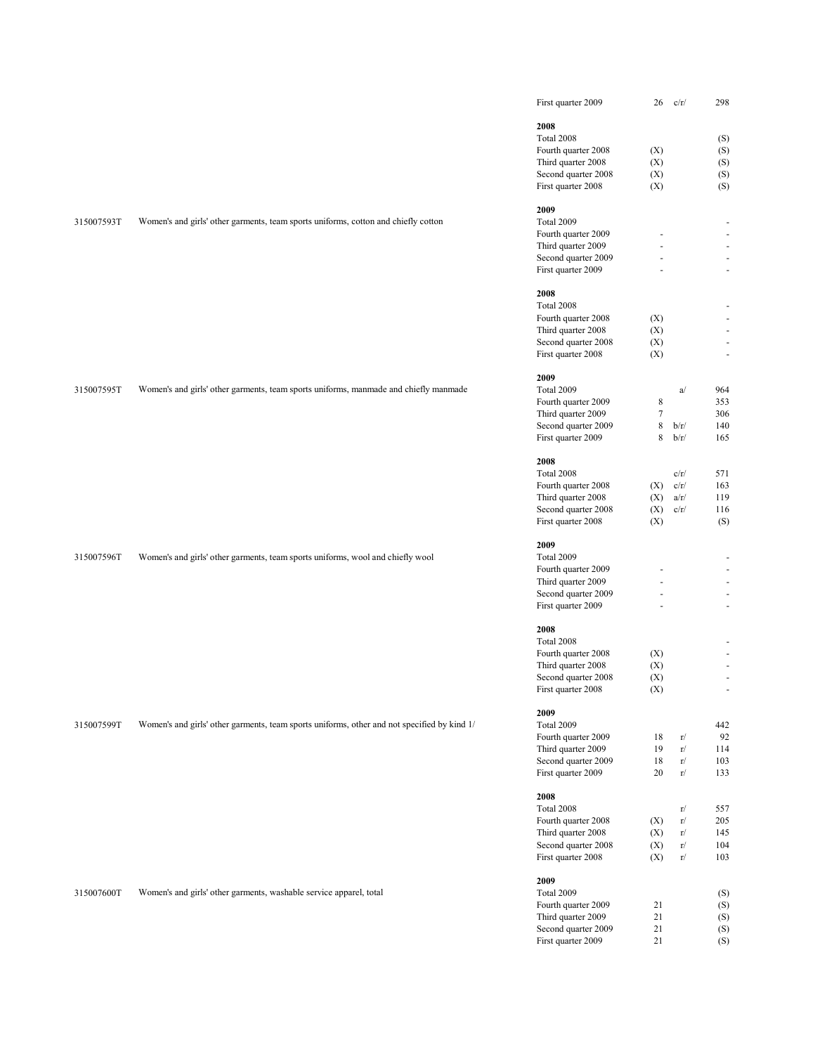| Code | Description | Period | Col1 | Flag | Value |
|---|---|---|---|---|---|
| | | First quarter 2009 | 26 | c/r/ | 298 |
| | | **2008** | | | |
| | | Total 2008 | | | (S) |
| | | Fourth quarter 2008 | (X) | | (S) |
| | | Third quarter 2008 | (X) | | (S) |
| | | Second quarter 2008 | (X) | | (S) |
| | | First quarter 2008 | (X) | | (S) |
| | | **2009** | | | |
| 315007593T | Women's and girls' other garments, team sports uniforms, cotton and chiefly cotton | Total 2009 | | | - |
| | | Fourth quarter 2009 | - | | - |
| | | Third quarter 2009 | - | | - |
| | | Second quarter 2009 | - | | - |
| | | First quarter 2009 | - | | - |
| | | **2008** | | | |
| | | Total 2008 | | | - |
| | | Fourth quarter 2008 | (X) | | - |
| | | Third quarter 2008 | (X) | | - |
| | | Second quarter 2008 | (X) | | - |
| | | First quarter 2008 | (X) | | - |
| | | **2009** | | | |
| 315007595T | Women's and girls' other garments, team sports uniforms, manmade and chiefly manmade | Total 2009 | | a/ | 964 |
| | | Fourth quarter 2009 | 8 | | 353 |
| | | Third quarter 2009 | 7 | | 306 |
| | | Second quarter 2009 | 8 | b/r/ | 140 |
| | | First quarter 2009 | 8 | b/r/ | 165 |
| | | **2008** | | | |
| | | Total 2008 | | c/r/ | 571 |
| | | Fourth quarter 2008 | (X) | c/r/ | 163 |
| | | Third quarter 2008 | (X) | a/r/ | 119 |
| | | Second quarter 2008 | (X) | c/r/ | 116 |
| | | First quarter 2008 | (X) | | (S) |
| | | **2009** | | | |
| 315007596T | Women's and girls' other garments, team sports uniforms, wool and chiefly wool | Total 2009 | | | - |
| | | Fourth quarter 2009 | - | | - |
| | | Third quarter 2009 | - | | - |
| | | Second quarter 2009 | - | | - |
| | | First quarter 2009 | - | | - |
| | | **2008** | | | |
| | | Total 2008 | | | - |
| | | Fourth quarter 2008 | (X) | | - |
| | | Third quarter 2008 | (X) | | - |
| | | Second quarter 2008 | (X) | | - |
| | | First quarter 2008 | (X) | | - |
| | | **2009** | | | |
| 315007599T | Women's and girls' other garments, team sports uniforms, other and not specified by kind 1/ | Total 2009 | | | 442 |
| | | Fourth quarter 2009 | 18 | r/ | 92 |
| | | Third quarter 2009 | 19 | r/ | 114 |
| | | Second quarter 2009 | 18 | r/ | 103 |
| | | First quarter 2009 | 20 | r/ | 133 |
| | | **2008** | | | |
| | | Total 2008 | | r/ | 557 |
| | | Fourth quarter 2008 | (X) | r/ | 205 |
| | | Third quarter 2008 | (X) | r/ | 145 |
| | | Second quarter 2008 | (X) | r/ | 104 |
| | | First quarter 2008 | (X) | r/ | 103 |
| | | **2009** | | | |
| 315007600T | Women's and girls' other garments, washable service apparel, total | Total 2009 | | | (S) |
| | | Fourth quarter 2009 | 21 | | (S) |
| | | Third quarter 2009 | 21 | | (S) |
| | | Second quarter 2009 | 21 | | (S) |
| | | First quarter 2009 | 21 | | (S) |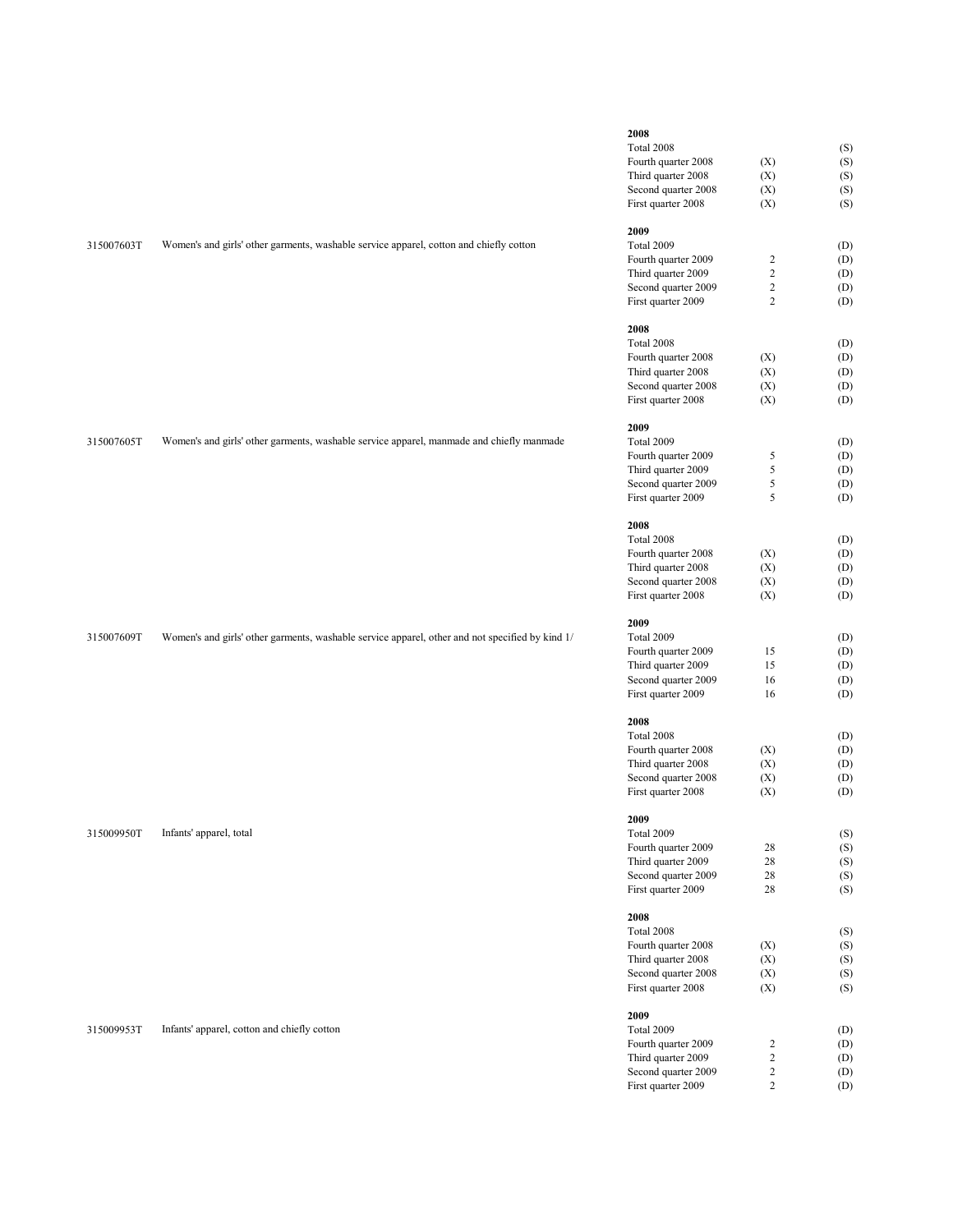| Product code | Product description | Period | Number of companies | Value |
|---|---|---|---|---|
| | | **2008** | | |
| | | Total 2008 | | (S) |
| | | Fourth quarter 2008 | (X) | (S) |
| | | Third quarter 2008 | (X) | (S) |
| | | Second quarter 2008 | (X) | (S) |
| | | First quarter 2008 | (X) | (S) |
| | | **2009** | | |
| 315007603T | Women's and girls' other garments, washable service apparel, cotton and chiefly cotton | Total 2009 | | (D) |
| | | Fourth quarter 2009 | 2 | (D) |
| | | Third quarter 2009 | 2 | (D) |
| | | Second quarter 2009 | 2 | (D) |
| | | First quarter 2009 | 2 | (D) |
| | | **2008** | | |
| | | Total 2008 | | (D) |
| | | Fourth quarter 2008 | (X) | (D) |
| | | Third quarter 2008 | (X) | (D) |
| | | Second quarter 2008 | (X) | (D) |
| | | First quarter 2008 | (X) | (D) |
| | | **2009** | | |
| 315007605T | Women's and girls' other garments, washable service apparel, manmade and chiefly manmade | Total 2009 | | (D) |
| | | Fourth quarter 2009 | 5 | (D) |
| | | Third quarter 2009 | 5 | (D) |
| | | Second quarter 2009 | 5 | (D) |
| | | First quarter 2009 | 5 | (D) |
| | | **2008** | | |
| | | Total 2008 | | (D) |
| | | Fourth quarter 2008 | (X) | (D) |
| | | Third quarter 2008 | (X) | (D) |
| | | Second quarter 2008 | (X) | (D) |
| | | First quarter 2008 | (X) | (D) |
| | | **2009** | | |
| 315007609T | Women's and girls' other garments, washable service apparel, other and not specified by kind 1/ | Total 2009 | | (D) |
| | | Fourth quarter 2009 | 15 | (D) |
| | | Third quarter 2009 | 15 | (D) |
| | | Second quarter 2009 | 16 | (D) |
| | | First quarter 2009 | 16 | (D) |
| | | **2008** | | |
| | | Total 2008 | | (D) |
| | | Fourth quarter 2008 | (X) | (D) |
| | | Third quarter 2008 | (X) | (D) |
| | | Second quarter 2008 | (X) | (D) |
| | | First quarter 2008 | (X) | (D) |
| | | **2009** | | |
| 315009950T | Infants' apparel, total | Total 2009 | | (S) |
| | | Fourth quarter 2009 | 28 | (S) |
| | | Third quarter 2009 | 28 | (S) |
| | | Second quarter 2009 | 28 | (S) |
| | | First quarter 2009 | 28 | (S) |
| | | **2008** | | |
| | | Total 2008 | | (S) |
| | | Fourth quarter 2008 | (X) | (S) |
| | | Third quarter 2008 | (X) | (S) |
| | | Second quarter 2008 | (X) | (S) |
| | | First quarter 2008 | (X) | (S) |
| | | **2009** | | |
| 315009953T | Infants' apparel, cotton and chiefly cotton | Total 2009 | | (D) |
| | | Fourth quarter 2009 | 2 | (D) |
| | | Third quarter 2009 | 2 | (D) |
| | | Second quarter 2009 | 2 | (D) |
| | | First quarter 2009 | 2 | (D) |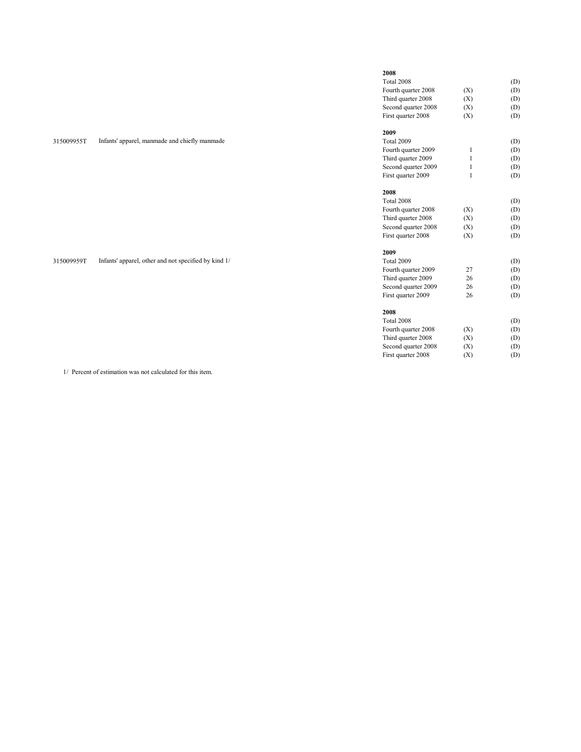| Product code | Product description | Period | | |
|---|---|---|---|---|
| | | **2008** | | |
| | | Total 2008 | | (D) |
| | | Fourth quarter 2008 | (X) | (D) |
| | | Third quarter 2008 | (X) | (D) |
| | | Second quarter 2008 | (X) | (D) |
| | | First quarter 2008 | (X) | (D) |
| | | **2009** | | |
| 315009955T | Infants' apparel, manmade and chiefly manmade | Total 2009 | | (D) |
| | | Fourth quarter 2009 | 1 | (D) |
| | | Third quarter 2009 | 1 | (D) |
| | | Second quarter 2009 | 1 | (D) |
| | | First quarter 2009 | 1 | (D) |
| | | **2008** | | |
| | | Total 2008 | | (D) |
| | | Fourth quarter 2008 | (X) | (D) |
| | | Third quarter 2008 | (X) | (D) |
| | | Second quarter 2008 | (X) | (D) |
| | | First quarter 2008 | (X) | (D) |
| | | **2009** | | |
| 315009959T | Infants' apparel, other and not specified by kind 1/ | Total 2009 | | (D) |
| | | Fourth quarter 2009 | 27 | (D) |
| | | Third quarter 2009 | 26 | (D) |
| | | Second quarter 2009 | 26 | (D) |
| | | First quarter 2009 | 26 | (D) |
| | | **2008** | | |
| | | Total 2008 | | (D) |
| | | Fourth quarter 2008 | (X) | (D) |
| | | Third quarter 2008 | (X) | (D) |
| | | Second quarter 2008 | (X) | (D) |
| | | First quarter 2008 | (X) | (D) |

1/ Percent of estimation was not calculated for this item.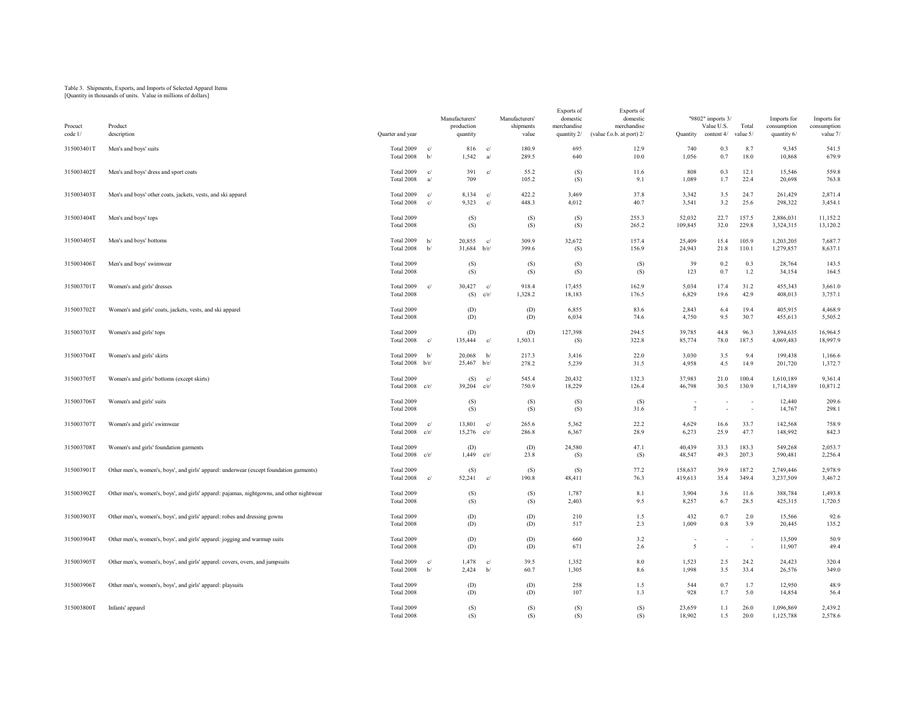Table 3. Shipments, Exports, and Imports of Selected Apparel Items
[Quantity in thousands of units. Value in millions of dollars]

| Procuct code 1/ | Product description | Quarter and year | | Manufacturers' production quantity | | Manufacturers' shipments value | Exports of domestic merchandise quantity 2/ | Exports of domestic merchandise (value f.o.b. at port) 2/ | "9802" imports 3/ Quantity | Value U.S. content 4/ | Total value 5/ | Imports for consumption quantity 6/ | Imports for consumption value 7/ |
|---|---|---|---|---|---|---|---|---|---|---|---|---|---|
| 315003401T | Men's and boys' suits | Total 2009 | c/ | 816 | c/ | 180.9 | 695 | 12.9 | 740 | 0.3 | 8.7 | 9,345 | 541.5 |
| | | Total 2008 | b/ | 1,542 | a/ | 289.5 | 640 | 10.0 | 1,056 | 0.7 | 18.0 | 10,868 | 679.9 |
| 315003402T | Men's and boys' dress and sport coats | Total 2009 | c/ | 391 | c/ | 55.2 | (S) | 11.6 | 808 | 0.3 | 12.1 | 15,546 | 559.8 |
| | | Total 2008 | a/ | 709 | | 105.2 | (S) | 9.1 | 1,089 | 1.7 | 22.4 | 20,698 | 763.8 |
| 315003403T | Men's and boys' other coats, jackets, vests, and ski apparel | Total 2009 | c/ | 8,134 | c/ | 422.2 | 3,469 | 37.8 | 3,342 | 3.5 | 24.7 | 261,429 | 2,871.4 |
| | | Total 2008 | c/ | 9,323 | c/ | 448.3 | 4,012 | 40.7 | 3,541 | 3.2 | 25.6 | 298,322 | 3,454.1 |
| 315003404T | Men's and boys' tops | Total 2009 | | (S) | | (S) | (S) | 255.3 | 52,032 | 22.7 | 157.5 | 2,886,031 | 11,152.2 |
| | | Total 2008 | | (S) | | (S) | (S) | 265.2 | 109,845 | 32.0 | 229.8 | 3,324,315 | 13,120.2 |
| 315003405T | Men's and boys' bottoms | Total 2009 | b/ | 20,855 | c/ | 309.9 | 32,672 | 157.4 | 25,409 | 15.4 | 105.9 | 1,203,205 | 7,687.7 |
| | | Total 2008 | b/ | 31,684 | b/r/ | 399.6 | (S) | 156.9 | 24,943 | 21.8 | 110.1 | 1,279,857 | 8,637.1 |
| 315003406T | Men's and boys' swimwear | Total 2009 | | (S) | | (S) | (S) | (S) | 39 | 0.2 | 0.3 | 28,764 | 143.5 |
| | | Total 2008 | | (S) | | (S) | (S) | (S) | 123 | 0.7 | 1.2 | 34,154 | 164.5 |
| 315003701T | Women's and girls' dresses | Total 2009 | c/ | 30,427 | c/ | 918.4 | 17,455 | 162.9 | 5,034 | 17.4 | 31.2 | 455,343 | 3,661.0 |
| | | Total 2008 | | (S) | c/r/ | 1,328.2 | 18,183 | 176.5 | 6,829 | 19.6 | 42.9 | 408,013 | 3,757.1 |
| 315003702T | Women's and girls' coats, jackets, vests, and ski apparel | Total 2009 | | (D) | | (D) | 6,855 | 83.6 | 2,843 | 6.4 | 19.4 | 405,915 | 4,468.9 |
| | | Total 2008 | | (D) | | (D) | 6,034 | 74.6 | 4,750 | 9.5 | 30.7 | 455,613 | 5,505.2 |
| 315003703T | Women's and girls' tops | Total 2009 | | (D) | | (D) | 127,398 | 294.5 | 39,785 | 44.8 | 96.3 | 3,894,635 | 16,964.5 |
| | | Total 2008 | c/ | 135,444 | c/ | 1,503.1 | (S) | 322.8 | 85,774 | 78.0 | 187.5 | 4,069,483 | 18,997.9 |
| 315003704T | Women's and girls' skirts | Total 2009 | b/ | 20,068 | b/ | 217.3 | 3,416 | 22.0 | 3,030 | 3.5 | 9.4 | 199,438 | 1,166.6 |
| | | Total 2008 | b/r/ | 25,467 | b/r/ | 278.2 | 5,239 | 31.5 | 4,958 | 4.5 | 14.9 | 201,720 | 1,372.7 |
| 315003705T | Women's and girls' bottoms (except skirts) | Total 2009 | | (S) | c/ | 545.4 | 20,432 | 132.3 | 37,983 | 21.0 | 100.4 | 1,610,189 | 9,361.4 |
| | | Total 2008 | c/r/ | 39,204 | c/r/ | 750.9 | 18,229 | 126.4 | 46,798 | 30.5 | 130.9 | 1,714,389 | 10,871.2 |
| 315003706T | Women's and girls' suits | Total 2009 | | (S) | | (S) | (S) | (S) | - | - | - | 12,440 | 209.6 |
| | | Total 2008 | | (S) | | (S) | (S) | 31.6 | 7 | - | - | 14,767 | 298.1 |
| 315003707T | Women's and girls' swimwear | Total 2009 | c/ | 13,801 | c/ | 265.6 | 5,362 | 22.2 | 4,629 | 16.6 | 33.7 | 142,568 | 758.9 |
| | | Total 2008 | c/r/ | 15,276 | c/r/ | 286.8 | 6,367 | 28.9 | 6,273 | 25.9 | 47.7 | 148,992 | 842.3 |
| 315003708T | Women's and girls' foundation garments | Total 2009 | | (D) | | (D) | 24,580 | 47.1 | 40,439 | 33.3 | 183.3 | 549,268 | 2,053.7 |
| | | Total 2008 | c/r/ | 1,449 | c/r/ | 23.8 | (S) | (S) | 48,547 | 49.3 | 207.3 | 590,481 | 2,256.4 |
| 315003901T | Other men's, women's, boys', and girls' apparel: underwear (except foundation garments) | Total 2009 | | (S) | | (S) | (S) | 77.2 | 158,637 | 39.9 | 187.2 | 2,749,446 | 2,978.9 |
| | | Total 2008 | c/ | 52,241 | c/ | 190.8 | 48,411 | 76.3 | 419,613 | 35.4 | 349.4 | 3,237,509 | 3,467.2 |
| 315003902T | Other men's, women's, boys', and girls' apparel: pajamas, nightgowns, and other nightwear | Total 2009 | | (S) | | (S) | 1,787 | 8.1 | 3,904 | 3.6 | 11.6 | 388,784 | 1,493.8 |
| | | Total 2008 | | (S) | | (S) | 2,403 | 9.5 | 8,257 | 6.7 | 28.5 | 425,315 | 1,720.5 |
| 315003903T | Other men's, women's, boys', and girls' apparel: robes and dressing gowns | Total 2009 | | (D) | | (D) | 210 | 1.5 | 432 | 0.7 | 2.0 | 15,566 | 92.6 |
| | | Total 2008 | | (D) | | (D) | 517 | 2.3 | 1,009 | 0.8 | 3.9 | 20,445 | 135.2 |
| 315003904T | Other men's, women's, boys', and girls' apparel: jogging and warmup suits | Total 2009 | | (D) | | (D) | 660 | 3.2 | - | - | - | 13,509 | 50.9 |
| | | Total 2008 | | (D) | | (D) | 671 | 2.6 | 5 | - | - | 11,907 | 49.4 |
| 315003905T | Other men's, women's, boys', and girls' apparel: covers, overs, and jumpsuits | Total 2009 | c/ | 1,478 | c/ | 39.5 | 1,352 | 8.0 | 1,523 | 2.5 | 24.2 | 24,423 | 320.4 |
| | | Total 2008 | b/ | 2,424 | b/ | 60.7 | 1,305 | 8.6 | 1,998 | 3.5 | 33.4 | 26,576 | 349.0 |
| 315003906T | Other men's, women's, boys', and girls' apparel: playsuits | Total 2009 | | (D) | | (D) | 258 | 1.5 | 544 | 0.7 | 1.7 | 12,950 | 48.9 |
| | | Total 2008 | | (D) | | (D) | 107 | 1.3 | 928 | 1.7 | 5.0 | 14,854 | 56.4 |
| 315003800T | Infants' apparel | Total 2009 | | (S) | | (S) | (S) | (S) | 23,659 | 1.1 | 26.0 | 1,096,869 | 2,439.2 |
| | | Total 2008 | | (S) | | (S) | (S) | (S) | 18,902 | 1.5 | 20.0 | 1,125,788 | 2,578.6 |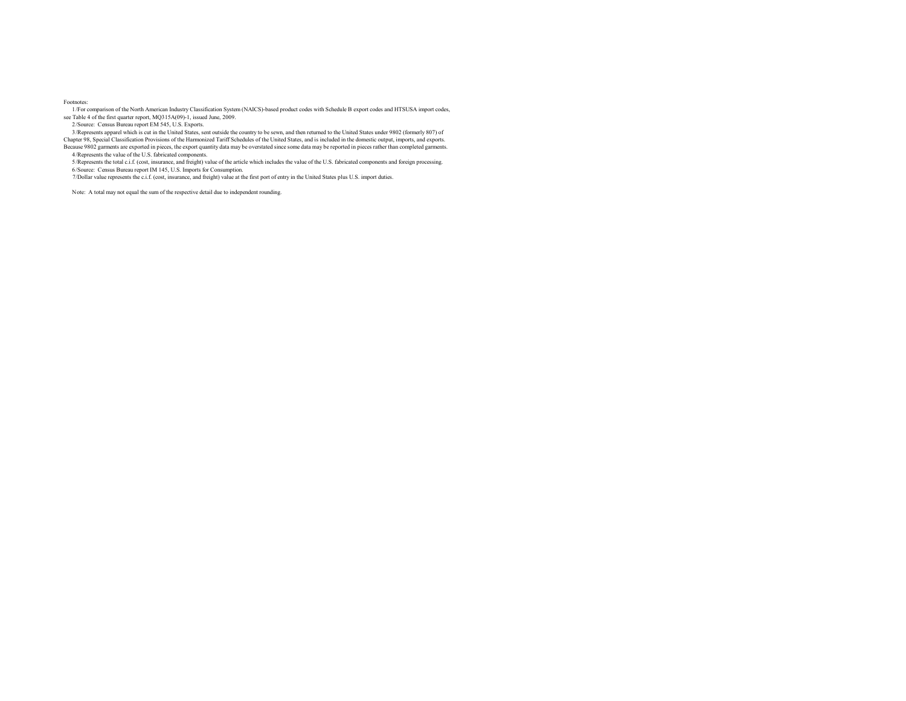Footnotes:

1/For comparison of the North American Industry Classification System (NAICS)-based product codes with Schedule B export codes and HTSUSA import codes, see Table 4 of the first quarter report, MQ315A(09)-1, issued June, 2009.

2/Source: Census Bureau report EM 545, U.S. Exports.

3/Represents apparel which is cut in the United States, sent outside the country to be sewn, and then returned to the United States under 9802 (formerly 807) of Chapter 98, Special Classification Provisions of the Harmonized Tariff Schedules of the United States, and is included in the domestic output, imports, and exports. Because 9802 garments are exported in pieces, the export quantity data may be overstated since some data may be reported in pieces rather than completed garments.

4/Represents the value of the U.S. fabricated components.

5/Represents the total c.i.f. (cost, insurance, and freight) value of the article which includes the value of the U.S. fabricated components and foreign processing.

6/Source: Census Bureau report IM 145, U.S. Imports for Consumption.

7/Dollar value represents the c.i.f. (cost, insurance, and freight) value at the first port of entry in the United States plus U.S. import duties.

Note: A total may not equal the sum of the respective detail due to independent rounding.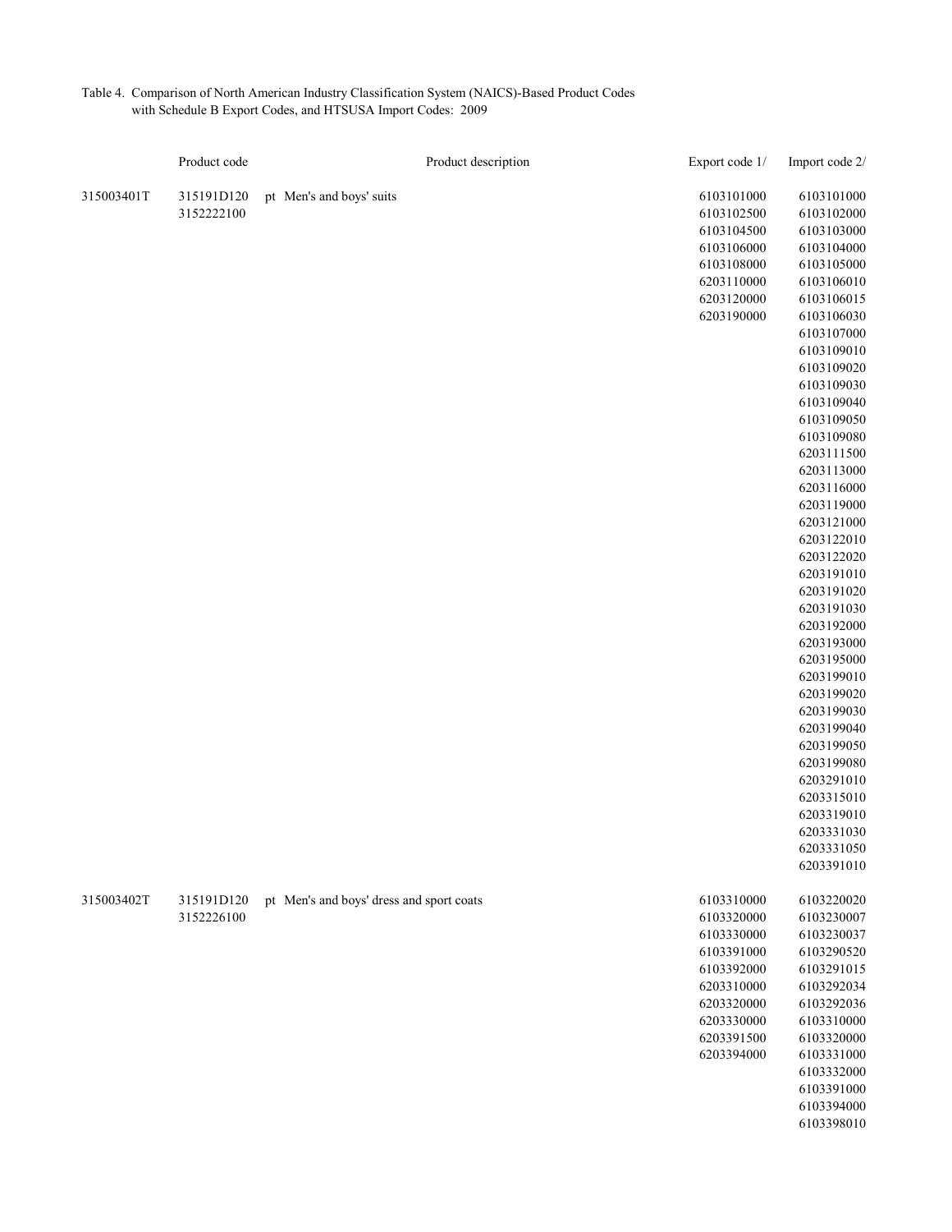Table 4. Comparison of North American Industry Classification System (NAICS)-Based Product Codes with Schedule B Export Codes, and HTSUSA Import Codes: 2009

| | Product code | Product description | Export code 1/ | Import code 2/ |
|---|---|---|---|---|
| 315003401T | 315191D120 | pt Men's and boys' suits | 6103101000 | 6103101000 |
| | 3152222100 | | 6103102500 | 6103102000 |
| | | | 6103104500 | 6103103000 |
| | | | 6103106000 | 6103104000 |
| | | | 6103108000 | 6103105000 |
| | | | 6203110000 | 6103106010 |
| | | | 6203120000 | 6103106015 |
| | | | 6203190000 | 6103106030 |
| | | | | 6103107000 |
| | | | | 6103109010 |
| | | | | 6103109020 |
| | | | | 6103109030 |
| | | | | 6103109040 |
| | | | | 6103109050 |
| | | | | 6103109080 |
| | | | | 6203111500 |
| | | | | 6203113000 |
| | | | | 6203116000 |
| | | | | 6203119000 |
| | | | | 6203121000 |
| | | | | 6203122010 |
| | | | | 6203122020 |
| | | | | 6203191010 |
| | | | | 6203191020 |
| | | | | 6203191030 |
| | | | | 6203192000 |
| | | | | 6203193000 |
| | | | | 6203195000 |
| | | | | 6203199010 |
| | | | | 6203199020 |
| | | | | 6203199030 |
| | | | | 6203199040 |
| | | | | 6203199050 |
| | | | | 6203199080 |
| | | | | 6203291010 |
| | | | | 6203315010 |
| | | | | 6203319010 |
| | | | | 6203331030 |
| | | | | 6203331050 |
| | | | | 6203391010 |
| 315003402T | 315191D120 | pt Men's and boys' dress and sport coats | 6103310000 | 6103220020 |
| | 3152226100 | | 6103320000 | 6103230007 |
| | | | 6103330000 | 6103230037 |
| | | | 6103391000 | 6103290520 |
| | | | 6103392000 | 6103291015 |
| | | | 6203310000 | 6103292034 |
| | | | 6203320000 | 6103292036 |
| | | | 6203330000 | 6103310000 |
| | | | 6203391500 | 6103320000 |
| | | | 6203394000 | 6103331000 |
| | | | | 6103332000 |
| | | | | 6103391000 |
| | | | | 6103394000 |
| | | | | 6103398010 |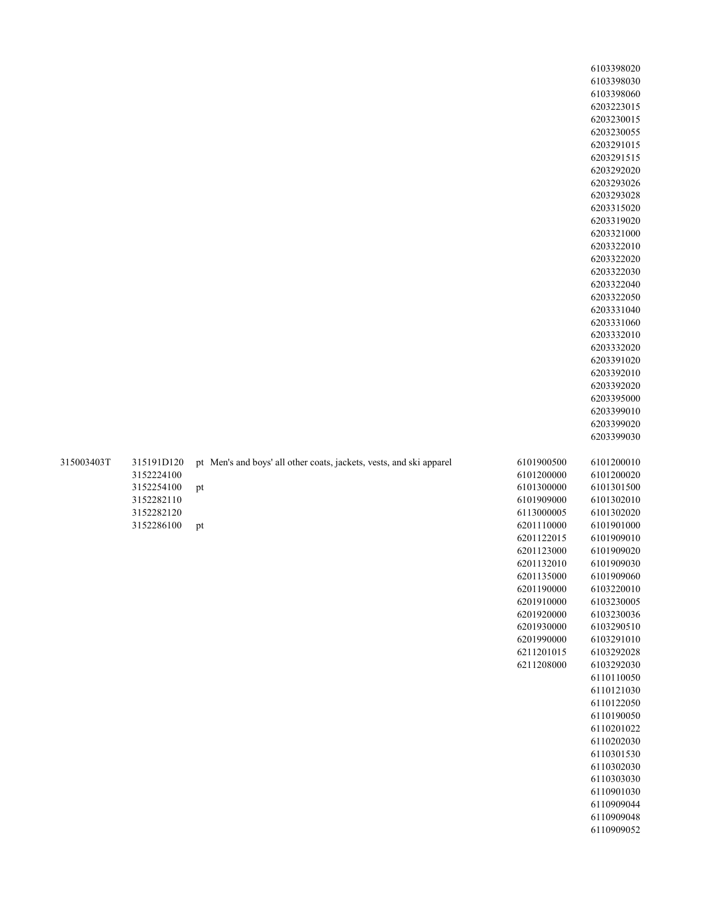| | | | | |
|---|---|---|---|---|
| | | | | 6103398020 |
| | | | | 6103398030 |
| | | | | 6103398060 |
| | | | | 6203223015 |
| | | | | 6203230015 |
| | | | | 6203230055 |
| | | | | 6203291015 |
| | | | | 6203291515 |
| | | | | 6203292020 |
| | | | | 6203293026 |
| | | | | 6203293028 |
| | | | | 6203315020 |
| | | | | 6203319020 |
| | | | | 6203321000 |
| | | | | 6203322010 |
| | | | | 6203322020 |
| | | | | 6203322030 |
| | | | | 6203322040 |
| | | | | 6203322050 |
| | | | | 6203331040 |
| | | | | 6203331060 |
| | | | | 6203332010 |
| | | | | 6203332020 |
| | | | | 6203391020 |
| | | | | 6203392010 |
| | | | | 6203392020 |
| | | | | 6203395000 |
| | | | | 6203399010 |
| | | | | 6203399020 |
| | | | | 6203399030 |
| 315003403T | 315191D120 | pt Men's and boys' all other coats, jackets, vests, and ski apparel | 6101900500 | 6101200010 |
| | 3152224100 | | 6101200000 | 6101200020 |
| | 3152254100 | pt | 6101300000 | 6101301500 |
| | 3152282110 | | 6101909000 | 6101302010 |
| | 3152282120 | | 6113000005 | 6101302020 |
| | 3152286100 | pt | 6201110000 | 6101901000 |
| | | | 6201122015 | 6101909010 |
| | | | 6201123000 | 6101909020 |
| | | | 6201132010 | 6101909030 |
| | | | 6201135000 | 6101909060 |
| | | | 6201190000 | 6103220010 |
| | | | 6201910000 | 6103230005 |
| | | | 6201920000 | 6103230036 |
| | | | 6201930000 | 6103290510 |
| | | | 6201990000 | 6103291010 |
| | | | 6211201015 | 6103292028 |
| | | | 6211208000 | 6103292030 |
| | | | | 6110110050 |
| | | | | 6110121030 |
| | | | | 6110122050 |
| | | | | 6110190050 |
| | | | | 6110201022 |
| | | | | 6110202030 |
| | | | | 6110301530 |
| | | | | 6110302030 |
| | | | | 6110303030 |
| | | | | 6110901030 |
| | | | | 6110909044 |
| | | | | 6110909048 |
| | | | | 6110909052 |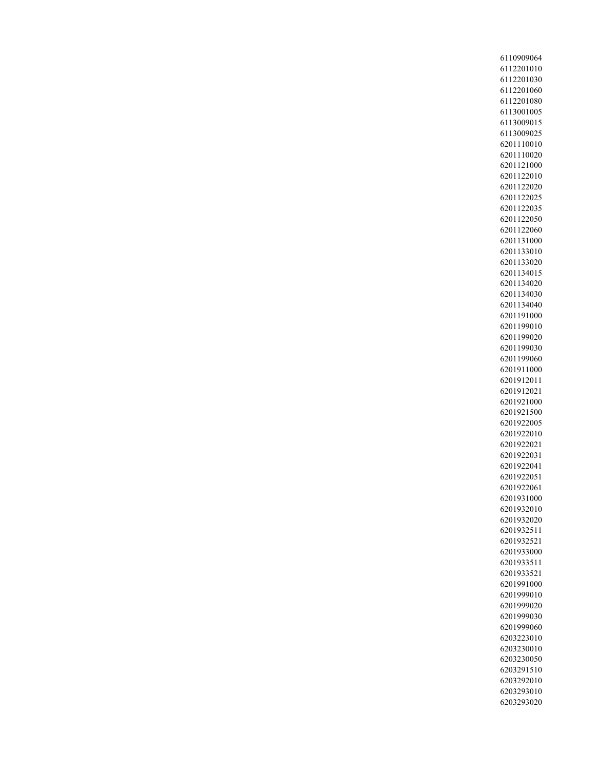6110909064
6112201010
6112201030
6112201060
6112201080
6113001005
6113009015
6113009025
6201110010
6201110020
6201121000
6201122010
6201122020
6201122025
6201122035
6201122050
6201122060
6201131000
6201133010
6201133020
6201134015
6201134020
6201134030
6201134040
6201191000
6201199010
6201199020
6201199030
6201199060
6201911000
6201912011
6201912021
6201921000
6201921500
6201922005
6201922010
6201922021
6201922031
6201922041
6201922051
6201922061
6201931000
6201932010
6201932020
6201932511
6201932521
6201933000
6201933511
6201933521
6201991000
6201999010
6201999020
6201999030
6201999060
6203223010
6203230010
6203230050
6203291510
6203292010
6203293010
6203293020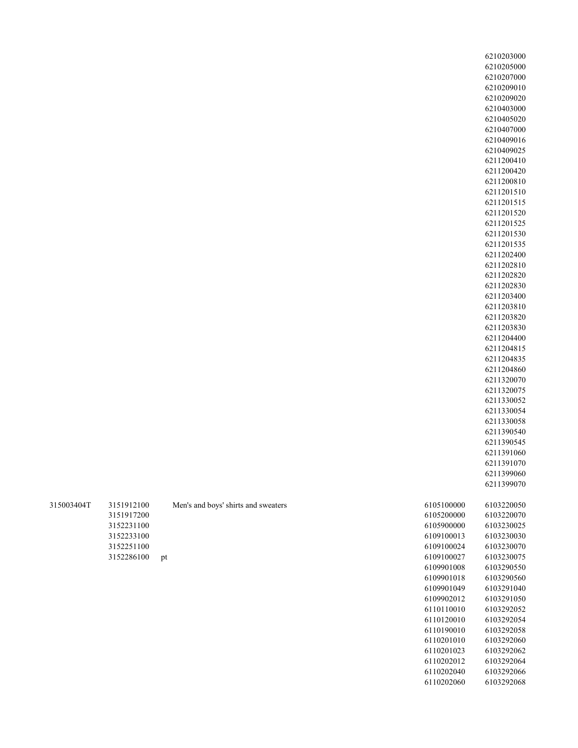| | | | | | |
|---|---|---|---|---|---|
| | | | | | 6210203000 |
| | | | | | 6210205000 |
| | | | | | 6210207000 |
| | | | | | 6210209010 |
| | | | | | 6210209020 |
| | | | | | 6210403000 |
| | | | | | 6210405020 |
| | | | | | 6210407000 |
| | | | | | 6210409016 |
| | | | | | 6210409025 |
| | | | | | 6211200410 |
| | | | | | 6211200420 |
| | | | | | 6211200810 |
| | | | | | 6211201510 |
| | | | | | 6211201515 |
| | | | | | 6211201520 |
| | | | | | 6211201525 |
| | | | | | 6211201530 |
| | | | | | 6211201535 |
| | | | | | 6211202400 |
| | | | | | 6211202810 |
| | | | | | 6211202820 |
| | | | | | 6211202830 |
| | | | | | 6211203400 |
| | | | | | 6211203810 |
| | | | | | 6211203820 |
| | | | | | 6211203830 |
| | | | | | 6211204400 |
| | | | | | 6211204815 |
| | | | | | 6211204835 |
| | | | | | 6211204860 |
| | | | | | 6211320070 |
| | | | | | 6211320075 |
| | | | | | 6211330052 |
| | | | | | 6211330054 |
| | | | | | 6211330058 |
| | | | | | 6211390540 |
| | | | | | 6211390545 |
| | | | | | 6211391060 |
| | | | | | 6211391070 |
| | | | | | 6211399060 |
| | | | | | 6211399070 |
| 315003404T | 3151912100 | | Men's and boys' shirts and sweaters | 6105100000 | 6103220050 |
| | 3151917200 | | | 6105200000 | 6103220070 |
| | 3152231100 | | | 6105900000 | 6103230025 |
| | 3152233100 | | | 6109100013 | 6103230030 |
| | 3152251100 | | | 6109100024 | 6103230070 |
| | 3152286100 | pt | | 6109100027 | 6103230075 |
| | | | | 6109901008 | 6103290550 |
| | | | | 6109901018 | 6103290560 |
| | | | | 6109901049 | 6103291040 |
| | | | | 6109902012 | 6103291050 |
| | | | | 6110110010 | 6103292052 |
| | | | | 6110120010 | 6103292054 |
| | | | | 6110190010 | 6103292058 |
| | | | | 6110201010 | 6103292060 |
| | | | | 6110201023 | 6103292062 |
| | | | | 6110202012 | 6103292064 |
| | | | | 6110202040 | 6103292066 |
| | | | | 6110202060 | 6103292068 |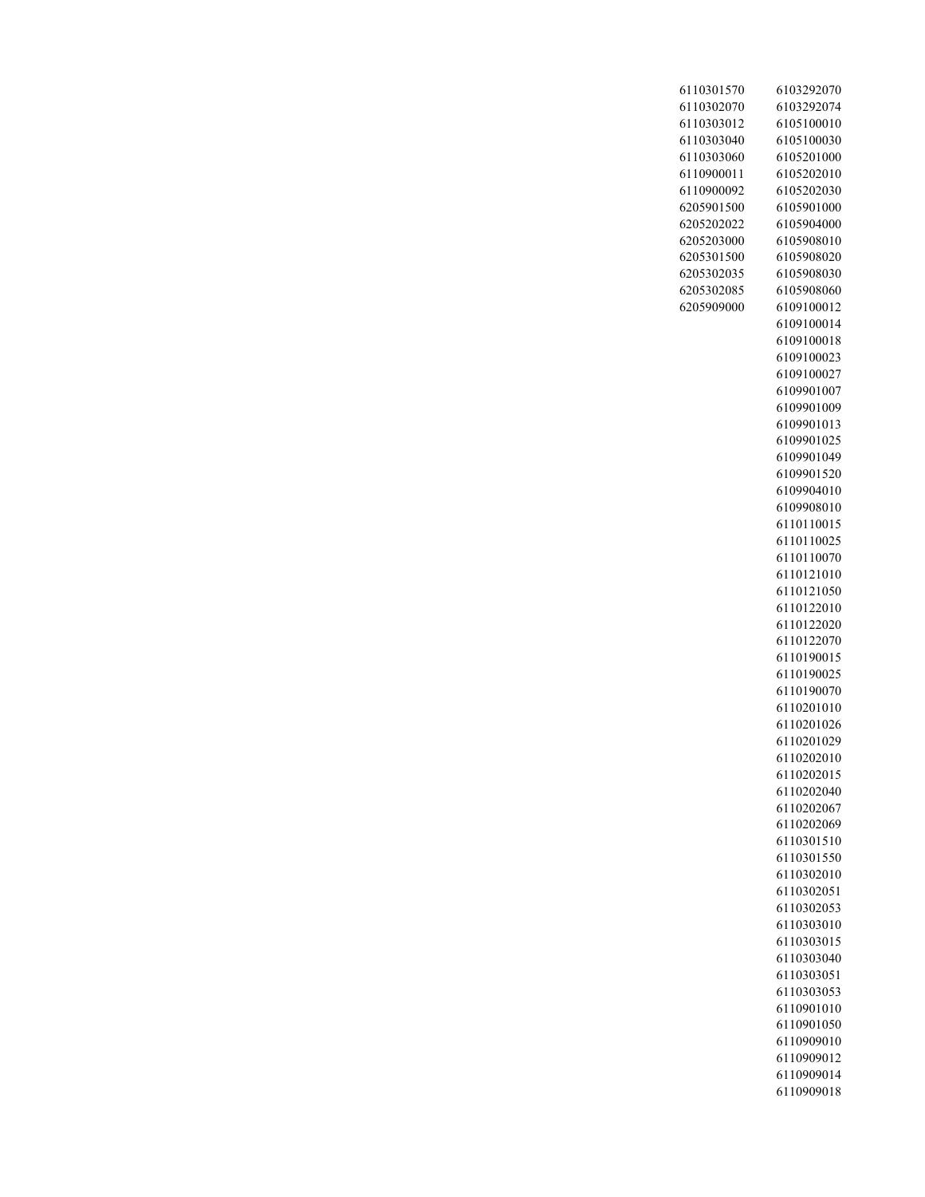| | |
|---|---|
| 6110301570 | 6103292070 |
| 6110302070 | 6103292074 |
| 6110303012 | 6105100010 |
| 6110303040 | 6105100030 |
| 6110303060 | 6105201000 |
| 6110900011 | 6105202010 |
| 6110900092 | 6105202030 |
| 6205901500 | 6105901000 |
| 6205202022 | 6105904000 |
| 6205203000 | 6105908010 |
| 6205301500 | 6105908020 |
| 6205302035 | 6105908030 |
| 6205302085 | 6105908060 |
| 6205909000 | 6109100012 |
| | 6109100014 |
| | 6109100018 |
| | 6109100023 |
| | 6109100027 |
| | 6109901007 |
| | 6109901009 |
| | 6109901013 |
| | 6109901025 |
| | 6109901049 |
| | 6109901520 |
| | 6109904010 |
| | 6109908010 |
| | 6110110015 |
| | 6110110025 |
| | 6110110070 |
| | 6110121010 |
| | 6110121050 |
| | 6110122010 |
| | 6110122020 |
| | 6110122070 |
| | 6110190015 |
| | 6110190025 |
| | 6110190070 |
| | 6110201010 |
| | 6110201026 |
| | 6110201029 |
| | 6110202010 |
| | 6110202015 |
| | 6110202040 |
| | 6110202067 |
| | 6110202069 |
| | 6110301510 |
| | 6110301550 |
| | 6110302010 |
| | 6110302051 |
| | 6110302053 |
| | 6110303010 |
| | 6110303015 |
| | 6110303040 |
| | 6110303051 |
| | 6110303053 |
| | 6110901010 |
| | 6110901050 |
| | 6110909010 |
| | 6110909012 |
| | 6110909014 |
| | 6110909018 |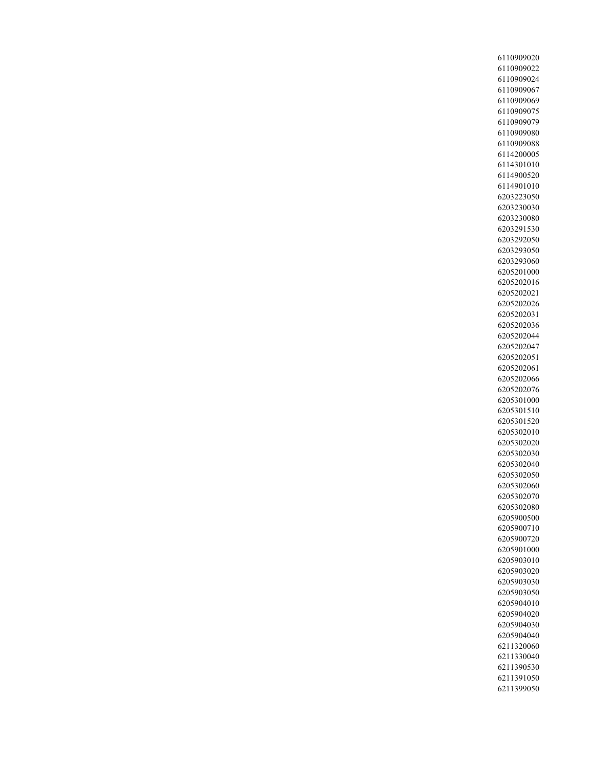6110909020
6110909022
6110909024
6110909067
6110909069
6110909075
6110909079
6110909080
6110909088
6114200005
6114301010
6114900520
6114901010
6203223050
6203230030
6203230080
6203291530
6203292050
6203293050
6203293060
6205201000
6205202016
6205202021
6205202026
6205202031
6205202036
6205202044
6205202047
6205202051
6205202061
6205202066
6205202076
6205301000
6205301510
6205301520
6205302010
6205302020
6205302030
6205302040
6205302050
6205302060
6205302070
6205302080
6205900500
6205900710
6205900720
6205901000
6205903010
6205903020
6205903030
6205903050
6205904010
6205904020
6205904030
6205904040
6211320060
6211330040
6211390530
6211391050
6211399050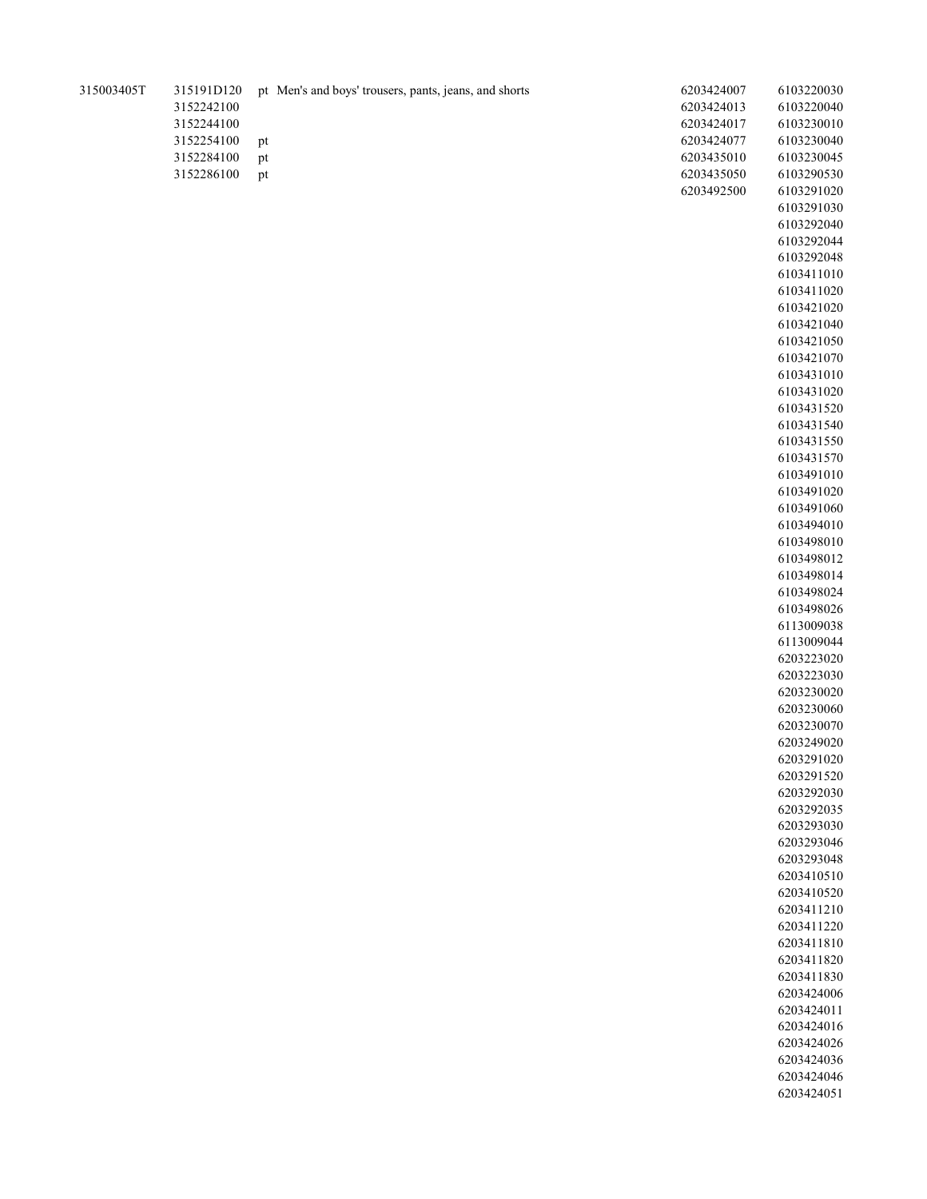| | | | | |
|---|---|---|---|---|
| 315003405T | 315191D120 | pt Men's and boys' trousers, pants, jeans, and shorts | 6203424007 | 6103220030 |
| | 3152242100 | | 6203424013 | 6103220040 |
| | 3152244100 | | 6203424017 | 6103230010 |
| | 3152254100 | pt | 6203424077 | 6103230040 |
| | 3152284100 | pt | 6203435010 | 6103230045 |
| | 3152286100 | pt | 6203435050 | 6103290530 |
| | | | 6203492500 | 6103291020 |
| | | | | 6103291030 |
| | | | | 6103292040 |
| | | | | 6103292044 |
| | | | | 6103292048 |
| | | | | 6103411010 |
| | | | | 6103411020 |
| | | | | 6103421020 |
| | | | | 6103421040 |
| | | | | 6103421050 |
| | | | | 6103421070 |
| | | | | 6103431010 |
| | | | | 6103431020 |
| | | | | 6103431520 |
| | | | | 6103431540 |
| | | | | 6103431550 |
| | | | | 6103431570 |
| | | | | 6103491010 |
| | | | | 6103491020 |
| | | | | 6103491060 |
| | | | | 6103494010 |
| | | | | 6103498010 |
| | | | | 6103498012 |
| | | | | 6103498014 |
| | | | | 6103498024 |
| | | | | 6103498026 |
| | | | | 6113009038 |
| | | | | 6113009044 |
| | | | | 6203223020 |
| | | | | 6203223030 |
| | | | | 6203230020 |
| | | | | 6203230060 |
| | | | | 6203230070 |
| | | | | 6203249020 |
| | | | | 6203291020 |
| | | | | 6203291520 |
| | | | | 6203292030 |
| | | | | 6203292035 |
| | | | | 6203293030 |
| | | | | 6203293046 |
| | | | | 6203293048 |
| | | | | 6203410510 |
| | | | | 6203410520 |
| | | | | 6203411210 |
| | | | | 6203411220 |
| | | | | 6203411810 |
| | | | | 6203411820 |
| | | | | 6203411830 |
| | | | | 6203424006 |
| | | | | 6203424011 |
| | | | | 6203424016 |
| | | | | 6203424026 |
| | | | | 6203424036 |
| | | | | 6203424046 |
| | | | | 6203424051 |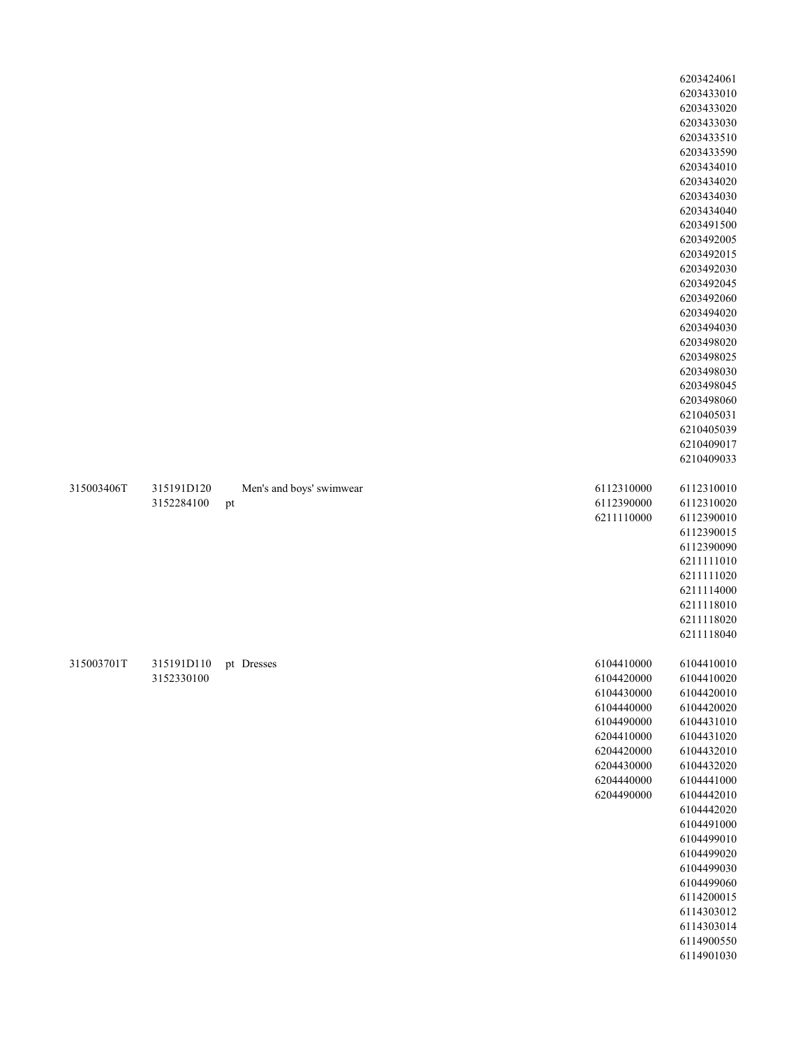| | | | | |
|---|---|---|---|---|
| | | | | 6203424061<br>6203433010<br>6203433020<br>6203433030<br>6203433510<br>6203433590<br>6203434010<br>6203434020<br>6203434030<br>6203434040<br>6203491500<br>6203492005<br>6203492015<br>6203492030<br>6203492045<br>6203492060<br>6203494020<br>6203494030<br>6203498020<br>6203498025<br>6203498030<br>6203498045<br>6203498060<br>6210405031<br>6210405039<br>6210409017<br>6210409033 |
| 315003406T | 315191D120<br>3152284100 | Men's and boys' swimwear<br>pt | 6112310000<br>6112390000<br>6211110000 | 6112310010<br>6112310020<br>6112390010<br>6112390015<br>6112390090<br>6211111010<br>6211111020<br>6211114000<br>6211118010<br>6211118020<br>6211118040 |
| 315003701T | 315191D110<br>3152330100 | pt Dresses | 6104410000<br>6104420000<br>6104430000<br>6104440000<br>6104490000<br>6204410000<br>6204420000<br>6204430000<br>6204440000<br>6204490000 | 6104410010<br>6104410020<br>6104420010<br>6104420020<br>6104431010<br>6104431020<br>6104432010<br>6104432020<br>6104441000<br>6104442010<br>6104442020<br>6104491000<br>6104499010<br>6104499020<br>6104499030<br>6104499060<br>6114200015<br>6114303012<br>6114303014<br>6114900550<br>6114901030 |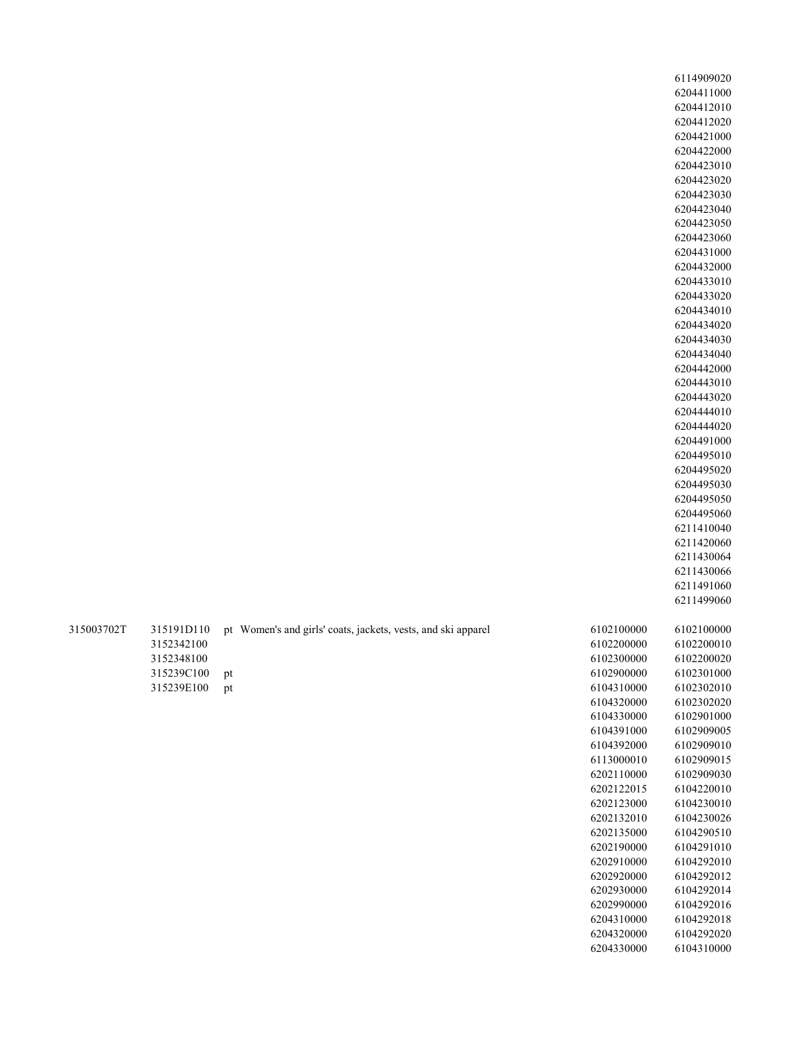| | | | | | |
|---|---|---|---|---|---|
| | | | | | 6114909020 |
| | | | | | 6204411000 |
| | | | | | 6204412010 |
| | | | | | 6204412020 |
| | | | | | 6204421000 |
| | | | | | 6204422000 |
| | | | | | 6204423010 |
| | | | | | 6204423020 |
| | | | | | 6204423030 |
| | | | | | 6204423040 |
| | | | | | 6204423050 |
| | | | | | 6204423060 |
| | | | | | 6204431000 |
| | | | | | 6204432000 |
| | | | | | 6204433010 |
| | | | | | 6204433020 |
| | | | | | 6204434010 |
| | | | | | 6204434020 |
| | | | | | 6204434030 |
| | | | | | 6204434040 |
| | | | | | 6204442000 |
| | | | | | 6204443010 |
| | | | | | 6204443020 |
| | | | | | 6204444010 |
| | | | | | 6204444020 |
| | | | | | 6204491000 |
| | | | | | 6204495010 |
| | | | | | 6204495020 |
| | | | | | 6204495030 |
| | | | | | 6204495050 |
| | | | | | 6204495060 |
| | | | | | 6211410040 |
| | | | | | 6211420060 |
| | | | | | 6211430064 |
| | | | | | 6211430066 |
| | | | | | 6211491060 |
| | | | | | 6211499060 |
| 315003702T | 315191D110 | pt | Women's and girls' coats, jackets, vests, and ski apparel | 6102100000 | 6102100000 |
| | 3152342100 | | | 6102200000 | 6102200010 |
| | 3152348100 | | | 6102300000 | 6102200020 |
| | 315239C100 | pt | | 6102900000 | 6102301000 |
| | 315239E100 | pt | | 6104310000 | 6102302010 |
| | | | | 6104320000 | 6102302020 |
| | | | | 6104330000 | 6102901000 |
| | | | | 6104391000 | 6102909005 |
| | | | | 6104392000 | 6102909010 |
| | | | | 6113000010 | 6102909015 |
| | | | | 6202110000 | 6102909030 |
| | | | | 6202122015 | 6104220010 |
| | | | | 6202123000 | 6104230010 |
| | | | | 6202132010 | 6104230026 |
| | | | | 6202135000 | 6104290510 |
| | | | | 6202190000 | 6104291010 |
| | | | | 6202910000 | 6104292010 |
| | | | | 6202920000 | 6104292012 |
| | | | | 6202930000 | 6104292014 |
| | | | | 6202990000 | 6104292016 |
| | | | | 6204310000 | 6104292018 |
| | | | | 6204320000 | 6104292020 |
| | | | | 6204330000 | 6104310000 |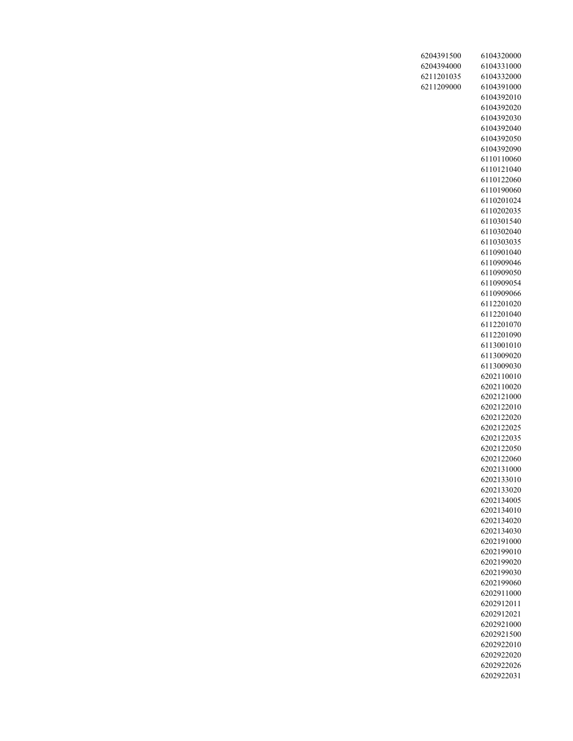| | |
|---|---|
| 6204391500 | 6104320000 |
| 6204394000 | 6104331000 |
| 6211201035 | 6104332000 |
| 6211209000 | 6104391000 |
| | 6104392010 |
| | 6104392020 |
| | 6104392030 |
| | 6104392040 |
| | 6104392050 |
| | 6104392090 |
| | 6110110060 |
| | 6110121040 |
| | 6110122060 |
| | 6110190060 |
| | 6110201024 |
| | 6110202035 |
| | 6110301540 |
| | 6110302040 |
| | 6110303035 |
| | 6110901040 |
| | 6110909046 |
| | 6110909050 |
| | 6110909054 |
| | 6110909066 |
| | 6112201020 |
| | 6112201040 |
| | 6112201070 |
| | 6112201090 |
| | 6113001010 |
| | 6113009020 |
| | 6113009030 |
| | 6202110010 |
| | 6202110020 |
| | 6202121000 |
| | 6202122010 |
| | 6202122020 |
| | 6202122025 |
| | 6202122035 |
| | 6202122050 |
| | 6202122060 |
| | 6202131000 |
| | 6202133010 |
| | 6202133020 |
| | 6202134005 |
| | 6202134010 |
| | 6202134020 |
| | 6202134030 |
| | 6202191000 |
| | 6202199010 |
| | 6202199020 |
| | 6202199030 |
| | 6202199060 |
| | 6202911000 |
| | 6202912011 |
| | 6202912021 |
| | 6202921000 |
| | 6202921500 |
| | 6202922010 |
| | 6202922020 |
| | 6202922026 |
| | 6202922031 |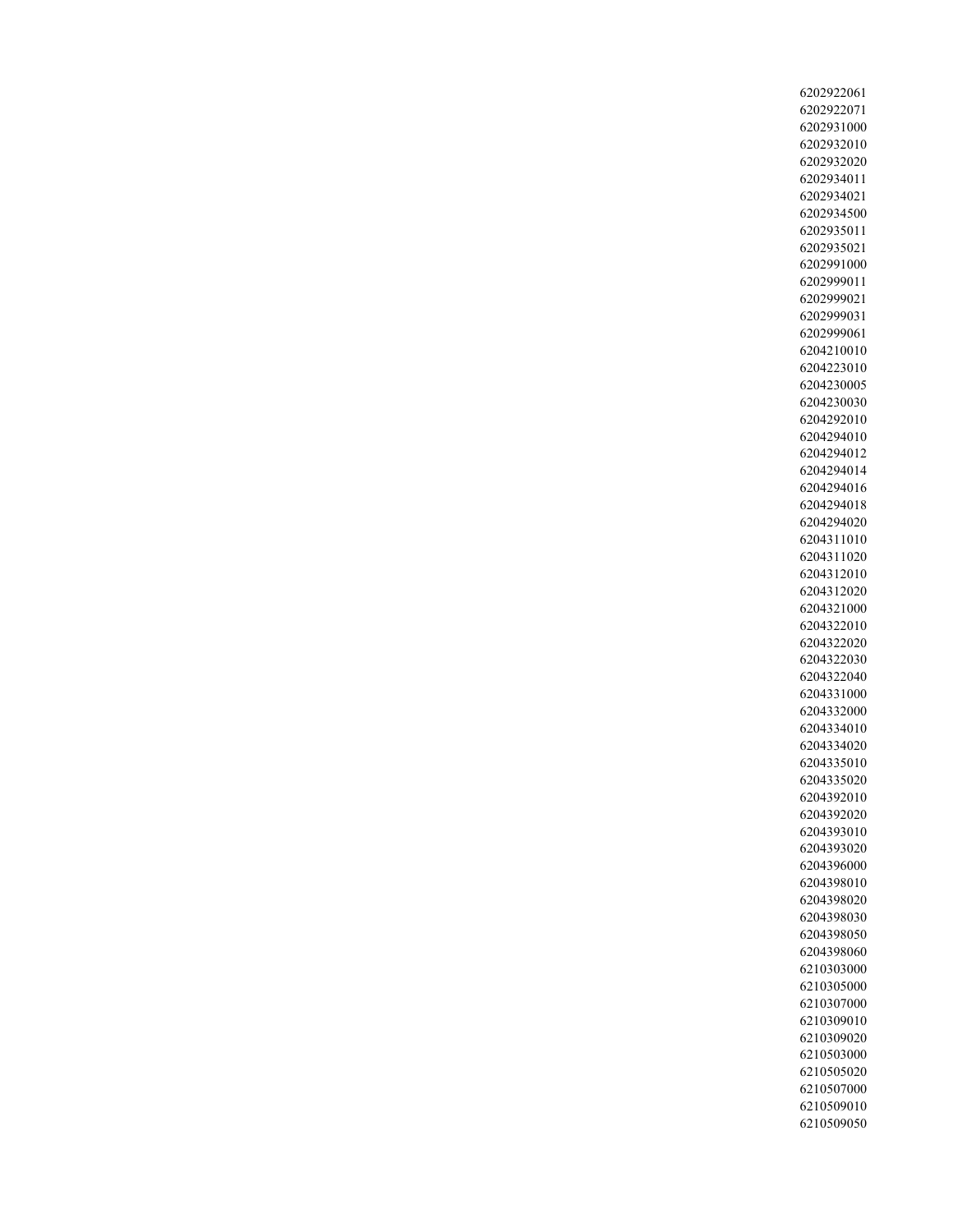6202922061
6202922071
6202931000
6202932010
6202932020
6202934011
6202934021
6202934500
6202935011
6202935021
6202991000
6202999011
6202999021
6202999031
6202999061
6204210010
6204223010
6204230005
6204230030
6204292010
6204294010
6204294012
6204294014
6204294016
6204294018
6204294020
6204311010
6204311020
6204312010
6204312020
6204321000
6204322010
6204322020
6204322030
6204322040
6204331000
6204332000
6204334010
6204334020
6204335010
6204335020
6204392010
6204392020
6204393010
6204393020
6204396000
6204398010
6204398020
6204398030
6204398050
6204398060
6210303000
6210305000
6210307000
6210309010
6210309020
6210503000
6210505020
6210507000
6210509010
6210509050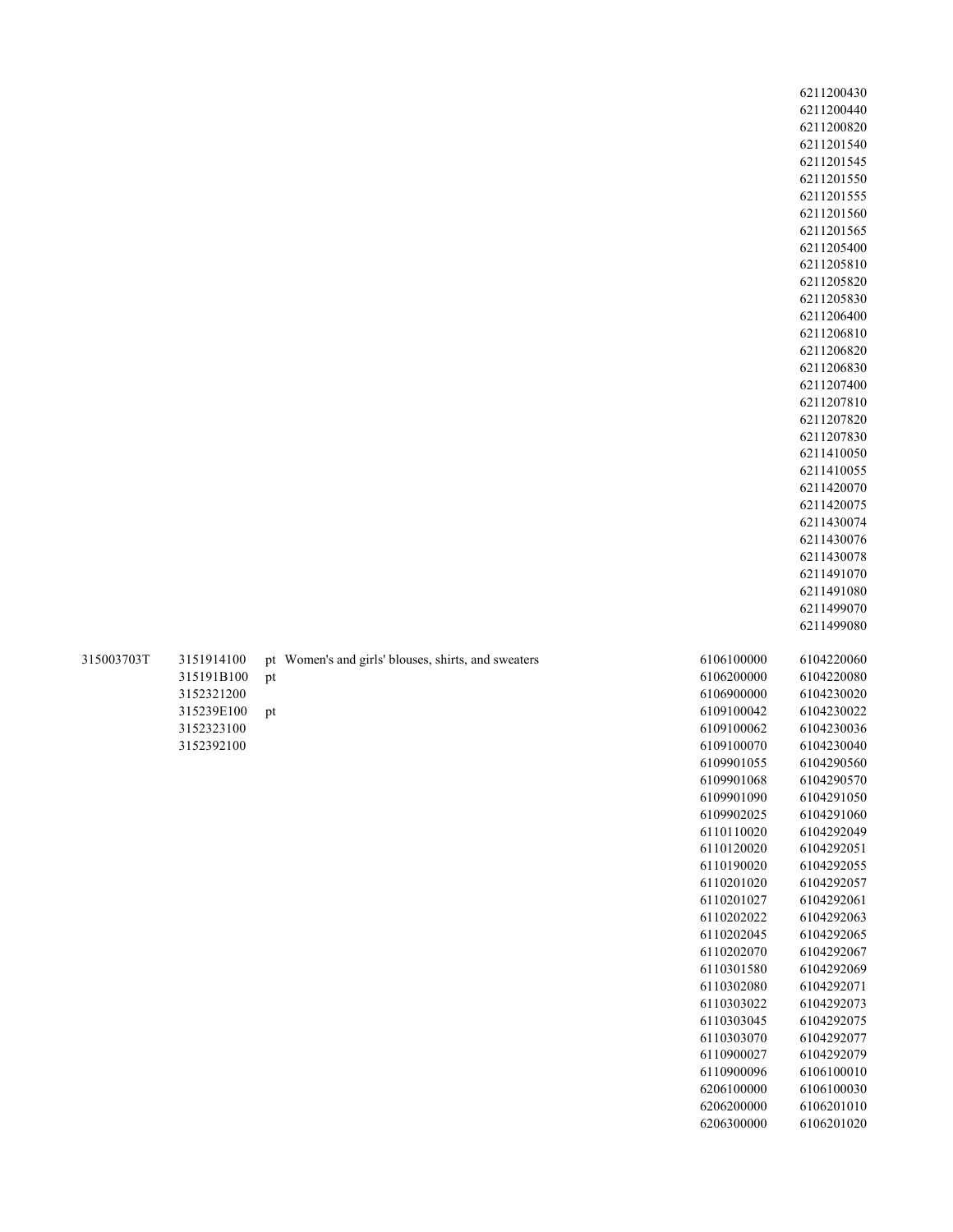| | | | | |
|---|---|---|---|---|
| | | | | 6211200430 |
| | | | | 6211200440 |
| | | | | 6211200820 |
| | | | | 6211201540 |
| | | | | 6211201545 |
| | | | | 6211201550 |
| | | | | 6211201555 |
| | | | | 6211201560 |
| | | | | 6211201565 |
| | | | | 6211205400 |
| | | | | 6211205810 |
| | | | | 6211205820 |
| | | | | 6211205830 |
| | | | | 6211206400 |
| | | | | 6211206810 |
| | | | | 6211206820 |
| | | | | 6211206830 |
| | | | | 6211207400 |
| | | | | 6211207810 |
| | | | | 6211207820 |
| | | | | 6211207830 |
| | | | | 6211410050 |
| | | | | 6211410055 |
| | | | | 6211420070 |
| | | | | 6211420075 |
| | | | | 6211430074 |
| | | | | 6211430076 |
| | | | | 6211430078 |
| | | | | 6211491070 |
| | | | | 6211491080 |
| | | | | 6211499070 |
| | | | | 6211499080 |
| 315003703T | 3151914100 | pt | Women's and girls' blouses, shirts, and sweaters | 6106100000 | 6104220060 |
| | 315191B100 | pt | | 6106200000 | 6104220080 |
| | 3152321200 | | | 6106900000 | 6104230020 |
| | 315239E100 | pt | | 6109100042 | 6104230022 |
| | 3152323100 | | | 6109100062 | 6104230036 |
| | 3152392100 | | | 6109100070 | 6104230040 |
| | | | | 6109901055 | 6104290560 |
| | | | | 6109901068 | 6104290570 |
| | | | | 6109901090 | 6104291050 |
| | | | | 6109902025 | 6104291060 |
| | | | | 6110110020 | 6104292049 |
| | | | | 6110120020 | 6104292051 |
| | | | | 6110190020 | 6104292055 |
| | | | | 6110201020 | 6104292057 |
| | | | | 6110201027 | 6104292061 |
| | | | | 6110202022 | 6104292063 |
| | | | | 6110202045 | 6104292065 |
| | | | | 6110202070 | 6104292067 |
| | | | | 6110301580 | 6104292069 |
| | | | | 6110302080 | 6104292071 |
| | | | | 6110303022 | 6104292073 |
| | | | | 6110303045 | 6104292075 |
| | | | | 6110303070 | 6104292077 |
| | | | | 6110900027 | 6104292079 |
| | | | | 6110900096 | 6106100010 |
| | | | | 6206100000 | 6106100030 |
| | | | | 6206200000 | 6106201010 |
| | | | | 6206300000 | 6106201020 |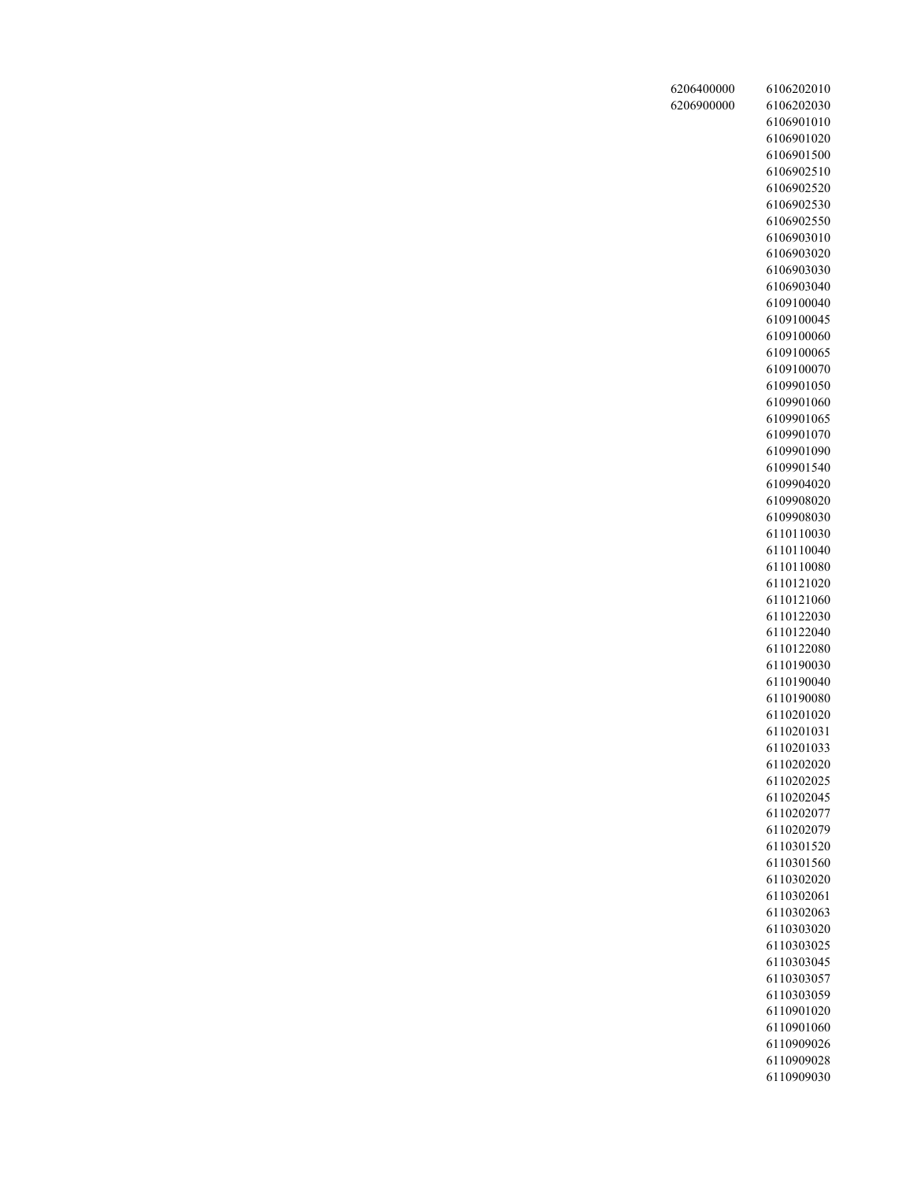| | |
|---|---|
| 6206400000 | 6106202010 |
| 6206900000 | 6106202030 |
| | 6106901010 |
| | 6106901020 |
| | 6106901500 |
| | 6106902510 |
| | 6106902520 |
| | 6106902530 |
| | 6106902550 |
| | 6106903010 |
| | 6106903020 |
| | 6106903030 |
| | 6106903040 |
| | 6109100040 |
| | 6109100045 |
| | 6109100060 |
| | 6109100065 |
| | 6109100070 |
| | 6109901050 |
| | 6109901060 |
| | 6109901065 |
| | 6109901070 |
| | 6109901090 |
| | 6109901540 |
| | 6109904020 |
| | 6109908020 |
| | 6109908030 |
| | 6110110030 |
| | 6110110040 |
| | 6110110080 |
| | 6110121020 |
| | 6110121060 |
| | 6110122030 |
| | 6110122040 |
| | 6110122080 |
| | 6110190030 |
| | 6110190040 |
| | 6110190080 |
| | 6110201020 |
| | 6110201031 |
| | 6110201033 |
| | 6110202020 |
| | 6110202025 |
| | 6110202045 |
| | 6110202077 |
| | 6110202079 |
| | 6110301520 |
| | 6110301560 |
| | 6110302020 |
| | 6110302061 |
| | 6110302063 |
| | 6110303020 |
| | 6110303025 |
| | 6110303045 |
| | 6110303057 |
| | 6110303059 |
| | 6110901020 |
| | 6110901060 |
| | 6110909026 |
| | 6110909028 |
| | 6110909030 |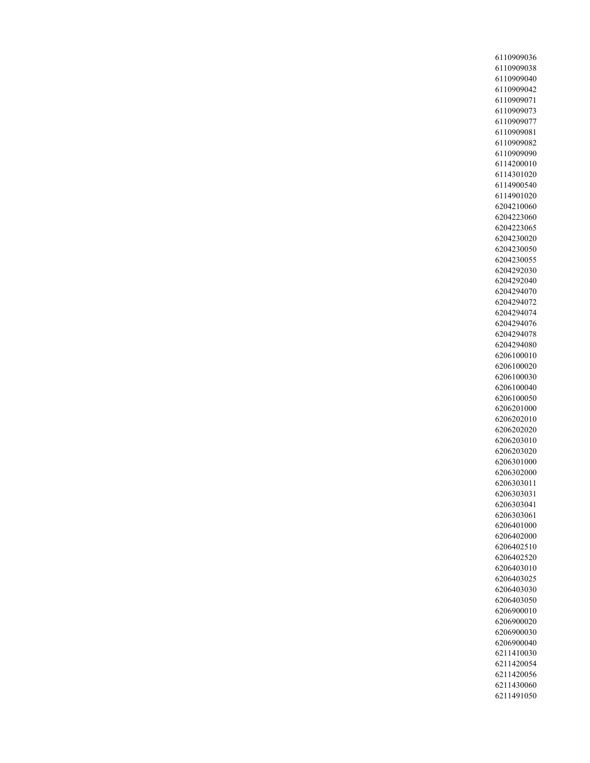6110909036
6110909038
6110909040
6110909042
6110909071
6110909073
6110909077
6110909081
6110909082
6110909090
6114200010
6114301020
6114900540
6114901020
6204210060
6204223060
6204223065
6204230020
6204230050
6204230055
6204292030
6204292040
6204294070
6204294072
6204294074
6204294076
6204294078
6204294080
6206100010
6206100020
6206100030
6206100040
6206100050
6206201000
6206202010
6206202020
6206203010
6206203020
6206301000
6206302000
6206303011
6206303031
6206303041
6206303061
6206401000
6206402000
6206402510
6206402520
6206403010
6206403025
6206403030
6206403050
6206900010
6206900020
6206900030
6206900040
6211410030
6211420054
6211420056
6211430060
6211491050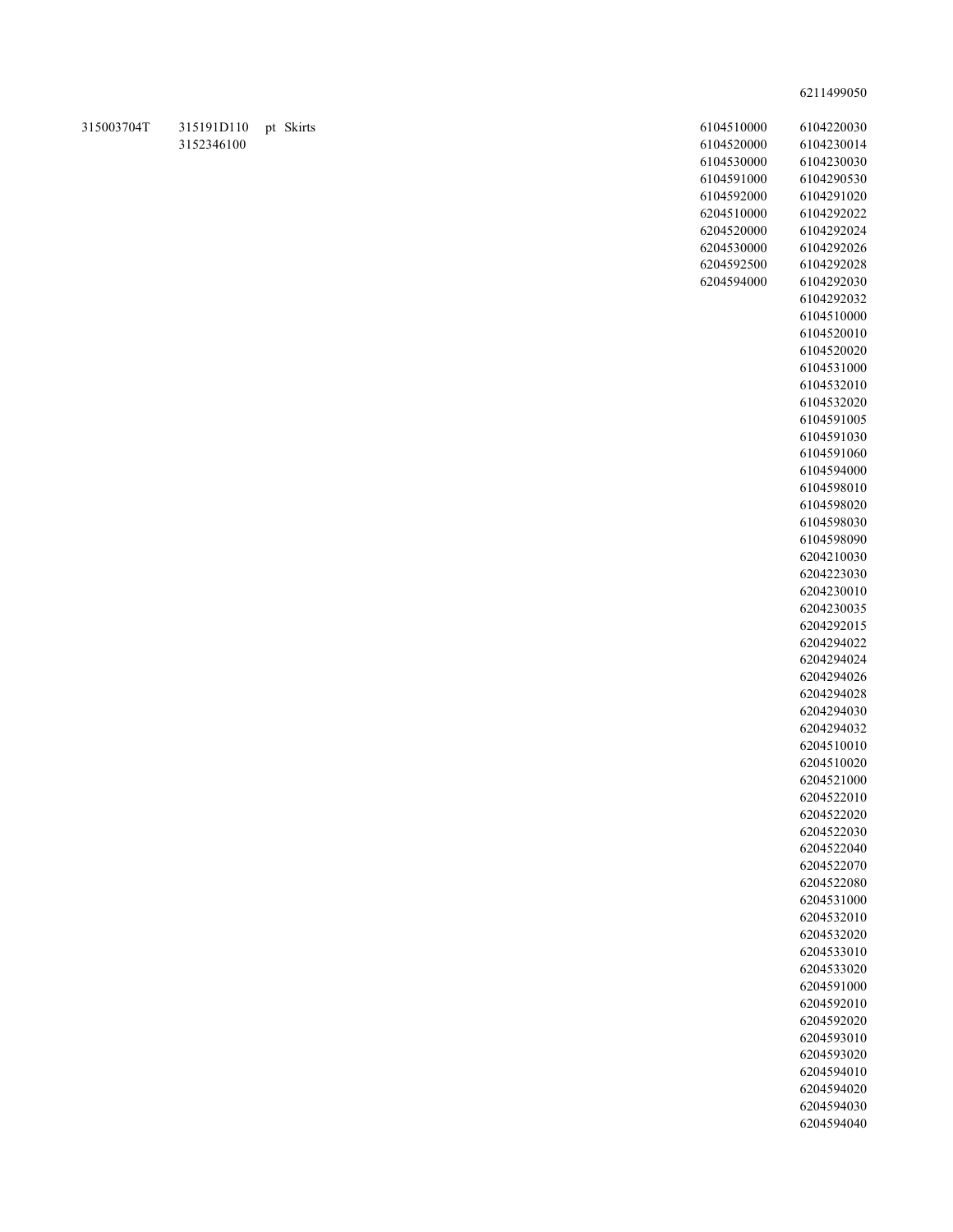| | | | | |
|---|---|---|---|---|
| | | | | 6211499050 |
| 315003704T | 315191D110<br>3152346100 | pt Skirts | 6104510000<br>6104520000<br>6104530000<br>6104591000<br>6104592000<br>6204510000<br>6204520000<br>6204530000<br>6204592500<br>6204594000 | 6104220030<br>6104230014<br>6104230030<br>6104290530<br>6104291020<br>6104292022<br>6104292024<br>6104292026<br>6104292028<br>6104292030<br>6104292032<br>6104510000<br>6104520010<br>6104520020<br>6104531000<br>6104532010<br>6104532020<br>6104591005<br>6104591030<br>6104591060<br>6104594000<br>6104598010<br>6104598020<br>6104598030<br>6104598090<br>6204210030<br>6204223030<br>6204230010<br>6204230035<br>6204292015<br>6204294022<br>6204294024<br>6204294026<br>6204294028<br>6204294030<br>6204294032<br>6204510010<br>6204510020<br>6204521000<br>6204522010<br>6204522020<br>6204522030<br>6204522040<br>6204522070<br>6204522080<br>6204531000<br>6204532010<br>6204532020<br>6204533010<br>6204533020<br>6204591000<br>6204592010<br>6204592020<br>6204593010<br>6204593020<br>6204594010<br>6204594020<br>6204594030<br>6204594040 |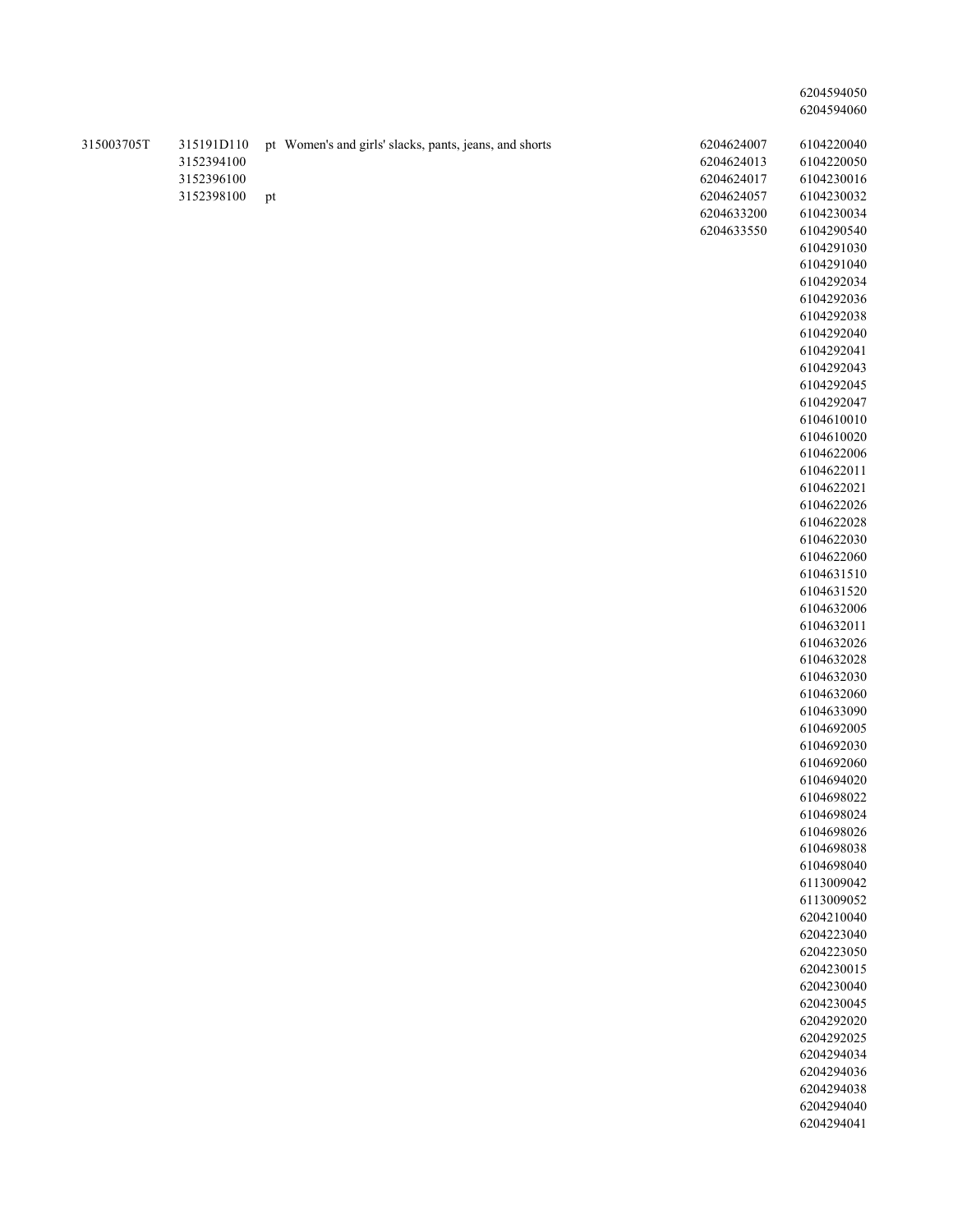| | | | | |
|---|---|---|---|---|
| | | | | 6204594050 |
| | | | | 6204594060 |
| 315003705T | 315191D110 | pt Women's and girls' slacks, pants, jeans, and shorts | 6204624007 | 6104220040 |
| | 3152394100 | | 6204624013 | 6104220050 |
| | 3152396100 | | 6204624017 | 6104230016 |
| | 3152398100 | pt | 6204624057 | 6104230032 |
| | | | 6204633200 | 6104230034 |
| | | | 6204633550 | 6104290540 |
| | | | | 6104291030 |
| | | | | 6104291040 |
| | | | | 6104292034 |
| | | | | 6104292036 |
| | | | | 6104292038 |
| | | | | 6104292040 |
| | | | | 6104292041 |
| | | | | 6104292043 |
| | | | | 6104292045 |
| | | | | 6104292047 |
| | | | | 6104610010 |
| | | | | 6104610020 |
| | | | | 6104622006 |
| | | | | 6104622011 |
| | | | | 6104622021 |
| | | | | 6104622026 |
| | | | | 6104622028 |
| | | | | 6104622030 |
| | | | | 6104622060 |
| | | | | 6104631510 |
| | | | | 6104631520 |
| | | | | 6104632006 |
| | | | | 6104632011 |
| | | | | 6104632026 |
| | | | | 6104632028 |
| | | | | 6104632030 |
| | | | | 6104632060 |
| | | | | 6104633090 |
| | | | | 6104692005 |
| | | | | 6104692030 |
| | | | | 6104692060 |
| | | | | 6104694020 |
| | | | | 6104698022 |
| | | | | 6104698024 |
| | | | | 6104698026 |
| | | | | 6104698038 |
| | | | | 6104698040 |
| | | | | 6113009042 |
| | | | | 6113009052 |
| | | | | 6204210040 |
| | | | | 6204223040 |
| | | | | 6204223050 |
| | | | | 6204230015 |
| | | | | 6204230040 |
| | | | | 6204230045 |
| | | | | 6204292020 |
| | | | | 6204292025 |
| | | | | 6204294034 |
| | | | | 6204294036 |
| | | | | 6204294038 |
| | | | | 6204294040 |
| | | | | 6204294041 |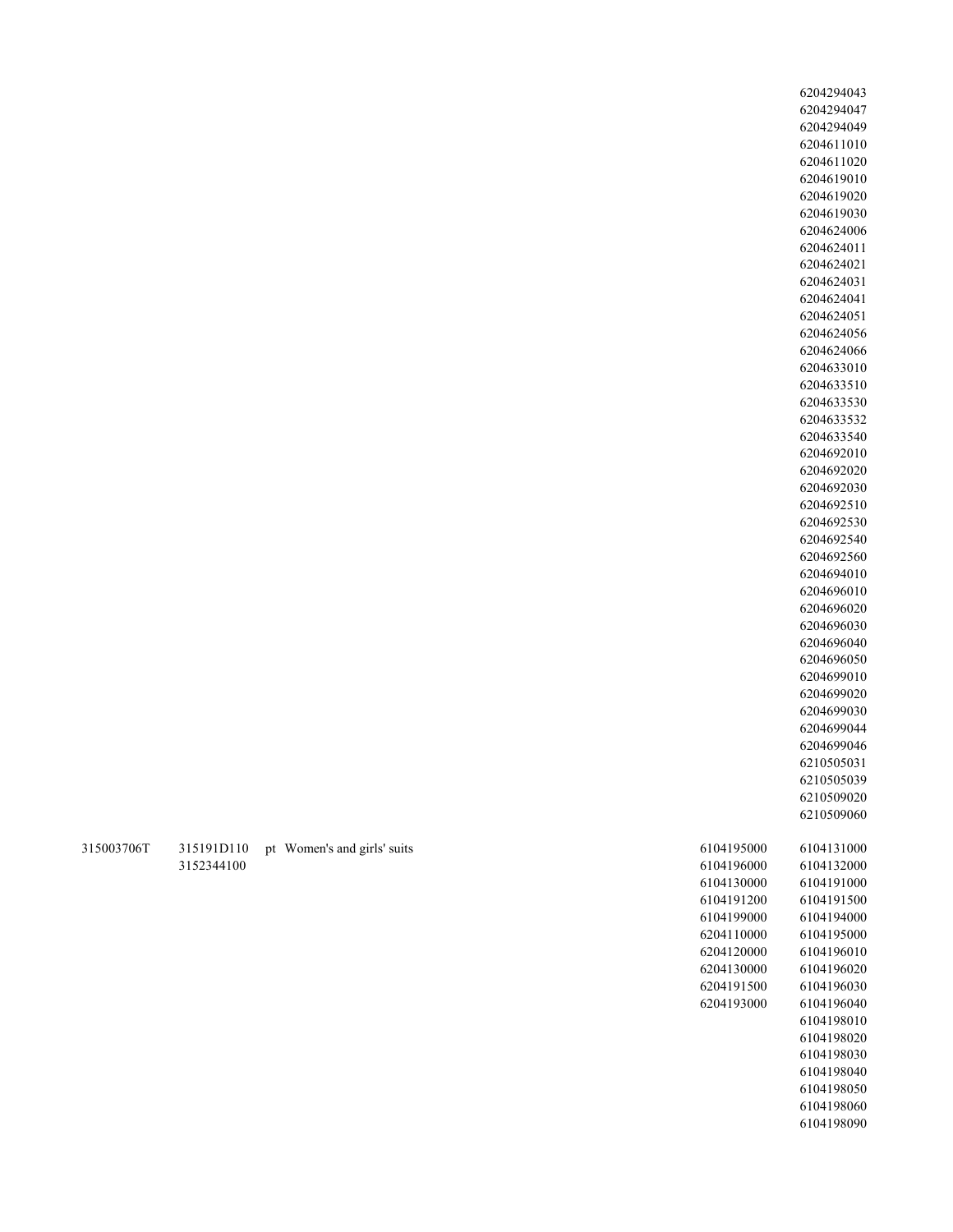| | | | | |
|---|---|---|---|---|
| | | | | 6204294043 |
| | | | | 6204294047 |
| | | | | 6204294049 |
| | | | | 6204611010 |
| | | | | 6204611020 |
| | | | | 6204619010 |
| | | | | 6204619020 |
| | | | | 6204619030 |
| | | | | 6204624006 |
| | | | | 6204624011 |
| | | | | 6204624021 |
| | | | | 6204624031 |
| | | | | 6204624041 |
| | | | | 6204624051 |
| | | | | 6204624056 |
| | | | | 6204624066 |
| | | | | 6204633010 |
| | | | | 6204633510 |
| | | | | 6204633530 |
| | | | | 6204633532 |
| | | | | 6204633540 |
| | | | | 6204692010 |
| | | | | 6204692020 |
| | | | | 6204692030 |
| | | | | 6204692510 |
| | | | | 6204692530 |
| | | | | 6204692540 |
| | | | | 6204692560 |
| | | | | 6204694010 |
| | | | | 6204696010 |
| | | | | 6204696020 |
| | | | | 6204696030 |
| | | | | 6204696040 |
| | | | | 6204696050 |
| | | | | 6204699010 |
| | | | | 6204699020 |
| | | | | 6204699030 |
| | | | | 6204699044 |
| | | | | 6204699046 |
| | | | | 6210505031 |
| | | | | 6210505039 |
| | | | | 6210509020 |
| | | | | 6210509060 |
| 315003706T | 315191D110 | pt Women's and girls' suits | | 6104195000 | 6104131000 |
| | 3152344100 | | | 6104196000 | 6104132000 |
| | | | | 6104130000 | 6104191000 |
| | | | | 6104191200 | 6104191500 |
| | | | | 6104199000 | 6104194000 |
| | | | | 6204110000 | 6104195000 |
| | | | | 6204120000 | 6104196010 |
| | | | | 6204130000 | 6104196020 |
| | | | | 6204191500 | 6104196030 |
| | | | | 6204193000 | 6104196040 |
| | | | | | 6104198010 |
| | | | | | 6104198020 |
| | | | | | 6104198030 |
| | | | | | 6104198040 |
| | | | | | 6104198050 |
| | | | | | 6104198060 |
| | | | | | 6104198090 |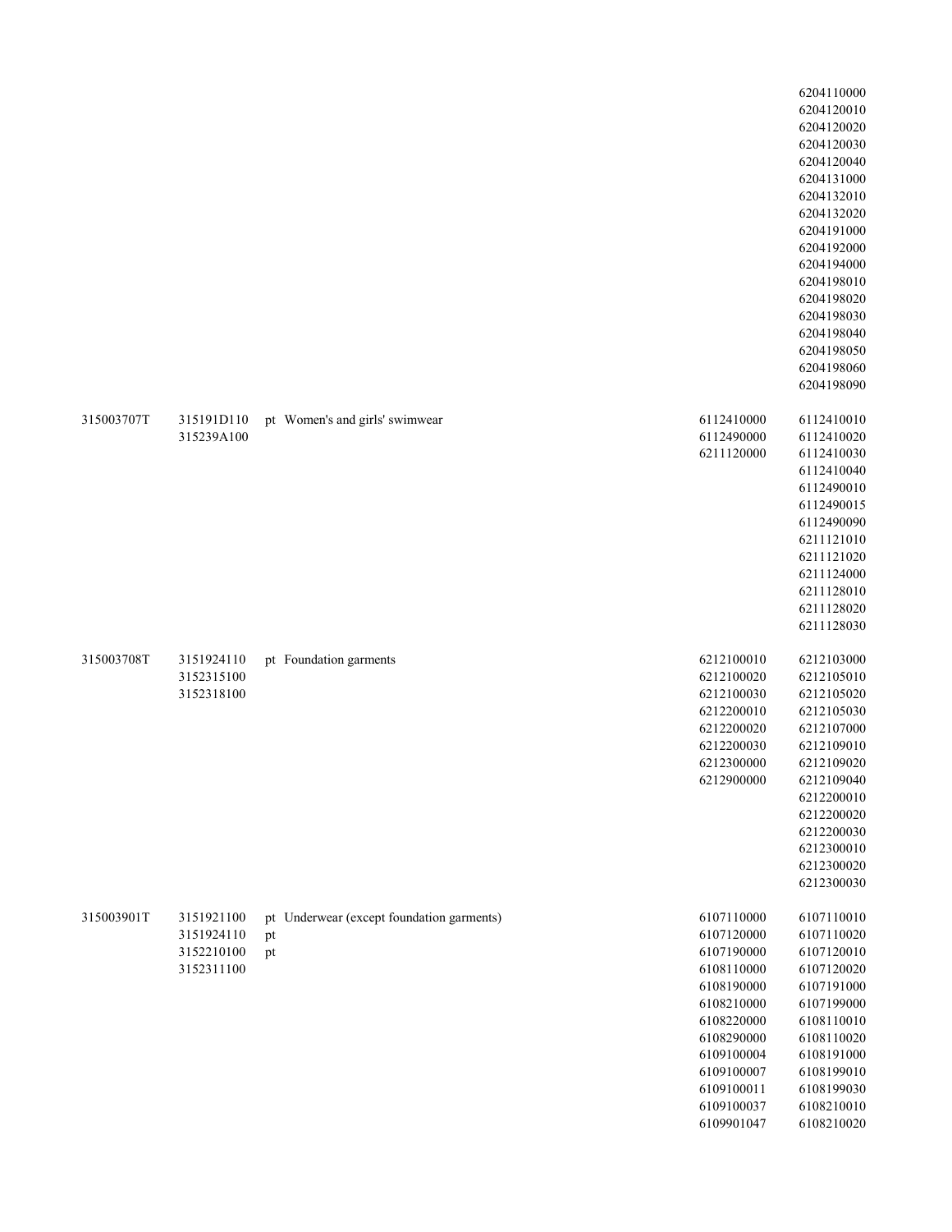| | | | | |
|---|---|---|---|---|
| | | | | 6204110000<br>6204120010<br>6204120020<br>6204120030<br>6204120040<br>6204131000<br>6204132010<br>6204132020<br>6204191000<br>6204192000<br>6204194000<br>6204198010<br>6204198020<br>6204198030<br>6204198040<br>6204198050<br>6204198060<br>6204198090 |
| 315003707T | 315191D110<br>315239A100 | pt Women's and girls' swimwear | 6112410000<br>6112490000<br>6211120000 | 6112410010<br>6112410020<br>6112410030<br>6112410040<br>6112490010<br>6112490015<br>6112490090<br>6211121010<br>6211121020<br>6211124000<br>6211128010<br>6211128020<br>6211128030 |
| 315003708T | 3151924110<br>3152315100<br>3152318100 | pt Foundation garments | 6212100010<br>6212100020<br>6212100030<br>6212200010<br>6212200020<br>6212200030<br>6212300000<br>6212900000 | 6212103000<br>6212105010<br>6212105020<br>6212105030<br>6212107000<br>6212109010<br>6212109020<br>6212109040<br>6212200010<br>6212200020<br>6212200030<br>6212300010<br>6212300020<br>6212300030 |
| 315003901T | 3151921100<br>3151924110<br>3152210100<br>3152311100 | pt Underwear (except foundation garments)<br>pt<br>pt | 6107110000<br>6107120000<br>6107190000<br>6108110000<br>6108190000<br>6108210000<br>6108220000<br>6108290000<br>6109100004<br>6109100007<br>6109100011<br>6109100037<br>6109901047 | 6107110010<br>6107110020<br>6107120010<br>6107120020<br>6107191000<br>6107199000<br>6108110010<br>6108110020<br>6108191000<br>6108199010<br>6108199030<br>6108210010<br>6108210020 |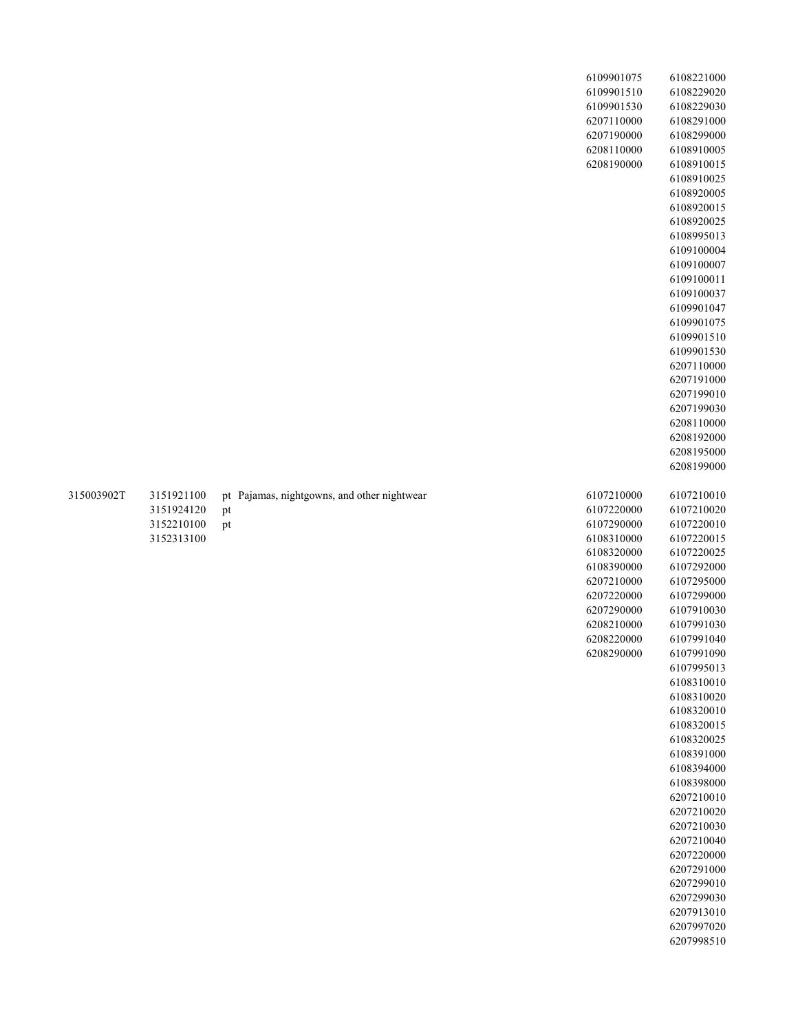| | | | | | |
|---|---|---|---|---|---|
| | | | | 6109901075 | 6108221000 |
| | | | | 6109901510 | 6108229020 |
| | | | | 6109901530 | 6108229030 |
| | | | | 6207110000 | 6108291000 |
| | | | | 6207190000 | 6108299000 |
| | | | | 6208110000 | 6108910005 |
| | | | | 6208190000 | 6108910015 |
| | | | | | 6108910025 |
| | | | | | 6108920005 |
| | | | | | 6108920015 |
| | | | | | 6108920025 |
| | | | | | 6108995013 |
| | | | | | 6109100004 |
| | | | | | 6109100007 |
| | | | | | 6109100011 |
| | | | | | 6109100037 |
| | | | | | 6109901047 |
| | | | | | 6109901075 |
| | | | | | 6109901510 |
| | | | | | 6109901530 |
| | | | | | 6207110000 |
| | | | | | 6207191000 |
| | | | | | 6207199010 |
| | | | | | 6207199030 |
| | | | | | 6208110000 |
| | | | | | 6208192000 |
| | | | | | 6208195000 |
| | | | | | 6208199000 |
| 315003902T | 3151921100 | pt | Pajamas, nightgowns, and other nightwear | 6107210000 | 6107210010 |
| | 3151924120 | pt | | 6107220000 | 6107210020 |
| | 3152210100 | pt | | 6107290000 | 6107220015 |
| | 3152313100 | | | 6108310000 | 6107220025 |
| | | | | 6108320000 | 6107292000 |
| | | | | 6108390000 | 6107295000 |
| | | | | 6207210000 | 6107299000 |
| | | | | 6207220000 | 6107910030 |
| | | | | 6207290000 | 6107991030 |
| | | | | 6208210000 | 6107991040 |
| | | | | 6208220000 | 6107991090 |
| | | | | 6208290000 | 6107995013 |
| | | | | | 6108310010 |
| | | | | | 6108310020 |
| | | | | | 6108320010 |
| | | | | | 6108320015 |
| | | | | | 6108320025 |
| | | | | | 6108391000 |
| | | | | | 6108394000 |
| | | | | | 6108398000 |
| | | | | | 6207210010 |
| | | | | | 6207210020 |
| | | | | | 6207210030 |
| | | | | | 6207210040 |
| | | | | | 6207220000 |
| | | | | | 6207291000 |
| | | | | | 6207299010 |
| | | | | | 6207299030 |
| | | | | | 6207913010 |
| | | | | | 6207997020 |
| | | | | | 6207998510 |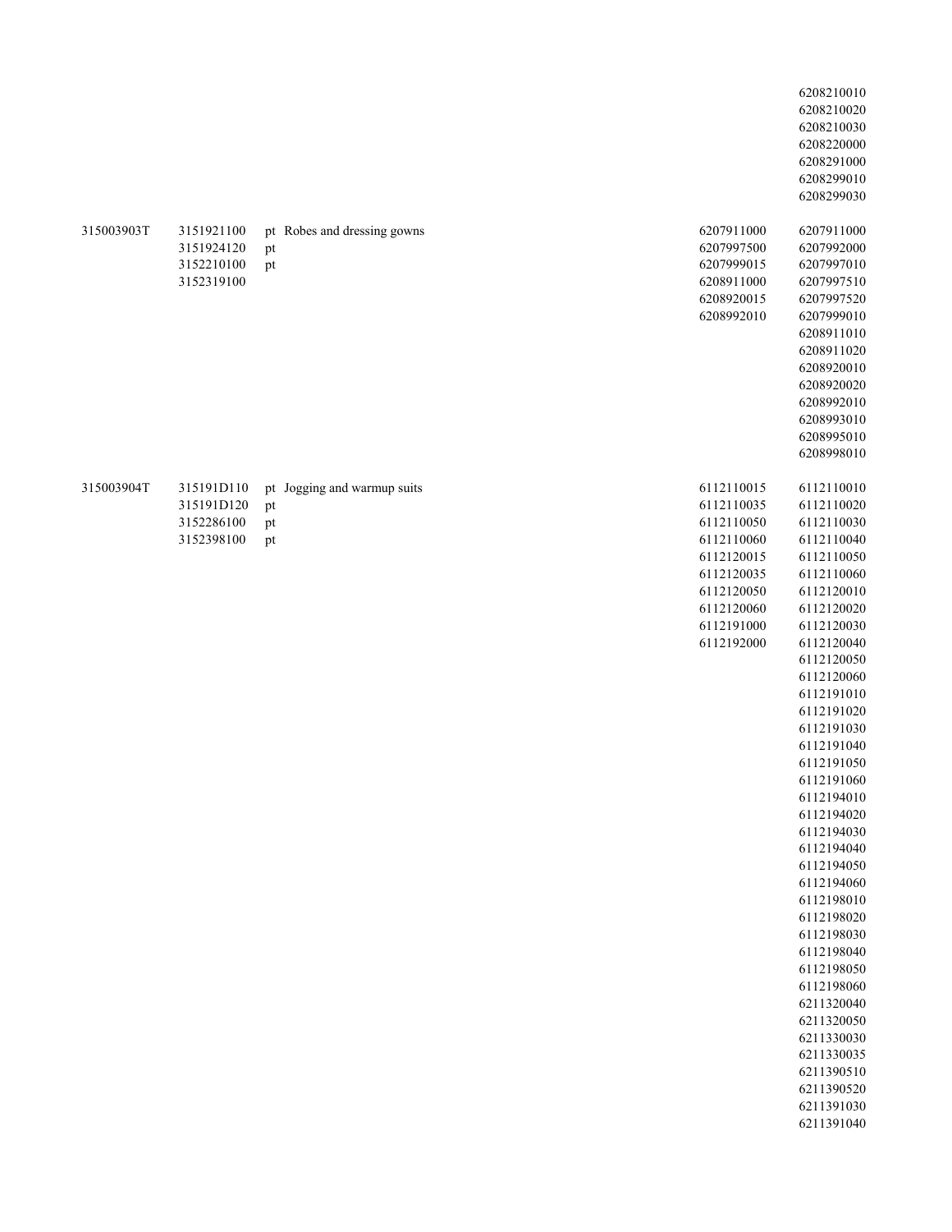| | | | | |
|---|---|---|---|---|
| | | | | 6208210010<br>6208210020<br>6208210030<br>6208220000<br>6208291000<br>6208299010<br>6208299030 |
| 315003903T | 3151921100<br>3151924120<br>3152210100<br>3152319100 | pt Robes and dressing gowns<br>pt<br>pt | 6207911000<br>6207997500<br>6207999015<br>6208911000<br>6208920015<br>6208992010 | 6207911000<br>6207992000<br>6207997010<br>6207997510<br>6207997520<br>6207999010<br>6208911010<br>6208911020<br>6208920010<br>6208920020<br>6208992010<br>6208993010<br>6208995010<br>6208998010 |
| 315003904T | 315191D110<br>315191D120<br>3152286100<br>3152398100 | pt Jogging and warmup suits<br>pt<br>pt<br>pt | 6112110015<br>6112110035<br>6112110050<br>6112110060<br>6112120015<br>6112120035<br>6112120050<br>6112120060<br>6112191000<br>6112192000 | 6112110010<br>6112110020<br>6112110030<br>6112110040<br>6112110050<br>6112110060<br>6112120010<br>6112120020<br>6112120030<br>6112120040<br>6112120050<br>6112120060<br>6112191010<br>6112191020<br>6112191030<br>6112191040<br>6112191050<br>6112191060<br>6112194010<br>6112194020<br>6112194030<br>6112194040<br>6112194050<br>6112194060<br>6112198010<br>6112198020<br>6112198030<br>6112198040<br>6112198050<br>6112198060<br>6211320040<br>6211320050<br>6211330030<br>6211330035<br>6211390510<br>6211390520<br>6211391030<br>6211391040 |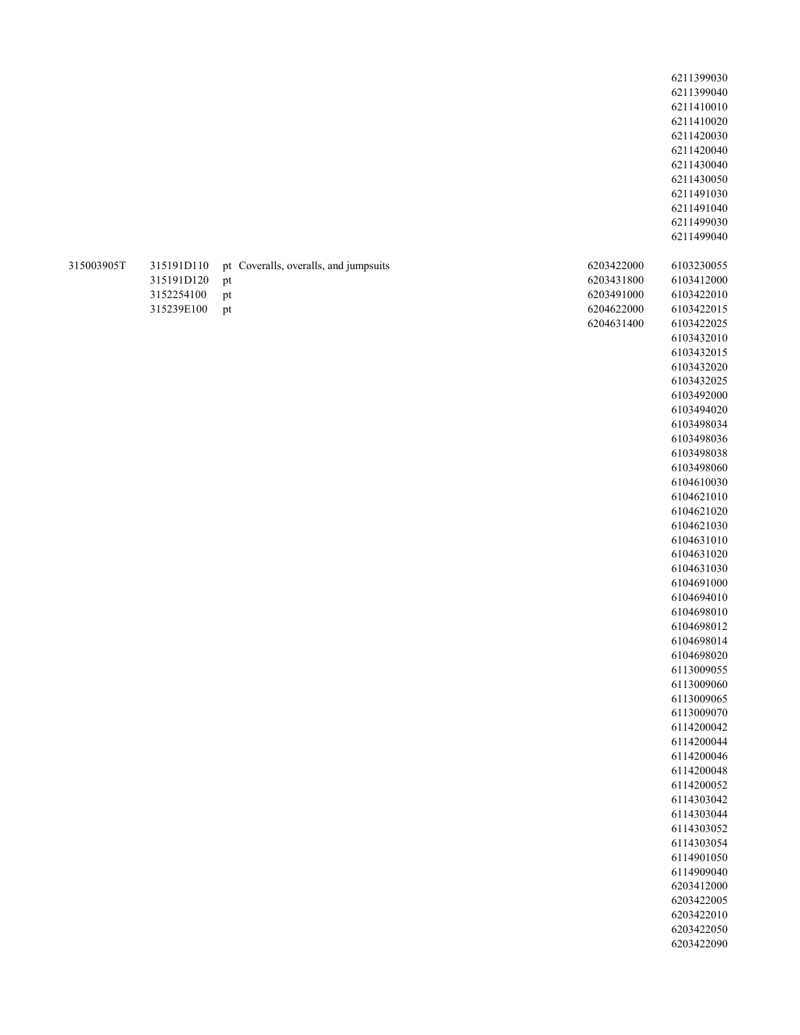| | | | | |
|---|---|---|---|---|
| | | | | 6211399030 |
| | | | | 6211399040 |
| | | | | 6211410010 |
| | | | | 6211410020 |
| | | | | 6211420030 |
| | | | | 6211420040 |
| | | | | 6211430040 |
| | | | | 6211430050 |
| | | | | 6211491030 |
| | | | | 6211491040 |
| | | | | 6211499030 |
| | | | | 6211499040 |
| 315003905T | 315191D110 | pt Coveralls, overalls, and jumpsuits | 6203422000 | 6103230055 |
| | 315191D120 | pt | 6203431800 | 6103412000 |
| | 3152254100 | pt | 6203491000 | 6103422010 |
| | 315239E100 | pt | 6204622000 | 6103422015 |
| | | | 6204631400 | 6103422025 |
| | | | | 6103432010 |
| | | | | 6103432015 |
| | | | | 6103432020 |
| | | | | 6103432025 |
| | | | | 6103492000 |
| | | | | 6103494020 |
| | | | | 6103498034 |
| | | | | 6103498036 |
| | | | | 6103498038 |
| | | | | 6103498060 |
| | | | | 6104610030 |
| | | | | 6104621010 |
| | | | | 6104621020 |
| | | | | 6104621030 |
| | | | | 6104631010 |
| | | | | 6104631020 |
| | | | | 6104631030 |
| | | | | 6104691000 |
| | | | | 6104694010 |
| | | | | 6104698010 |
| | | | | 6104698012 |
| | | | | 6104698014 |
| | | | | 6104698020 |
| | | | | 6113009055 |
| | | | | 6113009060 |
| | | | | 6113009065 |
| | | | | 6113009070 |
| | | | | 6114200042 |
| | | | | 6114200044 |
| | | | | 6114200046 |
| | | | | 6114200048 |
| | | | | 6114200052 |
| | | | | 6114303042 |
| | | | | 6114303044 |
| | | | | 6114303052 |
| | | | | 6114303054 |
| | | | | 6114901050 |
| | | | | 6114909040 |
| | | | | 6203412000 |
| | | | | 6203422005 |
| | | | | 6203422010 |
| | | | | 6203422050 |
| | | | | 6203422090 |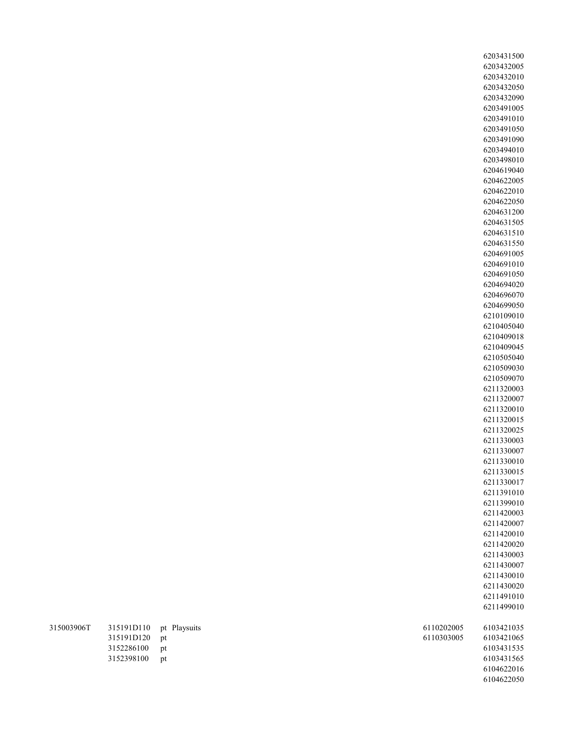| | | | | |
|---|---|---|---|---|
| | | | | 6203431500 |
| | | | | 6203432005 |
| | | | | 6203432010 |
| | | | | 6203432050 |
| | | | | 6203432090 |
| | | | | 6203491005 |
| | | | | 6203491010 |
| | | | | 6203491050 |
| | | | | 6203491090 |
| | | | | 6203494010 |
| | | | | 6203498010 |
| | | | | 6204619040 |
| | | | | 6204622005 |
| | | | | 6204622010 |
| | | | | 6204622050 |
| | | | | 6204631200 |
| | | | | 6204631505 |
| | | | | 6204631510 |
| | | | | 6204631550 |
| | | | | 6204691005 |
| | | | | 6204691010 |
| | | | | 6204691050 |
| | | | | 6204694020 |
| | | | | 6204696070 |
| | | | | 6204699050 |
| | | | | 6210109010 |
| | | | | 6210405040 |
| | | | | 6210409018 |
| | | | | 6210409045 |
| | | | | 6210505040 |
| | | | | 6210509030 |
| | | | | 6210509070 |
| | | | | 6211320003 |
| | | | | 6211320007 |
| | | | | 6211320010 |
| | | | | 6211320015 |
| | | | | 6211320025 |
| | | | | 6211330003 |
| | | | | 6211330007 |
| | | | | 6211330010 |
| | | | | 6211330015 |
| | | | | 6211330017 |
| | | | | 6211391010 |
| | | | | 6211399010 |
| | | | | 6211420003 |
| | | | | 6211420007 |
| | | | | 6211420010 |
| | | | | 6211420020 |
| | | | | 6211430003 |
| | | | | 6211430007 |
| | | | | 6211430010 |
| | | | | 6211430020 |
| | | | | 6211491010 |
| | | | | 6211499010 |
| 315003906T | 315191D110 | pt Playsuits | | 6110202005 | 6103421035 |
| | 315191D120 | pt | | 6110303005 | 6103421065 |
| | 3152286100 | pt | | | 6103431535 |
| | 3152398100 | pt | | | 6103431565 |
| | | | | | 6104622016 |
| | | | | | 6104622050 |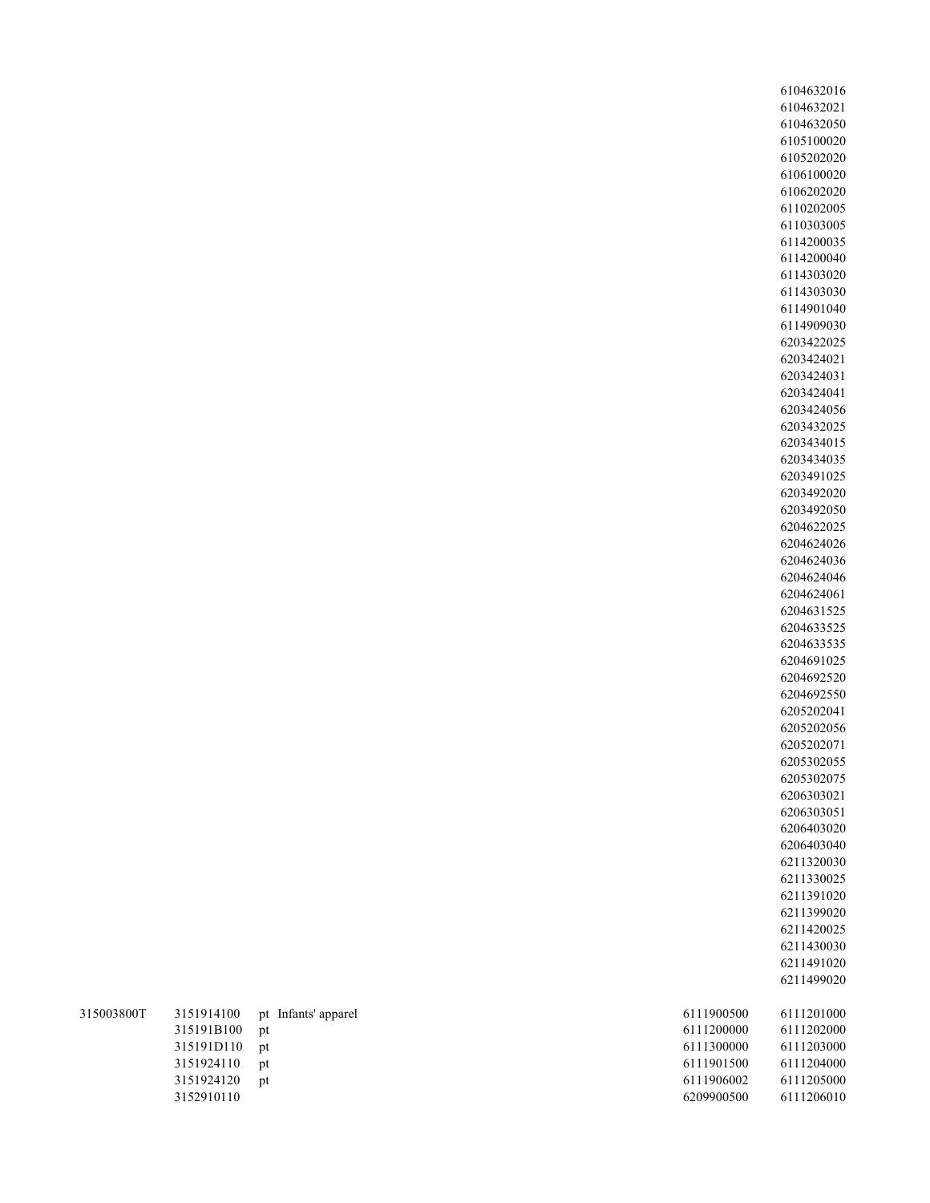| | | | | | |
|---|---|---|---|---|---|
| | | | | | 6104632016 |
| | | | | | 6104632021 |
| | | | | | 6104632050 |
| | | | | | 6105100020 |
| | | | | | 6105202020 |
| | | | | | 6106100020 |
| | | | | | 6106202020 |
| | | | | | 6110202005 |
| | | | | | 6110303005 |
| | | | | | 6114200035 |
| | | | | | 6114200040 |
| | | | | | 6114303020 |
| | | | | | 6114303030 |
| | | | | | 6114901040 |
| | | | | | 6114909030 |
| | | | | | 6203422025 |
| | | | | | 6203424021 |
| | | | | | 6203424031 |
| | | | | | 6203424041 |
| | | | | | 6203424056 |
| | | | | | 6203432025 |
| | | | | | 6203434015 |
| | | | | | 6203434035 |
| | | | | | 6203491025 |
| | | | | | 6203492020 |
| | | | | | 6203492050 |
| | | | | | 6204622025 |
| | | | | | 6204624026 |
| | | | | | 6204624036 |
| | | | | | 6204624046 |
| | | | | | 6204624061 |
| | | | | | 6204631525 |
| | | | | | 6204633525 |
| | | | | | 6204633535 |
| | | | | | 6204691025 |
| | | | | | 6204692520 |
| | | | | | 6204692550 |
| | | | | | 6205202041 |
| | | | | | 6205202056 |
| | | | | | 6205202071 |
| | | | | | 6205302055 |
| | | | | | 6205302075 |
| | | | | | 6206303021 |
| | | | | | 6206303051 |
| | | | | | 6206403020 |
| | | | | | 6206403040 |
| | | | | | 6211320030 |
| | | | | | 6211330025 |
| | | | | | 6211391020 |
| | | | | | 6211399020 |
| | | | | | 6211420025 |
| | | | | | 6211430030 |
| | | | | | 6211491020 |
| | | | | | 6211499020 |
| 315003800T | 3151914100 | pt | Infants' apparel | 6111900500 | 6111201000 |
| | 315191B100 | pt | | 6111200000 | 6111202000 |
| | 315191D110 | pt | | 6111300000 | 6111203000 |
| | 3151924110 | pt | | 6111901500 | 6111204000 |
| | 3151924120 | pt | | 6111906002 | 6111205000 |
| | 3152910110 | | | 6209900500 | 6111206010 |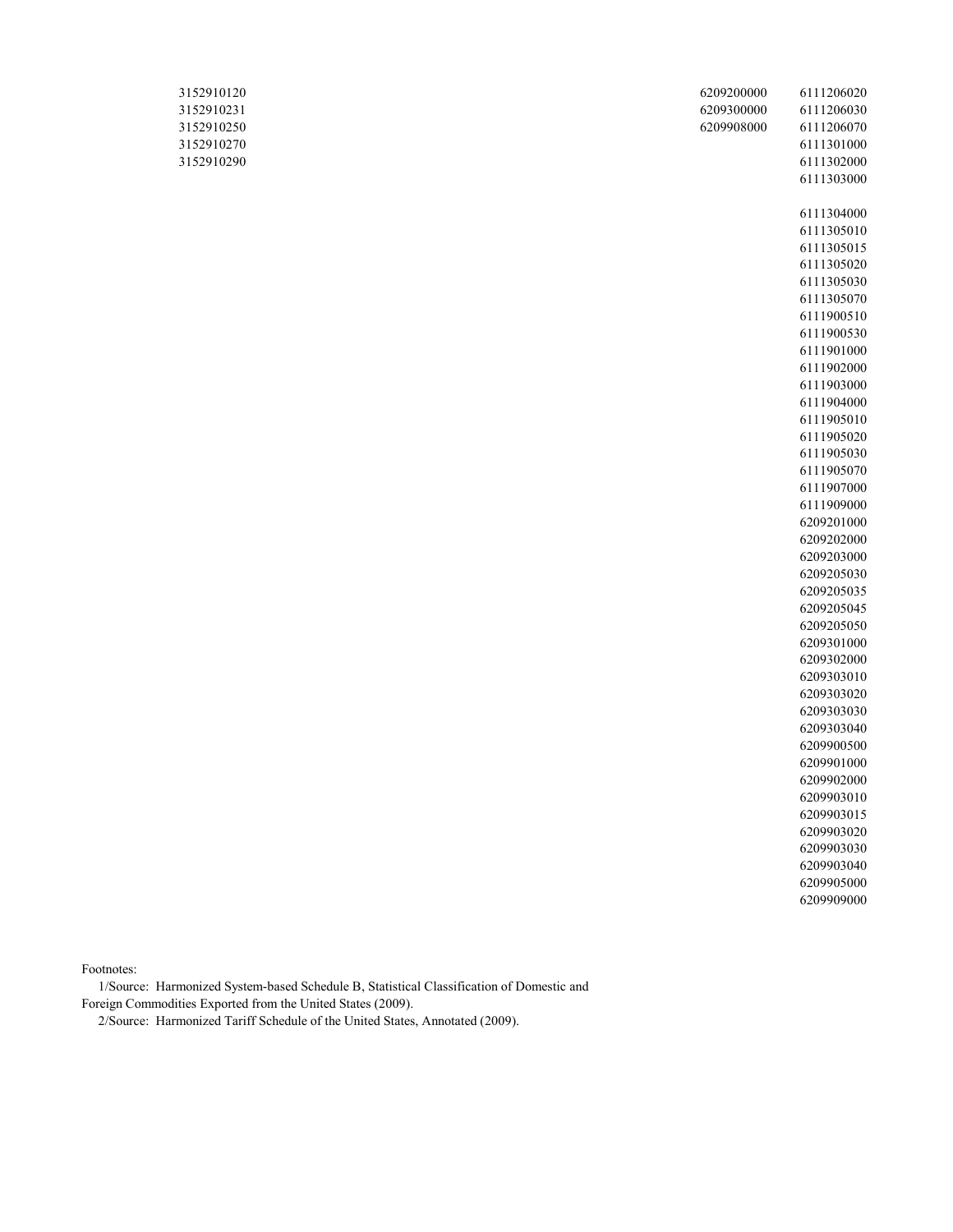| | | |
|---|---|---|
| 3152910120 | 6209200000 | 6111206020 |
| 3152910231 | 6209300000 | 6111206030 |
| 3152910250 | 6209908000 | 6111206070 |
| 3152910270 | | 6111301000 |
| 3152910290 | | 6111302000 |
| | | 6111303000 |
| | | |
| | | 6111304000 |
| | | 6111305010 |
| | | 6111305015 |
| | | 6111305020 |
| | | 6111305030 |
| | | 6111305070 |
| | | 6111900510 |
| | | 6111900530 |
| | | 6111901000 |
| | | 6111902000 |
| | | 6111903000 |
| | | 6111904000 |
| | | 6111905010 |
| | | 6111905020 |
| | | 6111905030 |
| | | 6111905070 |
| | | 6111907000 |
| | | 6111909000 |
| | | 6209201000 |
| | | 6209202000 |
| | | 6209203000 |
| | | 6209205030 |
| | | 6209205035 |
| | | 6209205045 |
| | | 6209205050 |
| | | 6209301000 |
| | | 6209302000 |
| | | 6209303010 |
| | | 6209303020 |
| | | 6209303030 |
| | | 6209303040 |
| | | 6209900500 |
| | | 6209901000 |
| | | 6209902000 |
| | | 6209903010 |
| | | 6209903015 |
| | | 6209903020 |
| | | 6209903030 |
| | | 6209903040 |
| | | 6209905000 |
| | | 6209909000 |

Footnotes:

1/Source: Harmonized System-based Schedule B, Statistical Classification of Domestic and Foreign Commodities Exported from the United States (2009).

2/Source: Harmonized Tariff Schedule of the United States, Annotated (2009).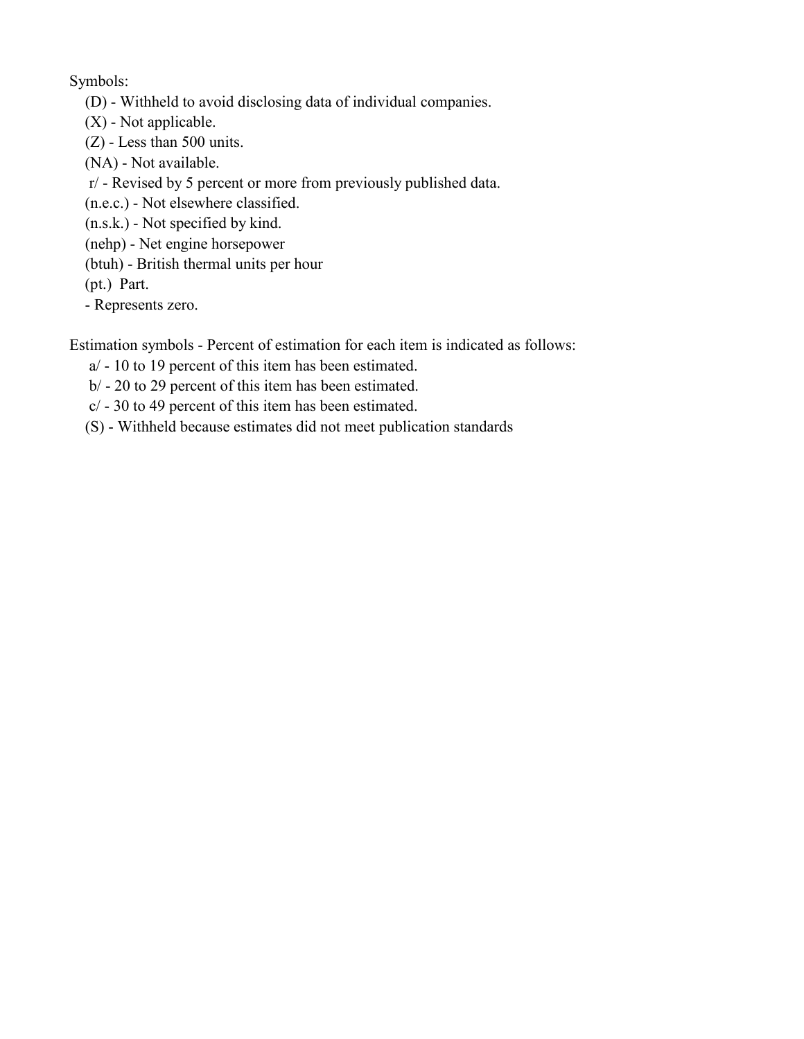Symbols:

(D) - Withheld to avoid disclosing data of individual companies.
(X) - Not applicable.
(Z) - Less than 500 units.
(NA) - Not available.
r/ - Revised by 5 percent or more from previously published data.
(n.e.c.) - Not elsewhere classified.
(n.s.k.) - Not specified by kind.
(nehp) - Net engine horsepower
(btuh) - British thermal units per hour
(pt.) Part.
- Represents zero.

Estimation symbols - Percent of estimation for each item is indicated as follows:

a/ - 10 to 19 percent of this item has been estimated.
b/ - 20 to 29 percent of this item has been estimated.
c/ - 30 to 49 percent of this item has been estimated.
(S) - Withheld because estimates did not meet publication standards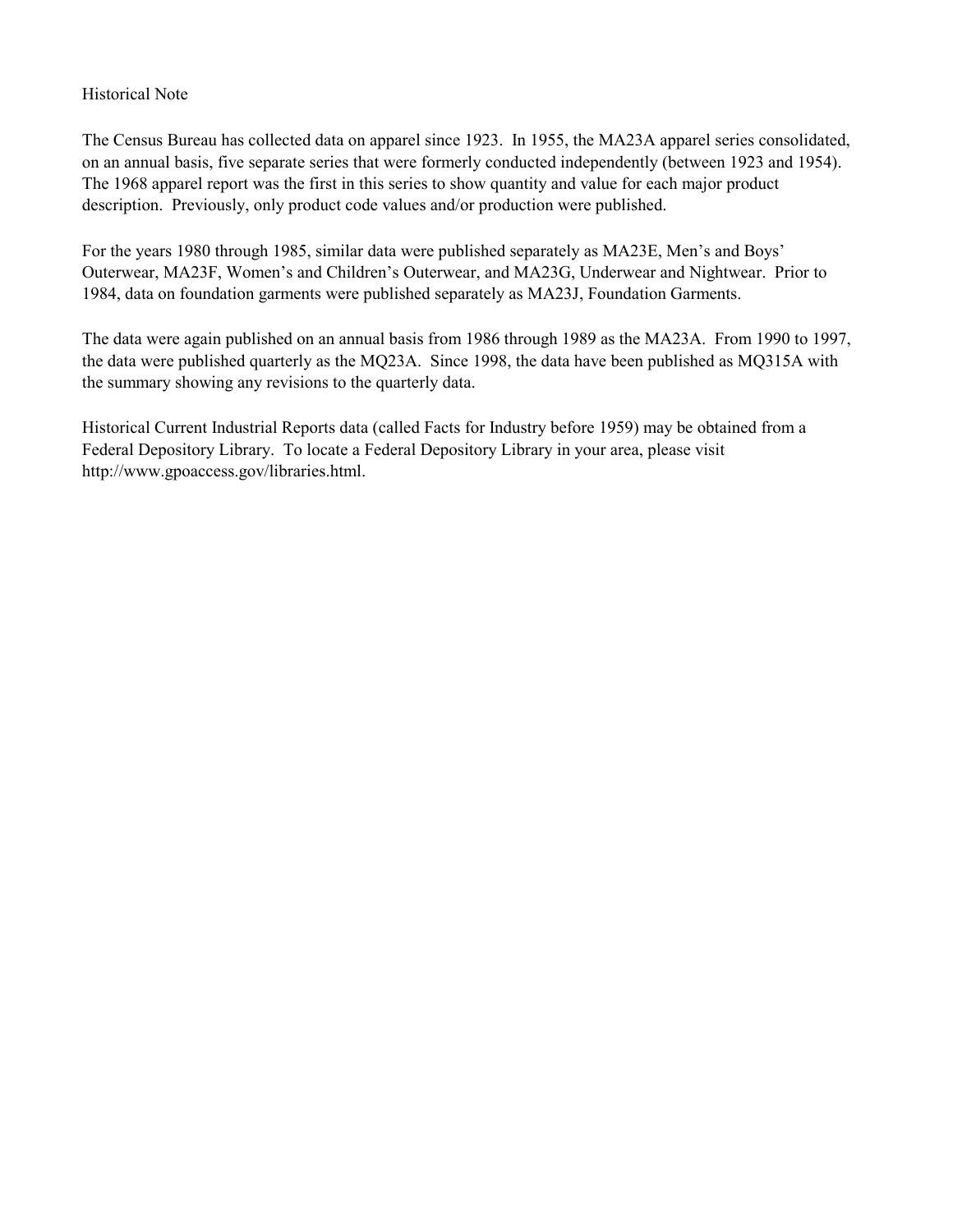## Historical Note

The Census Bureau has collected data on apparel since 1923. In 1955, the MA23A apparel series consolidated, on an annual basis, five separate series that were formerly conducted independently (between 1923 and 1954). The 1968 apparel report was the first in this series to show quantity and value for each major product description. Previously, only product code values and/or production were published.

For the years 1980 through 1985, similar data were published separately as MA23E, Men's and Boys' Outerwear, MA23F, Women's and Children's Outerwear, and MA23G, Underwear and Nightwear. Prior to 1984, data on foundation garments were published separately as MA23J, Foundation Garments.

The data were again published on an annual basis from 1986 through 1989 as the MA23A. From 1990 to 1997, the data were published quarterly as the MQ23A. Since 1998, the data have been published as MQ315A with the summary showing any revisions to the quarterly data.

Historical Current Industrial Reports data (called Facts for Industry before 1959) may be obtained from a Federal Depository Library. To locate a Federal Depository Library in your area, please visit http://www.gpoaccess.gov/libraries.html.